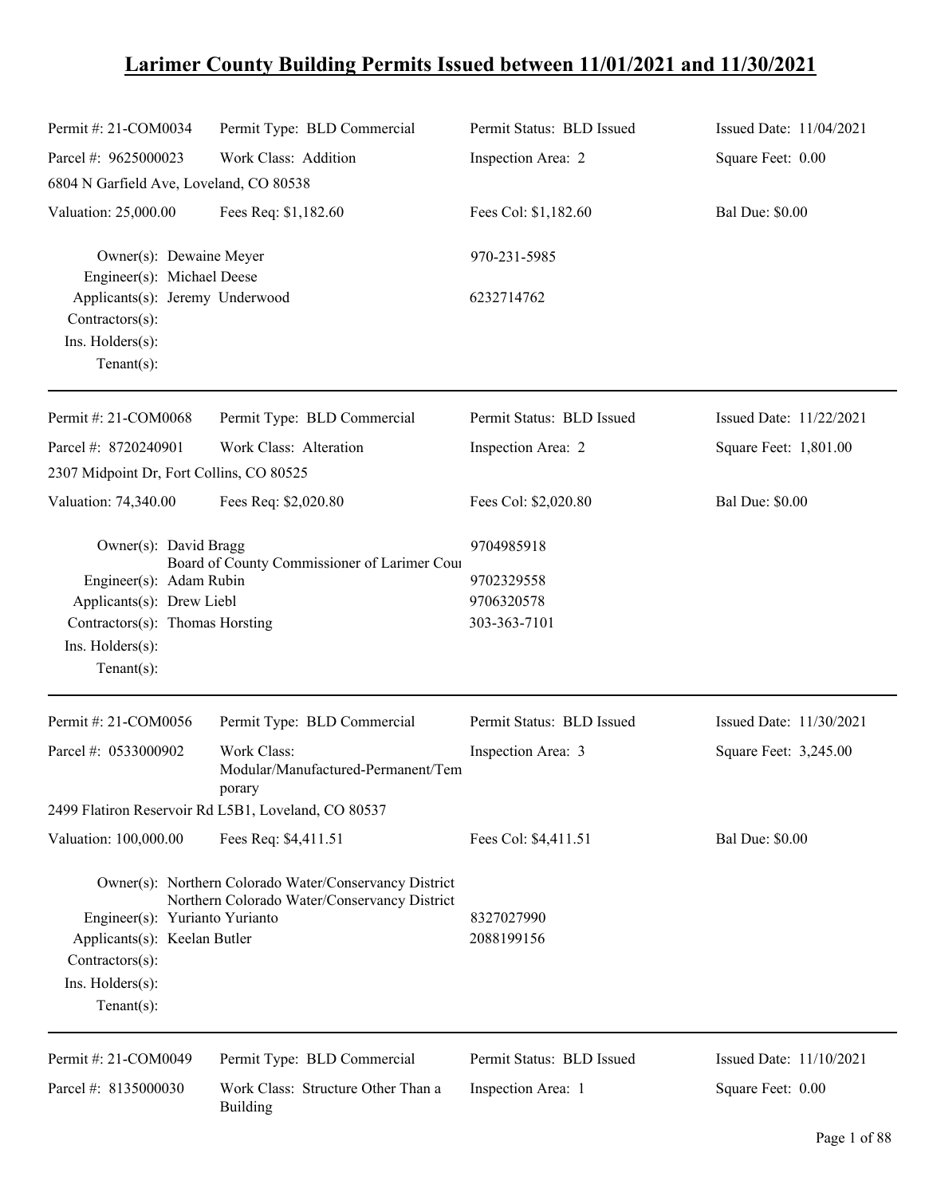# Larimer County Building Permits Issued between 11/01/2021 and 11/30/2021

| | | | |
|---|---|---|---|
| Permit #: 21-COM0034 | Permit Type: BLD Commercial | Permit Status: BLD Issued | Issued Date: 11/04/2021 |
| Parcel #: 9625000023 | Work Class: Addition | Inspection Area: 2 | Square Feet: 0.00 |
| 6804 N Garfield Ave, Loveland, CO 80538 | | | |
| Valuation: 25,000.00 | Fees Req: $1,182.60 | Fees Col: $1,182.60 | Bal Due: $0.00 |

Owner(s): Dewaine Meyer — 970-231-5985
Engineer(s): Michael Deese
Applicants(s): Jeremy Underwood — 6232714762
Contractors(s):
Ins. Holders(s):
Tenant(s):

---

| | | | |
|---|---|---|---|
| Permit #: 21-COM0068 | Permit Type: BLD Commercial | Permit Status: BLD Issued | Issued Date: 11/22/2021 |
| Parcel #: 8720240901 | Work Class: Alteration | Inspection Area: 2 | Square Feet: 1,801.00 |
| 2307 Midpoint Dr, Fort Collins, CO 80525 | | | |
| Valuation: 74,340.00 | Fees Req: $2,020.80 | Fees Col: $2,020.80 | Bal Due: $0.00 |

Owner(s): David Bragg — 9704985918
Board of County Commissioner of Larimer Cour
Engineer(s): Adam Rubin — 9702329558
Applicants(s): Drew Liebl — 9706320578
Contractors(s): Thomas Horsting — 303-363-7101
Ins. Holders(s):
Tenant(s):

---

| | | | |
|---|---|---|---|
| Permit #: 21-COM0056 | Permit Type: BLD Commercial | Permit Status: BLD Issued | Issued Date: 11/30/2021 |
| Parcel #: 0533000902 | Work Class: Modular/Manufactured-Permanent/Temporary | Inspection Area: 3 | Square Feet: 3,245.00 |
| 2499 Flatiron Reservoir Rd L5B1, Loveland, CO 80537 | | | |
| Valuation: 100,000.00 | Fees Req: $4,411.51 | Fees Col: $4,411.51 | Bal Due: $0.00 |

Owner(s): Northern Colorado Water/Conservancy District
Northern Colorado Water/Conservancy District
Engineer(s): Yurianto Yurianto — 8327027990
Applicants(s): Keelan Butler — 2088199156
Contractors(s):
Ins. Holders(s):
Tenant(s):

---

| | | | |
|---|---|---|---|
| Permit #: 21-COM0049 | Permit Type: BLD Commercial | Permit Status: BLD Issued | Issued Date: 11/10/2021 |
| Parcel #: 8135000030 | Work Class: Structure Other Than a Building | Inspection Area: 1 | Square Feet: 0.00 |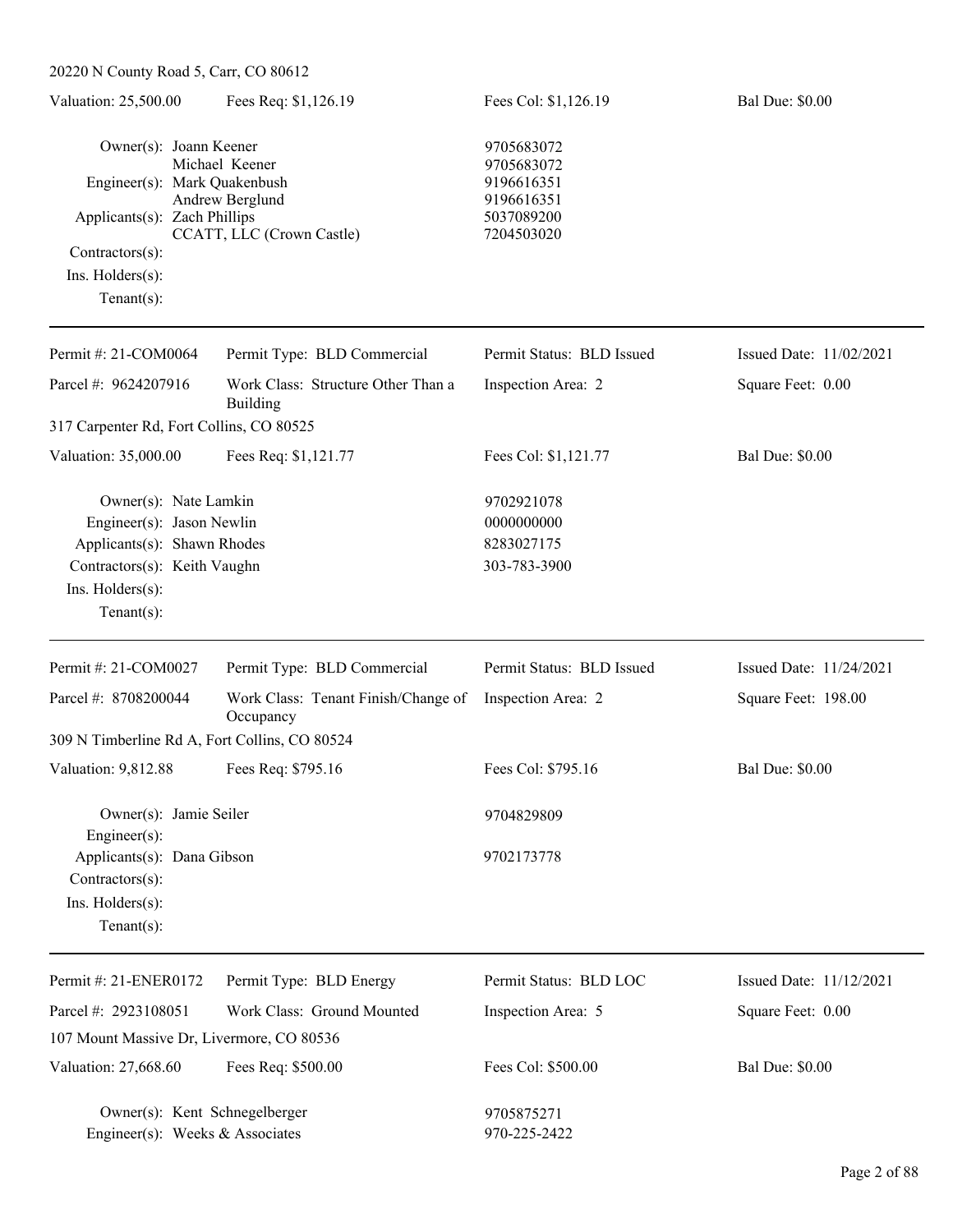20220 N County Road 5, Carr, CO 80612

| Valuation: 25,500.00 | Fees Req: $1,126.19 | Fees Col: $1,126.19 | Bal Due: $0.00 |
|---|---|---|---|

| | | |
|---|---|---|
| Owner(s): | Joann Keener | 9705683072 |
| | Michael Keener | 9705683072 |
| Engineer(s): | Mark Quakenbush | 9196616351 |
| | Andrew Berglund | 9196616351 |
| Applicants(s): | Zach Phillips | 5037089200 |
| | CCATT, LLC (Crown Castle) | 7204503020 |
| Contractors(s): | | |
| Ins. Holders(s): | | |
| Tenant(s): | | |

---

| Permit #: 21-COM0064 | Permit Type: BLD Commercial | Permit Status: BLD Issued | Issued Date: 11/02/2021 |
|---|---|---|---|
| Parcel #: 9624207916 | Work Class: Structure Other Than a Building | Inspection Area: 2 | Square Feet: 0.00 |

317 Carpenter Rd, Fort Collins, CO 80525

| Valuation: 35,000.00 | Fees Req: $1,121.77 | Fees Col: $1,121.77 | Bal Due: $0.00 |
|---|---|---|---|

| | | |
|---|---|---|
| Owner(s): | Nate Lamkin | 9702921078 |
| Engineer(s): | Jason Newlin | 0000000000 |
| Applicants(s): | Shawn Rhodes | 8283027175 |
| Contractors(s): | Keith Vaughn | 303-783-3900 |
| Ins. Holders(s): | | |
| Tenant(s): | | |

---

| Permit #: 21-COM0027 | Permit Type: BLD Commercial | Permit Status: BLD Issued | Issued Date: 11/24/2021 |
|---|---|---|---|
| Parcel #: 8708200044 | Work Class: Tenant Finish/Change of Occupancy | Inspection Area: 2 | Square Feet: 198.00 |

309 N Timberline Rd A, Fort Collins, CO 80524

| Valuation: 9,812.88 | Fees Req: $795.16 | Fees Col: $795.16 | Bal Due: $0.00 |
|---|---|---|---|

| | | |
|---|---|---|
| Owner(s): | Jamie Seiler | 9704829809 |
| Engineer(s): | | |
| Applicants(s): | Dana Gibson | 9702173778 |
| Contractors(s): | | |
| Ins. Holders(s): | | |
| Tenant(s): | | |

---

| Permit #: 21-ENER0172 | Permit Type: BLD Energy | Permit Status: BLD LOC | Issued Date: 11/12/2021 |
|---|---|---|---|
| Parcel #: 2923108051 | Work Class: Ground Mounted | Inspection Area: 5 | Square Feet: 0.00 |

107 Mount Massive Dr, Livermore, CO 80536

| Valuation: 27,668.60 | Fees Req: $500.00 | Fees Col: $500.00 | Bal Due: $0.00 |
|---|---|---|---|

| | | |
|---|---|---|
| Owner(s): | Kent Schnegelberger | 9705875271 |
| Engineer(s): | Weeks & Associates | 970-225-2422 |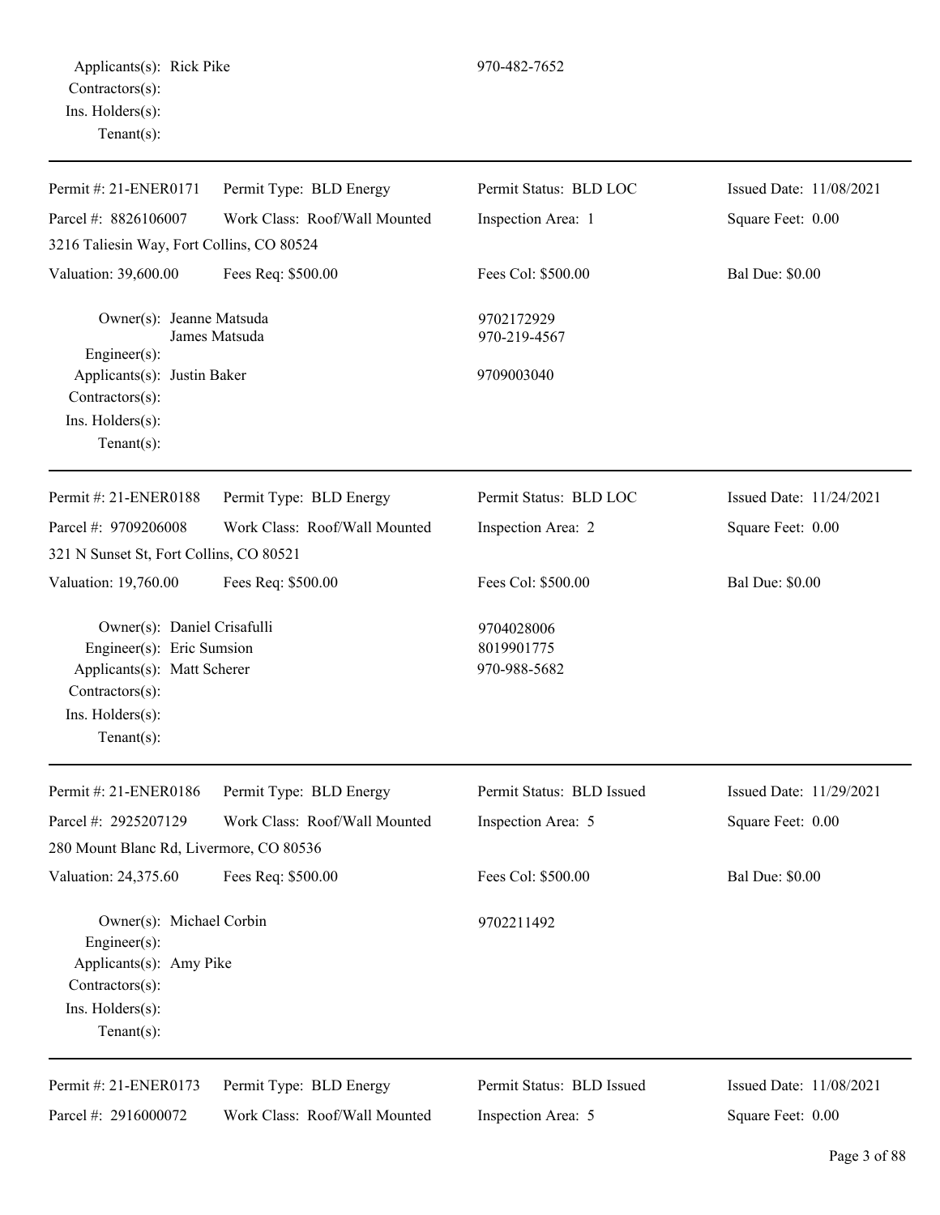Applicants(s): Rick Pike 970-482-7652
Contractors(s):
Ins. Holders(s):
Tenant(s):

---

Permit #: 21-ENER0171 | Permit Type: BLD Energy | Permit Status: BLD LOC | Issued Date: 11/08/2021
Parcel #: 8826106007 | Work Class: Roof/Wall Mounted | Inspection Area: 1 | Square Feet: 0.00
3216 Taliesin Way, Fort Collins, CO 80524
Valuation: 39,600.00 | Fees Req: $500.00 | Fees Col: $500.00 | Bal Due: $0.00

Owner(s): Jeanne Matsuda 9702172929
James Matsuda 970-219-4567
Engineer(s):
Applicants(s): Justin Baker 9709003040
Contractors(s):
Ins. Holders(s):
Tenant(s):

---

Permit #: 21-ENER0188 | Permit Type: BLD Energy | Permit Status: BLD LOC | Issued Date: 11/24/2021
Parcel #: 9709206008 | Work Class: Roof/Wall Mounted | Inspection Area: 2 | Square Feet: 0.00
321 N Sunset St, Fort Collins, CO 80521
Valuation: 19,760.00 | Fees Req: $500.00 | Fees Col: $500.00 | Bal Due: $0.00

Owner(s): Daniel Crisafulli 9704028006
Engineer(s): Eric Sumsion 8019901775
Applicants(s): Matt Scherer 970-988-5682
Contractors(s):
Ins. Holders(s):
Tenant(s):

---

Permit #: 21-ENER0186 | Permit Type: BLD Energy | Permit Status: BLD Issued | Issued Date: 11/29/2021
Parcel #: 2925207129 | Work Class: Roof/Wall Mounted | Inspection Area: 5 | Square Feet: 0.00
280 Mount Blanc Rd, Livermore, CO 80536
Valuation: 24,375.60 | Fees Req: $500.00 | Fees Col: $500.00 | Bal Due: $0.00

Owner(s): Michael Corbin 9702211492
Engineer(s):
Applicants(s): Amy Pike
Contractors(s):
Ins. Holders(s):
Tenant(s):

---

Permit #: 21-ENER0173 | Permit Type: BLD Energy | Permit Status: BLD Issued | Issued Date: 11/08/2021
Parcel #: 2916000072 | Work Class: Roof/Wall Mounted | Inspection Area: 5 | Square Feet: 0.00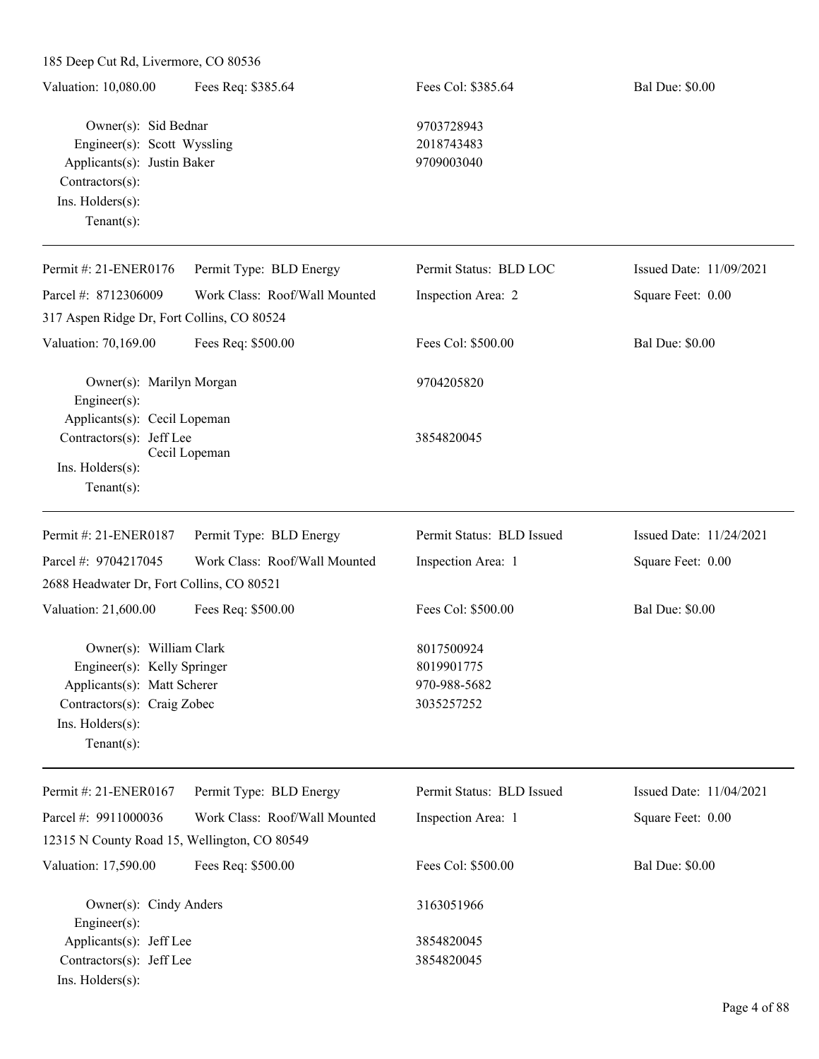185 Deep Cut Rd, Livermore, CO 80536

Valuation: 10,080.00 | Fees Req: $385.64 | Fees Col: $385.64 | Bal Due: $0.00

Owner(s): Sid Bednar 9703728943
Engineer(s): Scott Wyssling 2018743483
Applicants(s): Justin Baker 9709003040
Contractors(s):
Ins. Holders(s):
Tenant(s):

---

Permit #: 21-ENER0176 | Permit Type: BLD Energy | Permit Status: BLD LOC | Issued Date: 11/09/2021
Parcel #: 8712306009 | Work Class: Roof/Wall Mounted | Inspection Area: 2 | Square Feet: 0.00

317 Aspen Ridge Dr, Fort Collins, CO 80524

Valuation: 70,169.00 | Fees Req: $500.00 | Fees Col: $500.00 | Bal Due: $0.00

Owner(s): Marilyn Morgan 9704205820
Engineer(s):
Applicants(s): Cecil Lopeman
Contractors(s): Jeff Lee 3854820045
Cecil Lopeman
Ins. Holders(s):
Tenant(s):

---

Permit #: 21-ENER0187 | Permit Type: BLD Energy | Permit Status: BLD Issued | Issued Date: 11/24/2021
Parcel #: 9704217045 | Work Class: Roof/Wall Mounted | Inspection Area: 1 | Square Feet: 0.00

2688 Headwater Dr, Fort Collins, CO 80521

Valuation: 21,600.00 | Fees Req: $500.00 | Fees Col: $500.00 | Bal Due: $0.00

Owner(s): William Clark 8017500924
Engineer(s): Kelly Springer 8019901775
Applicants(s): Matt Scherer 970-988-5682
Contractors(s): Craig Zobec 3035257252
Ins. Holders(s):
Tenant(s):

---

Permit #: 21-ENER0167 | Permit Type: BLD Energy | Permit Status: BLD Issued | Issued Date: 11/04/2021
Parcel #: 9911000036 | Work Class: Roof/Wall Mounted | Inspection Area: 1 | Square Feet: 0.00

12315 N County Road 15, Wellington, CO 80549

Valuation: 17,590.00 | Fees Req: $500.00 | Fees Col: $500.00 | Bal Due: $0.00

Owner(s): Cindy Anders 3163051966
Engineer(s):
Applicants(s): Jeff Lee 3854820045
Contractors(s): Jeff Lee 3854820045
Ins. Holders(s):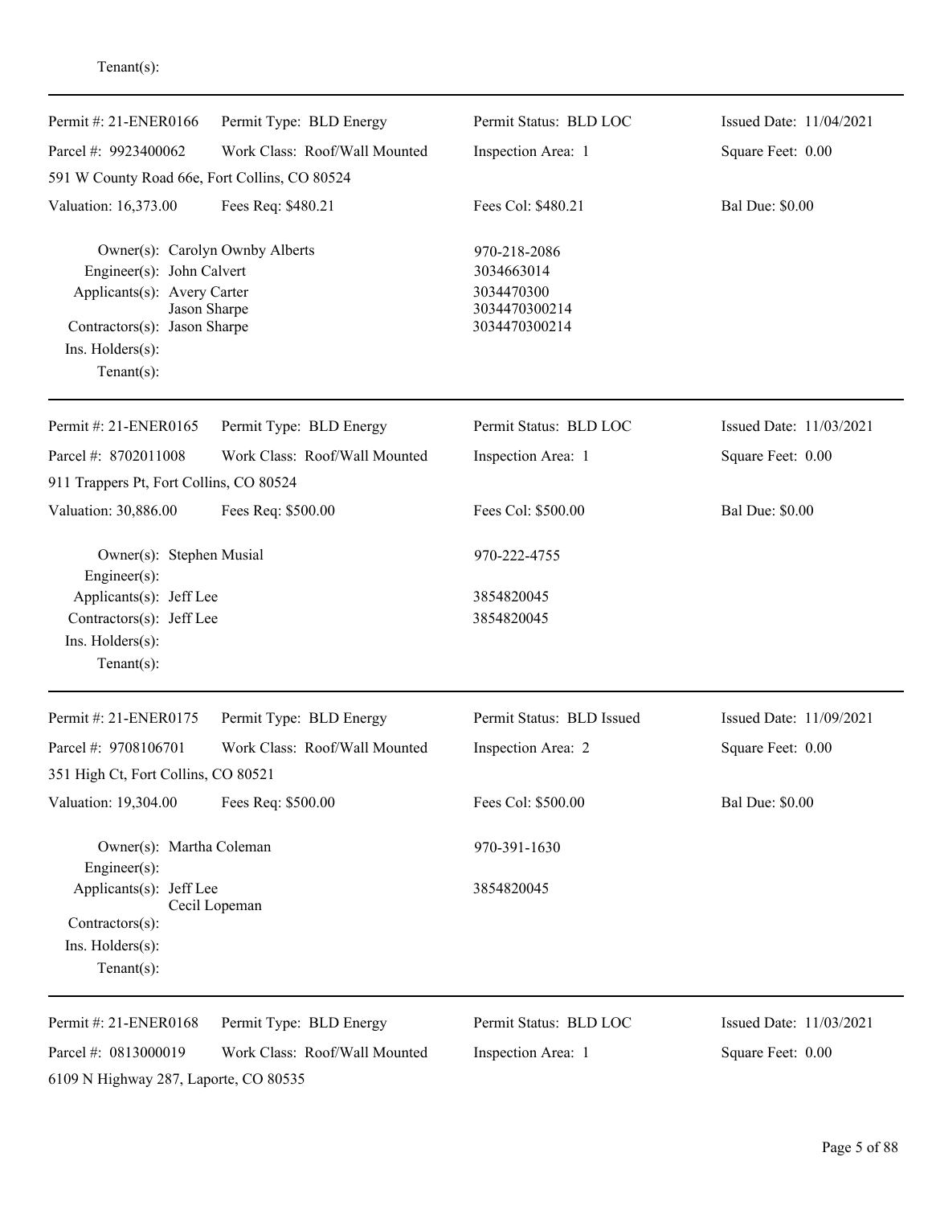Tenant(s):

---

| Permit #: 21-ENER0166 | Permit Type: BLD Energy | Permit Status: BLD LOC | Issued Date: 11/04/2021 |
|---|---|---|---|
| Parcel #: 9923400062 | Work Class: Roof/Wall Mounted | Inspection Area: 1 | Square Feet: 0.00 |

591 W County Road 66e, Fort Collins, CO 80524

| Valuation: 16,373.00 | Fees Req: $480.21 | Fees Col: $480.21 | Bal Due: $0.00 |
|---|---|---|---|

Owner(s): Carolyn Ownby Alberts — 970-218-2086
Engineer(s): John Calvert — 3034663014
Applicants(s): Avery Carter — 3034470300
Jason Sharpe — 3034470300214
Contractors(s): Jason Sharpe — 3034470300214
Ins. Holders(s):
Tenant(s):

---

| Permit #: 21-ENER0165 | Permit Type: BLD Energy | Permit Status: BLD LOC | Issued Date: 11/03/2021 |
|---|---|---|---|
| Parcel #: 8702011008 | Work Class: Roof/Wall Mounted | Inspection Area: 1 | Square Feet: 0.00 |

911 Trappers Pt, Fort Collins, CO 80524

| Valuation: 30,886.00 | Fees Req: $500.00 | Fees Col: $500.00 | Bal Due: $0.00 |
|---|---|---|---|

Owner(s): Stephen Musial — 970-222-4755
Engineer(s):
Applicants(s): Jeff Lee — 3854820045
Contractors(s): Jeff Lee — 3854820045
Ins. Holders(s):
Tenant(s):

---

| Permit #: 21-ENER0175 | Permit Type: BLD Energy | Permit Status: BLD Issued | Issued Date: 11/09/2021 |
|---|---|---|---|
| Parcel #: 9708106701 | Work Class: Roof/Wall Mounted | Inspection Area: 2 | Square Feet: 0.00 |

351 High Ct, Fort Collins, CO 80521

| Valuation: 19,304.00 | Fees Req: $500.00 | Fees Col: $500.00 | Bal Due: $0.00 |
|---|---|---|---|

Owner(s): Martha Coleman — 970-391-1630
Engineer(s):
Applicants(s): Jeff Lee — 3854820045
Cecil Lopeman
Contractors(s):
Ins. Holders(s):
Tenant(s):

---

| Permit #: 21-ENER0168 | Permit Type: BLD Energy | Permit Status: BLD LOC | Issued Date: 11/03/2021 |
|---|---|---|---|
| Parcel #: 0813000019 | Work Class: Roof/Wall Mounted | Inspection Area: 1 | Square Feet: 0.00 |

6109 N Highway 287, Laporte, CO 80535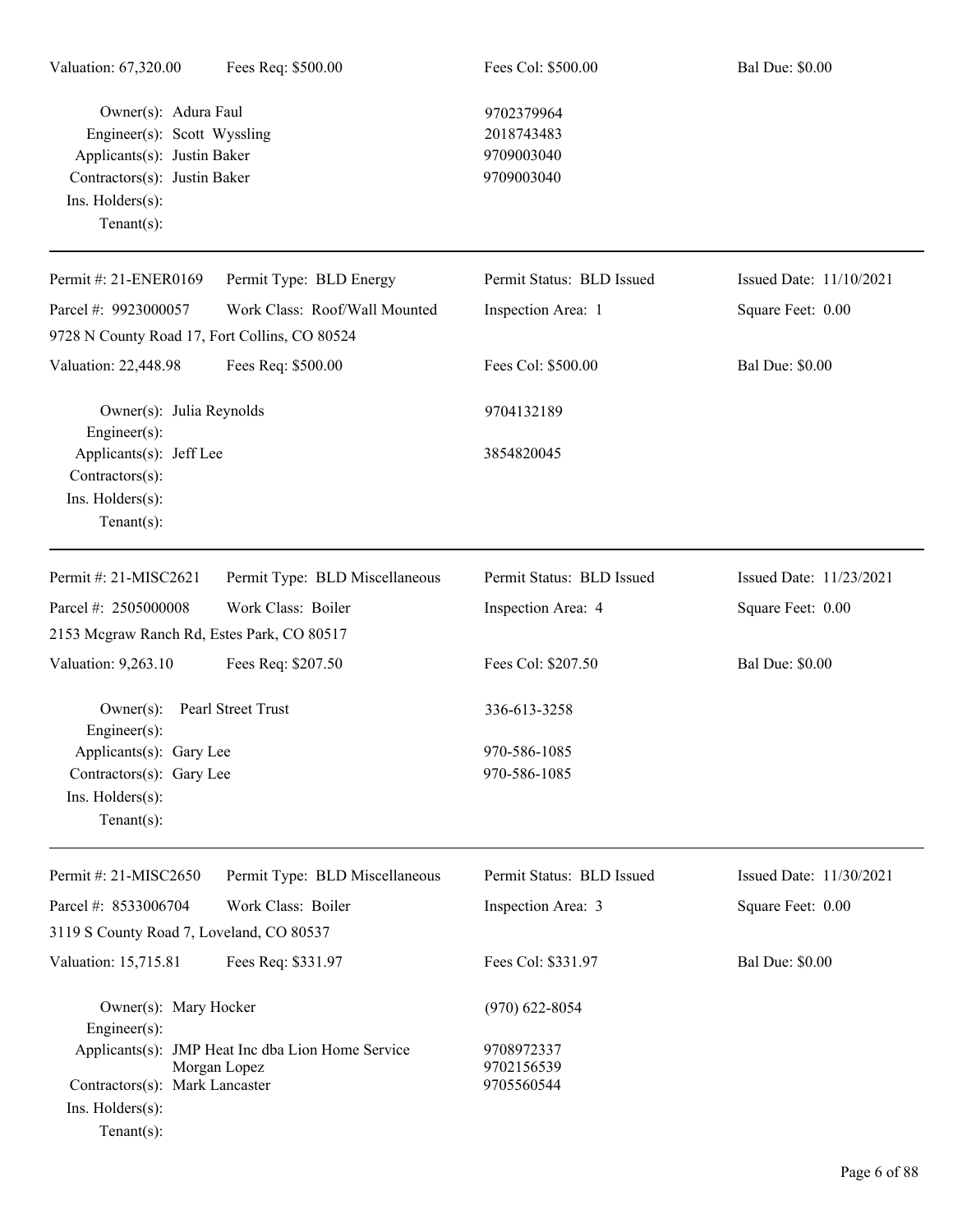| | | | |
|---|---|---|---|
| Valuation: 67,320.00 | Fees Req: $500.00 | Fees Col: $500.00 | Bal Due: $0.00 |

Owner(s): Adura Faul — 9702379964
Engineer(s): Scott Wyssling — 2018743483
Applicants(s): Justin Baker — 9709003040
Contractors(s): Justin Baker — 9709003040
Ins. Holders(s):
Tenant(s):

---

| | | | |
|---|---|---|---|
| Permit #: 21-ENER0169 | Permit Type: BLD Energy | Permit Status: BLD Issued | Issued Date: 11/10/2021 |
| Parcel #: 9923000057 | Work Class: Roof/Wall Mounted | Inspection Area: 1 | Square Feet: 0.00 |
| 9728 N County Road 17, Fort Collins, CO 80524 | | | |
| Valuation: 22,448.98 | Fees Req: $500.00 | Fees Col: $500.00 | Bal Due: $0.00 |

Owner(s): Julia Reynolds — 9704132189
Engineer(s):
Applicants(s): Jeff Lee — 3854820045
Contractors(s):
Ins. Holders(s):
Tenant(s):

---

| | | | |
|---|---|---|---|
| Permit #: 21-MISC2621 | Permit Type: BLD Miscellaneous | Permit Status: BLD Issued | Issued Date: 11/23/2021 |
| Parcel #: 2505000008 | Work Class: Boiler | Inspection Area: 4 | Square Feet: 0.00 |
| 2153 Mcgraw Ranch Rd, Estes Park, CO 80517 | | | |
| Valuation: 9,263.10 | Fees Req: $207.50 | Fees Col: $207.50 | Bal Due: $0.00 |

Owner(s): Pearl Street Trust — 336-613-3258
Engineer(s):
Applicants(s): Gary Lee — 970-586-1085
Contractors(s): Gary Lee — 970-586-1085
Ins. Holders(s):
Tenant(s):

---

| | | | |
|---|---|---|---|
| Permit #: 21-MISC2650 | Permit Type: BLD Miscellaneous | Permit Status: BLD Issued | Issued Date: 11/30/2021 |
| Parcel #: 8533006704 | Work Class: Boiler | Inspection Area: 3 | Square Feet: 0.00 |
| 3119 S County Road 7, Loveland, CO 80537 | | | |
| Valuation: 15,715.81 | Fees Req: $331.97 | Fees Col: $331.97 | Bal Due: $0.00 |

Owner(s): Mary Hocker — (970) 622-8054
Engineer(s):
Applicants(s): JMP Heat Inc dba Lion Home Service — 9708972337
Morgan Lopez — 9702156539
Contractors(s): Mark Lancaster — 9705560544
Ins. Holders(s):
Tenant(s):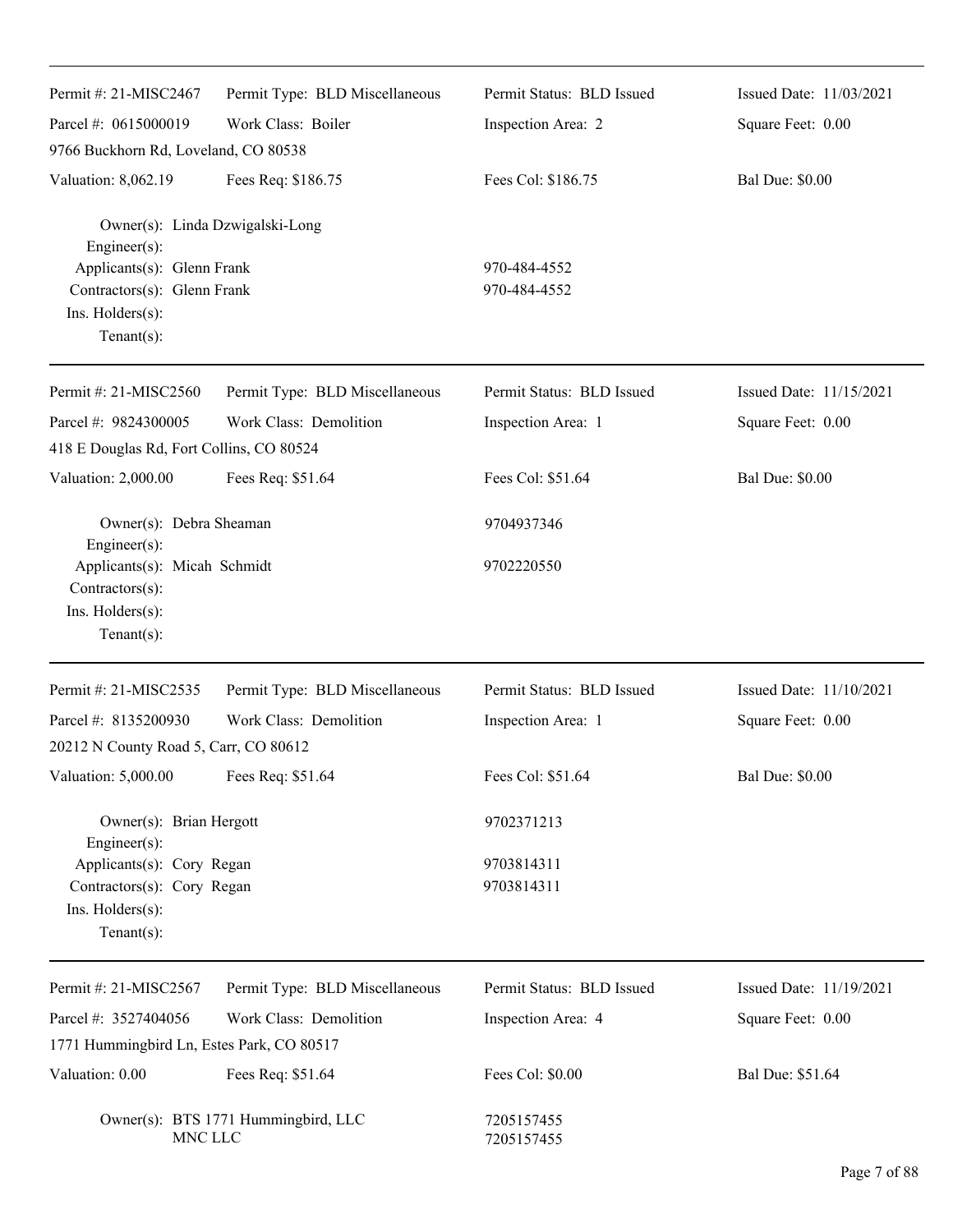| Permit #: 21-MISC2467 | Permit Type: BLD Miscellaneous | Permit Status: BLD Issued | Issued Date: 11/03/2021 |
|---|---|---|---|
| Parcel #: 0615000019 | Work Class: Boiler | Inspection Area: 2 | Square Feet: 0.00 |
| 9766 Buckhorn Rd, Loveland, CO 80538 | | | |
| Valuation: 8,062.19 | Fees Req: $186.75 | Fees Col: $186.75 | Bal Due: $0.00 |

Owner(s): Linda Dzwigalski-Long
Engineer(s):
Applicants(s): Glenn Frank 970-484-4552
Contractors(s): Glenn Frank 970-484-4552
Ins. Holders(s):
Tenant(s):

---

| Permit #: 21-MISC2560 | Permit Type: BLD Miscellaneous | Permit Status: BLD Issued | Issued Date: 11/15/2021 |
|---|---|---|---|
| Parcel #: 9824300005 | Work Class: Demolition | Inspection Area: 1 | Square Feet: 0.00 |
| 418 E Douglas Rd, Fort Collins, CO 80524 | | | |
| Valuation: 2,000.00 | Fees Req: $51.64 | Fees Col: $51.64 | Bal Due: $0.00 |

Owner(s): Debra Sheaman 9704937346
Engineer(s):
Applicants(s): Micah Schmidt 9702220550
Contractors(s):
Ins. Holders(s):
Tenant(s):

---

| Permit #: 21-MISC2535 | Permit Type: BLD Miscellaneous | Permit Status: BLD Issued | Issued Date: 11/10/2021 |
|---|---|---|---|
| Parcel #: 8135200930 | Work Class: Demolition | Inspection Area: 1 | Square Feet: 0.00 |
| 20212 N County Road 5, Carr, CO 80612 | | | |
| Valuation: 5,000.00 | Fees Req: $51.64 | Fees Col: $51.64 | Bal Due: $0.00 |

Owner(s): Brian Hergott 9702371213
Engineer(s):
Applicants(s): Cory Regan 9703814311
Contractors(s): Cory Regan 9703814311
Ins. Holders(s):
Tenant(s):

---

| Permit #: 21-MISC2567 | Permit Type: BLD Miscellaneous | Permit Status: BLD Issued | Issued Date: 11/19/2021 |
|---|---|---|---|
| Parcel #: 3527404056 | Work Class: Demolition | Inspection Area: 4 | Square Feet: 0.00 |
| 1771 Hummingbird Ln, Estes Park, CO 80517 | | | |
| Valuation: 0.00 | Fees Req: $51.64 | Fees Col: $0.00 | Bal Due: $51.64 |

Owner(s): BTS 1771 Hummingbird, LLC 7205157455
MNC LLC 7205157455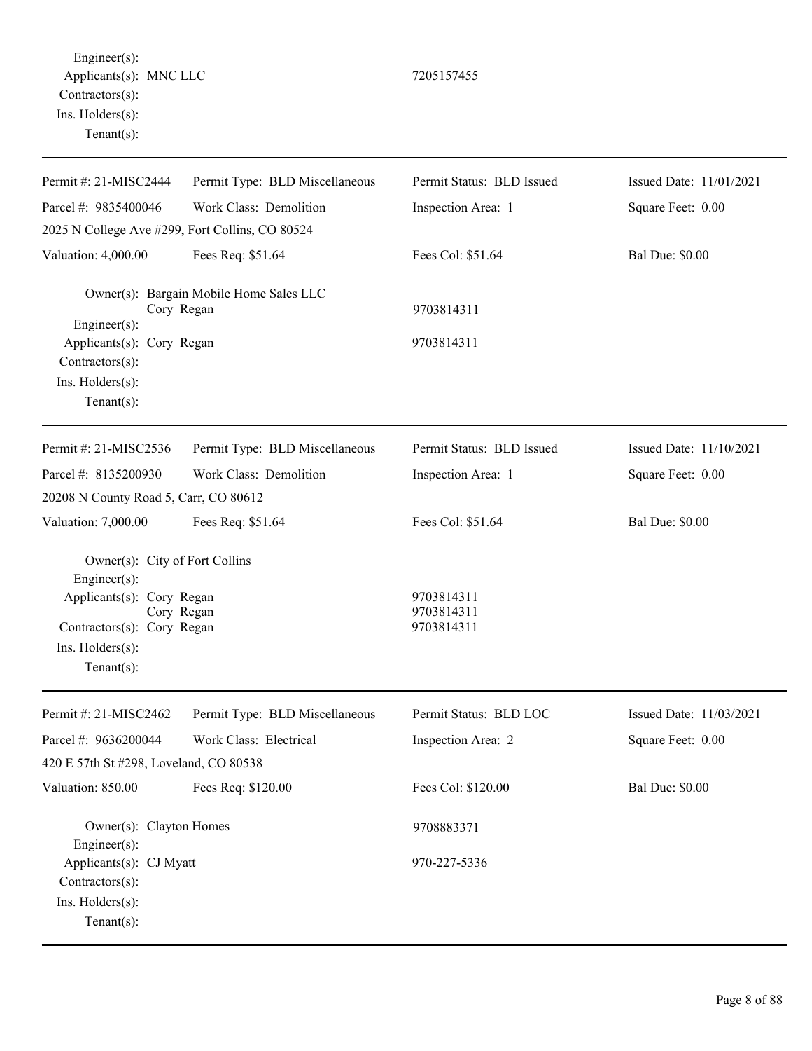Engineer(s):
Applicants(s): MNC LLC 7205157455
Contractors(s):
Ins. Holders(s):
Tenant(s):

---

| Permit #: 21-MISC2444 | Permit Type: BLD Miscellaneous | Permit Status: BLD Issued | Issued Date: 11/01/2021 |
|---|---|---|---|
| Parcel #: 9835400046 | Work Class: Demolition | Inspection Area: 1 | Square Feet: 0.00 |
| 2025 N College Ave #299, Fort Collins, CO 80524 | | | |
| Valuation: 4,000.00 | Fees Req: $51.64 | Fees Col: $51.64 | Bal Due: $0.00 |

Owner(s): Bargain Mobile Home Sales LLC
Cory Regan 9703814311
Engineer(s):
Applicants(s): Cory Regan 9703814311
Contractors(s):
Ins. Holders(s):
Tenant(s):

---

| Permit #: 21-MISC2536 | Permit Type: BLD Miscellaneous | Permit Status: BLD Issued | Issued Date: 11/10/2021 |
|---|---|---|---|
| Parcel #: 8135200930 | Work Class: Demolition | Inspection Area: 1 | Square Feet: 0.00 |
| 20208 N County Road 5, Carr, CO 80612 | | | |
| Valuation: 7,000.00 | Fees Req: $51.64 | Fees Col: $51.64 | Bal Due: $0.00 |

Owner(s): City of Fort Collins
Engineer(s):
Applicants(s): Cory Regan 9703814311
Cory Regan 9703814311
Contractors(s): Cory Regan 9703814311
Ins. Holders(s):
Tenant(s):

---

| Permit #: 21-MISC2462 | Permit Type: BLD Miscellaneous | Permit Status: BLD LOC | Issued Date: 11/03/2021 |
|---|---|---|---|
| Parcel #: 9636200044 | Work Class: Electrical | Inspection Area: 2 | Square Feet: 0.00 |
| 420 E 57th St #298, Loveland, CO 80538 | | | |
| Valuation: 850.00 | Fees Req: $120.00 | Fees Col: $120.00 | Bal Due: $0.00 |

Owner(s): Clayton Homes 9708883371
Engineer(s):
Applicants(s): CJ Myatt 970-227-5336
Contractors(s):
Ins. Holders(s):
Tenant(s):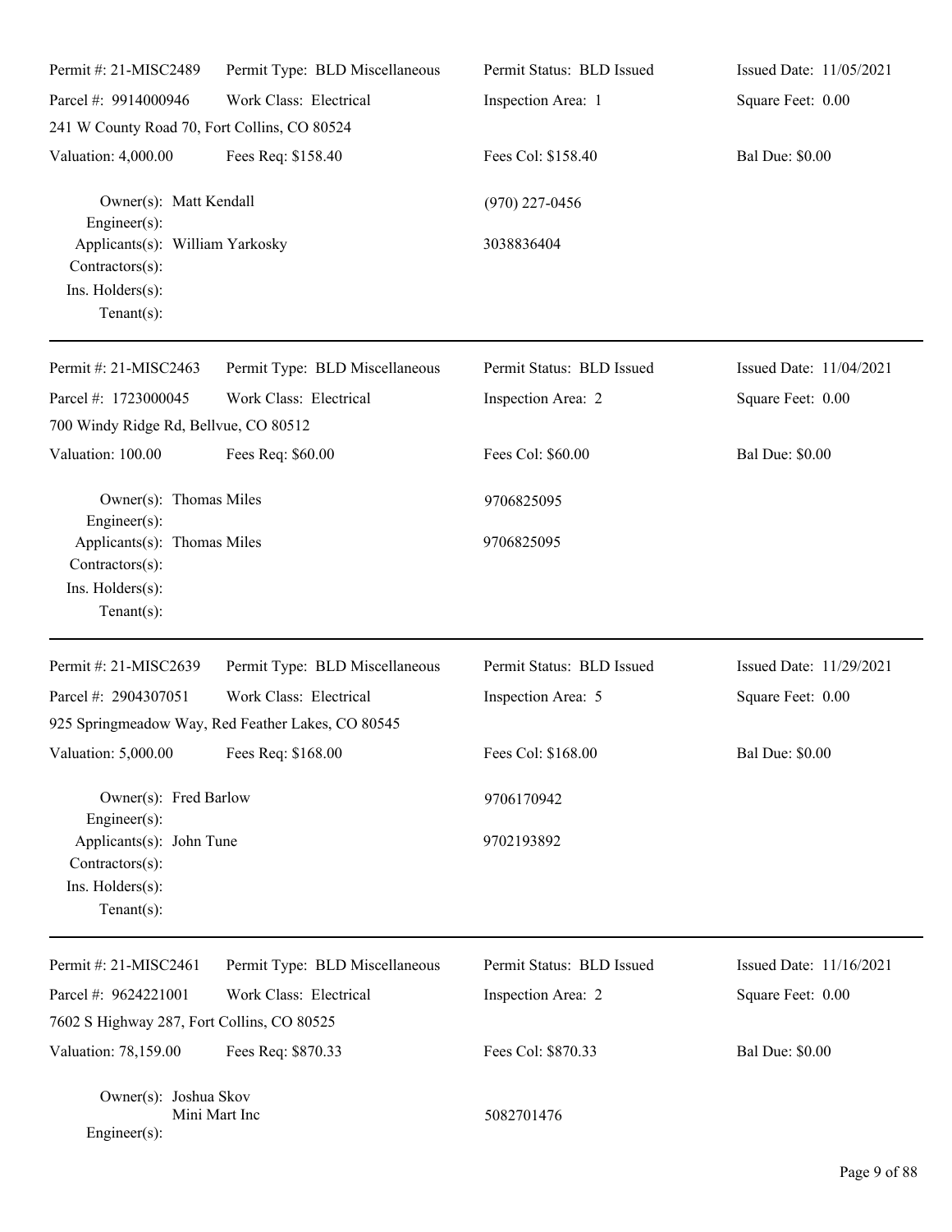| Permit #: 21-MISC2489 | Permit Type: BLD Miscellaneous | Permit Status: BLD Issued | Issued Date: 11/05/2021 |
|---|---|---|---|
| Parcel #: 9914000946 | Work Class: Electrical | Inspection Area: 1 | Square Feet: 0.00 |
| 241 W County Road 70, Fort Collins, CO 80524 | | | |
| Valuation: 4,000.00 | Fees Req: $158.40 | Fees Col: $158.40 | Bal Due: $0.00 |

Owner(s): Matt Kendall — (970) 227-0456
Engineer(s):
Applicants(s): William Yarkosky — 3038836404
Contractors(s):
Ins. Holders(s):
Tenant(s):

---

| Permit #: 21-MISC2463 | Permit Type: BLD Miscellaneous | Permit Status: BLD Issued | Issued Date: 11/04/2021 |
|---|---|---|---|
| Parcel #: 1723000045 | Work Class: Electrical | Inspection Area: 2 | Square Feet: 0.00 |
| 700 Windy Ridge Rd, Bellvue, CO 80512 | | | |
| Valuation: 100.00 | Fees Req: $60.00 | Fees Col: $60.00 | Bal Due: $0.00 |

Owner(s): Thomas Miles — 9706825095
Engineer(s):
Applicants(s): Thomas Miles — 9706825095
Contractors(s):
Ins. Holders(s):
Tenant(s):

---

| Permit #: 21-MISC2639 | Permit Type: BLD Miscellaneous | Permit Status: BLD Issued | Issued Date: 11/29/2021 |
|---|---|---|---|
| Parcel #: 2904307051 | Work Class: Electrical | Inspection Area: 5 | Square Feet: 0.00 |
| 925 Springmeadow Way, Red Feather Lakes, CO 80545 | | | |
| Valuation: 5,000.00 | Fees Req: $168.00 | Fees Col: $168.00 | Bal Due: $0.00 |

Owner(s): Fred Barlow — 9706170942
Engineer(s):
Applicants(s): John Tune — 9702193892
Contractors(s):
Ins. Holders(s):
Tenant(s):

---

| Permit #: 21-MISC2461 | Permit Type: BLD Miscellaneous | Permit Status: BLD Issued | Issued Date: 11/16/2021 |
|---|---|---|---|
| Parcel #: 9624221001 | Work Class: Electrical | Inspection Area: 2 | Square Feet: 0.00 |
| 7602 S Highway 287, Fort Collins, CO 80525 | | | |
| Valuation: 78,159.00 | Fees Req: $870.33 | Fees Col: $870.33 | Bal Due: $0.00 |

Owner(s): Joshua Skov
Mini Mart Inc — 5082701476
Engineer(s):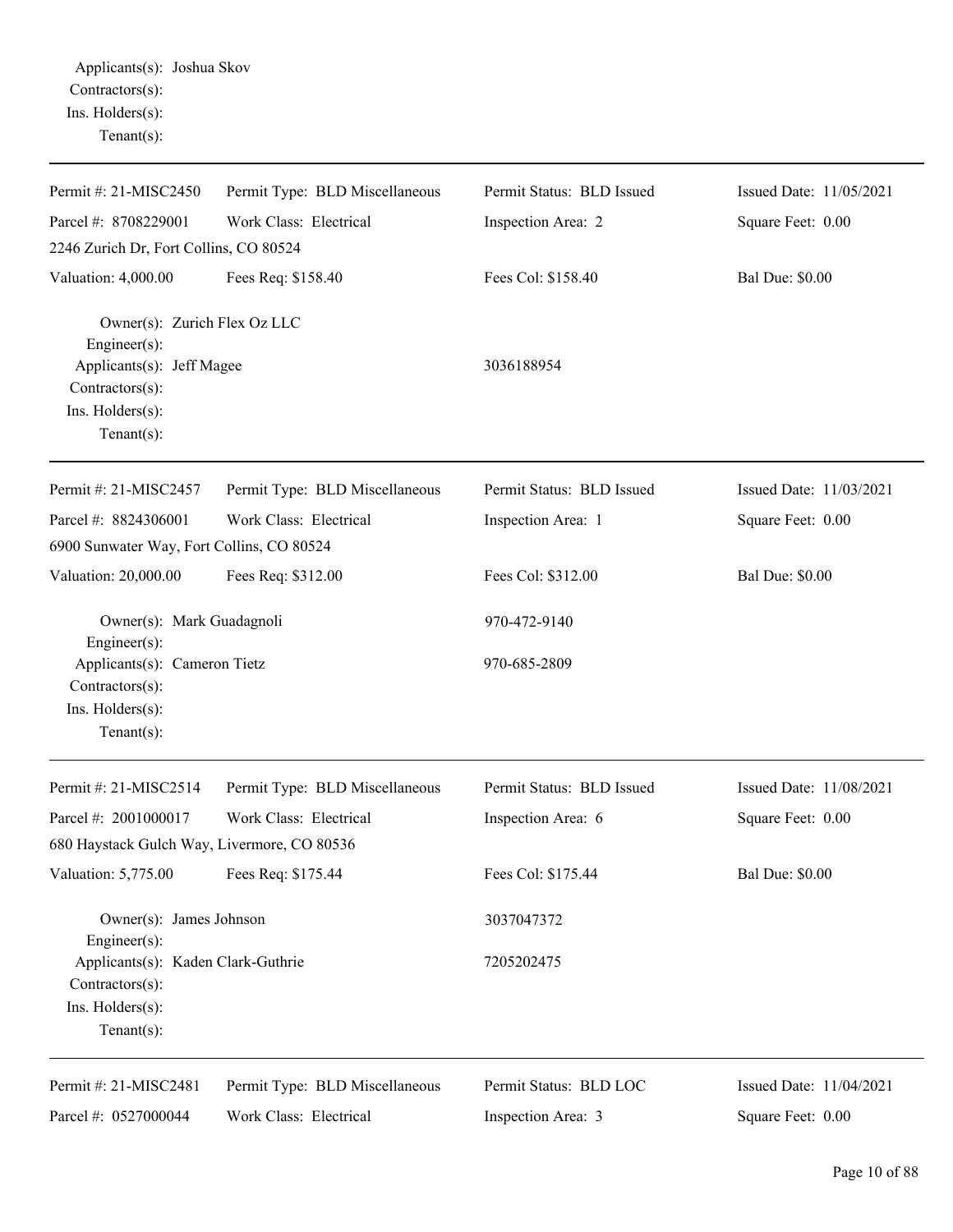Applicants(s): Joshua Skov
Contractors(s):
Ins. Holders(s):
Tenant(s):

---

| Permit #: 21-MISC2450 | Permit Type: BLD Miscellaneous | Permit Status: BLD Issued | Issued Date: 11/05/2021 |
|---|---|---|---|
| Parcel #: 8708229001 | Work Class: Electrical | Inspection Area: 2 | Square Feet: 0.00 |
| 2246 Zurich Dr, Fort Collins, CO 80524 | | | |
| Valuation: 4,000.00 | Fees Req: $158.40 | Fees Col: $158.40 | Bal Due: $0.00 |

Owner(s): Zurich Flex Oz LLC
Engineer(s):
Applicants(s): Jeff Magee 3036188954
Contractors(s):
Ins. Holders(s):
Tenant(s):

---

| Permit #: 21-MISC2457 | Permit Type: BLD Miscellaneous | Permit Status: BLD Issued | Issued Date: 11/03/2021 |
|---|---|---|---|
| Parcel #: 8824306001 | Work Class: Electrical | Inspection Area: 1 | Square Feet: 0.00 |
| 6900 Sunwater Way, Fort Collins, CO 80524 | | | |
| Valuation: 20,000.00 | Fees Req: $312.00 | Fees Col: $312.00 | Bal Due: $0.00 |

Owner(s): Mark Guadagnoli 970-472-9140
Engineer(s):
Applicants(s): Cameron Tietz 970-685-2809
Contractors(s):
Ins. Holders(s):
Tenant(s):

---

| Permit #: 21-MISC2514 | Permit Type: BLD Miscellaneous | Permit Status: BLD Issued | Issued Date: 11/08/2021 |
|---|---|---|---|
| Parcel #: 2001000017 | Work Class: Electrical | Inspection Area: 6 | Square Feet: 0.00 |
| 680 Haystack Gulch Way, Livermore, CO 80536 | | | |
| Valuation: 5,775.00 | Fees Req: $175.44 | Fees Col: $175.44 | Bal Due: $0.00 |

Owner(s): James Johnson 3037047372
Engineer(s):
Applicants(s): Kaden Clark-Guthrie 7205202475
Contractors(s):
Ins. Holders(s):
Tenant(s):

---

| Permit #: 21-MISC2481 | Permit Type: BLD Miscellaneous | Permit Status: BLD LOC | Issued Date: 11/04/2021 |
|---|---|---|---|
| Parcel #: 0527000044 | Work Class: Electrical | Inspection Area: 3 | Square Feet: 0.00 |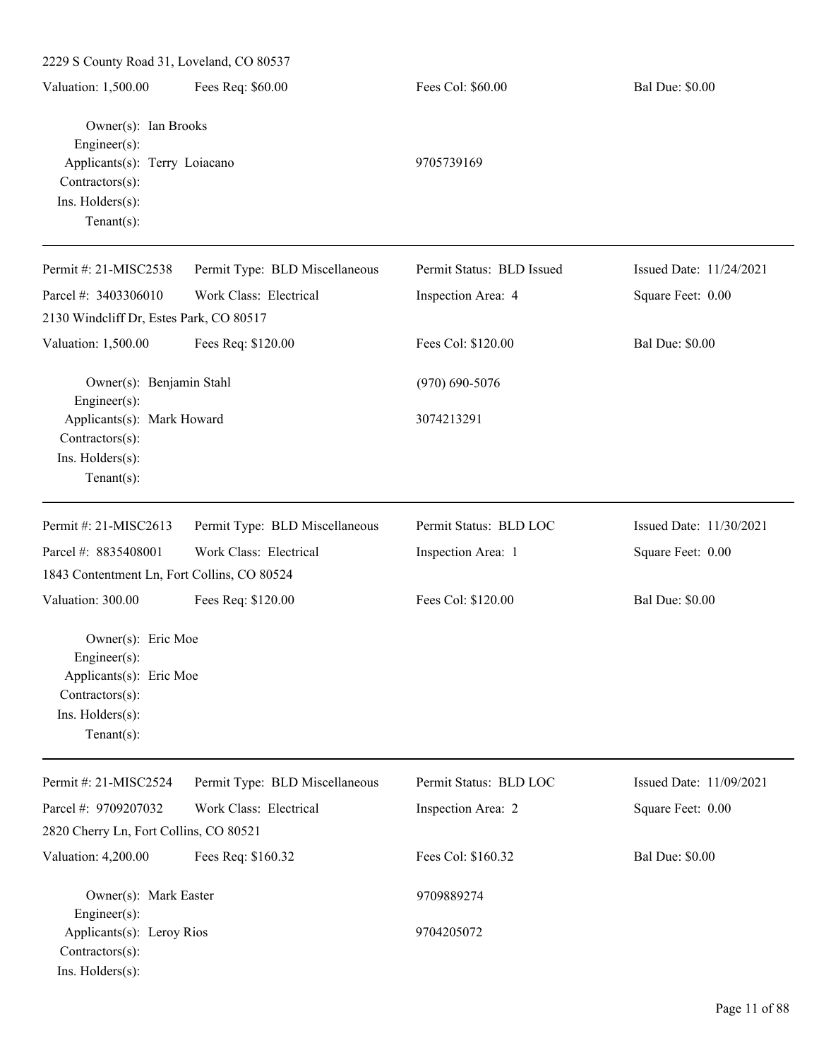2229 S County Road 31, Loveland, CO 80537

Valuation: 1,500.00 | Fees Req: $60.00 | Fees Col: $60.00 | Bal Due: $0.00

Owner(s): Ian Brooks
Engineer(s):
Applicants(s): Terry Loiacano 9705739169
Contractors(s):
Ins. Holders(s):
Tenant(s):

---

Permit #: 21-MISC2538 | Permit Type: BLD Miscellaneous | Permit Status: BLD Issued | Issued Date: 11/24/2021
Parcel #: 3403306010 | Work Class: Electrical | Inspection Area: 4 | Square Feet: 0.00
2130 Windcliff Dr, Estes Park, CO 80517
Valuation: 1,500.00 | Fees Req: $120.00 | Fees Col: $120.00 | Bal Due: $0.00

Owner(s): Benjamin Stahl (970) 690-5076
Engineer(s):
Applicants(s): Mark Howard 3074213291
Contractors(s):
Ins. Holders(s):
Tenant(s):

---

Permit #: 21-MISC2613 | Permit Type: BLD Miscellaneous | Permit Status: BLD LOC | Issued Date: 11/30/2021
Parcel #: 8835408001 | Work Class: Electrical | Inspection Area: 1 | Square Feet: 0.00
1843 Contentment Ln, Fort Collins, CO 80524
Valuation: 300.00 | Fees Req: $120.00 | Fees Col: $120.00 | Bal Due: $0.00

Owner(s): Eric Moe
Engineer(s):
Applicants(s): Eric Moe
Contractors(s):
Ins. Holders(s):
Tenant(s):

---

Permit #: 21-MISC2524 | Permit Type: BLD Miscellaneous | Permit Status: BLD LOC | Issued Date: 11/09/2021
Parcel #: 9709207032 | Work Class: Electrical | Inspection Area: 2 | Square Feet: 0.00
2820 Cherry Ln, Fort Collins, CO 80521
Valuation: 4,200.00 | Fees Req: $160.32 | Fees Col: $160.32 | Bal Due: $0.00

Owner(s): Mark Easter 9709889274
Engineer(s):
Applicants(s): Leroy Rios 9704205072
Contractors(s):
Ins. Holders(s):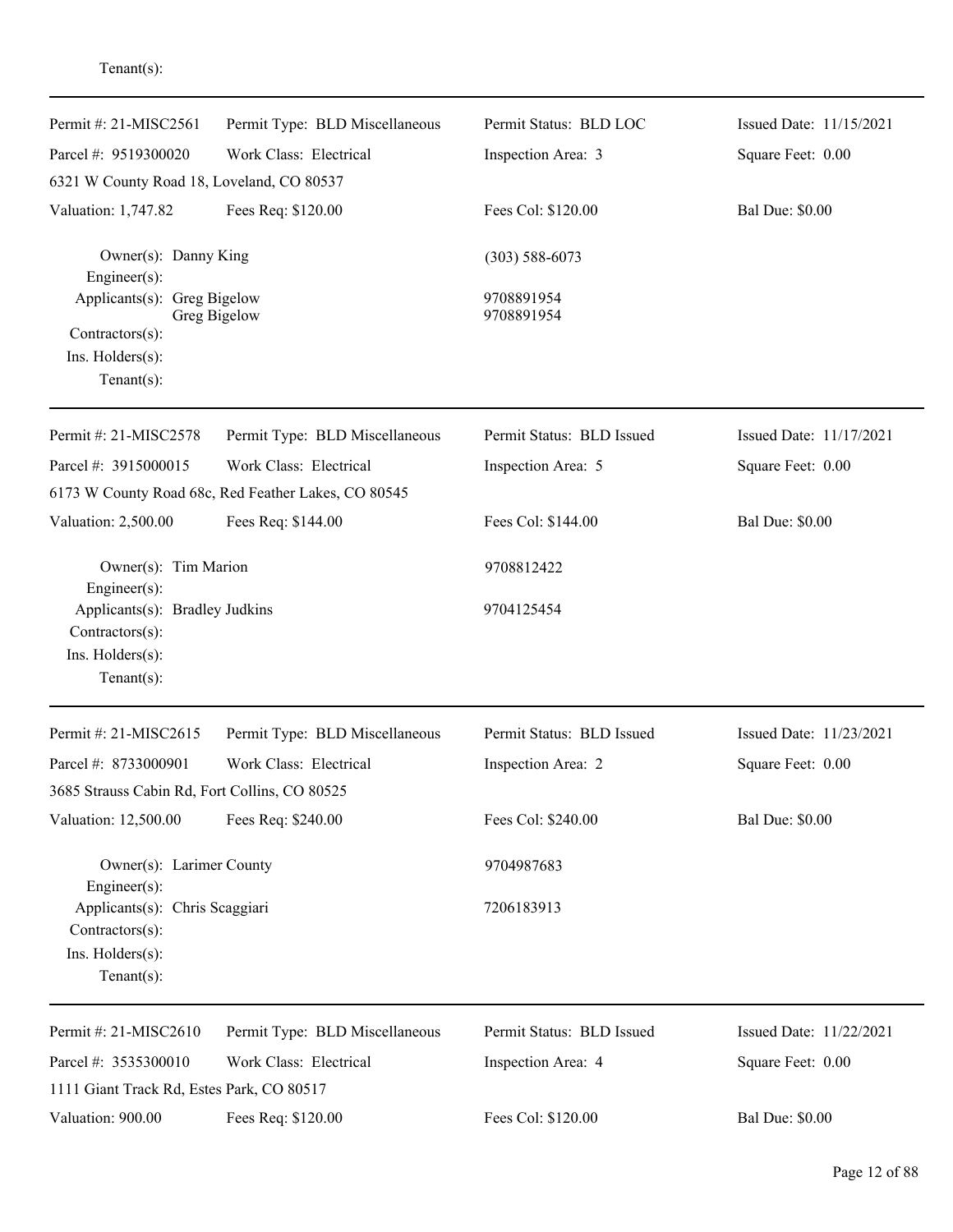Tenant(s):

---

| Permit #: 21-MISC2561 | Permit Type: BLD Miscellaneous | Permit Status: BLD LOC | Issued Date: 11/15/2021 |
|---|---|---|---|
| Parcel #: 9519300020 | Work Class: Electrical | Inspection Area: 3 | Square Feet: 0.00 |
| 6321 W County Road 18, Loveland, CO 80537 | | | |
| Valuation: 1,747.82 | Fees Req: $120.00 | Fees Col: $120.00 | Bal Due: $0.00 |

Owner(s): Danny King (303) 588-6073
Engineer(s):
Applicants(s): Greg Bigelow 9708891954
Greg Bigelow 9708891954
Contractors(s):
Ins. Holders(s):
Tenant(s):

---

| Permit #: 21-MISC2578 | Permit Type: BLD Miscellaneous | Permit Status: BLD Issued | Issued Date: 11/17/2021 |
|---|---|---|---|
| Parcel #: 3915000015 | Work Class: Electrical | Inspection Area: 5 | Square Feet: 0.00 |
| 6173 W County Road 68c, Red Feather Lakes, CO 80545 | | | |
| Valuation: 2,500.00 | Fees Req: $144.00 | Fees Col: $144.00 | Bal Due: $0.00 |

Owner(s): Tim Marion 9708812422
Engineer(s):
Applicants(s): Bradley Judkins 9704125454
Contractors(s):
Ins. Holders(s):
Tenant(s):

---

| Permit #: 21-MISC2615 | Permit Type: BLD Miscellaneous | Permit Status: BLD Issued | Issued Date: 11/23/2021 |
|---|---|---|---|
| Parcel #: 8733000901 | Work Class: Electrical | Inspection Area: 2 | Square Feet: 0.00 |
| 3685 Strauss Cabin Rd, Fort Collins, CO 80525 | | | |
| Valuation: 12,500.00 | Fees Req: $240.00 | Fees Col: $240.00 | Bal Due: $0.00 |

Owner(s): Larimer County 9704987683
Engineer(s):
Applicants(s): Chris Scaggiari 7206183913
Contractors(s):
Ins. Holders(s):
Tenant(s):

---

| Permit #: 21-MISC2610 | Permit Type: BLD Miscellaneous | Permit Status: BLD Issued | Issued Date: 11/22/2021 |
|---|---|---|---|
| Parcel #: 3535300010 | Work Class: Electrical | Inspection Area: 4 | Square Feet: 0.00 |
| 1111 Giant Track Rd, Estes Park, CO 80517 | | | |
| Valuation: 900.00 | Fees Req: $120.00 | Fees Col: $120.00 | Bal Due: $0.00 |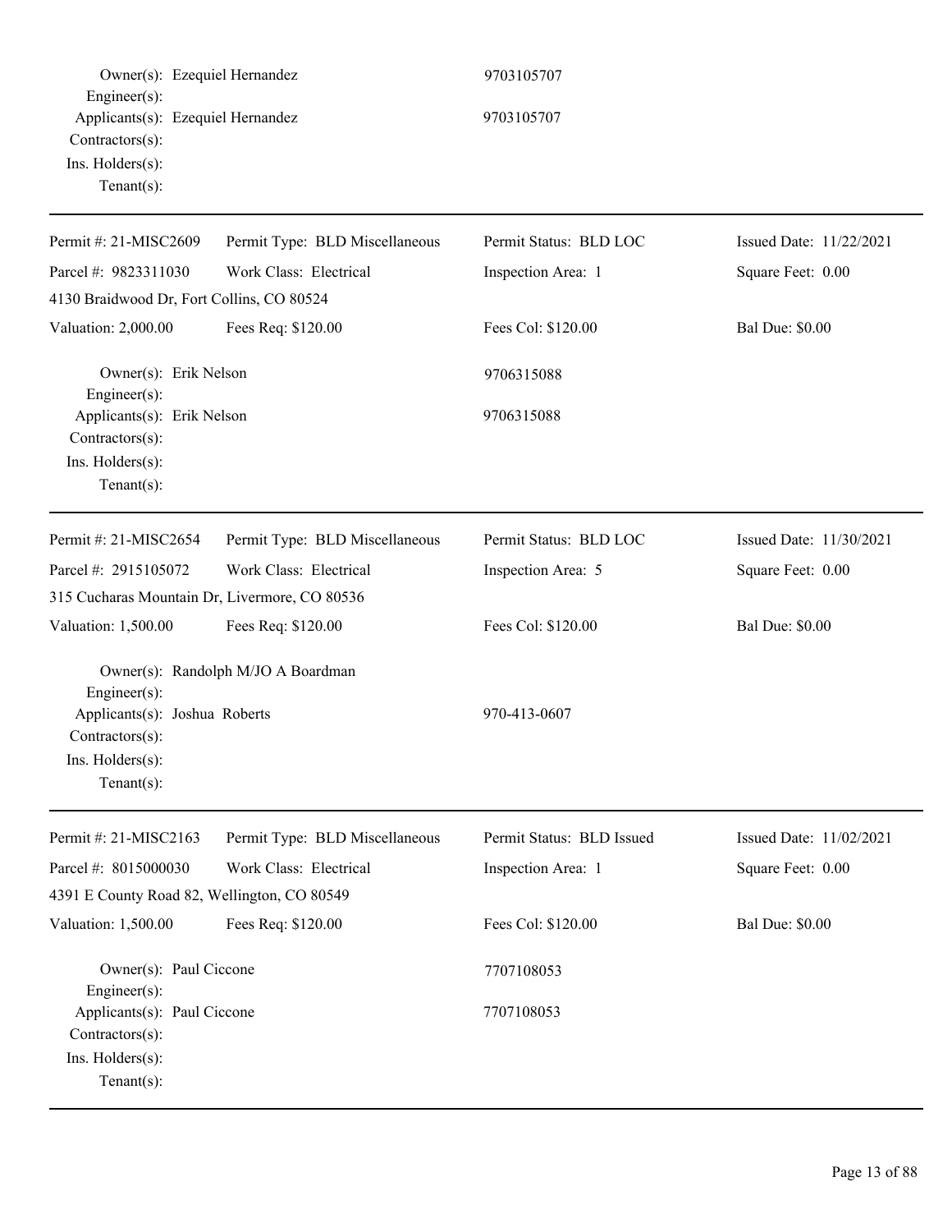Owner(s): Ezequiel Hernandez 9703105707
Engineer(s):
Applicants(s): Ezequiel Hernandez 9703105707
Contractors(s):
Ins. Holders(s):
Tenant(s):

---

| Permit #: 21-MISC2609 | Permit Type: BLD Miscellaneous | Permit Status: BLD LOC | Issued Date: 11/22/2021 |
|---|---|---|---|
| Parcel #: 9823311030 | Work Class: Electrical | Inspection Area: 1 | Square Feet: 0.00 |
| 4130 Braidwood Dr, Fort Collins, CO 80524 | | | |
| Valuation: 2,000.00 | Fees Req: $120.00 | Fees Col: $120.00 | Bal Due: $0.00 |

Owner(s): Erik Nelson 9706315088
Engineer(s):
Applicants(s): Erik Nelson 9706315088
Contractors(s):
Ins. Holders(s):
Tenant(s):

---

| Permit #: 21-MISC2654 | Permit Type: BLD Miscellaneous | Permit Status: BLD LOC | Issued Date: 11/30/2021 |
|---|---|---|---|
| Parcel #: 2915105072 | Work Class: Electrical | Inspection Area: 5 | Square Feet: 0.00 |
| 315 Cucharas Mountain Dr, Livermore, CO 80536 | | | |
| Valuation: 1,500.00 | Fees Req: $120.00 | Fees Col: $120.00 | Bal Due: $0.00 |

Owner(s): Randolph M/JO A Boardman
Engineer(s):
Applicants(s): Joshua Roberts 970-413-0607
Contractors(s):
Ins. Holders(s):
Tenant(s):

---

| Permit #: 21-MISC2163 | Permit Type: BLD Miscellaneous | Permit Status: BLD Issued | Issued Date: 11/02/2021 |
|---|---|---|---|
| Parcel #: 8015000030 | Work Class: Electrical | Inspection Area: 1 | Square Feet: 0.00 |
| 4391 E County Road 82, Wellington, CO 80549 | | | |
| Valuation: 1,500.00 | Fees Req: $120.00 | Fees Col: $120.00 | Bal Due: $0.00 |

Owner(s): Paul Ciccone 7707108053
Engineer(s):
Applicants(s): Paul Ciccone 7707108053
Contractors(s):
Ins. Holders(s):
Tenant(s):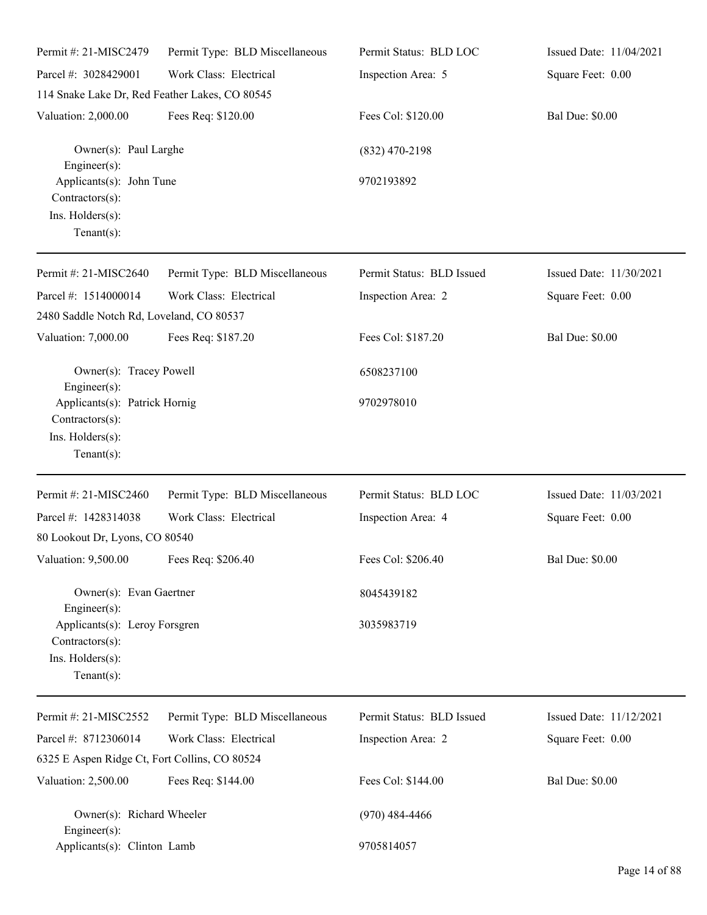| | | | |
|---|---|---|---|
| Permit #: 21-MISC2479 | Permit Type: BLD Miscellaneous | Permit Status: BLD LOC | Issued Date: 11/04/2021 |
| Parcel #: 3028429001 | Work Class: Electrical | Inspection Area: 5 | Square Feet: 0.00 |
| 114 Snake Lake Dr, Red Feather Lakes, CO 80545 | | | |
| Valuation: 2,000.00 | Fees Req: $120.00 | Fees Col: $120.00 | Bal Due: $0.00 |

Owner(s): Paul Larghe — (832) 470-2198
Engineer(s):
Applicants(s): John Tune — 9702193892
Contractors(s):
Ins. Holders(s):
Tenant(s):

---

| | | | |
|---|---|---|---|
| Permit #: 21-MISC2640 | Permit Type: BLD Miscellaneous | Permit Status: BLD Issued | Issued Date: 11/30/2021 |
| Parcel #: 1514000014 | Work Class: Electrical | Inspection Area: 2 | Square Feet: 0.00 |
| 2480 Saddle Notch Rd, Loveland, CO 80537 | | | |
| Valuation: 7,000.00 | Fees Req: $187.20 | Fees Col: $187.20 | Bal Due: $0.00 |

Owner(s): Tracey Powell — 6508237100
Engineer(s):
Applicants(s): Patrick Hornig — 9702978010
Contractors(s):
Ins. Holders(s):
Tenant(s):

---

| | | | |
|---|---|---|---|
| Permit #: 21-MISC2460 | Permit Type: BLD Miscellaneous | Permit Status: BLD LOC | Issued Date: 11/03/2021 |
| Parcel #: 1428314038 | Work Class: Electrical | Inspection Area: 4 | Square Feet: 0.00 |
| 80 Lookout Dr, Lyons, CO 80540 | | | |
| Valuation: 9,500.00 | Fees Req: $206.40 | Fees Col: $206.40 | Bal Due: $0.00 |

Owner(s): Evan Gaertner — 8045439182
Engineer(s):
Applicants(s): Leroy Forsgren — 3035983719
Contractors(s):
Ins. Holders(s):
Tenant(s):

---

| | | | |
|---|---|---|---|
| Permit #: 21-MISC2552 | Permit Type: BLD Miscellaneous | Permit Status: BLD Issued | Issued Date: 11/12/2021 |
| Parcel #: 8712306014 | Work Class: Electrical | Inspection Area: 2 | Square Feet: 0.00 |
| 6325 E Aspen Ridge Ct, Fort Collins, CO 80524 | | | |
| Valuation: 2,500.00 | Fees Req: $144.00 | Fees Col: $144.00 | Bal Due: $0.00 |

Owner(s): Richard Wheeler — (970) 484-4466
Engineer(s):
Applicants(s): Clinton Lamb — 9705814057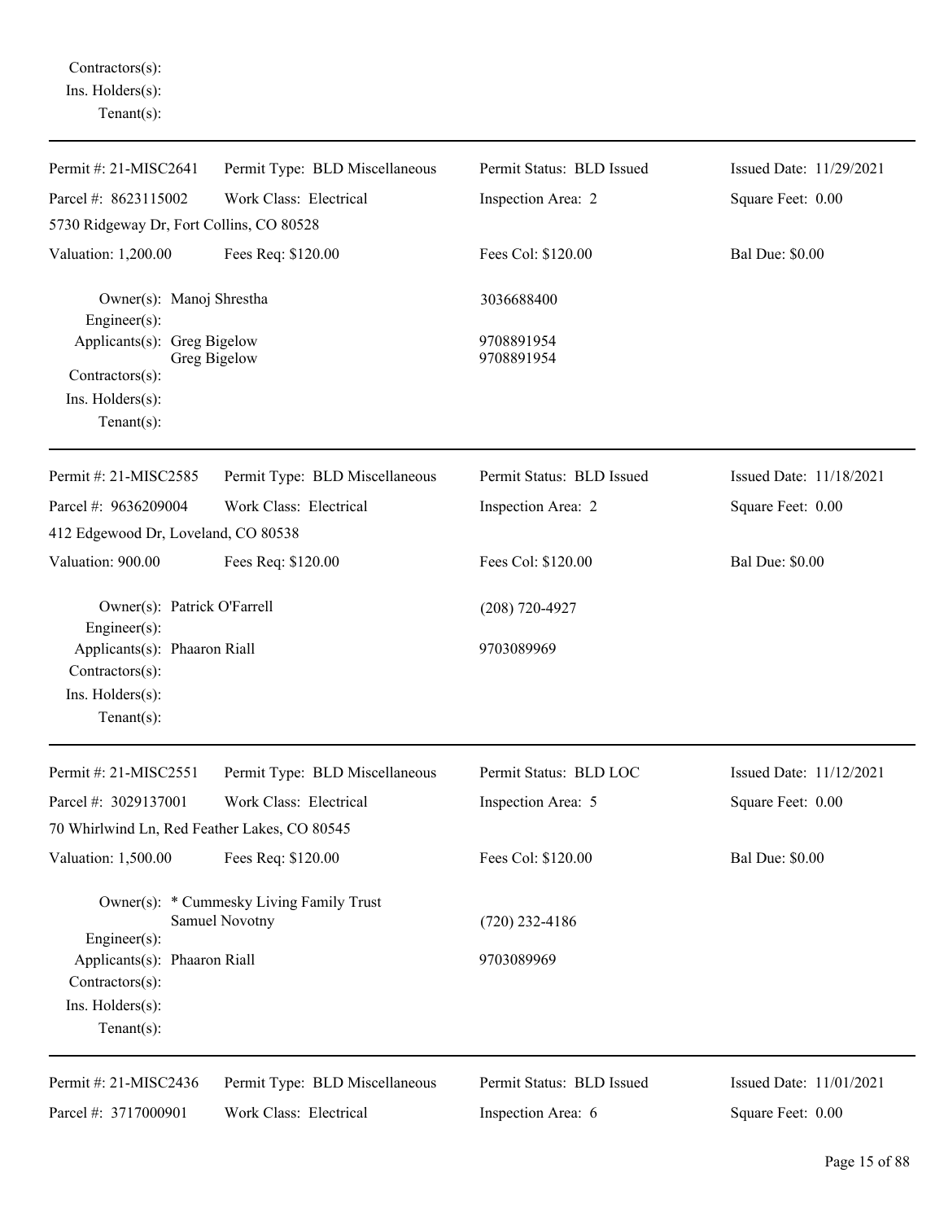Contractors(s):
Ins. Holders(s):
Tenant(s):

---

| Permit #: 21-MISC2641 | Permit Type: BLD Miscellaneous | Permit Status: BLD Issued | Issued Date: 11/29/2021 |
|---|---|---|---|
| Parcel #: 8623115002 | Work Class: Electrical | Inspection Area: 2 | Square Feet: 0.00 |
| 5730 Ridgeway Dr, Fort Collins, CO 80528 | | | |
| Valuation: 1,200.00 | Fees Req: $120.00 | Fees Col: $120.00 | Bal Due: $0.00 |

Owner(s): Manoj Shrestha — 3036688400
Engineer(s):
Applicants(s): Greg Bigelow — 9708891954
Greg Bigelow — 9708891954
Contractors(s):
Ins. Holders(s):
Tenant(s):

---

| Permit #: 21-MISC2585 | Permit Type: BLD Miscellaneous | Permit Status: BLD Issued | Issued Date: 11/18/2021 |
|---|---|---|---|
| Parcel #: 9636209004 | Work Class: Electrical | Inspection Area: 2 | Square Feet: 0.00 |
| 412 Edgewood Dr, Loveland, CO 80538 | | | |
| Valuation: 900.00 | Fees Req: $120.00 | Fees Col: $120.00 | Bal Due: $0.00 |

Owner(s): Patrick O'Farrell — (208) 720-4927
Engineer(s):
Applicants(s): Phaaron Riall — 9703089969
Contractors(s):
Ins. Holders(s):
Tenant(s):

---

| Permit #: 21-MISC2551 | Permit Type: BLD Miscellaneous | Permit Status: BLD LOC | Issued Date: 11/12/2021 |
|---|---|---|---|
| Parcel #: 3029137001 | Work Class: Electrical | Inspection Area: 5 | Square Feet: 0.00 |
| 70 Whirlwind Ln, Red Feather Lakes, CO 80545 | | | |
| Valuation: 1,500.00 | Fees Req: $120.00 | Fees Col: $120.00 | Bal Due: $0.00 |

Owner(s): * Cummesky Living Family Trust
Samuel Novotny — (720) 232-4186
Engineer(s):
Applicants(s): Phaaron Riall — 9703089969
Contractors(s):
Ins. Holders(s):
Tenant(s):

---

| Permit #: 21-MISC2436 | Permit Type: BLD Miscellaneous | Permit Status: BLD Issued | Issued Date: 11/01/2021 |
|---|---|---|---|
| Parcel #: 3717000901 | Work Class: Electrical | Inspection Area: 6 | Square Feet: 0.00 |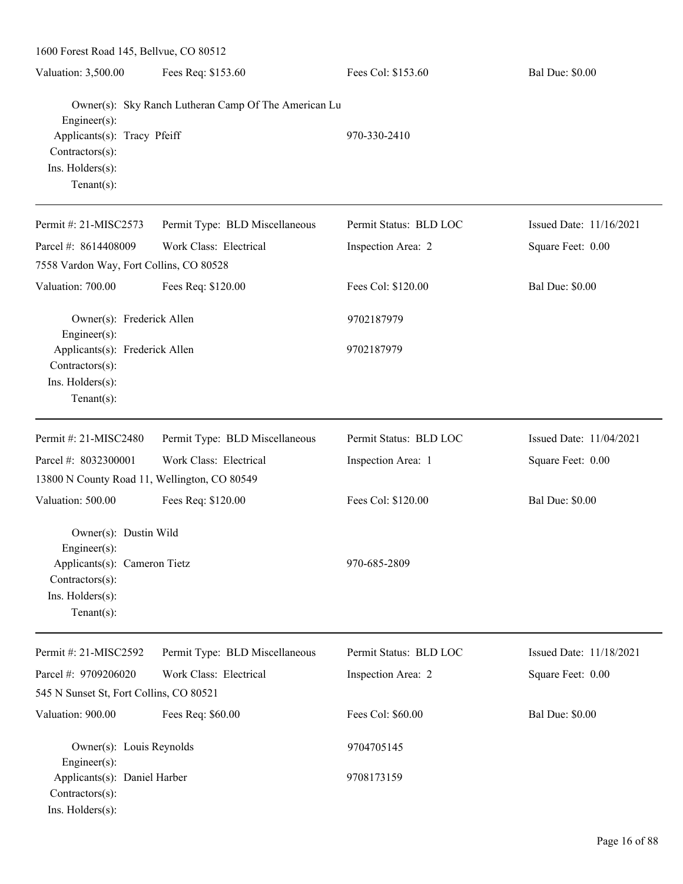1600 Forest Road 145, Bellvue, CO 80512

| Valuation: 3,500.00 | Fees Req: $153.60 | Fees Col: $153.60 | Bal Due: $0.00 |
|---|---|---|---|

Owner(s): Sky Ranch Lutheran Camp Of The American Lu
Engineer(s):
Applicants(s): Tracy Pfeiff 970-330-2410
Contractors(s):
Ins. Holders(s):
Tenant(s):

---

| Permit #: 21-MISC2573 | Permit Type: BLD Miscellaneous | Permit Status: BLD LOC | Issued Date: 11/16/2021 |
|---|---|---|---|
| Parcel #: 8614408009 | Work Class: Electrical | Inspection Area: 2 | Square Feet: 0.00 |
| 7558 Vardon Way, Fort Collins, CO 80528 | | | |
| Valuation: 700.00 | Fees Req: $120.00 | Fees Col: $120.00 | Bal Due: $0.00 |

Owner(s): Frederick Allen 9702187979
Engineer(s):
Applicants(s): Frederick Allen 9702187979
Contractors(s):
Ins. Holders(s):
Tenant(s):

---

| Permit #: 21-MISC2480 | Permit Type: BLD Miscellaneous | Permit Status: BLD LOC | Issued Date: 11/04/2021 |
|---|---|---|---|
| Parcel #: 8032300001 | Work Class: Electrical | Inspection Area: 1 | Square Feet: 0.00 |
| 13800 N County Road 11, Wellington, CO 80549 | | | |
| Valuation: 500.00 | Fees Req: $120.00 | Fees Col: $120.00 | Bal Due: $0.00 |

Owner(s): Dustin Wild
Engineer(s):
Applicants(s): Cameron Tietz 970-685-2809
Contractors(s):
Ins. Holders(s):
Tenant(s):

---

| Permit #: 21-MISC2592 | Permit Type: BLD Miscellaneous | Permit Status: BLD LOC | Issued Date: 11/18/2021 |
|---|---|---|---|
| Parcel #: 9709206020 | Work Class: Electrical | Inspection Area: 2 | Square Feet: 0.00 |
| 545 N Sunset St, Fort Collins, CO 80521 | | | |
| Valuation: 900.00 | Fees Req: $60.00 | Fees Col: $60.00 | Bal Due: $0.00 |

Owner(s): Louis Reynolds 9704705145
Engineer(s):
Applicants(s): Daniel Harber 9708173159
Contractors(s):
Ins. Holders(s):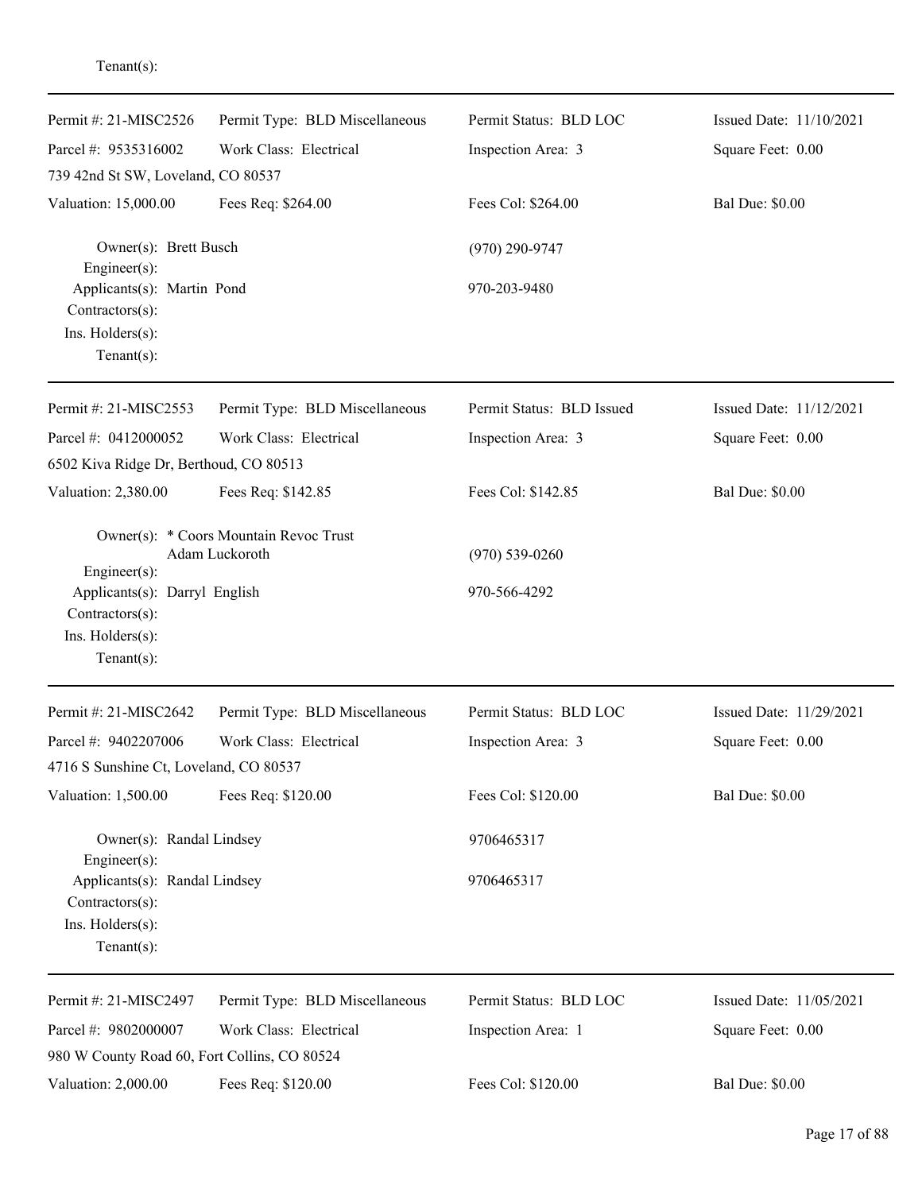Tenant(s):

---

| Permit #: 21-MISC2526 | Permit Type: BLD Miscellaneous | Permit Status: BLD LOC | Issued Date: 11/10/2021 |
|---|---|---|---|
| Parcel #: 9535316002 | Work Class: Electrical | Inspection Area: 3 | Square Feet: 0.00 |
| 739 42nd St SW, Loveland, CO 80537 | | | |
| Valuation: 15,000.00 | Fees Req: $264.00 | Fees Col: $264.00 | Bal Due: $0.00 |

Owner(s): Brett Busch — (970) 290-9747
Engineer(s):
Applicants(s): Martin Pond — 970-203-9480
Contractors(s):
Ins. Holders(s):
Tenant(s):

---

| Permit #: 21-MISC2553 | Permit Type: BLD Miscellaneous | Permit Status: BLD Issued | Issued Date: 11/12/2021 |
|---|---|---|---|
| Parcel #: 0412000052 | Work Class: Electrical | Inspection Area: 3 | Square Feet: 0.00 |
| 6502 Kiva Ridge Dr, Berthoud, CO 80513 | | | |
| Valuation: 2,380.00 | Fees Req: $142.85 | Fees Col: $142.85 | Bal Due: $0.00 |

Owner(s): * Coors Mountain Revoc Trust Adam Luckoroth — (970) 539-0260
Engineer(s):
Applicants(s): Darryl English — 970-566-4292
Contractors(s):
Ins. Holders(s):
Tenant(s):

---

| Permit #: 21-MISC2642 | Permit Type: BLD Miscellaneous | Permit Status: BLD LOC | Issued Date: 11/29/2021 |
|---|---|---|---|
| Parcel #: 9402207006 | Work Class: Electrical | Inspection Area: 3 | Square Feet: 0.00 |
| 4716 S Sunshine Ct, Loveland, CO 80537 | | | |
| Valuation: 1,500.00 | Fees Req: $120.00 | Fees Col: $120.00 | Bal Due: $0.00 |

Owner(s): Randal Lindsey — 9706465317
Engineer(s):
Applicants(s): Randal Lindsey — 9706465317
Contractors(s):
Ins. Holders(s):
Tenant(s):

---

| Permit #: 21-MISC2497 | Permit Type: BLD Miscellaneous | Permit Status: BLD LOC | Issued Date: 11/05/2021 |
|---|---|---|---|
| Parcel #: 9802000007 | Work Class: Electrical | Inspection Area: 1 | Square Feet: 0.00 |
| 980 W County Road 60, Fort Collins, CO 80524 | | | |
| Valuation: 2,000.00 | Fees Req: $120.00 | Fees Col: $120.00 | Bal Due: $0.00 |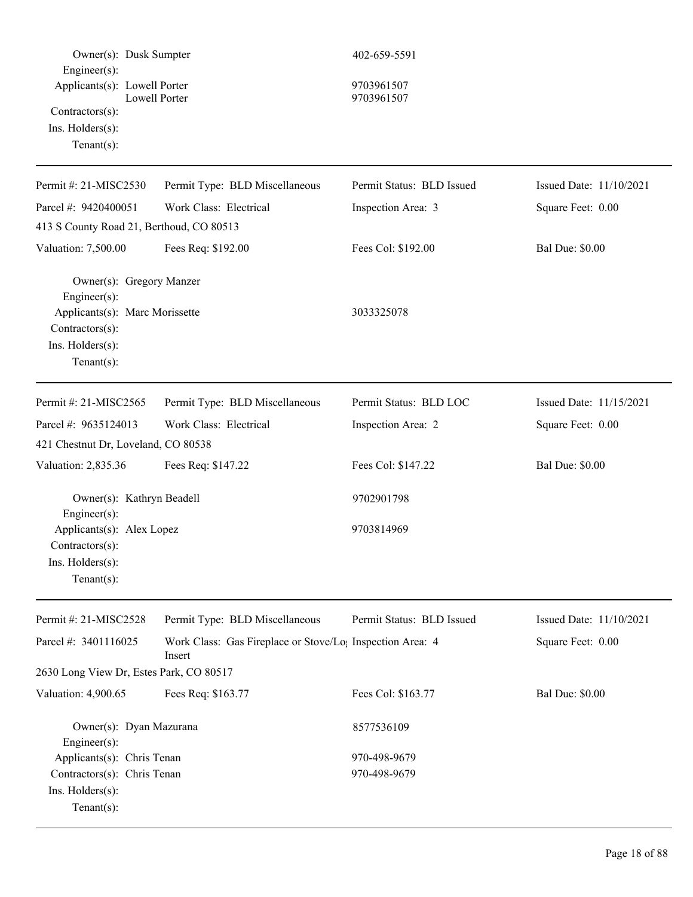| | | |
|---|---|---|
| Owner(s): | Dusk Sumpter | 402-659-5591 |
| Engineer(s): | | |
| Applicants(s): | Lowell Porter | 9703961507 |
| | Lowell Porter | 9703961507 |
| Contractors(s): | | |
| Ins. Holders(s): | | |
| Tenant(s): | | |

---

| | | | |
|---|---|---|---|
| Permit #: 21-MISC2530 | Permit Type: BLD Miscellaneous | Permit Status: BLD Issued | Issued Date: 11/10/2021 |
| Parcel #: 9420400051 | Work Class: Electrical | Inspection Area: 3 | Square Feet: 0.00 |
| 413 S County Road 21, Berthoud, CO 80513 | | | |
| Valuation: 7,500.00 | Fees Req: $192.00 | Fees Col: $192.00 | Bal Due: $0.00 |

| | | |
|---|---|---|
| Owner(s): | Gregory Manzer | |
| Engineer(s): | | |
| Applicants(s): | Marc Morissette | 3033325078 |
| Contractors(s): | | |
| Ins. Holders(s): | | |
| Tenant(s): | | |

---

| | | | |
|---|---|---|---|
| Permit #: 21-MISC2565 | Permit Type: BLD Miscellaneous | Permit Status: BLD LOC | Issued Date: 11/15/2021 |
| Parcel #: 9635124013 | Work Class: Electrical | Inspection Area: 2 | Square Feet: 0.00 |
| 421 Chestnut Dr, Loveland, CO 80538 | | | |
| Valuation: 2,835.36 | Fees Req: $147.22 | Fees Col: $147.22 | Bal Due: $0.00 |

| | | |
|---|---|---|
| Owner(s): | Kathryn Beadell | 9702901798 |
| Engineer(s): | | |
| Applicants(s): | Alex Lopez | 9703814969 |
| Contractors(s): | | |
| Ins. Holders(s): | | |
| Tenant(s): | | |

---

| | | | |
|---|---|---|---|
| Permit #: 21-MISC2528 | Permit Type: BLD Miscellaneous | Permit Status: BLD Issued | Issued Date: 11/10/2021 |
| Parcel #: 3401116025 | Work Class: Gas Fireplace or Stove/Log Insert | Inspection Area: 4 | Square Feet: 0.00 |
| 2630 Long View Dr, Estes Park, CO 80517 | | | |
| Valuation: 4,900.65 | Fees Req: $163.77 | Fees Col: $163.77 | Bal Due: $0.00 |

| | | |
|---|---|---|
| Owner(s): | Dyan Mazurana | 8577536109 |
| Engineer(s): | | |
| Applicants(s): | Chris Tenan | 970-498-9679 |
| Contractors(s): | Chris Tenan | 970-498-9679 |
| Ins. Holders(s): | | |
| Tenant(s): | | |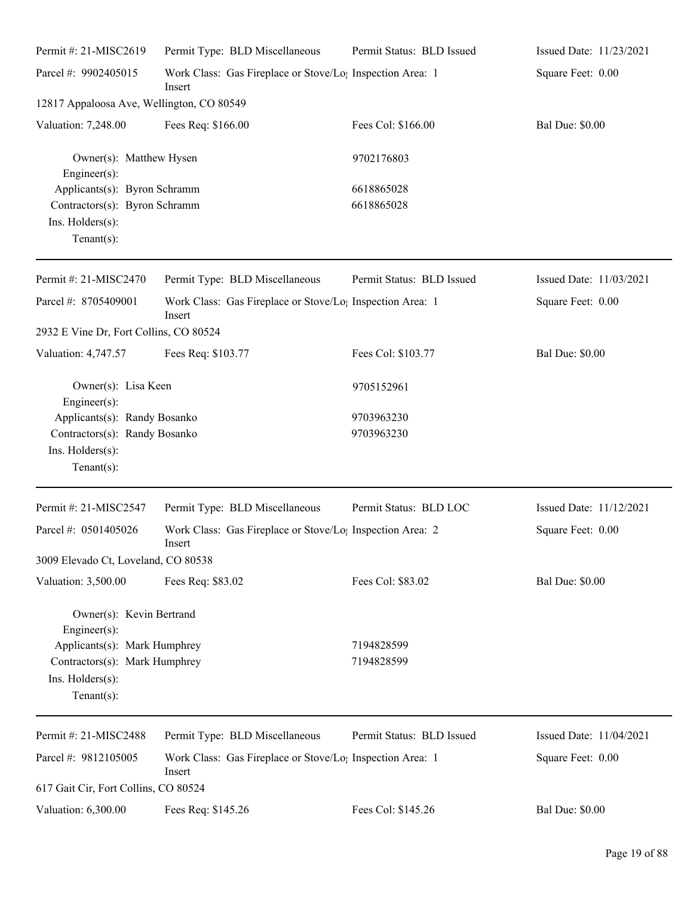| Permit #: 21-MISC2619 | Permit Type: BLD Miscellaneous | Permit Status: BLD Issued | Issued Date: 11/23/2021 |
|---|---|---|---|
| Parcel #: 9902405015 | Work Class: Gas Fireplace or Stove/Log Insert | Inspection Area: 1 | Square Feet: 0.00 |
| 12817 Appaloosa Ave, Wellington, CO 80549 | | | |
| Valuation: 7,248.00 | Fees Req: $166.00 | Fees Col: $166.00 | Bal Due: $0.00 |
| Owner(s): Matthew Hysen | | 9702176803 | |
| Engineer(s): | | | |
| Applicants(s): Byron Schramm | | 6618865028 | |
| Contractors(s): Byron Schramm | | 6618865028 | |
| Ins. Holders(s): | | | |
| Tenant(s): | | | |

| Permit #: 21-MISC2470 | Permit Type: BLD Miscellaneous | Permit Status: BLD Issued | Issued Date: 11/03/2021 |
|---|---|---|---|
| Parcel #: 8705409001 | Work Class: Gas Fireplace or Stove/Log Insert | Inspection Area: 1 | Square Feet: 0.00 |
| 2932 E Vine Dr, Fort Collins, CO 80524 | | | |
| Valuation: 4,747.57 | Fees Req: $103.77 | Fees Col: $103.77 | Bal Due: $0.00 |
| Owner(s): Lisa Keen | | 9705152961 | |
| Engineer(s): | | | |
| Applicants(s): Randy Bosanko | | 9703963230 | |
| Contractors(s): Randy Bosanko | | 9703963230 | |
| Ins. Holders(s): | | | |
| Tenant(s): | | | |

| Permit #: 21-MISC2547 | Permit Type: BLD Miscellaneous | Permit Status: BLD LOC | Issued Date: 11/12/2021 |
|---|---|---|---|
| Parcel #: 0501405026 | Work Class: Gas Fireplace or Stove/Log Insert | Inspection Area: 2 | Square Feet: 0.00 |
| 3009 Elevado Ct, Loveland, CO 80538 | | | |
| Valuation: 3,500.00 | Fees Req: $83.02 | Fees Col: $83.02 | Bal Due: $0.00 |
| Owner(s): Kevin Bertrand | | | |
| Engineer(s): | | | |
| Applicants(s): Mark Humphrey | | 7194828599 | |
| Contractors(s): Mark Humphrey | | 7194828599 | |
| Ins. Holders(s): | | | |
| Tenant(s): | | | |

| Permit #: 21-MISC2488 | Permit Type: BLD Miscellaneous | Permit Status: BLD Issued | Issued Date: 11/04/2021 |
|---|---|---|---|
| Parcel #: 9812105005 | Work Class: Gas Fireplace or Stove/Log Insert | Inspection Area: 1 | Square Feet: 0.00 |
| 617 Gait Cir, Fort Collins, CO 80524 | | | |
| Valuation: 6,300.00 | Fees Req: $145.26 | Fees Col: $145.26 | Bal Due: $0.00 |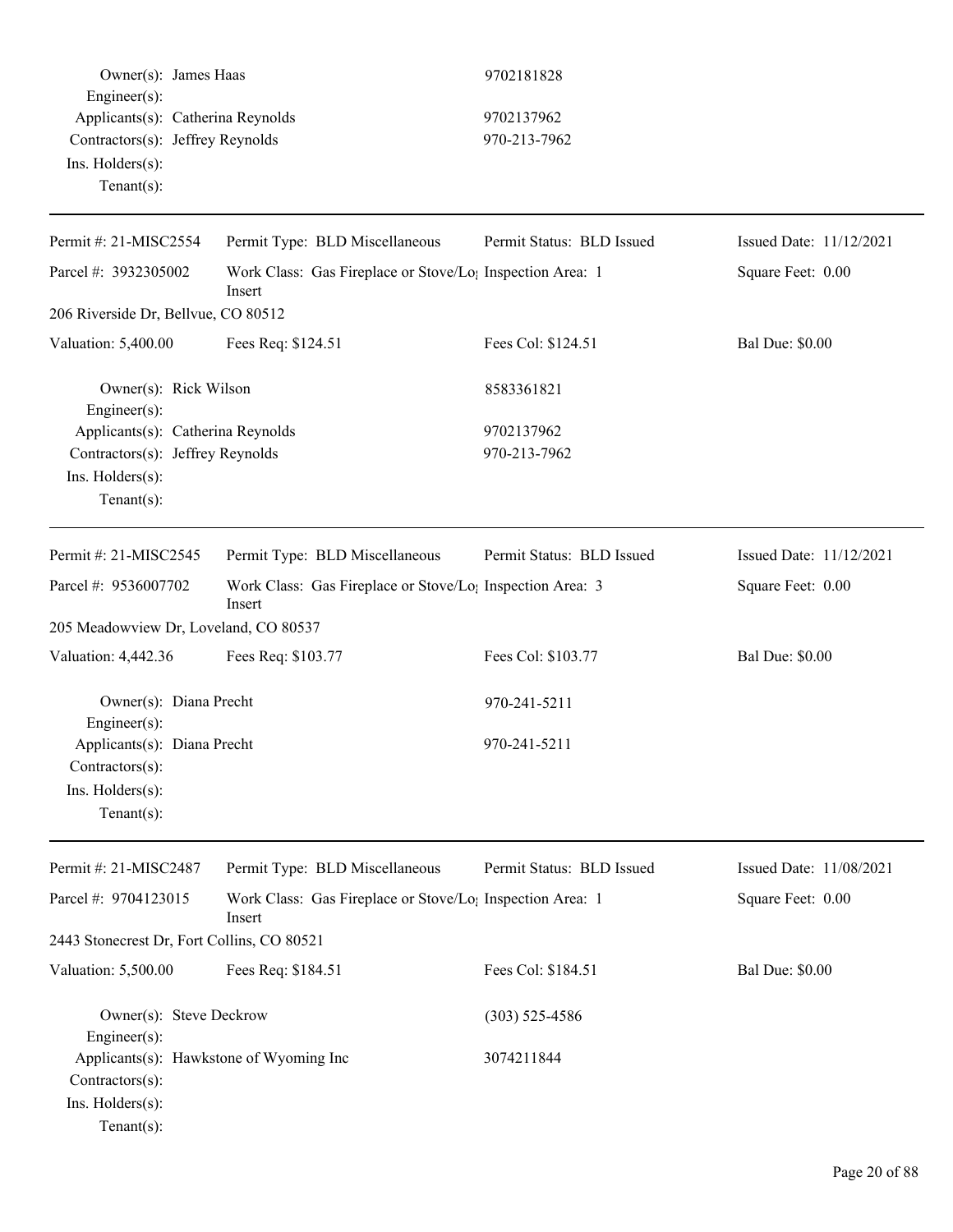| | | |
|---|---|---|
| Owner(s): | James Haas | 9702181828 |
| Engineer(s): | | |
| Applicants(s): | Catherina Reynolds | 9702137962 |
| Contractors(s): | Jeffrey Reynolds | 970-213-7962 |
| Ins. Holders(s): | | |
| Tenant(s): | | |

---

| Permit #: 21-MISC2554 | Permit Type: BLD Miscellaneous | Permit Status: BLD Issued | Issued Date: 11/12/2021 |
|---|---|---|---|
| Parcel #: 3932305002 | Work Class: Gas Fireplace or Stove/Log Insert | Inspection Area: 1 | Square Feet: 0.00 |
| 206 Riverside Dr, Bellvue, CO 80512 | | | |
| Valuation: 5,400.00 | Fees Req: $124.51 | Fees Col: $124.51 | Bal Due: $0.00 |

| | | |
|---|---|---|
| Owner(s): | Rick Wilson | 8583361821 |
| Engineer(s): | | |
| Applicants(s): | Catherina Reynolds | 9702137962 |
| Contractors(s): | Jeffrey Reynolds | 970-213-7962 |
| Ins. Holders(s): | | |
| Tenant(s): | | |

---

| Permit #: 21-MISC2545 | Permit Type: BLD Miscellaneous | Permit Status: BLD Issued | Issued Date: 11/12/2021 |
|---|---|---|---|
| Parcel #: 9536007702 | Work Class: Gas Fireplace or Stove/Log Insert | Inspection Area: 3 | Square Feet: 0.00 |
| 205 Meadowview Dr, Loveland, CO 80537 | | | |
| Valuation: 4,442.36 | Fees Req: $103.77 | Fees Col: $103.77 | Bal Due: $0.00 |

| | | |
|---|---|---|
| Owner(s): | Diana Precht | 970-241-5211 |
| Engineer(s): | | |
| Applicants(s): | Diana Precht | 970-241-5211 |
| Contractors(s): | | |
| Ins. Holders(s): | | |
| Tenant(s): | | |

---

| Permit #: 21-MISC2487 | Permit Type: BLD Miscellaneous | Permit Status: BLD Issued | Issued Date: 11/08/2021 |
|---|---|---|---|
| Parcel #: 9704123015 | Work Class: Gas Fireplace or Stove/Log Insert | Inspection Area: 1 | Square Feet: 0.00 |
| 2443 Stonecrest Dr, Fort Collins, CO 80521 | | | |
| Valuation: 5,500.00 | Fees Req: $184.51 | Fees Col: $184.51 | Bal Due: $0.00 |

| | | |
|---|---|---|
| Owner(s): | Steve Deckrow | (303) 525-4586 |
| Engineer(s): | | |
| Applicants(s): | Hawkstone of Wyoming Inc | 3074211844 |
| Contractors(s): | | |
| Ins. Holders(s): | | |
| Tenant(s): | | |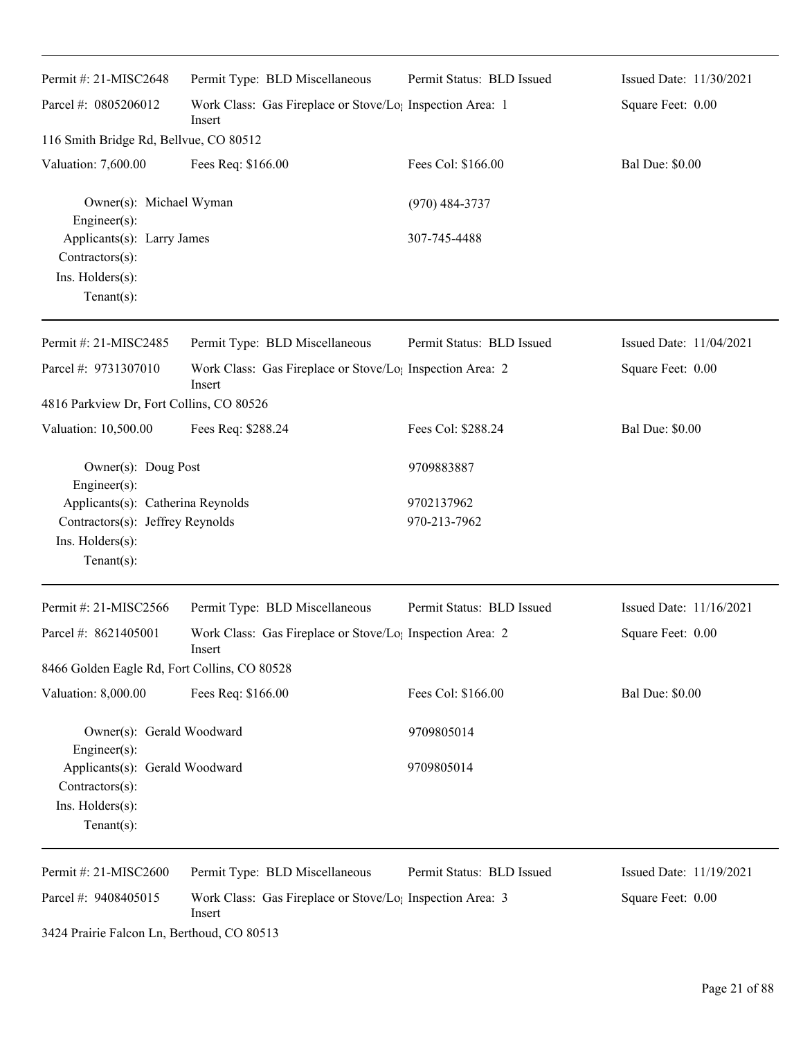| Permit #: 21-MISC2648 | Permit Type: BLD Miscellaneous | Permit Status: BLD Issued | Issued Date: 11/30/2021 |
|---|---|---|---|
| Parcel #: 0805206012 | Work Class: Gas Fireplace or Stove/Log Insert | Inspection Area: 1 | Square Feet: 0.00 |
| 116 Smith Bridge Rd, Bellvue, CO 80512 | | | |
| Valuation: 7,600.00 | Fees Req: $166.00 | Fees Col: $166.00 | Bal Due: $0.00 |

Owner(s): Michael Wyman (970) 484-3737
Engineer(s):
Applicants(s): Larry James 307-745-4488
Contractors(s):
Ins. Holders(s):
Tenant(s):

| Permit #: 21-MISC2485 | Permit Type: BLD Miscellaneous | Permit Status: BLD Issued | Issued Date: 11/04/2021 |
|---|---|---|---|
| Parcel #: 9731307010 | Work Class: Gas Fireplace or Stove/Log Insert | Inspection Area: 2 | Square Feet: 0.00 |
| 4816 Parkview Dr, Fort Collins, CO 80526 | | | |
| Valuation: 10,500.00 | Fees Req: $288.24 | Fees Col: $288.24 | Bal Due: $0.00 |

Owner(s): Doug Post 9709883887
Engineer(s):
Applicants(s): Catherina Reynolds 9702137962
Contractors(s): Jeffrey Reynolds 970-213-7962
Ins. Holders(s):
Tenant(s):

| Permit #: 21-MISC2566 | Permit Type: BLD Miscellaneous | Permit Status: BLD Issued | Issued Date: 11/16/2021 |
|---|---|---|---|
| Parcel #: 8621405001 | Work Class: Gas Fireplace or Stove/Log Insert | Inspection Area: 2 | Square Feet: 0.00 |
| 8466 Golden Eagle Rd, Fort Collins, CO 80528 | | | |
| Valuation: 8,000.00 | Fees Req: $166.00 | Fees Col: $166.00 | Bal Due: $0.00 |

Owner(s): Gerald Woodward 9709805014
Engineer(s):
Applicants(s): Gerald Woodward 9709805014
Contractors(s):
Ins. Holders(s):
Tenant(s):

| Permit #: 21-MISC2600 | Permit Type: BLD Miscellaneous | Permit Status: BLD Issued | Issued Date: 11/19/2021 |
|---|---|---|---|
| Parcel #: 9408405015 | Work Class: Gas Fireplace or Stove/Log Insert | Inspection Area: 3 | Square Feet: 0.00 |
| 3424 Prairie Falcon Ln, Berthoud, CO 80513 | | | |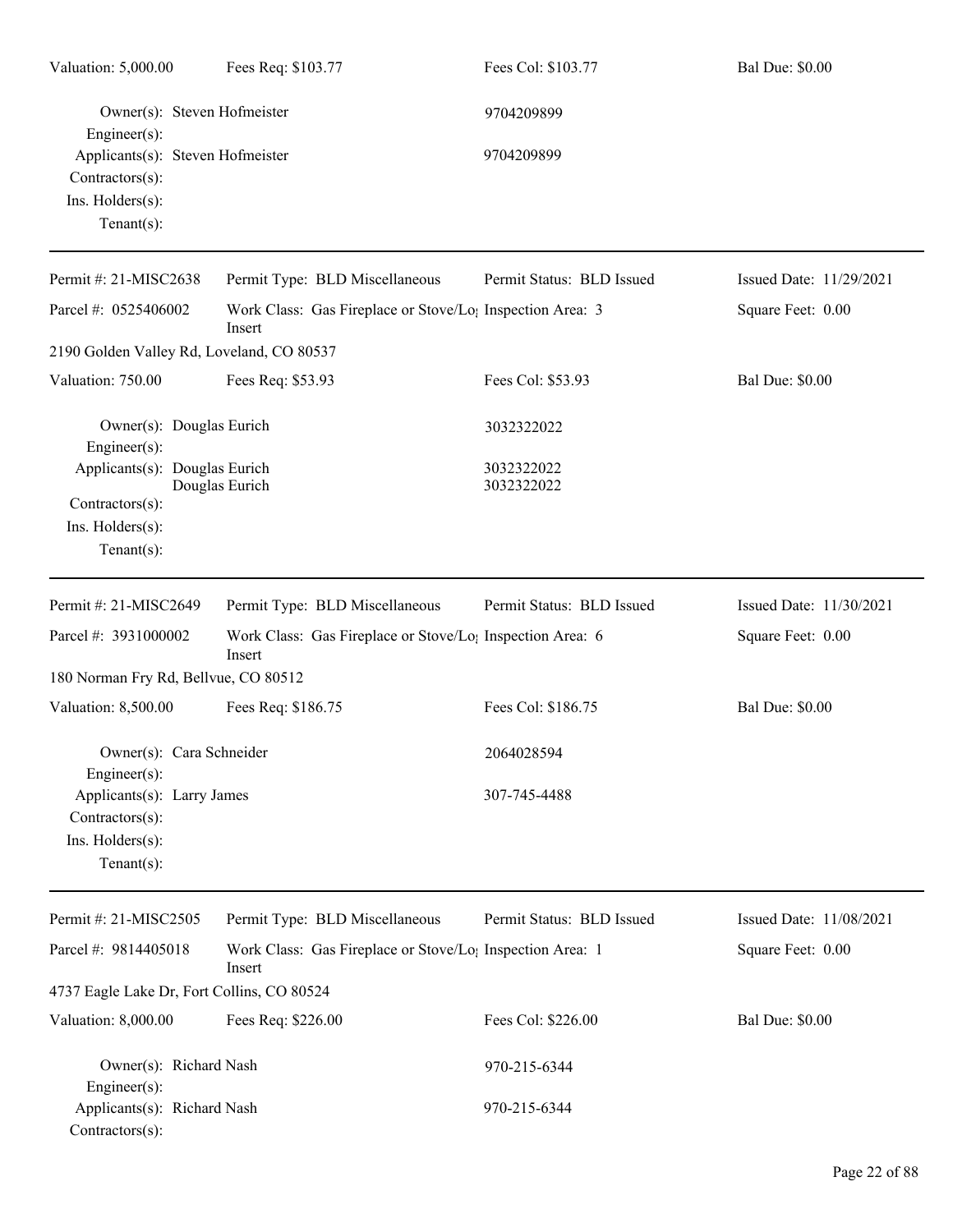Valuation: 5,000.00 | Fees Req: $103.77 | Fees Col: $103.77 | Bal Due: $0.00

Owner(s): Steven Hofmeister 9704209899
Engineer(s):
Applicants(s): Steven Hofmeister 9704209899
Contractors(s):
Ins. Holders(s):
Tenant(s):

---

Permit #: 21-MISC2638 | Permit Type: BLD Miscellaneous | Permit Status: BLD Issued | Issued Date: 11/29/2021

Parcel #: 0525406002 | Work Class: Gas Fireplace or Stove/Log Insert | Inspection Area: 3 | Square Feet: 0.00

2190 Golden Valley Rd, Loveland, CO 80537

Valuation: 750.00 | Fees Req: $53.93 | Fees Col: $53.93 | Bal Due: $0.00

Owner(s): Douglas Eurich 3032322022
Engineer(s):
Applicants(s): Douglas Eurich 3032322022
Douglas Eurich 3032322022
Contractors(s):
Ins. Holders(s):
Tenant(s):

---

Permit #: 21-MISC2649 | Permit Type: BLD Miscellaneous | Permit Status: BLD Issued | Issued Date: 11/30/2021

Parcel #: 3931000002 | Work Class: Gas Fireplace or Stove/Log Insert | Inspection Area: 6 | Square Feet: 0.00

180 Norman Fry Rd, Bellvue, CO 80512

Valuation: 8,500.00 | Fees Req: $186.75 | Fees Col: $186.75 | Bal Due: $0.00

Owner(s): Cara Schneider 2064028594
Engineer(s):
Applicants(s): Larry James 307-745-4488
Contractors(s):
Ins. Holders(s):
Tenant(s):

---

Permit #: 21-MISC2505 | Permit Type: BLD Miscellaneous | Permit Status: BLD Issued | Issued Date: 11/08/2021

Parcel #: 9814405018 | Work Class: Gas Fireplace or Stove/Log Insert | Inspection Area: 1 | Square Feet: 0.00

4737 Eagle Lake Dr, Fort Collins, CO 80524

Valuation: 8,000.00 | Fees Req: $226.00 | Fees Col: $226.00 | Bal Due: $0.00

Owner(s): Richard Nash 970-215-6344
Engineer(s):
Applicants(s): Richard Nash 970-215-6344
Contractors(s):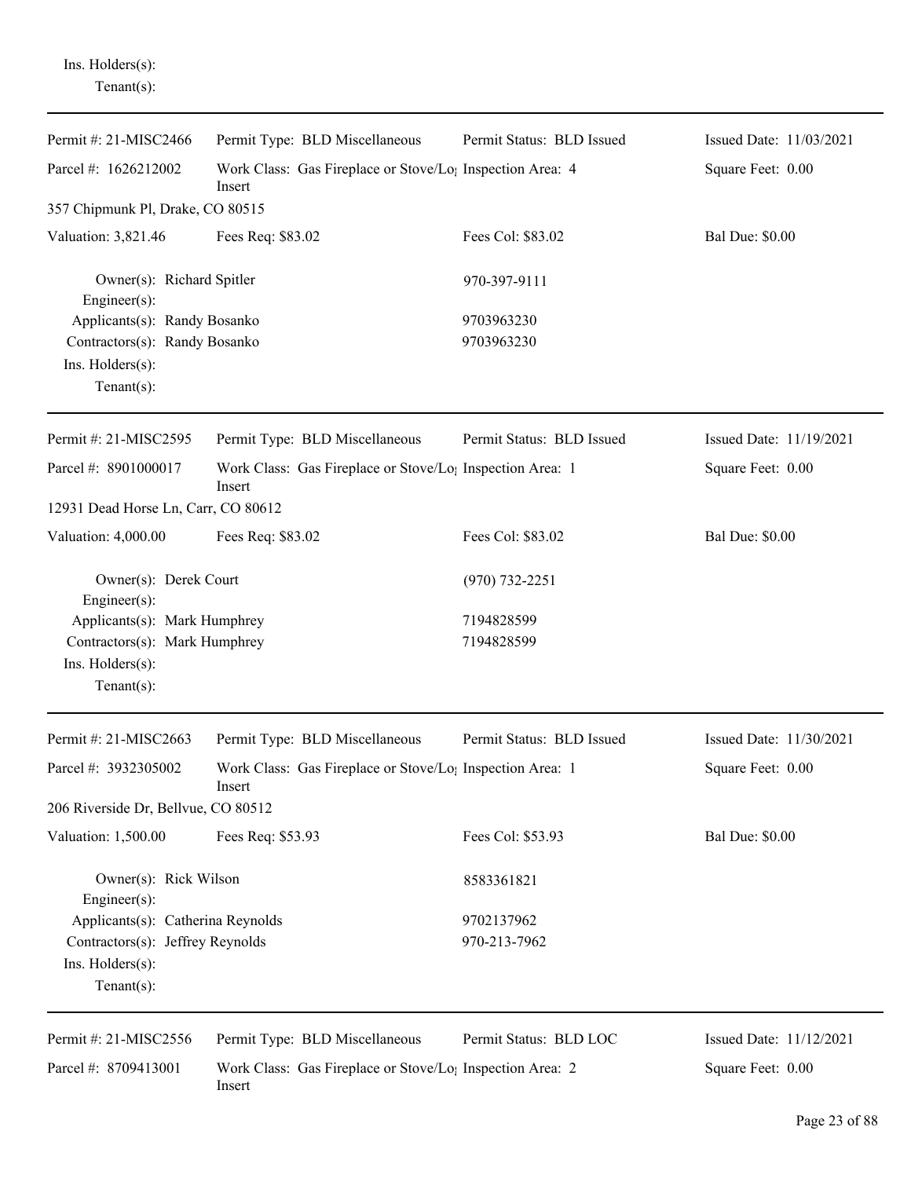Ins. Holders(s):
Tenant(s):

---

| Permit #: 21-MISC2466 | Permit Type: BLD Miscellaneous | Permit Status: BLD Issued | Issued Date: 11/03/2021 |
|---|---|---|---|
| Parcel #: 1626212002 | Work Class: Gas Fireplace or Stove/Log Insert | Inspection Area: 4 | Square Feet: 0.00 |
| 357 Chipmunk Pl, Drake, CO 80515 | | | |
| Valuation: 3,821.46 | Fees Req: $83.02 | Fees Col: $83.02 | Bal Due: $0.00 |

Owner(s): Richard Spitler — 970-397-9111
Engineer(s):
Applicants(s): Randy Bosanko — 9703963230
Contractors(s): Randy Bosanko — 9703963230
Ins. Holders(s):
Tenant(s):

---

| Permit #: 21-MISC2595 | Permit Type: BLD Miscellaneous | Permit Status: BLD Issued | Issued Date: 11/19/2021 |
|---|---|---|---|
| Parcel #: 8901000017 | Work Class: Gas Fireplace or Stove/Log Insert | Inspection Area: 1 | Square Feet: 0.00 |
| 12931 Dead Horse Ln, Carr, CO 80612 | | | |
| Valuation: 4,000.00 | Fees Req: $83.02 | Fees Col: $83.02 | Bal Due: $0.00 |

Owner(s): Derek Court — (970) 732-2251
Engineer(s):
Applicants(s): Mark Humphrey — 7194828599
Contractors(s): Mark Humphrey — 7194828599
Ins. Holders(s):
Tenant(s):

---

| Permit #: 21-MISC2663 | Permit Type: BLD Miscellaneous | Permit Status: BLD Issued | Issued Date: 11/30/2021 |
|---|---|---|---|
| Parcel #: 3932305002 | Work Class: Gas Fireplace or Stove/Log Insert | Inspection Area: 1 | Square Feet: 0.00 |
| 206 Riverside Dr, Bellvue, CO 80512 | | | |
| Valuation: 1,500.00 | Fees Req: $53.93 | Fees Col: $53.93 | Bal Due: $0.00 |

Owner(s): Rick Wilson — 8583361821
Engineer(s):
Applicants(s): Catherina Reynolds — 9702137962
Contractors(s): Jeffrey Reynolds — 970-213-7962
Ins. Holders(s):
Tenant(s):

---

| Permit #: 21-MISC2556 | Permit Type: BLD Miscellaneous | Permit Status: BLD LOC | Issued Date: 11/12/2021 |
|---|---|---|---|
| Parcel #: 8709413001 | Work Class: Gas Fireplace or Stove/Log Insert | Inspection Area: 2 | Square Feet: 0.00 |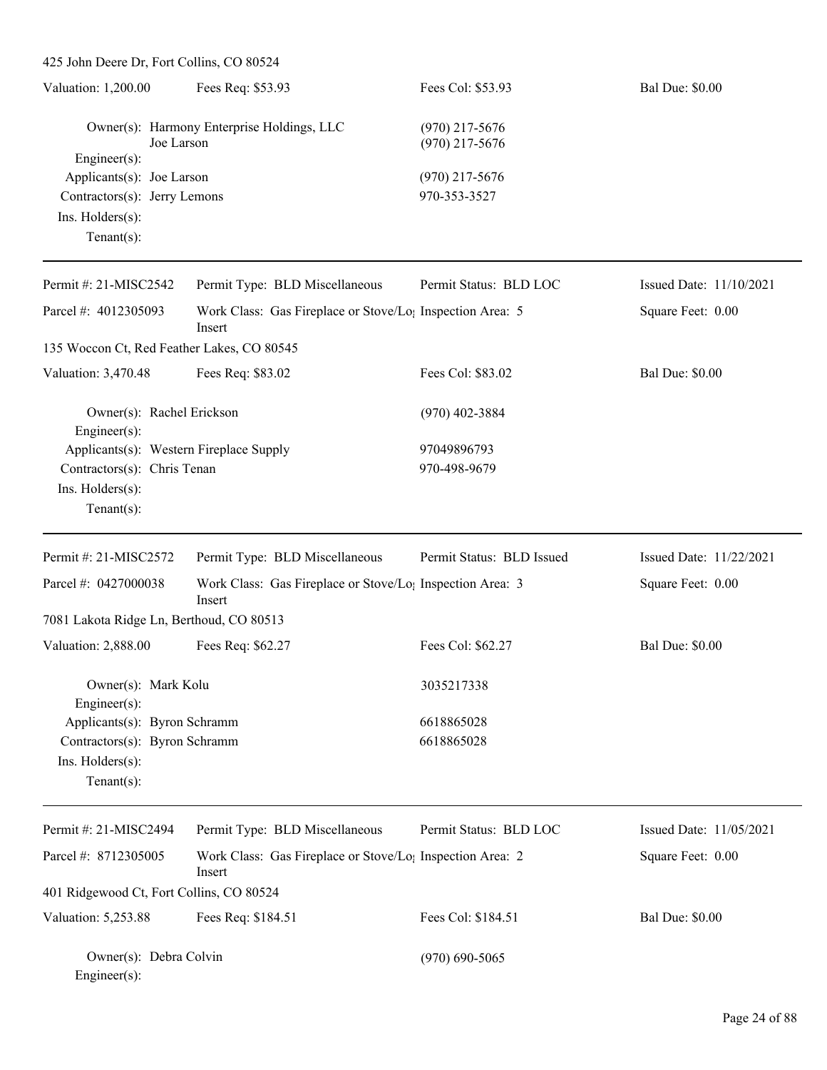425 John Deere Dr, Fort Collins, CO 80524

| Valuation: 1,200.00 | Fees Req: $53.93 | Fees Col: $53.93 | Bal Due: $0.00 |
|---|---|---|---|

Owner(s): Harmony Enterprise Holdings, LLC (970) 217-5676
Joe Larson (970) 217-5676
Engineer(s):
Applicants(s): Joe Larson (970) 217-5676
Contractors(s): Jerry Lemons 970-353-3527
Ins. Holders(s):
Tenant(s):

---

| Permit #: 21-MISC2542 | Permit Type: BLD Miscellaneous | Permit Status: BLD LOC | Issued Date: 11/10/2021 |
|---|---|---|---|
| Parcel #: 4012305093 | Work Class: Gas Fireplace or Stove/Log Insert | Inspection Area: 5 | Square Feet: 0.00 |

135 Woccon Ct, Red Feather Lakes, CO 80545

| Valuation: 3,470.48 | Fees Req: $83.02 | Fees Col: $83.02 | Bal Due: $0.00 |
|---|---|---|---|

Owner(s): Rachel Erickson (970) 402-3884
Engineer(s):
Applicants(s): Western Fireplace Supply 97049896793
Contractors(s): Chris Tenan 970-498-9679
Ins. Holders(s):
Tenant(s):

---

| Permit #: 21-MISC2572 | Permit Type: BLD Miscellaneous | Permit Status: BLD Issued | Issued Date: 11/22/2021 |
|---|---|---|---|
| Parcel #: 0427000038 | Work Class: Gas Fireplace or Stove/Log Insert | Inspection Area: 3 | Square Feet: 0.00 |

7081 Lakota Ridge Ln, Berthoud, CO 80513

| Valuation: 2,888.00 | Fees Req: $62.27 | Fees Col: $62.27 | Bal Due: $0.00 |
|---|---|---|---|

Owner(s): Mark Kolu 3035217338
Engineer(s):
Applicants(s): Byron Schramm 6618865028
Contractors(s): Byron Schramm 6618865028
Ins. Holders(s):
Tenant(s):

---

| Permit #: 21-MISC2494 | Permit Type: BLD Miscellaneous | Permit Status: BLD LOC | Issued Date: 11/05/2021 |
|---|---|---|---|
| Parcel #: 8712305005 | Work Class: Gas Fireplace or Stove/Log Insert | Inspection Area: 2 | Square Feet: 0.00 |

401 Ridgewood Ct, Fort Collins, CO 80524

| Valuation: 5,253.88 | Fees Req: $184.51 | Fees Col: $184.51 | Bal Due: $0.00 |
|---|---|---|---|

Owner(s): Debra Colvin (970) 690-5065
Engineer(s):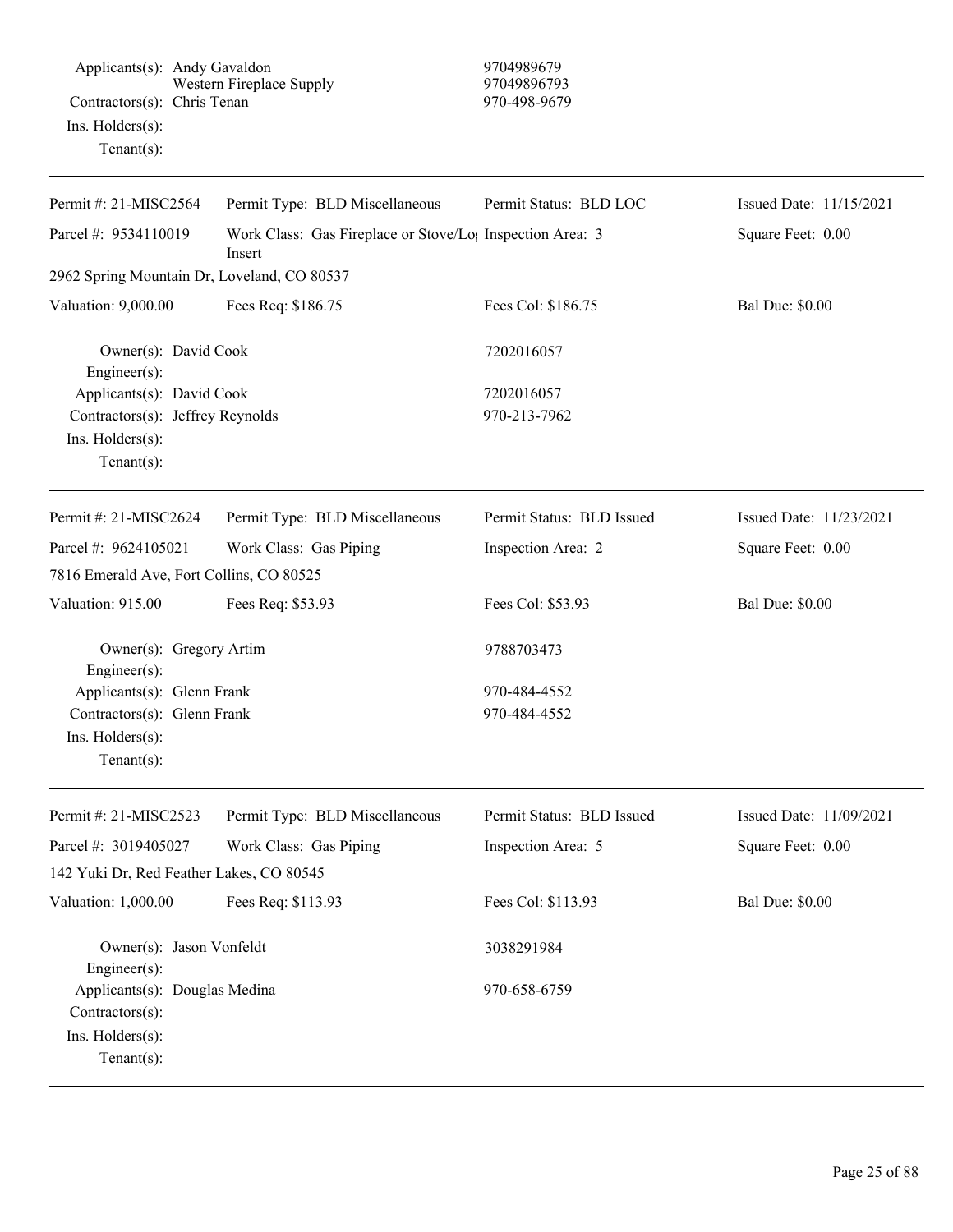| | | |
|---|---|---|
| Applicants(s): | Andy Gavaldon<br>Western Fireplace Supply | 9704989679<br>97049896793 |
| Contractors(s): | Chris Tenan | 970-498-9679 |
| Ins. Holders(s): | | |
| Tenant(s): | | |

---

| Permit #: 21-MISC2564 | Permit Type: BLD Miscellaneous | Permit Status: BLD LOC | Issued Date: 11/15/2021 |
|---|---|---|---|
| Parcel #: 9534110019 | Work Class: Gas Fireplace or Stove/Log Insert | Inspection Area: 3 | Square Feet: 0.00 |
| 2962 Spring Mountain Dr, Loveland, CO 80537 | | | |
| Valuation: 9,000.00 | Fees Req: $186.75 | Fees Col: $186.75 | Bal Due: $0.00 |

| | | |
|---|---|---|
| Owner(s): | David Cook | 7202016057 |
| Engineer(s): | | |
| Applicants(s): | David Cook | 7202016057 |
| Contractors(s): | Jeffrey Reynolds | 970-213-7962 |
| Ins. Holders(s): | | |
| Tenant(s): | | |

---

| Permit #: 21-MISC2624 | Permit Type: BLD Miscellaneous | Permit Status: BLD Issued | Issued Date: 11/23/2021 |
|---|---|---|---|
| Parcel #: 9624105021 | Work Class: Gas Piping | Inspection Area: 2 | Square Feet: 0.00 |
| 7816 Emerald Ave, Fort Collins, CO 80525 | | | |
| Valuation: 915.00 | Fees Req: $53.93 | Fees Col: $53.93 | Bal Due: $0.00 |

| | | |
|---|---|---|
| Owner(s): | Gregory Artim | 9788703473 |
| Engineer(s): | | |
| Applicants(s): | Glenn Frank | 970-484-4552 |
| Contractors(s): | Glenn Frank | 970-484-4552 |
| Ins. Holders(s): | | |
| Tenant(s): | | |

---

| Permit #: 21-MISC2523 | Permit Type: BLD Miscellaneous | Permit Status: BLD Issued | Issued Date: 11/09/2021 |
|---|---|---|---|
| Parcel #: 3019405027 | Work Class: Gas Piping | Inspection Area: 5 | Square Feet: 0.00 |
| 142 Yuki Dr, Red Feather Lakes, CO 80545 | | | |
| Valuation: 1,000.00 | Fees Req: $113.93 | Fees Col: $113.93 | Bal Due: $0.00 |

| | | |
|---|---|---|
| Owner(s): | Jason Vonfeldt | 3038291984 |
| Engineer(s): | | |
| Applicants(s): | Douglas Medina | 970-658-6759 |
| Contractors(s): | | |
| Ins. Holders(s): | | |
| Tenant(s): | | |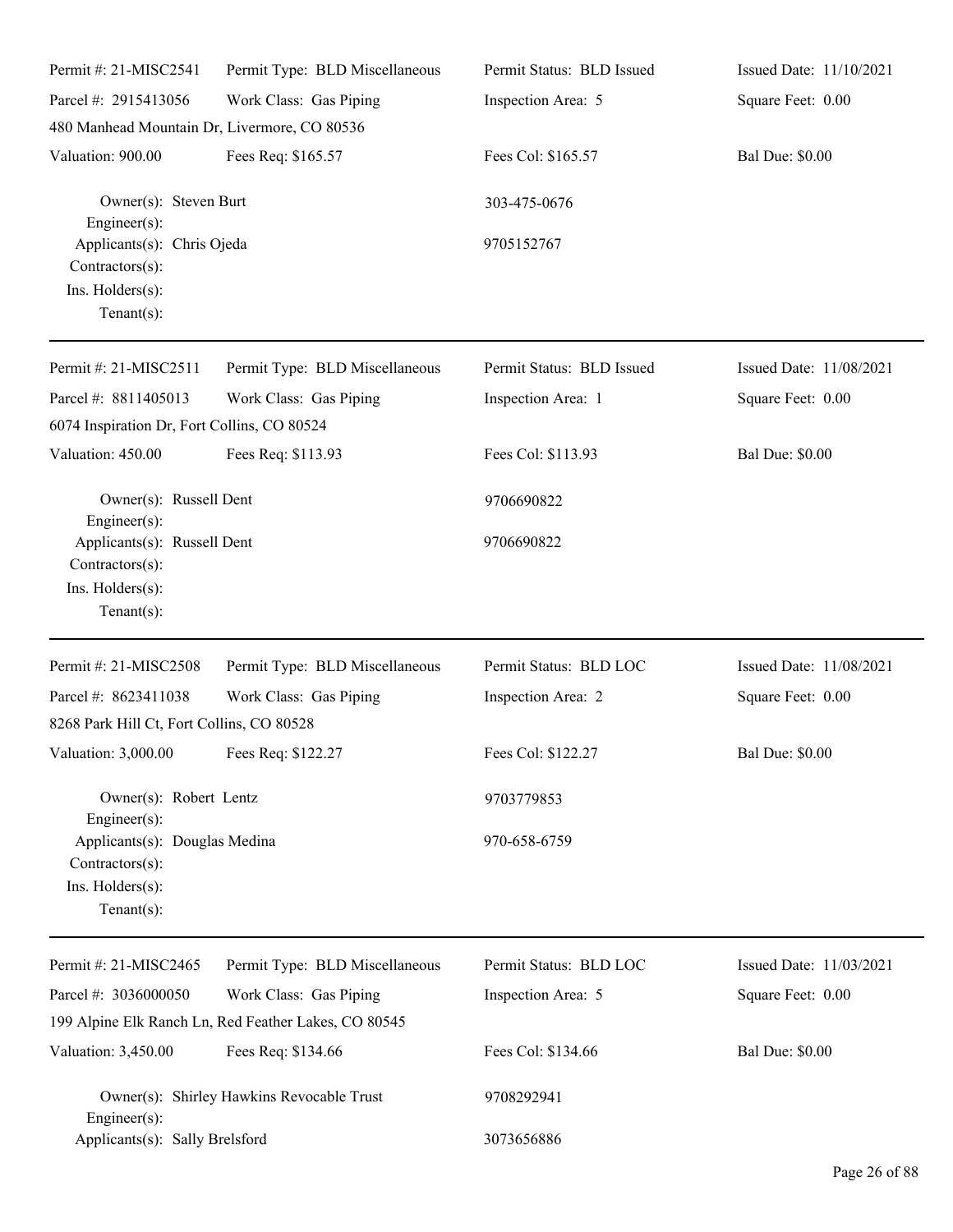Permit #: 21-MISC2541 | Permit Type: BLD Miscellaneous | Permit Status: BLD Issued | Issued Date: 11/10/2021
Parcel #: 2915413056 | Work Class: Gas Piping | Inspection Area: 5 | Square Feet: 0.00
480 Manhead Mountain Dr, Livermore, CO 80536
Valuation: 900.00 | Fees Req: $165.57 | Fees Col: $165.57 | Bal Due: $0.00

Owner(s): Steven Burt 303-475-0676
Engineer(s):
Applicants(s): Chris Ojeda 9705152767
Contractors(s):
Ins. Holders(s):
Tenant(s):

---

Permit #: 21-MISC2511 | Permit Type: BLD Miscellaneous | Permit Status: BLD Issued | Issued Date: 11/08/2021
Parcel #: 8811405013 | Work Class: Gas Piping | Inspection Area: 1 | Square Feet: 0.00
6074 Inspiration Dr, Fort Collins, CO 80524
Valuation: 450.00 | Fees Req: $113.93 | Fees Col: $113.93 | Bal Due: $0.00

Owner(s): Russell Dent 9706690822
Engineer(s):
Applicants(s): Russell Dent 9706690822
Contractors(s):
Ins. Holders(s):
Tenant(s):

---

Permit #: 21-MISC2508 | Permit Type: BLD Miscellaneous | Permit Status: BLD LOC | Issued Date: 11/08/2021
Parcel #: 8623411038 | Work Class: Gas Piping | Inspection Area: 2 | Square Feet: 0.00
8268 Park Hill Ct, Fort Collins, CO 80528
Valuation: 3,000.00 | Fees Req: $122.27 | Fees Col: $122.27 | Bal Due: $0.00

Owner(s): Robert Lentz 9703779853
Engineer(s):
Applicants(s): Douglas Medina 970-658-6759
Contractors(s):
Ins. Holders(s):
Tenant(s):

---

Permit #: 21-MISC2465 | Permit Type: BLD Miscellaneous | Permit Status: BLD LOC | Issued Date: 11/03/2021
Parcel #: 3036000050 | Work Class: Gas Piping | Inspection Area: 5 | Square Feet: 0.00
199 Alpine Elk Ranch Ln, Red Feather Lakes, CO 80545
Valuation: 3,450.00 | Fees Req: $134.66 | Fees Col: $134.66 | Bal Due: $0.00

Owner(s): Shirley Hawkins Revocable Trust 9708292941
Engineer(s):
Applicants(s): Sally Brelsford 3073656886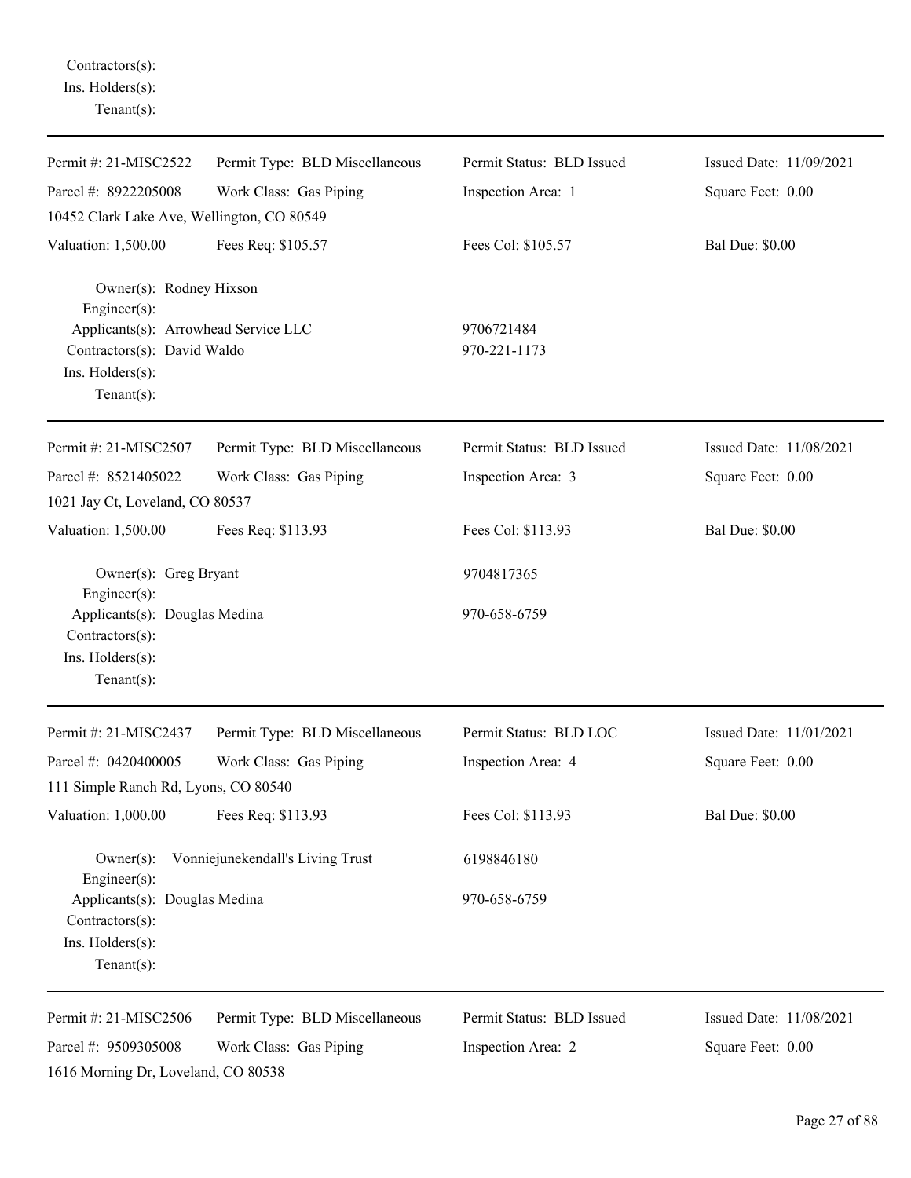Contractors(s):
Ins. Holders(s):
Tenant(s):

---

| Permit #: 21-MISC2522 | Permit Type: BLD Miscellaneous | Permit Status: BLD Issued | Issued Date: 11/09/2021 |
|---|---|---|---|
| Parcel #: 8922205008 | Work Class: Gas Piping | Inspection Area: 1 | Square Feet: 0.00 |
| 10452 Clark Lake Ave, Wellington, CO 80549 | | | |
| Valuation: 1,500.00 | Fees Req: $105.57 | Fees Col: $105.57 | Bal Due: $0.00 |

Owner(s): Rodney Hixson
Engineer(s):
Applicants(s): Arrowhead Service LLC — 9706721484
Contractors(s): David Waldo — 970-221-1173
Ins. Holders(s):
Tenant(s):

---

| Permit #: 21-MISC2507 | Permit Type: BLD Miscellaneous | Permit Status: BLD Issued | Issued Date: 11/08/2021 |
|---|---|---|---|
| Parcel #: 8521405022 | Work Class: Gas Piping | Inspection Area: 3 | Square Feet: 0.00 |
| 1021 Jay Ct, Loveland, CO 80537 | | | |
| Valuation: 1,500.00 | Fees Req: $113.93 | Fees Col: $113.93 | Bal Due: $0.00 |

Owner(s): Greg Bryant — 9704817365
Engineer(s):
Applicants(s): Douglas Medina — 970-658-6759
Contractors(s):
Ins. Holders(s):
Tenant(s):

---

| Permit #: 21-MISC2437 | Permit Type: BLD Miscellaneous | Permit Status: BLD LOC | Issued Date: 11/01/2021 |
|---|---|---|---|
| Parcel #: 0420400005 | Work Class: Gas Piping | Inspection Area: 4 | Square Feet: 0.00 |
| 111 Simple Ranch Rd, Lyons, CO 80540 | | | |
| Valuation: 1,000.00 | Fees Req: $113.93 | Fees Col: $113.93 | Bal Due: $0.00 |

Owner(s): Vonniejunekendall's Living Trust — 6198846180
Engineer(s):
Applicants(s): Douglas Medina — 970-658-6759
Contractors(s):
Ins. Holders(s):
Tenant(s):

---

| Permit #: 21-MISC2506 | Permit Type: BLD Miscellaneous | Permit Status: BLD Issued | Issued Date: 11/08/2021 |
|---|---|---|---|
| Parcel #: 9509305008 | Work Class: Gas Piping | Inspection Area: 2 | Square Feet: 0.00 |
| 1616 Morning Dr, Loveland, CO 80538 | | | |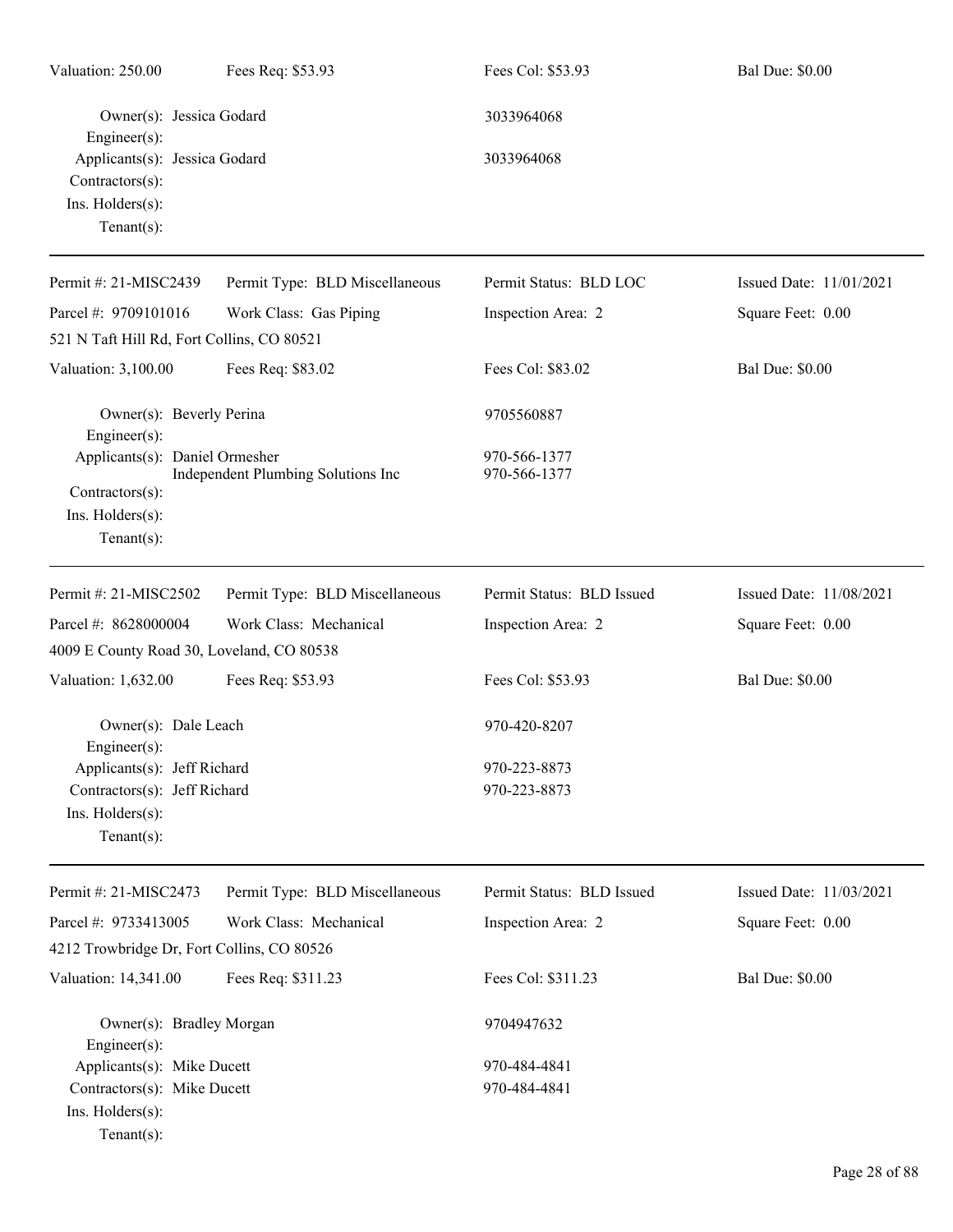Valuation: 250.00 | Fees Req: $53.93 | Fees Col: $53.93 | Bal Due: $0.00

Owner(s): Jessica Godard — 3033964068
Engineer(s):
Applicants(s): Jessica Godard — 3033964068
Contractors(s):
Ins. Holders(s):
Tenant(s):

---

| Permit #: 21-MISC2439 | Permit Type: BLD Miscellaneous | Permit Status: BLD LOC | Issued Date: 11/01/2021 |
|---|---|---|---|
| Parcel #: 9709101016 | Work Class: Gas Piping | Inspection Area: 2 | Square Feet: 0.00 |
| 521 N Taft Hill Rd, Fort Collins, CO 80521 | | | |
| Valuation: 3,100.00 | Fees Req: $83.02 | Fees Col: $83.02 | Bal Due: $0.00 |

Owner(s): Beverly Perina — 9705560887
Engineer(s):
Applicants(s): Daniel Ormesher — 970-566-1377
Independent Plumbing Solutions Inc — 970-566-1377
Contractors(s):
Ins. Holders(s):
Tenant(s):

---

| Permit #: 21-MISC2502 | Permit Type: BLD Miscellaneous | Permit Status: BLD Issued | Issued Date: 11/08/2021 |
|---|---|---|---|
| Parcel #: 8628000004 | Work Class: Mechanical | Inspection Area: 2 | Square Feet: 0.00 |
| 4009 E County Road 30, Loveland, CO 80538 | | | |
| Valuation: 1,632.00 | Fees Req: $53.93 | Fees Col: $53.93 | Bal Due: $0.00 |

Owner(s): Dale Leach — 970-420-8207
Engineer(s):
Applicants(s): Jeff Richard — 970-223-8873
Contractors(s): Jeff Richard — 970-223-8873
Ins. Holders(s):
Tenant(s):

---

| Permit #: 21-MISC2473 | Permit Type: BLD Miscellaneous | Permit Status: BLD Issued | Issued Date: 11/03/2021 |
|---|---|---|---|
| Parcel #: 9733413005 | Work Class: Mechanical | Inspection Area: 2 | Square Feet: 0.00 |
| 4212 Trowbridge Dr, Fort Collins, CO 80526 | | | |
| Valuation: 14,341.00 | Fees Req: $311.23 | Fees Col: $311.23 | Bal Due: $0.00 |

Owner(s): Bradley Morgan — 9704947632
Engineer(s):
Applicants(s): Mike Ducett — 970-484-4841
Contractors(s): Mike Ducett — 970-484-4841
Ins. Holders(s):
Tenant(s):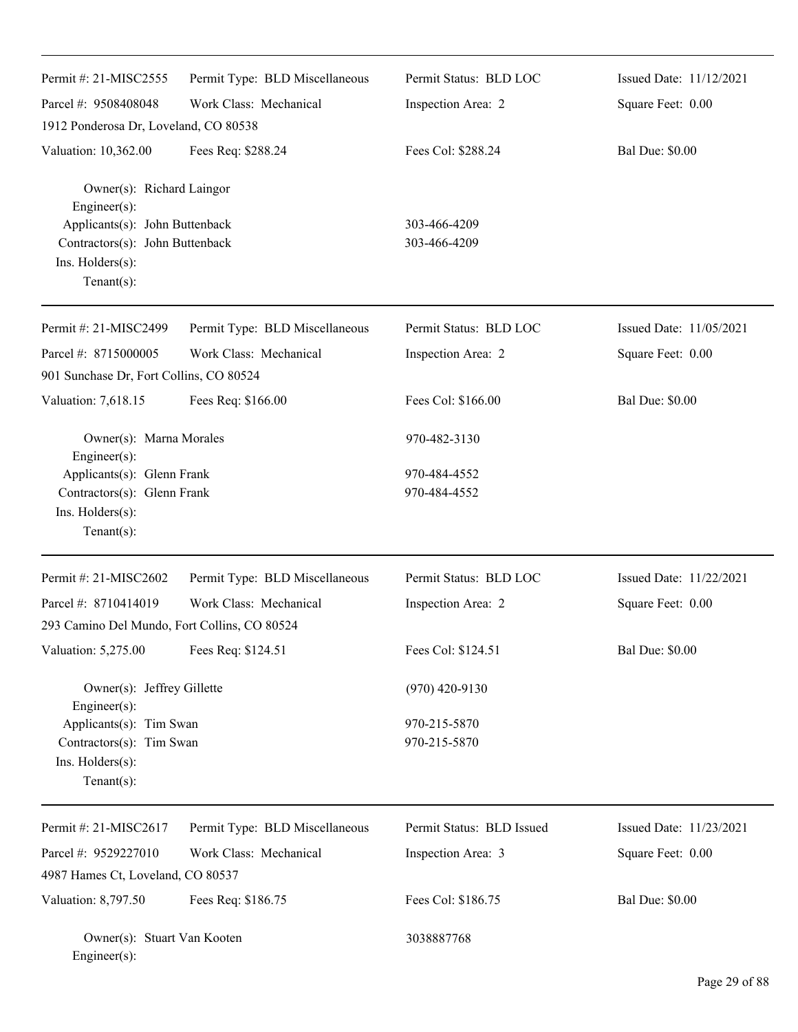Permit #: 21-MISC2555 | Permit Type: BLD Miscellaneous | Permit Status: BLD LOC | Issued Date: 11/12/2021

Parcel #: 9508408048 | Work Class: Mechanical | Inspection Area: 2 | Square Feet: 0.00

1912 Ponderosa Dr, Loveland, CO 80538

Valuation: 10,362.00 | Fees Req: $288.24 | Fees Col: $288.24 | Bal Due: $0.00

Owner(s): Richard Laingor
Engineer(s):
Applicants(s): John Buttenback 303-466-4209
Contractors(s): John Buttenback 303-466-4209
Ins. Holders(s):
Tenant(s):

---

Permit #: 21-MISC2499 | Permit Type: BLD Miscellaneous | Permit Status: BLD LOC | Issued Date: 11/05/2021

Parcel #: 8715000005 | Work Class: Mechanical | Inspection Area: 2 | Square Feet: 0.00

901 Sunchase Dr, Fort Collins, CO 80524

Valuation: 7,618.15 | Fees Req: $166.00 | Fees Col: $166.00 | Bal Due: $0.00

Owner(s): Marna Morales 970-482-3130
Engineer(s):
Applicants(s): Glenn Frank 970-484-4552
Contractors(s): Glenn Frank 970-484-4552
Ins. Holders(s):
Tenant(s):

---

Permit #: 21-MISC2602 | Permit Type: BLD Miscellaneous | Permit Status: BLD LOC | Issued Date: 11/22/2021

Parcel #: 8710414019 | Work Class: Mechanical | Inspection Area: 2 | Square Feet: 0.00

293 Camino Del Mundo, Fort Collins, CO 80524

Valuation: 5,275.00 | Fees Req: $124.51 | Fees Col: $124.51 | Bal Due: $0.00

Owner(s): Jeffrey Gillette (970) 420-9130
Engineer(s):
Applicants(s): Tim Swan 970-215-5870
Contractors(s): Tim Swan 970-215-5870
Ins. Holders(s):
Tenant(s):

---

Permit #: 21-MISC2617 | Permit Type: BLD Miscellaneous | Permit Status: BLD Issued | Issued Date: 11/23/2021

Parcel #: 9529227010 | Work Class: Mechanical | Inspection Area: 3 | Square Feet: 0.00

4987 Hames Ct, Loveland, CO 80537

Valuation: 8,797.50 | Fees Req: $186.75 | Fees Col: $186.75 | Bal Due: $0.00

Owner(s): Stuart Van Kooten 3038887768
Engineer(s):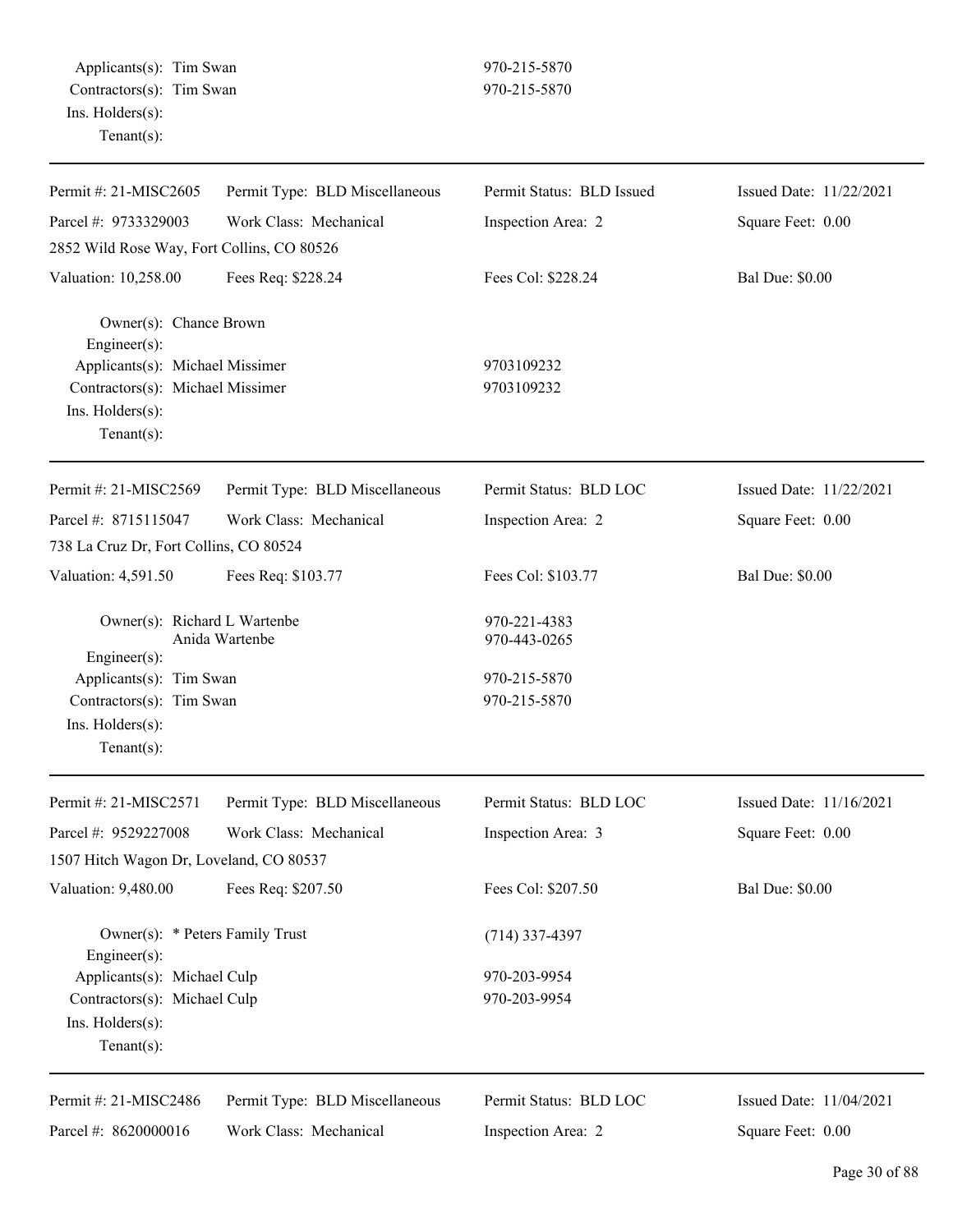Applicants(s): Tim Swan 970-215-5870
Contractors(s): Tim Swan 970-215-5870
Ins. Holders(s):
Tenant(s):

---

| | | | |
|---|---|---|---|
| Permit #: 21-MISC2605 | Permit Type: BLD Miscellaneous | Permit Status: BLD Issued | Issued Date: 11/22/2021 |
| Parcel #: 9733329003 | Work Class: Mechanical | Inspection Area: 2 | Square Feet: 0.00 |
| 2852 Wild Rose Way, Fort Collins, CO 80526 | | | |
| Valuation: 10,258.00 | Fees Req: $228.24 | Fees Col: $228.24 | Bal Due: $0.00 |

Owner(s): Chance Brown
Engineer(s):
Applicants(s): Michael Missimer 9703109232
Contractors(s): Michael Missimer 9703109232
Ins. Holders(s):
Tenant(s):

---

| | | | |
|---|---|---|---|
| Permit #: 21-MISC2569 | Permit Type: BLD Miscellaneous | Permit Status: BLD LOC | Issued Date: 11/22/2021 |
| Parcel #: 8715115047 | Work Class: Mechanical | Inspection Area: 2 | Square Feet: 0.00 |
| 738 La Cruz Dr, Fort Collins, CO 80524 | | | |
| Valuation: 4,591.50 | Fees Req: $103.77 | Fees Col: $103.77 | Bal Due: $0.00 |

Owner(s): Richard L Wartenbe 970-221-4383
Anida Wartenbe 970-443-0265
Engineer(s):
Applicants(s): Tim Swan 970-215-5870
Contractors(s): Tim Swan 970-215-5870
Ins. Holders(s):
Tenant(s):

---

| | | | |
|---|---|---|---|
| Permit #: 21-MISC2571 | Permit Type: BLD Miscellaneous | Permit Status: BLD LOC | Issued Date: 11/16/2021 |
| Parcel #: 9529227008 | Work Class: Mechanical | Inspection Area: 3 | Square Feet: 0.00 |
| 1507 Hitch Wagon Dr, Loveland, CO 80537 | | | |
| Valuation: 9,480.00 | Fees Req: $207.50 | Fees Col: $207.50 | Bal Due: $0.00 |

Owner(s): * Peters Family Trust (714) 337-4397
Engineer(s):
Applicants(s): Michael Culp 970-203-9954
Contractors(s): Michael Culp 970-203-9954
Ins. Holders(s):
Tenant(s):

---

| | | | |
|---|---|---|---|
| Permit #: 21-MISC2486 | Permit Type: BLD Miscellaneous | Permit Status: BLD LOC | Issued Date: 11/04/2021 |
| Parcel #: 8620000016 | Work Class: Mechanical | Inspection Area: 2 | Square Feet: 0.00 |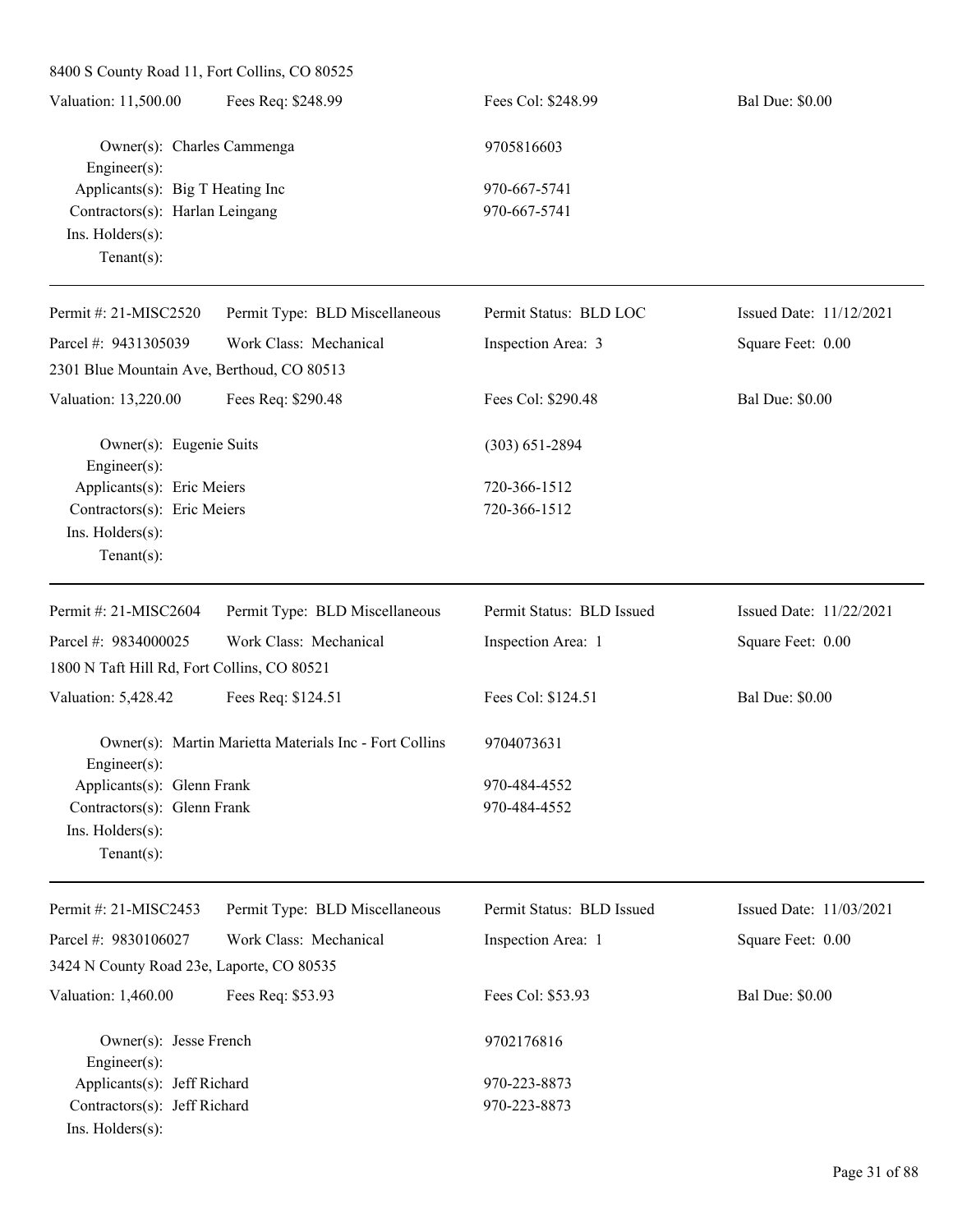8400 S County Road 11, Fort Collins, CO 80525

| Valuation: 11,500.00 | Fees Req: $248.99 | Fees Col: $248.99 | Bal Due: $0.00 |
|---|---|---|---|

Owner(s): Charles Cammenga — 9705816603
Engineer(s):
Applicants(s): Big T Heating Inc — 970-667-5741
Contractors(s): Harlan Leingang — 970-667-5741
Ins. Holders(s):
Tenant(s):

---

| Permit #: 21-MISC2520 | Permit Type: BLD Miscellaneous | Permit Status: BLD LOC | Issued Date: 11/12/2021 |
|---|---|---|---|
| Parcel #: 9431305039 | Work Class: Mechanical | Inspection Area: 3 | Square Feet: 0.00 |
| 2301 Blue Mountain Ave, Berthoud, CO 80513 | | | |
| Valuation: 13,220.00 | Fees Req: $290.48 | Fees Col: $290.48 | Bal Due: $0.00 |

Owner(s): Eugenie Suits — (303) 651-2894
Engineer(s):
Applicants(s): Eric Meiers — 720-366-1512
Contractors(s): Eric Meiers — 720-366-1512
Ins. Holders(s):
Tenant(s):

---

| Permit #: 21-MISC2604 | Permit Type: BLD Miscellaneous | Permit Status: BLD Issued | Issued Date: 11/22/2021 |
|---|---|---|---|
| Parcel #: 9834000025 | Work Class: Mechanical | Inspection Area: 1 | Square Feet: 0.00 |
| 1800 N Taft Hill Rd, Fort Collins, CO 80521 | | | |
| Valuation: 5,428.42 | Fees Req: $124.51 | Fees Col: $124.51 | Bal Due: $0.00 |

Owner(s): Martin Marietta Materials Inc - Fort Collins — 9704073631
Engineer(s):
Applicants(s): Glenn Frank — 970-484-4552
Contractors(s): Glenn Frank — 970-484-4552
Ins. Holders(s):
Tenant(s):

---

| Permit #: 21-MISC2453 | Permit Type: BLD Miscellaneous | Permit Status: BLD Issued | Issued Date: 11/03/2021 |
|---|---|---|---|
| Parcel #: 9830106027 | Work Class: Mechanical | Inspection Area: 1 | Square Feet: 0.00 |
| 3424 N County Road 23e, Laporte, CO 80535 | | | |
| Valuation: 1,460.00 | Fees Req: $53.93 | Fees Col: $53.93 | Bal Due: $0.00 |

Owner(s): Jesse French — 9702176816
Engineer(s):
Applicants(s): Jeff Richard — 970-223-8873
Contractors(s): Jeff Richard — 970-223-8873
Ins. Holders(s):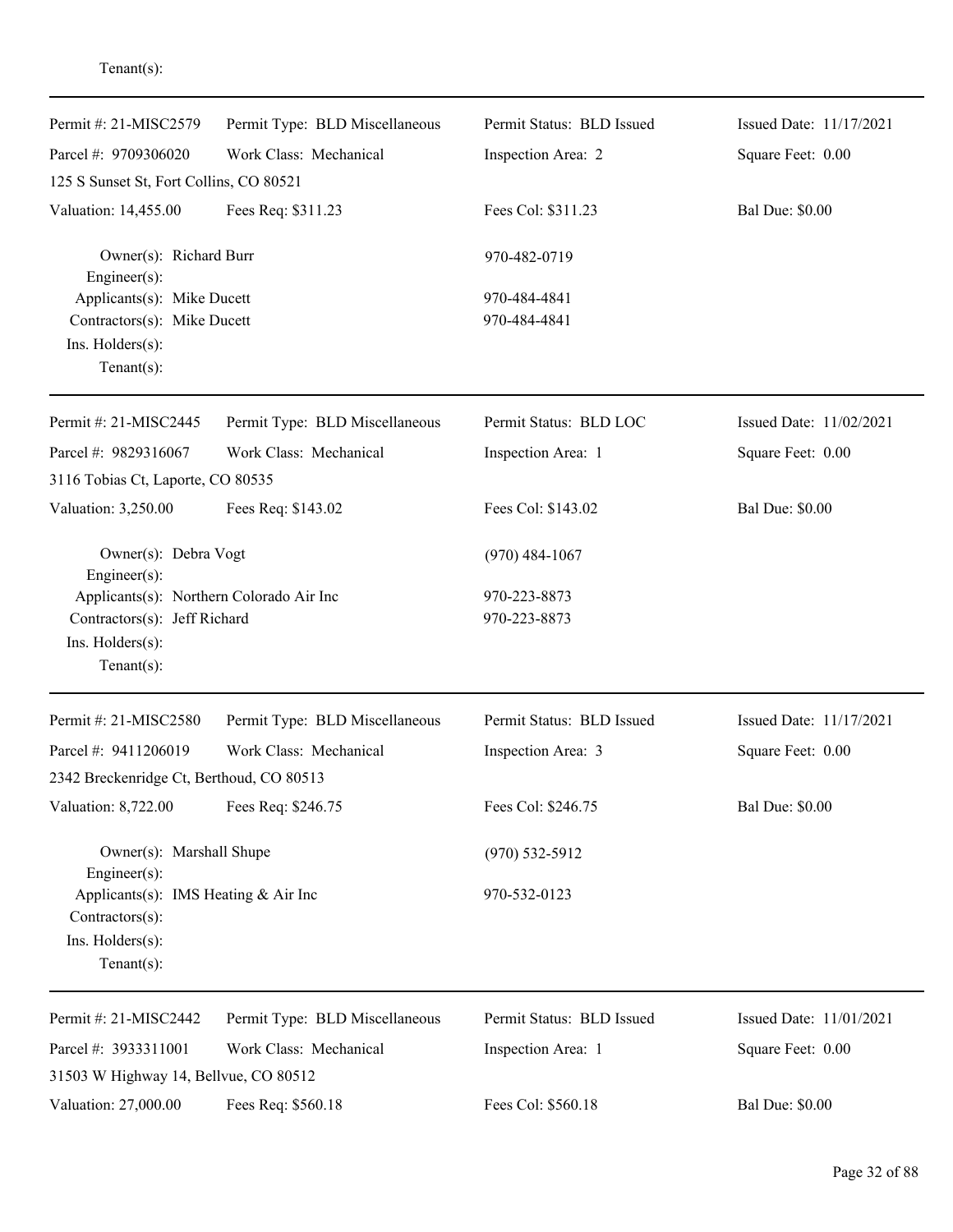Tenant(s):

---

| Permit #: 21-MISC2579 | Permit Type: BLD Miscellaneous | Permit Status: BLD Issued | Issued Date: 11/17/2021 |
|---|---|---|---|
| Parcel #: 9709306020 | Work Class: Mechanical | Inspection Area: 2 | Square Feet: 0.00 |
| 125 S Sunset St, Fort Collins, CO 80521 | | | |
| Valuation: 14,455.00 | Fees Req: $311.23 | Fees Col: $311.23 | Bal Due: $0.00 |

Owner(s): Richard Burr — 970-482-0719
Engineer(s):
Applicants(s): Mike Ducett — 970-484-4841
Contractors(s): Mike Ducett — 970-484-4841
Ins. Holders(s):
Tenant(s):

---

| Permit #: 21-MISC2445 | Permit Type: BLD Miscellaneous | Permit Status: BLD LOC | Issued Date: 11/02/2021 |
|---|---|---|---|
| Parcel #: 9829316067 | Work Class: Mechanical | Inspection Area: 1 | Square Feet: 0.00 |
| 3116 Tobias Ct, Laporte, CO 80535 | | | |
| Valuation: 3,250.00 | Fees Req: $143.02 | Fees Col: $143.02 | Bal Due: $0.00 |

Owner(s): Debra Vogt — (970) 484-1067
Engineer(s):
Applicants(s): Northern Colorado Air Inc — 970-223-8873
Contractors(s): Jeff Richard — 970-223-8873
Ins. Holders(s):
Tenant(s):

---

| Permit #: 21-MISC2580 | Permit Type: BLD Miscellaneous | Permit Status: BLD Issued | Issued Date: 11/17/2021 |
|---|---|---|---|
| Parcel #: 9411206019 | Work Class: Mechanical | Inspection Area: 3 | Square Feet: 0.00 |
| 2342 Breckenridge Ct, Berthoud, CO 80513 | | | |
| Valuation: 8,722.00 | Fees Req: $246.75 | Fees Col: $246.75 | Bal Due: $0.00 |

Owner(s): Marshall Shupe — (970) 532-5912
Engineer(s):
Applicants(s): IMS Heating & Air Inc — 970-532-0123
Contractors(s):
Ins. Holders(s):
Tenant(s):

---

| Permit #: 21-MISC2442 | Permit Type: BLD Miscellaneous | Permit Status: BLD Issued | Issued Date: 11/01/2021 |
|---|---|---|---|
| Parcel #: 3933311001 | Work Class: Mechanical | Inspection Area: 1 | Square Feet: 0.00 |
| 31503 W Highway 14, Bellvue, CO 80512 | | | |
| Valuation: 27,000.00 | Fees Req: $560.18 | Fees Col: $560.18 | Bal Due: $0.00 |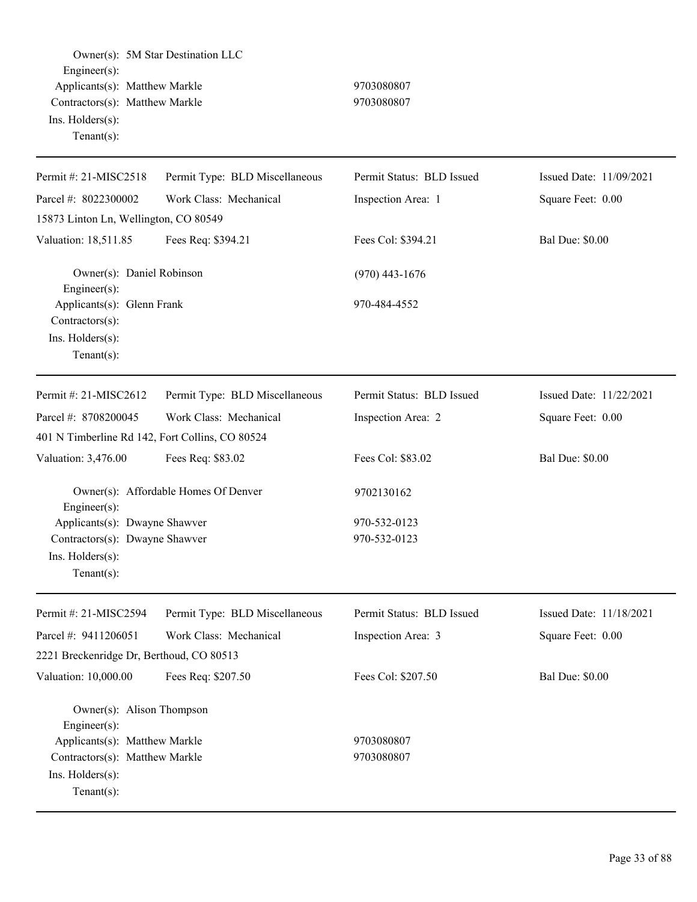Owner(s): 5M Star Destination LLC
Engineer(s):
Applicants(s): Matthew Markle 9703080807
Contractors(s): Matthew Markle 9703080807
Ins. Holders(s):
Tenant(s):

---

| Permit #: 21-MISC2518 | Permit Type: BLD Miscellaneous | Permit Status: BLD Issued | Issued Date: 11/09/2021 |
|---|---|---|---|
| Parcel #: 8022300002 | Work Class: Mechanical | Inspection Area: 1 | Square Feet: 0.00 |
| 15873 Linton Ln, Wellington, CO 80549 | | | |
| Valuation: 18,511.85 | Fees Req: $394.21 | Fees Col: $394.21 | Bal Due: $0.00 |

Owner(s): Daniel Robinson (970) 443-1676
Engineer(s):
Applicants(s): Glenn Frank 970-484-4552
Contractors(s):
Ins. Holders(s):
Tenant(s):

---

| Permit #: 21-MISC2612 | Permit Type: BLD Miscellaneous | Permit Status: BLD Issued | Issued Date: 11/22/2021 |
|---|---|---|---|
| Parcel #: 8708200045 | Work Class: Mechanical | Inspection Area: 2 | Square Feet: 0.00 |
| 401 N Timberline Rd 142, Fort Collins, CO 80524 | | | |
| Valuation: 3,476.00 | Fees Req: $83.02 | Fees Col: $83.02 | Bal Due: $0.00 |

Owner(s): Affordable Homes Of Denver 9702130162
Engineer(s):
Applicants(s): Dwayne Shawver 970-532-0123
Contractors(s): Dwayne Shawver 970-532-0123
Ins. Holders(s):
Tenant(s):

---

| Permit #: 21-MISC2594 | Permit Type: BLD Miscellaneous | Permit Status: BLD Issued | Issued Date: 11/18/2021 |
|---|---|---|---|
| Parcel #: 9411206051 | Work Class: Mechanical | Inspection Area: 3 | Square Feet: 0.00 |
| 2221 Breckenridge Dr, Berthoud, CO 80513 | | | |
| Valuation: 10,000.00 | Fees Req: $207.50 | Fees Col: $207.50 | Bal Due: $0.00 |

Owner(s): Alison Thompson
Engineer(s):
Applicants(s): Matthew Markle 9703080807
Contractors(s): Matthew Markle 9703080807
Ins. Holders(s):
Tenant(s):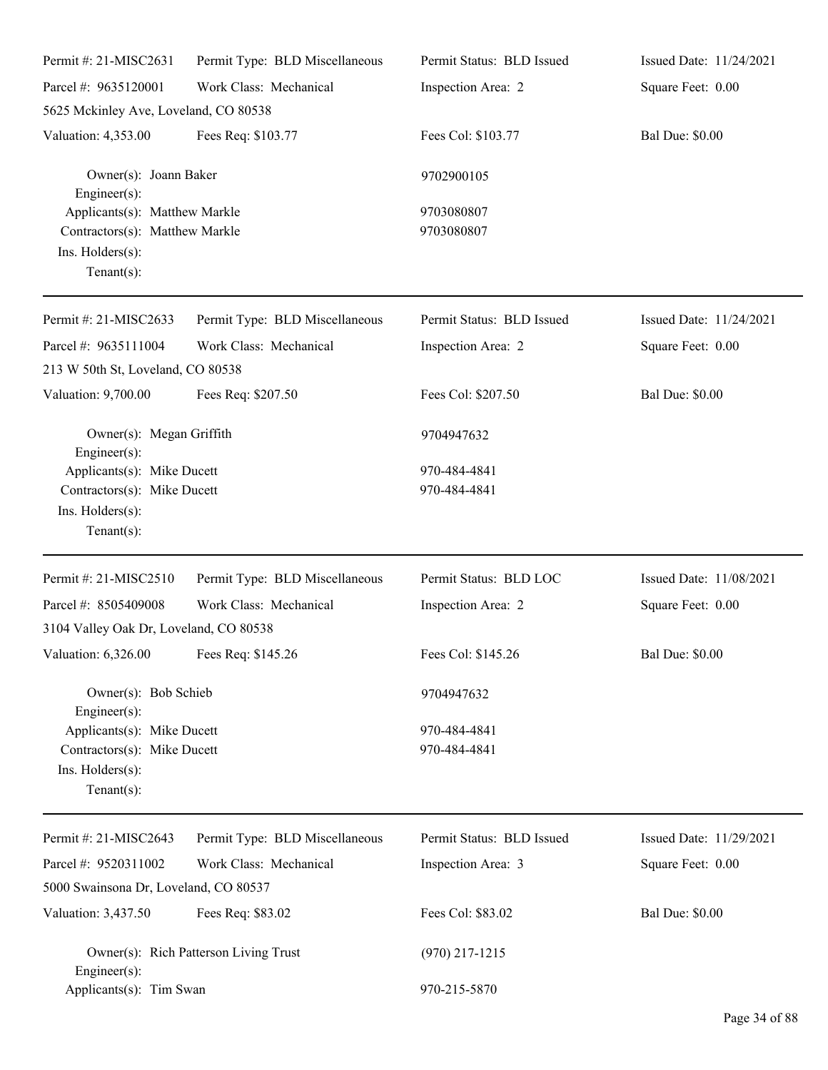| Permit #: 21-MISC2631 | Permit Type: BLD Miscellaneous | Permit Status: BLD Issued | Issued Date: 11/24/2021 |
|---|---|---|---|
| Parcel #: 9635120001 | Work Class: Mechanical | Inspection Area: 2 | Square Feet: 0.00 |
| 5625 Mckinley Ave, Loveland, CO 80538 | | | |
| Valuation: 4,353.00 | Fees Req: $103.77 | Fees Col: $103.77 | Bal Due: $0.00 |

Owner(s): Joann Baker — 9702900105
Engineer(s):
Applicants(s): Matthew Markle — 9703080807
Contractors(s): Matthew Markle — 9703080807
Ins. Holders(s):
Tenant(s):

---

| Permit #: 21-MISC2633 | Permit Type: BLD Miscellaneous | Permit Status: BLD Issued | Issued Date: 11/24/2021 |
|---|---|---|---|
| Parcel #: 9635111004 | Work Class: Mechanical | Inspection Area: 2 | Square Feet: 0.00 |
| 213 W 50th St, Loveland, CO 80538 | | | |
| Valuation: 9,700.00 | Fees Req: $207.50 | Fees Col: $207.50 | Bal Due: $0.00 |

Owner(s): Megan Griffith — 9704947632
Engineer(s):
Applicants(s): Mike Ducett — 970-484-4841
Contractors(s): Mike Ducett — 970-484-4841
Ins. Holders(s):
Tenant(s):

---

| Permit #: 21-MISC2510 | Permit Type: BLD Miscellaneous | Permit Status: BLD LOC | Issued Date: 11/08/2021 |
|---|---|---|---|
| Parcel #: 8505409008 | Work Class: Mechanical | Inspection Area: 2 | Square Feet: 0.00 |
| 3104 Valley Oak Dr, Loveland, CO 80538 | | | |
| Valuation: 6,326.00 | Fees Req: $145.26 | Fees Col: $145.26 | Bal Due: $0.00 |

Owner(s): Bob Schieb — 9704947632
Engineer(s):
Applicants(s): Mike Ducett — 970-484-4841
Contractors(s): Mike Ducett — 970-484-4841
Ins. Holders(s):
Tenant(s):

---

| Permit #: 21-MISC2643 | Permit Type: BLD Miscellaneous | Permit Status: BLD Issued | Issued Date: 11/29/2021 |
|---|---|---|---|
| Parcel #: 9520311002 | Work Class: Mechanical | Inspection Area: 3 | Square Feet: 0.00 |
| 5000 Swainsona Dr, Loveland, CO 80537 | | | |
| Valuation: 3,437.50 | Fees Req: $83.02 | Fees Col: $83.02 | Bal Due: $0.00 |

Owner(s): Rich Patterson Living Trust — (970) 217-1215
Engineer(s):
Applicants(s): Tim Swan — 970-215-5870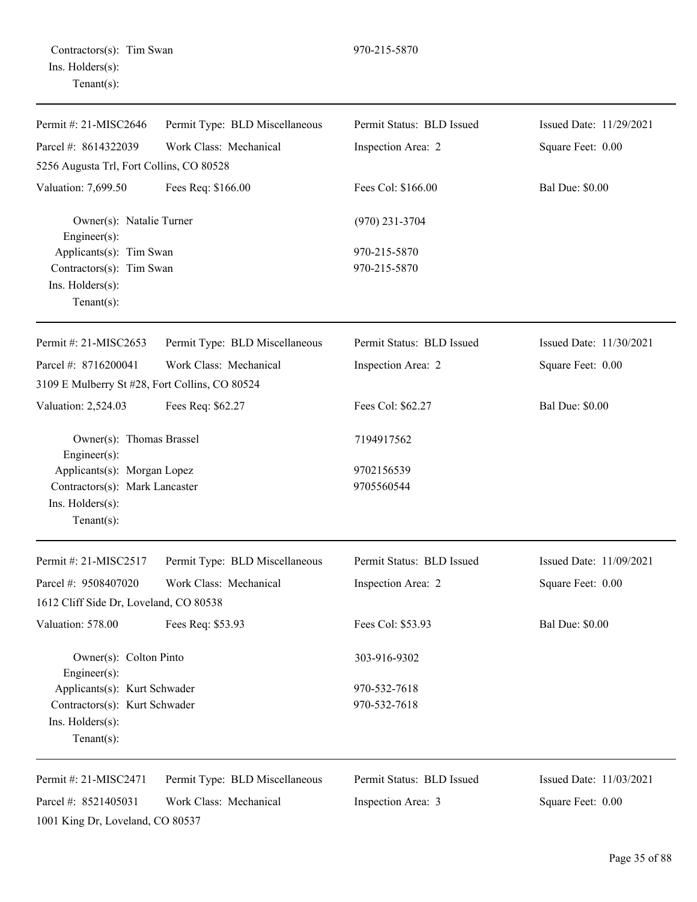Contractors(s): Tim Swan 970-215-5870
Ins. Holders(s):
Tenant(s):

---

| Permit #: 21-MISC2646 | Permit Type: BLD Miscellaneous | Permit Status: BLD Issued | Issued Date: 11/29/2021 |
|---|---|---|---|
| Parcel #: 8614322039 | Work Class: Mechanical | Inspection Area: 2 | Square Feet: 0.00 |
| 5256 Augusta Trl, Fort Collins, CO 80528 | | | |
| Valuation: 7,699.50 | Fees Req: $166.00 | Fees Col: $166.00 | Bal Due: $0.00 |

Owner(s): Natalie Turner (970) 231-3704
Engineer(s):
Applicants(s): Tim Swan 970-215-5870
Contractors(s): Tim Swan 970-215-5870
Ins. Holders(s):
Tenant(s):

---

| Permit #: 21-MISC2653 | Permit Type: BLD Miscellaneous | Permit Status: BLD Issued | Issued Date: 11/30/2021 |
|---|---|---|---|
| Parcel #: 8716200041 | Work Class: Mechanical | Inspection Area: 2 | Square Feet: 0.00 |
| 3109 E Mulberry St #28, Fort Collins, CO 80524 | | | |
| Valuation: 2,524.03 | Fees Req: $62.27 | Fees Col: $62.27 | Bal Due: $0.00 |

Owner(s): Thomas Brassel 7194917562
Engineer(s):
Applicants(s): Morgan Lopez 9702156539
Contractors(s): Mark Lancaster 9705560544
Ins. Holders(s):
Tenant(s):

---

| Permit #: 21-MISC2517 | Permit Type: BLD Miscellaneous | Permit Status: BLD Issued | Issued Date: 11/09/2021 |
|---|---|---|---|
| Parcel #: 9508407020 | Work Class: Mechanical | Inspection Area: 2 | Square Feet: 0.00 |
| 1612 Cliff Side Dr, Loveland, CO 80538 | | | |
| Valuation: 578.00 | Fees Req: $53.93 | Fees Col: $53.93 | Bal Due: $0.00 |

Owner(s): Colton Pinto 303-916-9302
Engineer(s):
Applicants(s): Kurt Schwader 970-532-7618
Contractors(s): Kurt Schwader 970-532-7618
Ins. Holders(s):
Tenant(s):

---

| Permit #: 21-MISC2471 | Permit Type: BLD Miscellaneous | Permit Status: BLD Issued | Issued Date: 11/03/2021 |
|---|---|---|---|
| Parcel #: 8521405031 | Work Class: Mechanical | Inspection Area: 3 | Square Feet: 0.00 |
| 1001 King Dr, Loveland, CO 80537 | | | |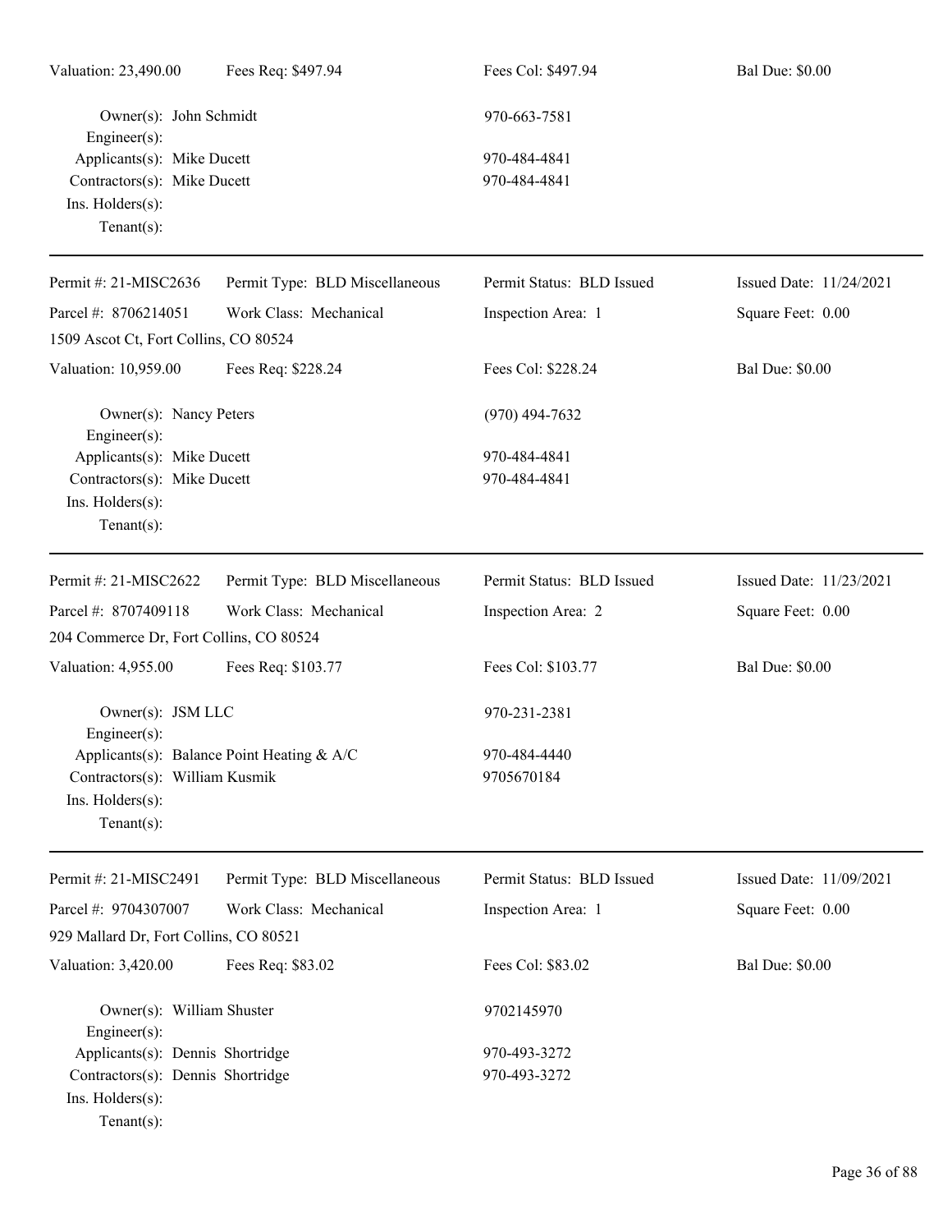| Valuation: 23,490.00 | Fees Req: $497.94 | Fees Col: $497.94 | Bal Due: $0.00 |
|---|---|---|---|

Owner(s): John Schmidt — 970-663-7581
Engineer(s):
Applicants(s): Mike Ducett — 970-484-4841
Contractors(s): Mike Ducett — 970-484-4841
Ins. Holders(s):
Tenant(s):

---

| Permit #: 21-MISC2636 | Permit Type: BLD Miscellaneous | Permit Status: BLD Issued | Issued Date: 11/24/2021 |
|---|---|---|---|
| Parcel #: 8706214051 | Work Class: Mechanical | Inspection Area: 1 | Square Feet: 0.00 |
| 1509 Ascot Ct, Fort Collins, CO 80524 | | | |
| Valuation: 10,959.00 | Fees Req: $228.24 | Fees Col: $228.24 | Bal Due: $0.00 |

Owner(s): Nancy Peters — (970) 494-7632
Engineer(s):
Applicants(s): Mike Ducett — 970-484-4841
Contractors(s): Mike Ducett — 970-484-4841
Ins. Holders(s):
Tenant(s):

---

| Permit #: 21-MISC2622 | Permit Type: BLD Miscellaneous | Permit Status: BLD Issued | Issued Date: 11/23/2021 |
|---|---|---|---|
| Parcel #: 8707409118 | Work Class: Mechanical | Inspection Area: 2 | Square Feet: 0.00 |
| 204 Commerce Dr, Fort Collins, CO 80524 | | | |
| Valuation: 4,955.00 | Fees Req: $103.77 | Fees Col: $103.77 | Bal Due: $0.00 |

Owner(s): JSM LLC — 970-231-2381
Engineer(s):
Applicants(s): Balance Point Heating & A/C — 970-484-4440
Contractors(s): William Kusmik — 9705670184
Ins. Holders(s):
Tenant(s):

---

| Permit #: 21-MISC2491 | Permit Type: BLD Miscellaneous | Permit Status: BLD Issued | Issued Date: 11/09/2021 |
|---|---|---|---|
| Parcel #: 9704307007 | Work Class: Mechanical | Inspection Area: 1 | Square Feet: 0.00 |
| 929 Mallard Dr, Fort Collins, CO 80521 | | | |
| Valuation: 3,420.00 | Fees Req: $83.02 | Fees Col: $83.02 | Bal Due: $0.00 |

Owner(s): William Shuster — 9702145970
Engineer(s):
Applicants(s): Dennis Shortridge — 970-493-3272
Contractors(s): Dennis Shortridge — 970-493-3272
Ins. Holders(s):
Tenant(s):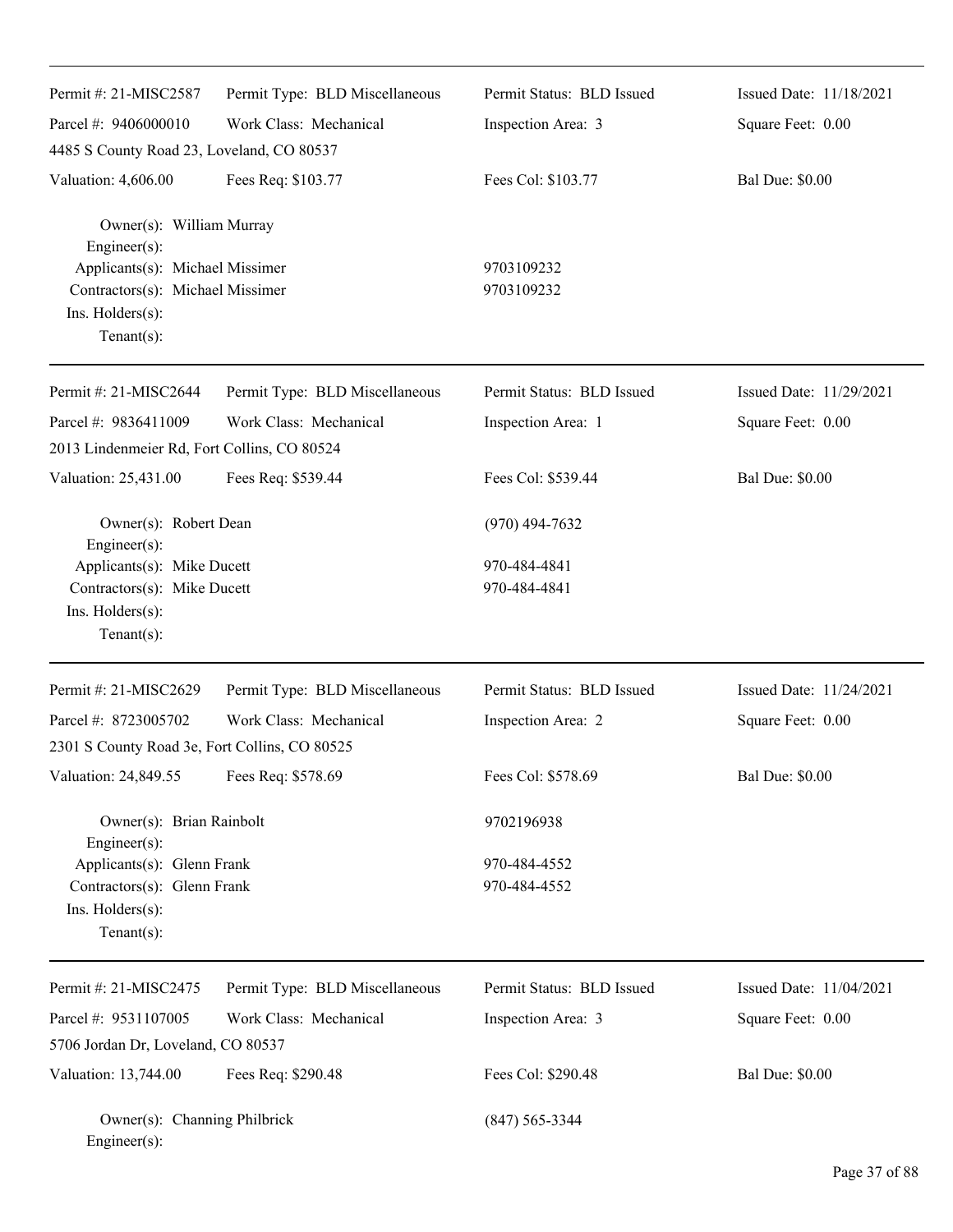Permit #: 21-MISC2587 | Permit Type: BLD Miscellaneous | Permit Status: BLD Issued | Issued Date: 11/18/2021
Parcel #: 9406000010 | Work Class: Mechanical | Inspection Area: 3 | Square Feet: 0.00
4485 S County Road 23, Loveland, CO 80537
Valuation: 4,606.00 | Fees Req: $103.77 | Fees Col: $103.77 | Bal Due: $0.00

Owner(s): William Murray
Engineer(s):
Applicants(s): Michael Missimer 9703109232
Contractors(s): Michael Missimer 9703109232
Ins. Holders(s):
Tenant(s):

---

Permit #: 21-MISC2644 | Permit Type: BLD Miscellaneous | Permit Status: BLD Issued | Issued Date: 11/29/2021
Parcel #: 9836411009 | Work Class: Mechanical | Inspection Area: 1 | Square Feet: 0.00
2013 Lindenmeier Rd, Fort Collins, CO 80524
Valuation: 25,431.00 | Fees Req: $539.44 | Fees Col: $539.44 | Bal Due: $0.00

Owner(s): Robert Dean (970) 494-7632
Engineer(s):
Applicants(s): Mike Ducett 970-484-4841
Contractors(s): Mike Ducett 970-484-4841
Ins. Holders(s):
Tenant(s):

---

Permit #: 21-MISC2629 | Permit Type: BLD Miscellaneous | Permit Status: BLD Issued | Issued Date: 11/24/2021
Parcel #: 8723005702 | Work Class: Mechanical | Inspection Area: 2 | Square Feet: 0.00
2301 S County Road 3e, Fort Collins, CO 80525
Valuation: 24,849.55 | Fees Req: $578.69 | Fees Col: $578.69 | Bal Due: $0.00

Owner(s): Brian Rainbolt 9702196938
Engineer(s):
Applicants(s): Glenn Frank 970-484-4552
Contractors(s): Glenn Frank 970-484-4552
Ins. Holders(s):
Tenant(s):

---

Permit #: 21-MISC2475 | Permit Type: BLD Miscellaneous | Permit Status: BLD Issued | Issued Date: 11/04/2021
Parcel #: 9531107005 | Work Class: Mechanical | Inspection Area: 3 | Square Feet: 0.00
5706 Jordan Dr, Loveland, CO 80537
Valuation: 13,744.00 | Fees Req: $290.48 | Fees Col: $290.48 | Bal Due: $0.00

Owner(s): Channing Philbrick (847) 565-3344
Engineer(s):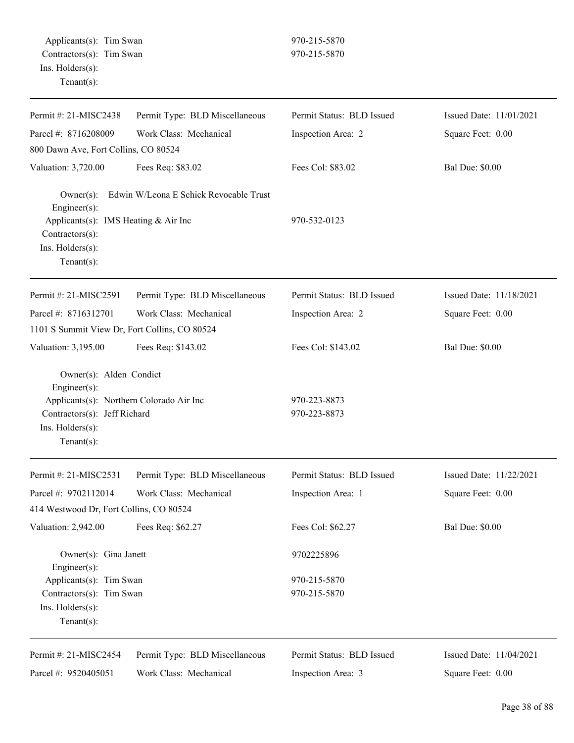Applicants(s): Tim Swan 970-215-5870
Contractors(s): Tim Swan 970-215-5870
Ins. Holders(s):
Tenant(s):

---

| Permit #: 21-MISC2438 | Permit Type: BLD Miscellaneous | Permit Status: BLD Issued | Issued Date: 11/01/2021 |
|---|---|---|---|
| Parcel #: 8716208009 | Work Class: Mechanical | Inspection Area: 2 | Square Feet: 0.00 |
| 800 Dawn Ave, Fort Collins, CO 80524 | | | |
| Valuation: 3,720.00 | Fees Req: $83.02 | Fees Col: $83.02 | Bal Due: $0.00 |

Owner(s): Edwin W/Leona E Schick Revocable Trust
Engineer(s):
Applicants(s): IMS Heating & Air Inc 970-532-0123
Contractors(s):
Ins. Holders(s):
Tenant(s):

---

| Permit #: 21-MISC2591 | Permit Type: BLD Miscellaneous | Permit Status: BLD Issued | Issued Date: 11/18/2021 |
|---|---|---|---|
| Parcel #: 8716312701 | Work Class: Mechanical | Inspection Area: 2 | Square Feet: 0.00 |
| 1101 S Summit View Dr, Fort Collins, CO 80524 | | | |
| Valuation: 3,195.00 | Fees Req: $143.02 | Fees Col: $143.02 | Bal Due: $0.00 |

Owner(s): Alden Condict
Engineer(s):
Applicants(s): Northern Colorado Air Inc 970-223-8873
Contractors(s): Jeff Richard 970-223-8873
Ins. Holders(s):
Tenant(s):

---

| Permit #: 21-MISC2531 | Permit Type: BLD Miscellaneous | Permit Status: BLD Issued | Issued Date: 11/22/2021 |
|---|---|---|---|
| Parcel #: 9702112014 | Work Class: Mechanical | Inspection Area: 1 | Square Feet: 0.00 |
| 414 Westwood Dr, Fort Collins, CO 80524 | | | |
| Valuation: 2,942.00 | Fees Req: $62.27 | Fees Col: $62.27 | Bal Due: $0.00 |

Owner(s): Gina Janett 9702225896
Engineer(s):
Applicants(s): Tim Swan 970-215-5870
Contractors(s): Tim Swan 970-215-5870
Ins. Holders(s):
Tenant(s):

---

| Permit #: 21-MISC2454 | Permit Type: BLD Miscellaneous | Permit Status: BLD Issued | Issued Date: 11/04/2021 |
|---|---|---|---|
| Parcel #: 9520405051 | Work Class: Mechanical | Inspection Area: 3 | Square Feet: 0.00 |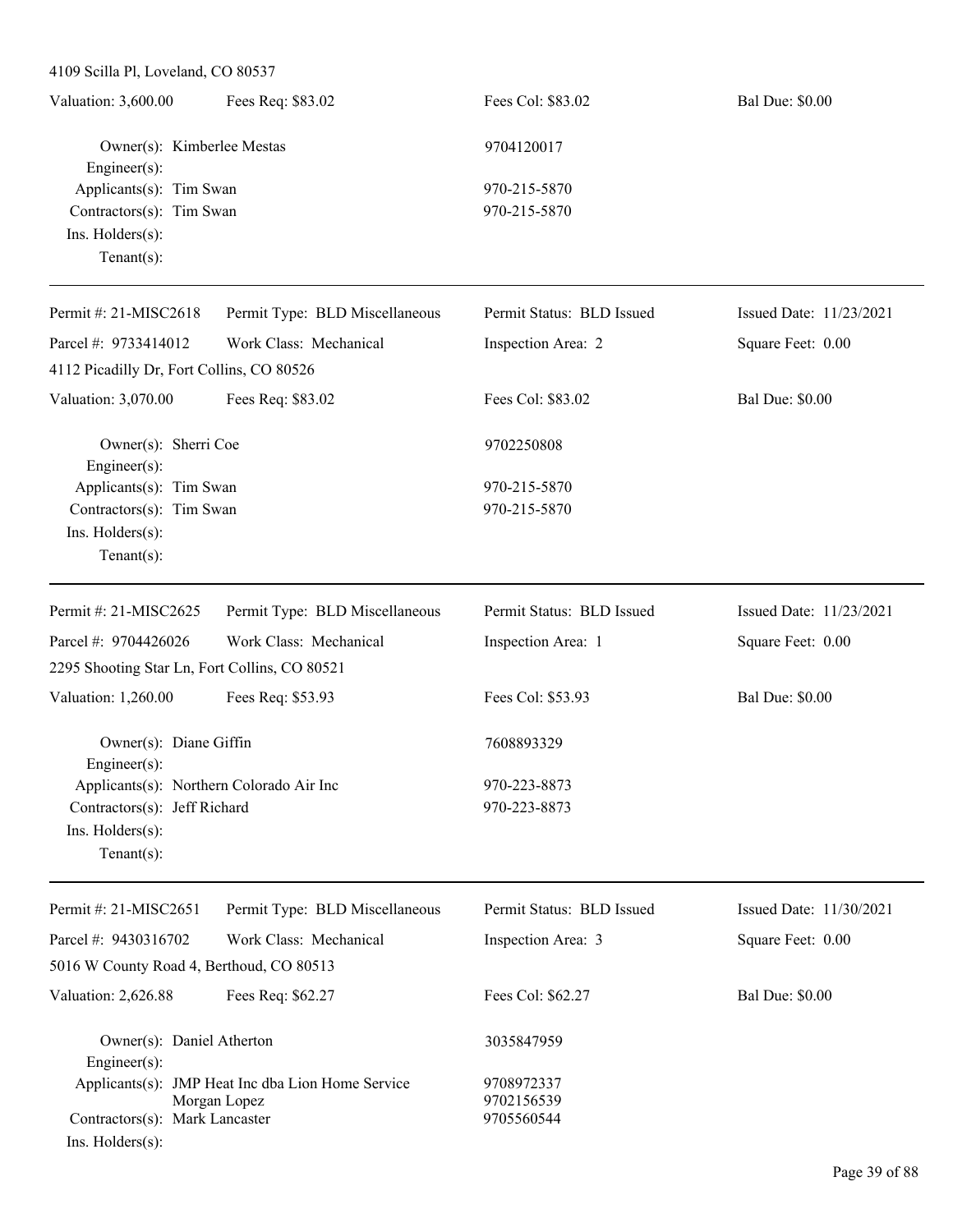4109 Scilla Pl, Loveland, CO 80537

| Valuation: 3,600.00 | Fees Req: $83.02 | Fees Col: $83.02 | Bal Due: $0.00 |
|---|---|---|---|

Owner(s): Kimberlee Mestas — 9704120017
Engineer(s):
Applicants(s): Tim Swan — 970-215-5870
Contractors(s): Tim Swan — 970-215-5870
Ins. Holders(s):
Tenant(s):

---

| Permit #: 21-MISC2618 | Permit Type: BLD Miscellaneous | Permit Status: BLD Issued | Issued Date: 11/23/2021 |
|---|---|---|---|
| Parcel #: 9733414012 | Work Class: Mechanical | Inspection Area: 2 | Square Feet: 0.00 |

4112 Picadilly Dr, Fort Collins, CO 80526

| Valuation: 3,070.00 | Fees Req: $83.02 | Fees Col: $83.02 | Bal Due: $0.00 |
|---|---|---|---|

Owner(s): Sherri Coe — 9702250808
Engineer(s):
Applicants(s): Tim Swan — 970-215-5870
Contractors(s): Tim Swan — 970-215-5870
Ins. Holders(s):
Tenant(s):

---

| Permit #: 21-MISC2625 | Permit Type: BLD Miscellaneous | Permit Status: BLD Issued | Issued Date: 11/23/2021 |
|---|---|---|---|
| Parcel #: 9704426026 | Work Class: Mechanical | Inspection Area: 1 | Square Feet: 0.00 |

2295 Shooting Star Ln, Fort Collins, CO 80521

| Valuation: 1,260.00 | Fees Req: $53.93 | Fees Col: $53.93 | Bal Due: $0.00 |
|---|---|---|---|

Owner(s): Diane Giffin — 7608893329
Engineer(s):
Applicants(s): Northern Colorado Air Inc — 970-223-8873
Contractors(s): Jeff Richard — 970-223-8873
Ins. Holders(s):
Tenant(s):

---

| Permit #: 21-MISC2651 | Permit Type: BLD Miscellaneous | Permit Status: BLD Issued | Issued Date: 11/30/2021 |
|---|---|---|---|
| Parcel #: 9430316702 | Work Class: Mechanical | Inspection Area: 3 | Square Feet: 0.00 |

5016 W County Road 4, Berthoud, CO 80513

| Valuation: 2,626.88 | Fees Req: $62.27 | Fees Col: $62.27 | Bal Due: $0.00 |
|---|---|---|---|

Owner(s): Daniel Atherton — 3035847959
Engineer(s):
Applicants(s): JMP Heat Inc dba Lion Home Service — 9708972337
Morgan Lopez — 9702156539
Contractors(s): Mark Lancaster — 9705560544
Ins. Holders(s):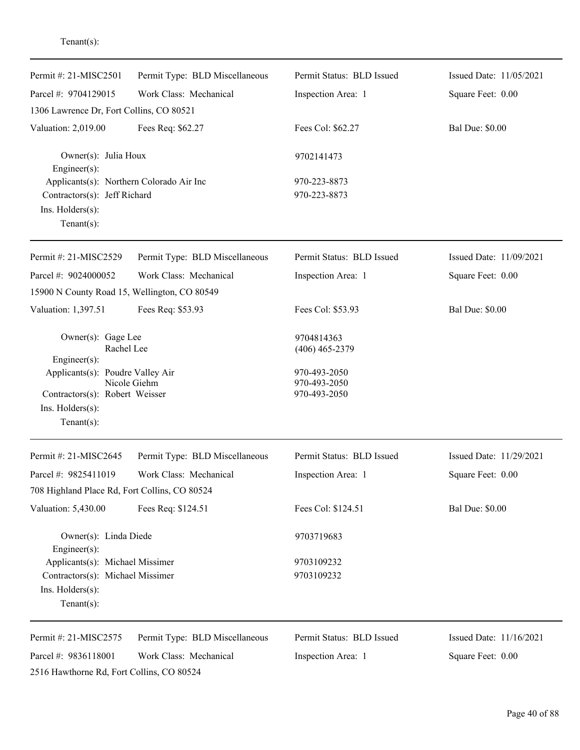Tenant(s):

---

Permit #: 21-MISC2501 | Permit Type: BLD Miscellaneous | Permit Status: BLD Issued | Issued Date: 11/05/2021
Parcel #: 9704129015 | Work Class: Mechanical | Inspection Area: 1 | Square Feet: 0.00
1306 Lawrence Dr, Fort Collins, CO 80521
Valuation: 2,019.00 | Fees Req: $62.27 | Fees Col: $62.27 | Bal Due: $0.00

Owner(s): Julia Houx — 9702141473
Engineer(s):
Applicants(s): Northern Colorado Air Inc — 970-223-8873
Contractors(s): Jeff Richard — 970-223-8873
Ins. Holders(s):
Tenant(s):

---

Permit #: 21-MISC2529 | Permit Type: BLD Miscellaneous | Permit Status: BLD Issued | Issued Date: 11/09/2021
Parcel #: 9024000052 | Work Class: Mechanical | Inspection Area: 1 | Square Feet: 0.00
15900 N County Road 15, Wellington, CO 80549
Valuation: 1,397.51 | Fees Req: $53.93 | Fees Col: $53.93 | Bal Due: $0.00

Owner(s): Gage Lee — 9704814363
Rachel Lee — (406) 465-2379
Engineer(s):
Applicants(s): Poudre Valley Air — 970-493-2050
Nicole Giehm — 970-493-2050
Contractors(s): Robert Weisser — 970-493-2050
Ins. Holders(s):
Tenant(s):

---

Permit #: 21-MISC2645 | Permit Type: BLD Miscellaneous | Permit Status: BLD Issued | Issued Date: 11/29/2021
Parcel #: 9825411019 | Work Class: Mechanical | Inspection Area: 1 | Square Feet: 0.00
708 Highland Place Rd, Fort Collins, CO 80524
Valuation: 5,430.00 | Fees Req: $124.51 | Fees Col: $124.51 | Bal Due: $0.00

Owner(s): Linda Diede — 9703719683
Engineer(s):
Applicants(s): Michael Missimer — 9703109232
Contractors(s): Michael Missimer — 9703109232
Ins. Holders(s):
Tenant(s):

---

Permit #: 21-MISC2575 | Permit Type: BLD Miscellaneous | Permit Status: BLD Issued | Issued Date: 11/16/2021
Parcel #: 9836118001 | Work Class: Mechanical | Inspection Area: 1 | Square Feet: 0.00
2516 Hawthorne Rd, Fort Collins, CO 80524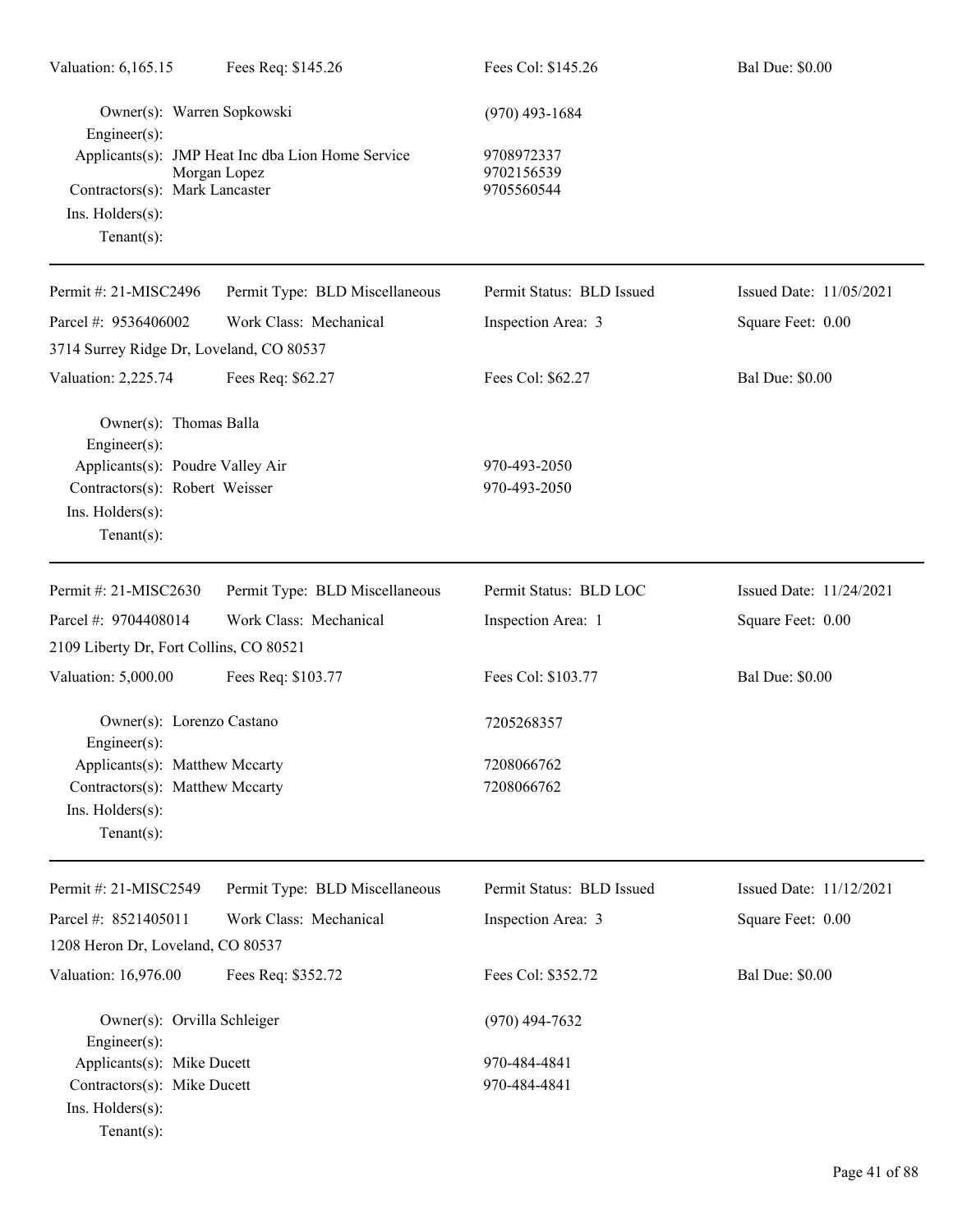Valuation: 6,165.15 | Fees Req: $145.26 | Fees Col: $145.26 | Bal Due: $0.00

Owner(s): Warren Sopkowski (970) 493-1684
Engineer(s):
Applicants(s): JMP Heat Inc dba Lion Home Service 9708972337
Morgan Lopez 9702156539
Contractors(s): Mark Lancaster 9705560544
Ins. Holders(s):
Tenant(s):

---

Permit #: 21-MISC2496 | Permit Type: BLD Miscellaneous | Permit Status: BLD Issued | Issued Date: 11/05/2021
Parcel #: 9536406002 | Work Class: Mechanical | Inspection Area: 3 | Square Feet: 0.00
3714 Surrey Ridge Dr, Loveland, CO 80537
Valuation: 2,225.74 | Fees Req: $62.27 | Fees Col: $62.27 | Bal Due: $0.00

Owner(s): Thomas Balla
Engineer(s):
Applicants(s): Poudre Valley Air 970-493-2050
Contractors(s): Robert Weisser 970-493-2050
Ins. Holders(s):
Tenant(s):

---

Permit #: 21-MISC2630 | Permit Type: BLD Miscellaneous | Permit Status: BLD LOC | Issued Date: 11/24/2021
Parcel #: 9704408014 | Work Class: Mechanical | Inspection Area: 1 | Square Feet: 0.00
2109 Liberty Dr, Fort Collins, CO 80521
Valuation: 5,000.00 | Fees Req: $103.77 | Fees Col: $103.77 | Bal Due: $0.00

Owner(s): Lorenzo Castano 7205268357
Engineer(s):
Applicants(s): Matthew Mccarty 7208066762
Contractors(s): Matthew Mccarty 7208066762
Ins. Holders(s):
Tenant(s):

---

Permit #: 21-MISC2549 | Permit Type: BLD Miscellaneous | Permit Status: BLD Issued | Issued Date: 11/12/2021
Parcel #: 8521405011 | Work Class: Mechanical | Inspection Area: 3 | Square Feet: 0.00
1208 Heron Dr, Loveland, CO 80537
Valuation: 16,976.00 | Fees Req: $352.72 | Fees Col: $352.72 | Bal Due: $0.00

Owner(s): Orvilla Schleiger (970) 494-7632
Engineer(s):
Applicants(s): Mike Ducett 970-484-4841
Contractors(s): Mike Ducett 970-484-4841
Ins. Holders(s):
Tenant(s):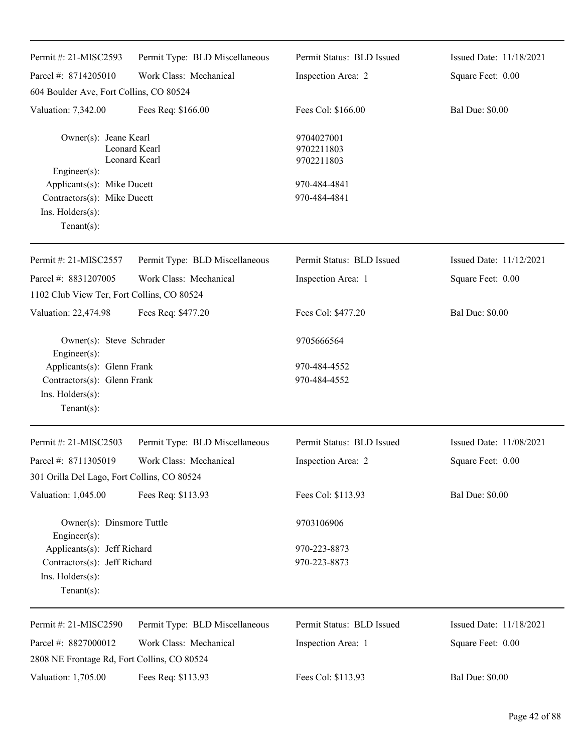Permit #: 21-MISC2593 | Permit Type: BLD Miscellaneous | Permit Status: BLD Issued | Issued Date: 11/18/2021
Parcel #: 8714205010 | Work Class: Mechanical | Inspection Area: 2 | Square Feet: 0.00
604 Boulder Ave, Fort Collins, CO 80524
Valuation: 7,342.00 | Fees Req: $166.00 | Fees Col: $166.00 | Bal Due: $0.00

Owner(s): Jeane Kearl 9704027001
Leonard Kearl 9702211803
Leonard Kearl 9702211803
Engineer(s):
Applicants(s): Mike Ducett 970-484-4841
Contractors(s): Mike Ducett 970-484-4841
Ins. Holders(s):
Tenant(s):

---

Permit #: 21-MISC2557 | Permit Type: BLD Miscellaneous | Permit Status: BLD Issued | Issued Date: 11/12/2021
Parcel #: 8831207005 | Work Class: Mechanical | Inspection Area: 1 | Square Feet: 0.00
1102 Club View Ter, Fort Collins, CO 80524
Valuation: 22,474.98 | Fees Req: $477.20 | Fees Col: $477.20 | Bal Due: $0.00

Owner(s): Steve Schrader 9705666564
Engineer(s):
Applicants(s): Glenn Frank 970-484-4552
Contractors(s): Glenn Frank 970-484-4552
Ins. Holders(s):
Tenant(s):

---

Permit #: 21-MISC2503 | Permit Type: BLD Miscellaneous | Permit Status: BLD Issued | Issued Date: 11/08/2021
Parcel #: 8711305019 | Work Class: Mechanical | Inspection Area: 2 | Square Feet: 0.00
301 Orilla Del Lago, Fort Collins, CO 80524
Valuation: 1,045.00 | Fees Req: $113.93 | Fees Col: $113.93 | Bal Due: $0.00

Owner(s): Dinsmore Tuttle 9703106906
Engineer(s):
Applicants(s): Jeff Richard 970-223-8873
Contractors(s): Jeff Richard 970-223-8873
Ins. Holders(s):
Tenant(s):

---

Permit #: 21-MISC2590 | Permit Type: BLD Miscellaneous | Permit Status: BLD Issued | Issued Date: 11/18/2021
Parcel #: 8827000012 | Work Class: Mechanical | Inspection Area: 1 | Square Feet: 0.00
2808 NE Frontage Rd, Fort Collins, CO 80524
Valuation: 1,705.00 | Fees Req: $113.93 | Fees Col: $113.93 | Bal Due: $0.00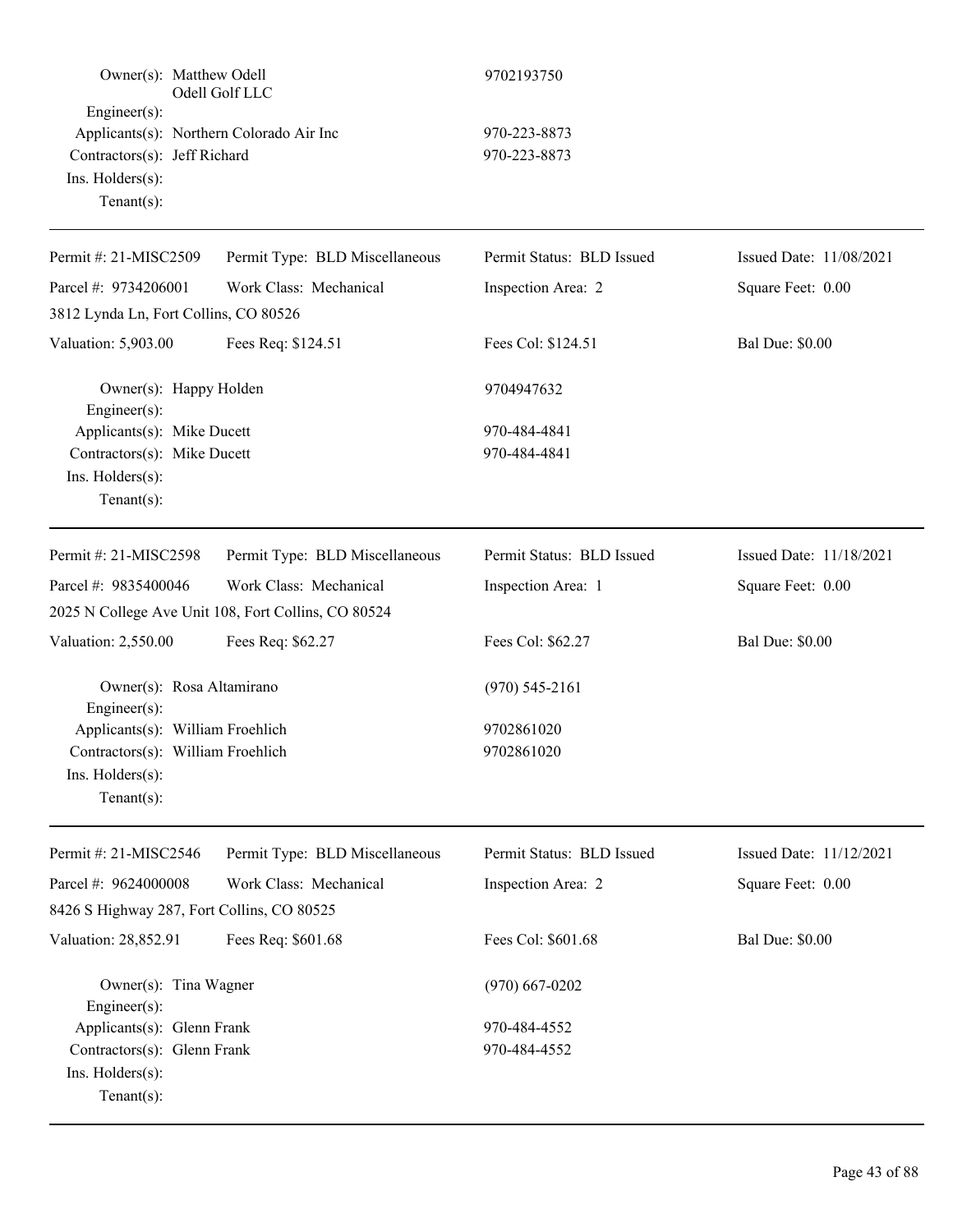Owner(s): Matthew Odell
Odell Golf LLC | 9702193750

Engineer(s):

Applicants(s): Northern Colorado Air Inc | 970-223-8873

Contractors(s): Jeff Richard | 970-223-8873

Ins. Holders(s):

Tenant(s):

---

| Permit #: 21-MISC2509 | Permit Type: BLD Miscellaneous | Permit Status: BLD Issued | Issued Date: 11/08/2021 |
|---|---|---|---|
| Parcel #: 9734206001 | Work Class: Mechanical | Inspection Area: 2 | Square Feet: 0.00 |
| 3812 Lynda Ln, Fort Collins, CO 80526 | | | |
| Valuation: 5,903.00 | Fees Req: $124.51 | Fees Col: $124.51 | Bal Due: $0.00 |

Owner(s): Happy Holden | 9704947632

Engineer(s):

Applicants(s): Mike Ducett | 970-484-4841

Contractors(s): Mike Ducett | 970-484-4841

Ins. Holders(s):

Tenant(s):

---

| Permit #: 21-MISC2598 | Permit Type: BLD Miscellaneous | Permit Status: BLD Issued | Issued Date: 11/18/2021 |
|---|---|---|---|
| Parcel #: 9835400046 | Work Class: Mechanical | Inspection Area: 1 | Square Feet: 0.00 |
| 2025 N College Ave Unit 108, Fort Collins, CO 80524 | | | |
| Valuation: 2,550.00 | Fees Req: $62.27 | Fees Col: $62.27 | Bal Due: $0.00 |

Owner(s): Rosa Altamirano | (970) 545-2161

Engineer(s):

Applicants(s): William Froehlich | 9702861020

Contractors(s): William Froehlich | 9702861020

Ins. Holders(s):

Tenant(s):

---

| Permit #: 21-MISC2546 | Permit Type: BLD Miscellaneous | Permit Status: BLD Issued | Issued Date: 11/12/2021 |
|---|---|---|---|
| Parcel #: 9624000008 | Work Class: Mechanical | Inspection Area: 2 | Square Feet: 0.00 |
| 8426 S Highway 287, Fort Collins, CO 80525 | | | |
| Valuation: 28,852.91 | Fees Req: $601.68 | Fees Col: $601.68 | Bal Due: $0.00 |

Owner(s): Tina Wagner | (970) 667-0202

Engineer(s):

Applicants(s): Glenn Frank | 970-484-4552

Contractors(s): Glenn Frank | 970-484-4552

Ins. Holders(s):

Tenant(s):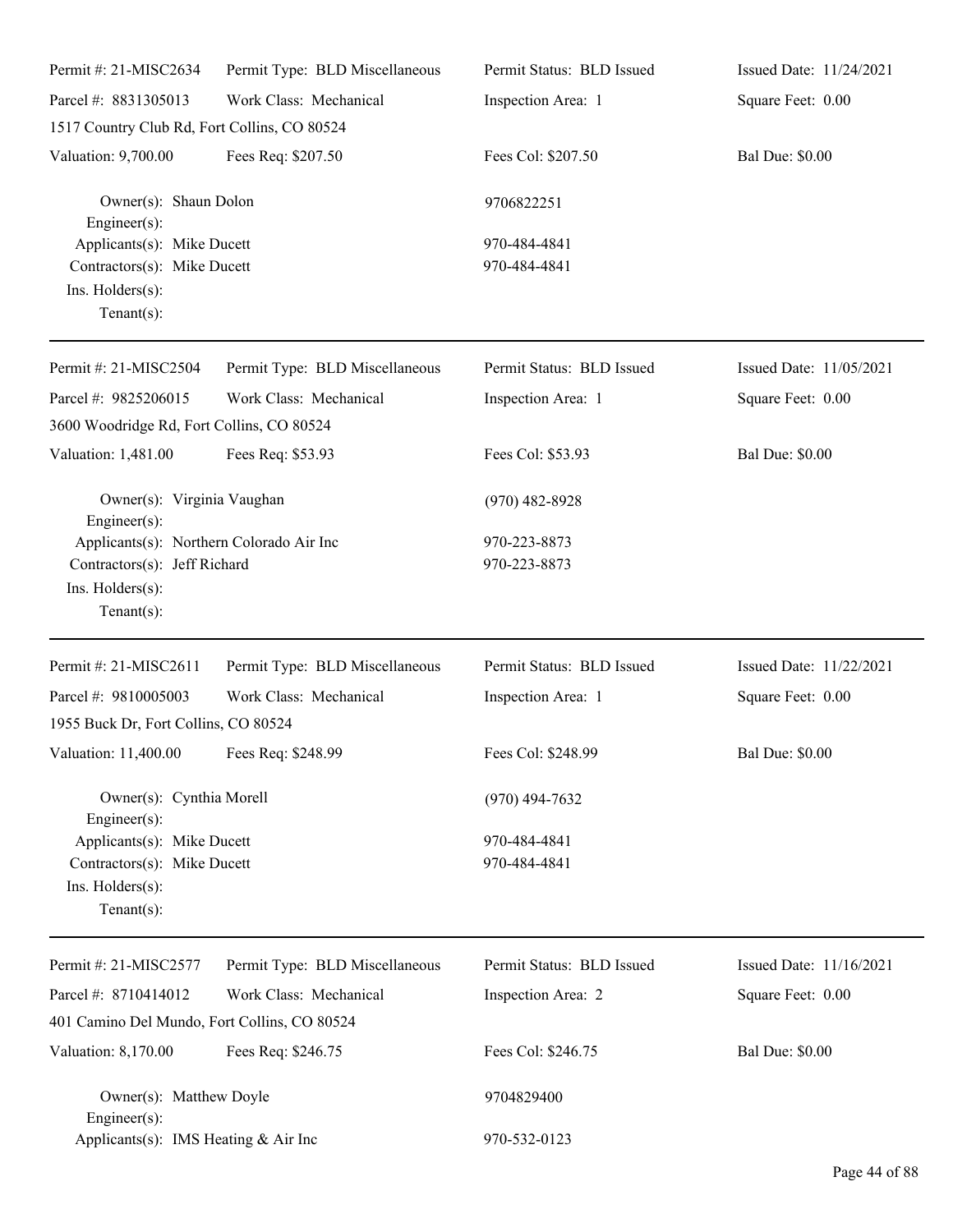Permit #: 21-MISC2634 | Permit Type: BLD Miscellaneous | Permit Status: BLD Issued | Issued Date: 11/24/2021
Parcel #: 8831305013 | Work Class: Mechanical | Inspection Area: 1 | Square Feet: 0.00
1517 Country Club Rd, Fort Collins, CO 80524
Valuation: 9,700.00 | Fees Req: $207.50 | Fees Col: $207.50 | Bal Due: $0.00

Owner(s): Shaun Dolon 9706822251
Engineer(s):
Applicants(s): Mike Ducett 970-484-4841
Contractors(s): Mike Ducett 970-484-4841
Ins. Holders(s):
Tenant(s):

---

Permit #: 21-MISC2504 | Permit Type: BLD Miscellaneous | Permit Status: BLD Issued | Issued Date: 11/05/2021
Parcel #: 9825206015 | Work Class: Mechanical | Inspection Area: 1 | Square Feet: 0.00
3600 Woodridge Rd, Fort Collins, CO 80524
Valuation: 1,481.00 | Fees Req: $53.93 | Fees Col: $53.93 | Bal Due: $0.00

Owner(s): Virginia Vaughan (970) 482-8928
Engineer(s):
Applicants(s): Northern Colorado Air Inc 970-223-8873
Contractors(s): Jeff Richard 970-223-8873
Ins. Holders(s):
Tenant(s):

---

Permit #: 21-MISC2611 | Permit Type: BLD Miscellaneous | Permit Status: BLD Issued | Issued Date: 11/22/2021
Parcel #: 9810005003 | Work Class: Mechanical | Inspection Area: 1 | Square Feet: 0.00
1955 Buck Dr, Fort Collins, CO 80524
Valuation: 11,400.00 | Fees Req: $248.99 | Fees Col: $248.99 | Bal Due: $0.00

Owner(s): Cynthia Morell (970) 494-7632
Engineer(s):
Applicants(s): Mike Ducett 970-484-4841
Contractors(s): Mike Ducett 970-484-4841
Ins. Holders(s):
Tenant(s):

---

Permit #: 21-MISC2577 | Permit Type: BLD Miscellaneous | Permit Status: BLD Issued | Issued Date: 11/16/2021
Parcel #: 8710414012 | Work Class: Mechanical | Inspection Area: 2 | Square Feet: 0.00
401 Camino Del Mundo, Fort Collins, CO 80524
Valuation: 8,170.00 | Fees Req: $246.75 | Fees Col: $246.75 | Bal Due: $0.00

Owner(s): Matthew Doyle 9704829400
Engineer(s):
Applicants(s): IMS Heating & Air Inc 970-532-0123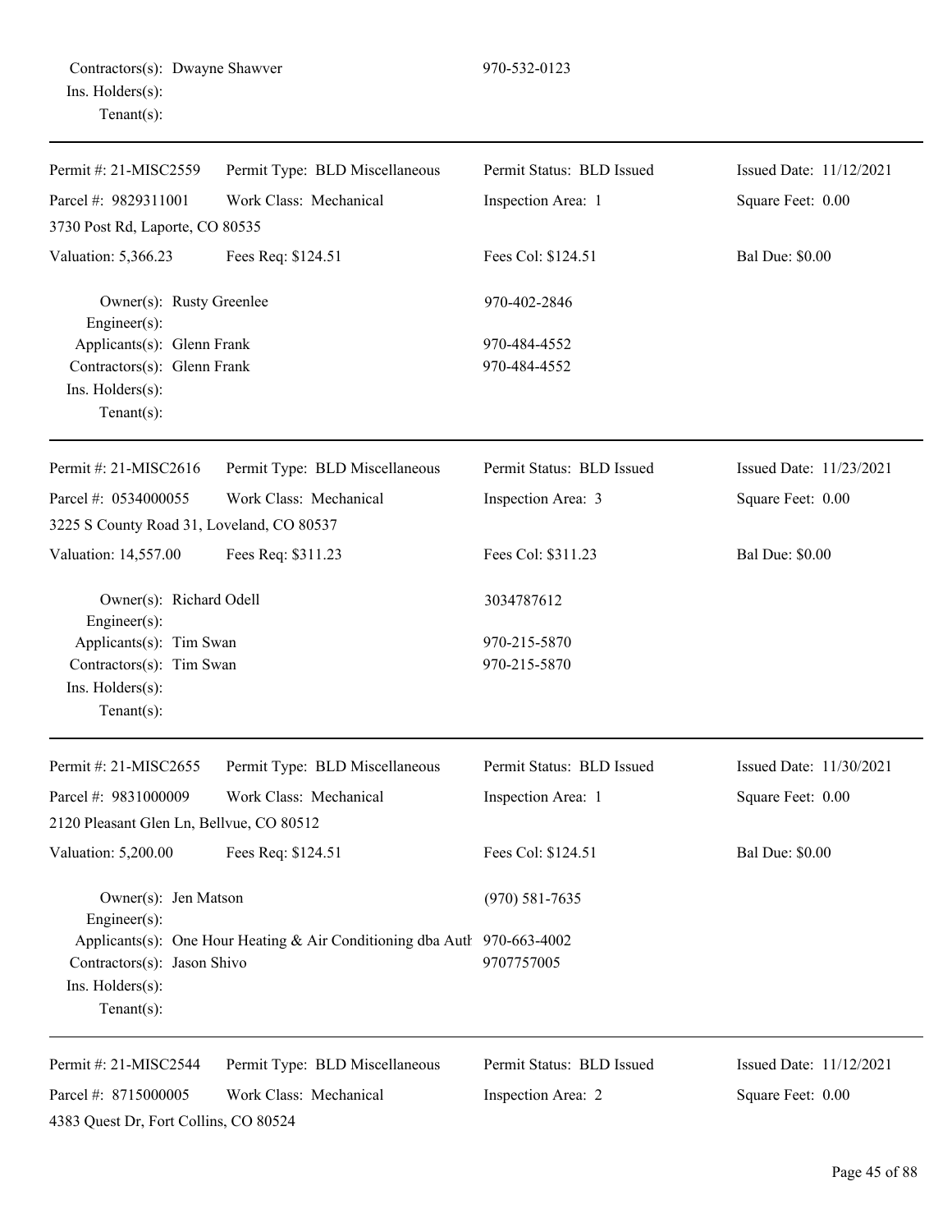Contractors(s): Dwayne Shawver 970-532-0123
Ins. Holders(s):
Tenant(s):

---

| Permit #: 21-MISC2559 | Permit Type: BLD Miscellaneous | Permit Status: BLD Issued | Issued Date: 11/12/2021 |
|---|---|---|---|
| Parcel #: 9829311001 | Work Class: Mechanical | Inspection Area: 1 | Square Feet: 0.00 |
| 3730 Post Rd, Laporte, CO 80535 | | | |
| Valuation: 5,366.23 | Fees Req: $124.51 | Fees Col: $124.51 | Bal Due: $0.00 |

Owner(s): Rusty Greenlee 970-402-2846
Engineer(s):
Applicants(s): Glenn Frank 970-484-4552
Contractors(s): Glenn Frank 970-484-4552
Ins. Holders(s):
Tenant(s):

---

| Permit #: 21-MISC2616 | Permit Type: BLD Miscellaneous | Permit Status: BLD Issued | Issued Date: 11/23/2021 |
|---|---|---|---|
| Parcel #: 0534000055 | Work Class: Mechanical | Inspection Area: 3 | Square Feet: 0.00 |
| 3225 S County Road 31, Loveland, CO 80537 | | | |
| Valuation: 14,557.00 | Fees Req: $311.23 | Fees Col: $311.23 | Bal Due: $0.00 |

Owner(s): Richard Odell 3034787612
Engineer(s):
Applicants(s): Tim Swan 970-215-5870
Contractors(s): Tim Swan 970-215-5870
Ins. Holders(s):
Tenant(s):

---

| Permit #: 21-MISC2655 | Permit Type: BLD Miscellaneous | Permit Status: BLD Issued | Issued Date: 11/30/2021 |
|---|---|---|---|
| Parcel #: 9831000009 | Work Class: Mechanical | Inspection Area: 1 | Square Feet: 0.00 |
| 2120 Pleasant Glen Ln, Bellvue, CO 80512 | | | |
| Valuation: 5,200.00 | Fees Req: $124.51 | Fees Col: $124.51 | Bal Due: $0.00 |

Owner(s): Jen Matson (970) 581-7635
Engineer(s):
Applicants(s): One Hour Heating & Air Conditioning dba Auth 970-663-4002
Contractors(s): Jason Shivo 9707757005
Ins. Holders(s):
Tenant(s):

---

| Permit #: 21-MISC2544 | Permit Type: BLD Miscellaneous | Permit Status: BLD Issued | Issued Date: 11/12/2021 |
|---|---|---|---|
| Parcel #: 8715000005 | Work Class: Mechanical | Inspection Area: 2 | Square Feet: 0.00 |
| 4383 Quest Dr, Fort Collins, CO 80524 | | | |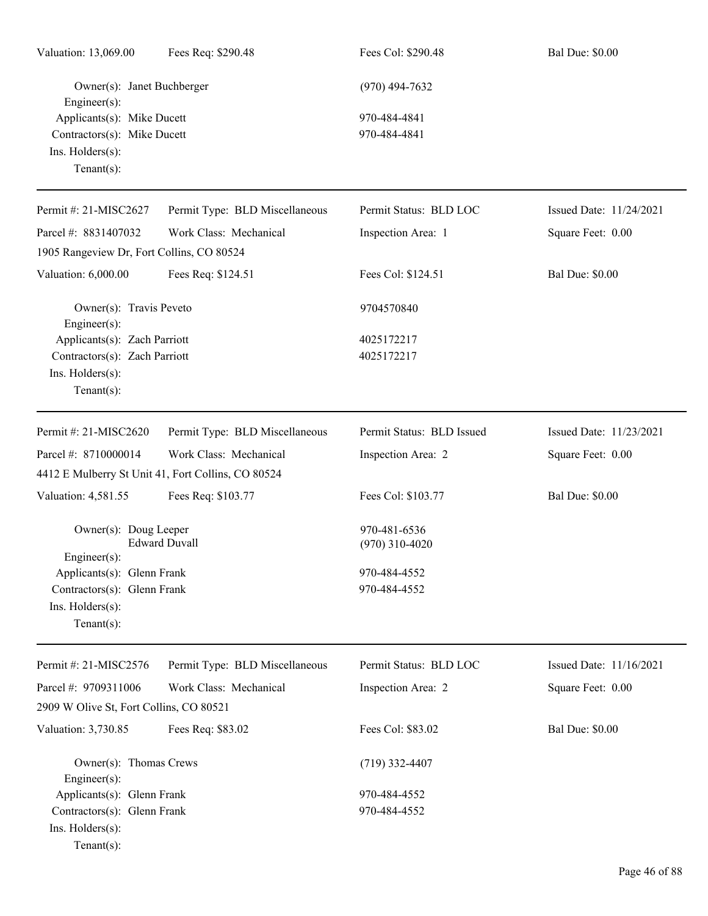| Valuation: 13,069.00 | Fees Req: $290.48 | Fees Col: $290.48 | Bal Due: $0.00 |
|---|---|---|---|

Owner(s): Janet Buchberger (970) 494-7632
Engineer(s):
Applicants(s): Mike Ducett 970-484-4841
Contractors(s): Mike Ducett 970-484-4841
Ins. Holders(s):
Tenant(s):

---

| Permit #: 21-MISC2627 | Permit Type: BLD Miscellaneous | Permit Status: BLD LOC | Issued Date: 11/24/2021 |
|---|---|---|---|
| Parcel #: 8831407032 | Work Class: Mechanical | Inspection Area: 1 | Square Feet: 0.00 |
| 1905 Rangeview Dr, Fort Collins, CO 80524 | | | |
| Valuation: 6,000.00 | Fees Req: $124.51 | Fees Col: $124.51 | Bal Due: $0.00 |

Owner(s): Travis Peveto 9704570840
Engineer(s):
Applicants(s): Zach Parriott 4025172217
Contractors(s): Zach Parriott 4025172217
Ins. Holders(s):
Tenant(s):

---

| Permit #: 21-MISC2620 | Permit Type: BLD Miscellaneous | Permit Status: BLD Issued | Issued Date: 11/23/2021 |
|---|---|---|---|
| Parcel #: 8710000014 | Work Class: Mechanical | Inspection Area: 2 | Square Feet: 0.00 |
| 4412 E Mulberry St Unit 41, Fort Collins, CO 80524 | | | |
| Valuation: 4,581.55 | Fees Req: $103.77 | Fees Col: $103.77 | Bal Due: $0.00 |

Owner(s): Doug Leeper 970-481-6536
Edward Duvall (970) 310-4020
Engineer(s):
Applicants(s): Glenn Frank 970-484-4552
Contractors(s): Glenn Frank 970-484-4552
Ins. Holders(s):
Tenant(s):

---

| Permit #: 21-MISC2576 | Permit Type: BLD Miscellaneous | Permit Status: BLD LOC | Issued Date: 11/16/2021 |
|---|---|---|---|
| Parcel #: 9709311006 | Work Class: Mechanical | Inspection Area: 2 | Square Feet: 0.00 |
| 2909 W Olive St, Fort Collins, CO 80521 | | | |
| Valuation: 3,730.85 | Fees Req: $83.02 | Fees Col: $83.02 | Bal Due: $0.00 |

Owner(s): Thomas Crews (719) 332-4407
Engineer(s):
Applicants(s): Glenn Frank 970-484-4552
Contractors(s): Glenn Frank 970-484-4552
Ins. Holders(s):
Tenant(s):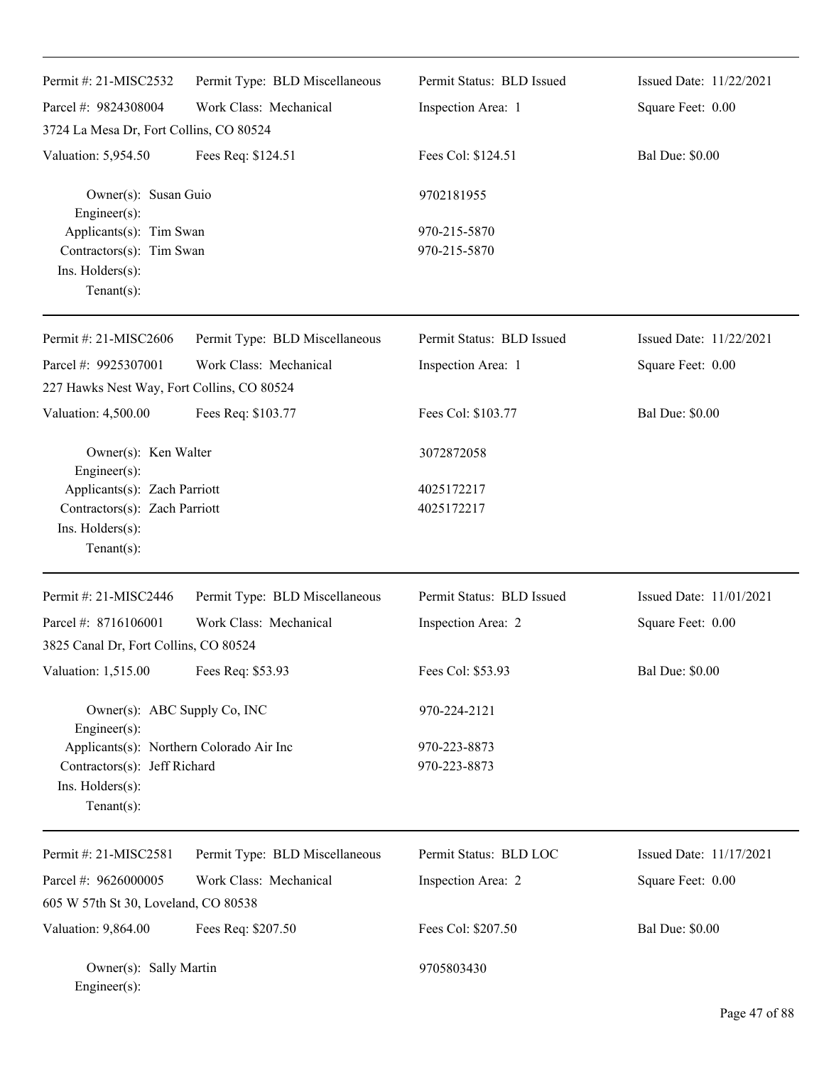| Permit #: 21-MISC2532 | Permit Type: BLD Miscellaneous | Permit Status: BLD Issued | Issued Date: 11/22/2021 |
|---|---|---|---|
| Parcel #: 9824308004 | Work Class: Mechanical | Inspection Area: 1 | Square Feet: 0.00 |
| 3724 La Mesa Dr, Fort Collins, CO 80524 | | | |
| Valuation: 5,954.50 | Fees Req: $124.51 | Fees Col: $124.51 | Bal Due: $0.00 |

Owner(s): Susan Guio — 9702181955
Engineer(s):
Applicants(s): Tim Swan — 970-215-5870
Contractors(s): Tim Swan — 970-215-5870
Ins. Holders(s):
Tenant(s):

---

| Permit #: 21-MISC2606 | Permit Type: BLD Miscellaneous | Permit Status: BLD Issued | Issued Date: 11/22/2021 |
|---|---|---|---|
| Parcel #: 9925307001 | Work Class: Mechanical | Inspection Area: 1 | Square Feet: 0.00 |
| 227 Hawks Nest Way, Fort Collins, CO 80524 | | | |
| Valuation: 4,500.00 | Fees Req: $103.77 | Fees Col: $103.77 | Bal Due: $0.00 |

Owner(s): Ken Walter — 3072872058
Engineer(s):
Applicants(s): Zach Parriott — 4025172217
Contractors(s): Zach Parriott — 4025172217
Ins. Holders(s):
Tenant(s):

---

| Permit #: 21-MISC2446 | Permit Type: BLD Miscellaneous | Permit Status: BLD Issued | Issued Date: 11/01/2021 |
|---|---|---|---|
| Parcel #: 8716106001 | Work Class: Mechanical | Inspection Area: 2 | Square Feet: 0.00 |
| 3825 Canal Dr, Fort Collins, CO 80524 | | | |
| Valuation: 1,515.00 | Fees Req: $53.93 | Fees Col: $53.93 | Bal Due: $0.00 |

Owner(s): ABC Supply Co, INC — 970-224-2121
Engineer(s):
Applicants(s): Northern Colorado Air Inc — 970-223-8873
Contractors(s): Jeff Richard — 970-223-8873
Ins. Holders(s):
Tenant(s):

---

| Permit #: 21-MISC2581 | Permit Type: BLD Miscellaneous | Permit Status: BLD LOC | Issued Date: 11/17/2021 |
|---|---|---|---|
| Parcel #: 9626000005 | Work Class: Mechanical | Inspection Area: 2 | Square Feet: 0.00 |
| 605 W 57th St 30, Loveland, CO 80538 | | | |
| Valuation: 9,864.00 | Fees Req: $207.50 | Fees Col: $207.50 | Bal Due: $0.00 |

Owner(s): Sally Martin — 9705803430
Engineer(s):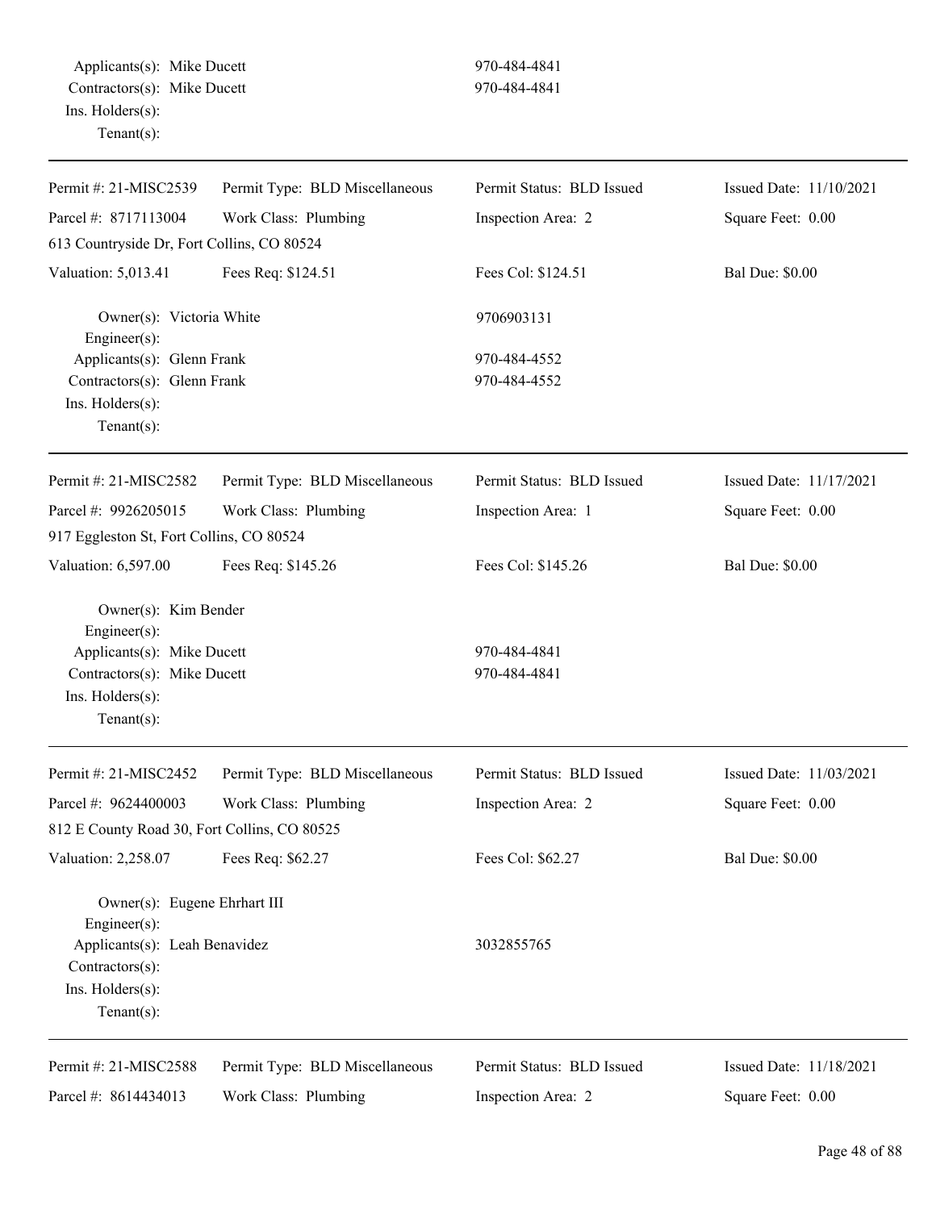Applicants(s): Mike Ducett 970-484-4841
Contractors(s): Mike Ducett 970-484-4841
Ins. Holders(s):
Tenant(s):

---

| Permit #: 21-MISC2539 | Permit Type: BLD Miscellaneous | Permit Status: BLD Issued | Issued Date: 11/10/2021 |
|---|---|---|---|
| Parcel #: 8717113004 | Work Class: Plumbing | Inspection Area: 2 | Square Feet: 0.00 |
| 613 Countryside Dr, Fort Collins, CO 80524 | | | |
| Valuation: 5,013.41 | Fees Req: $124.51 | Fees Col: $124.51 | Bal Due: $0.00 |

Owner(s): Victoria White 9706903131
Engineer(s):
Applicants(s): Glenn Frank 970-484-4552
Contractors(s): Glenn Frank 970-484-4552
Ins. Holders(s):
Tenant(s):

---

| Permit #: 21-MISC2582 | Permit Type: BLD Miscellaneous | Permit Status: BLD Issued | Issued Date: 11/17/2021 |
|---|---|---|---|
| Parcel #: 9926205015 | Work Class: Plumbing | Inspection Area: 1 | Square Feet: 0.00 |
| 917 Eggleston St, Fort Collins, CO 80524 | | | |
| Valuation: 6,597.00 | Fees Req: $145.26 | Fees Col: $145.26 | Bal Due: $0.00 |

Owner(s): Kim Bender
Engineer(s):
Applicants(s): Mike Ducett 970-484-4841
Contractors(s): Mike Ducett 970-484-4841
Ins. Holders(s):
Tenant(s):

---

| Permit #: 21-MISC2452 | Permit Type: BLD Miscellaneous | Permit Status: BLD Issued | Issued Date: 11/03/2021 |
|---|---|---|---|
| Parcel #: 9624400003 | Work Class: Plumbing | Inspection Area: 2 | Square Feet: 0.00 |
| 812 E County Road 30, Fort Collins, CO 80525 | | | |
| Valuation: 2,258.07 | Fees Req: $62.27 | Fees Col: $62.27 | Bal Due: $0.00 |

Owner(s): Eugene Ehrhart III
Engineer(s):
Applicants(s): Leah Benavidez 3032855765
Contractors(s):
Ins. Holders(s):
Tenant(s):

---

| Permit #: 21-MISC2588 | Permit Type: BLD Miscellaneous | Permit Status: BLD Issued | Issued Date: 11/18/2021 |
|---|---|---|---|
| Parcel #: 8614434013 | Work Class: Plumbing | Inspection Area: 2 | Square Feet: 0.00 |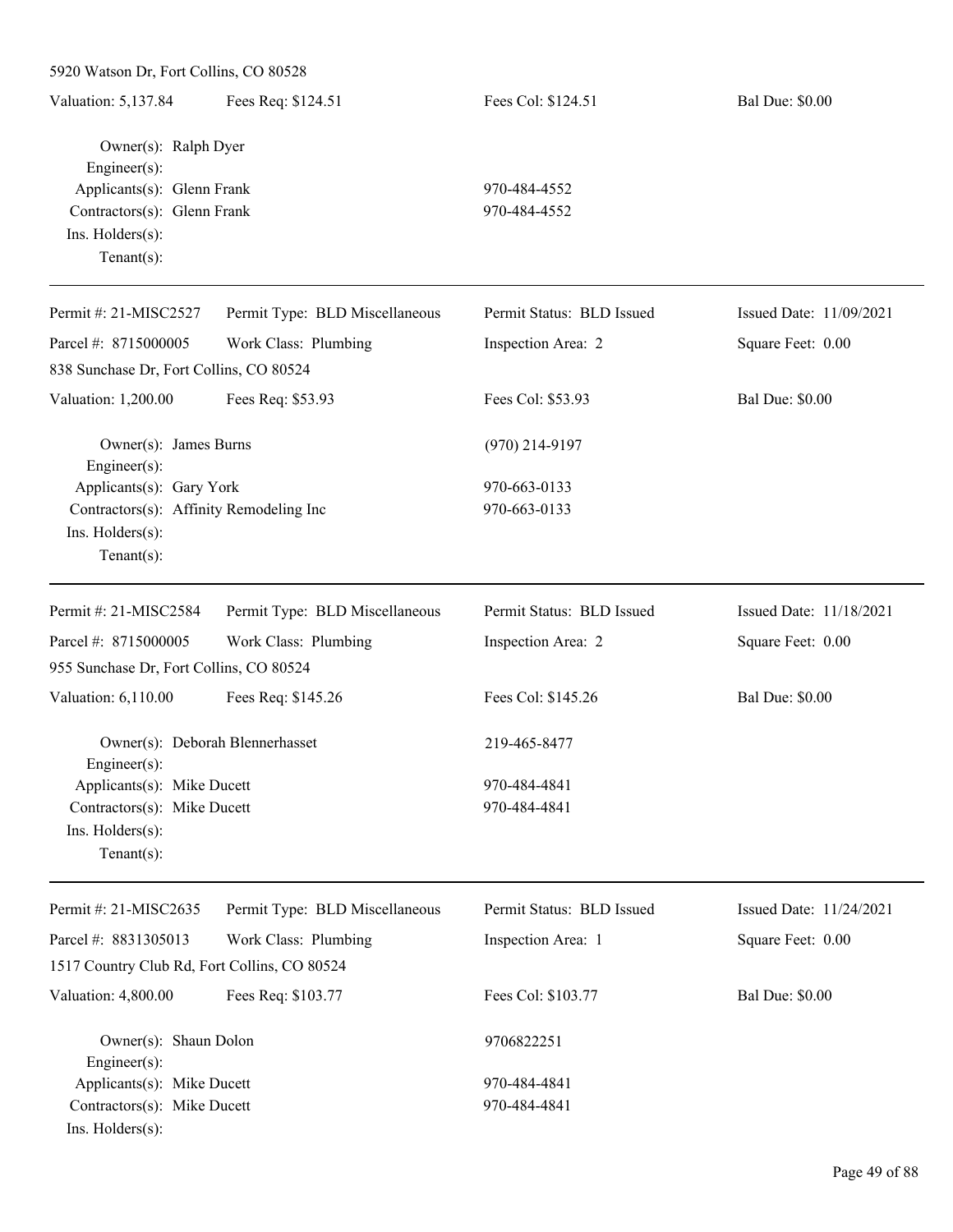5920 Watson Dr, Fort Collins, CO 80528

| Valuation: 5,137.84 | Fees Req: $124.51 | Fees Col: $124.51 | Bal Due: $0.00 |
|---|---|---|---|

Owner(s): Ralph Dyer
Engineer(s):
Applicants(s): Glenn Frank — 970-484-4552
Contractors(s): Glenn Frank — 970-484-4552
Ins. Holders(s):
Tenant(s):

---

| Permit #: 21-MISC2527 | Permit Type: BLD Miscellaneous | Permit Status: BLD Issued | Issued Date: 11/09/2021 |
|---|---|---|---|
| Parcel #: 8715000005 | Work Class: Plumbing | Inspection Area: 2 | Square Feet: 0.00 |

838 Sunchase Dr, Fort Collins, CO 80524

| Valuation: 1,200.00 | Fees Req: $53.93 | Fees Col: $53.93 | Bal Due: $0.00 |
|---|---|---|---|

Owner(s): James Burns — (970) 214-9197
Engineer(s):
Applicants(s): Gary York — 970-663-0133
Contractors(s): Affinity Remodeling Inc — 970-663-0133
Ins. Holders(s):
Tenant(s):

---

| Permit #: 21-MISC2584 | Permit Type: BLD Miscellaneous | Permit Status: BLD Issued | Issued Date: 11/18/2021 |
|---|---|---|---|
| Parcel #: 8715000005 | Work Class: Plumbing | Inspection Area: 2 | Square Feet: 0.00 |

955 Sunchase Dr, Fort Collins, CO 80524

| Valuation: 6,110.00 | Fees Req: $145.26 | Fees Col: $145.26 | Bal Due: $0.00 |
|---|---|---|---|

Owner(s): Deborah Blennerhasset — 219-465-8477
Engineer(s):
Applicants(s): Mike Ducett — 970-484-4841
Contractors(s): Mike Ducett — 970-484-4841
Ins. Holders(s):
Tenant(s):

---

| Permit #: 21-MISC2635 | Permit Type: BLD Miscellaneous | Permit Status: BLD Issued | Issued Date: 11/24/2021 |
|---|---|---|---|
| Parcel #: 8831305013 | Work Class: Plumbing | Inspection Area: 1 | Square Feet: 0.00 |

1517 Country Club Rd, Fort Collins, CO 80524

| Valuation: 4,800.00 | Fees Req: $103.77 | Fees Col: $103.77 | Bal Due: $0.00 |
|---|---|---|---|

Owner(s): Shaun Dolon — 9706822251
Engineer(s):
Applicants(s): Mike Ducett — 970-484-4841
Contractors(s): Mike Ducett — 970-484-4841
Ins. Holders(s):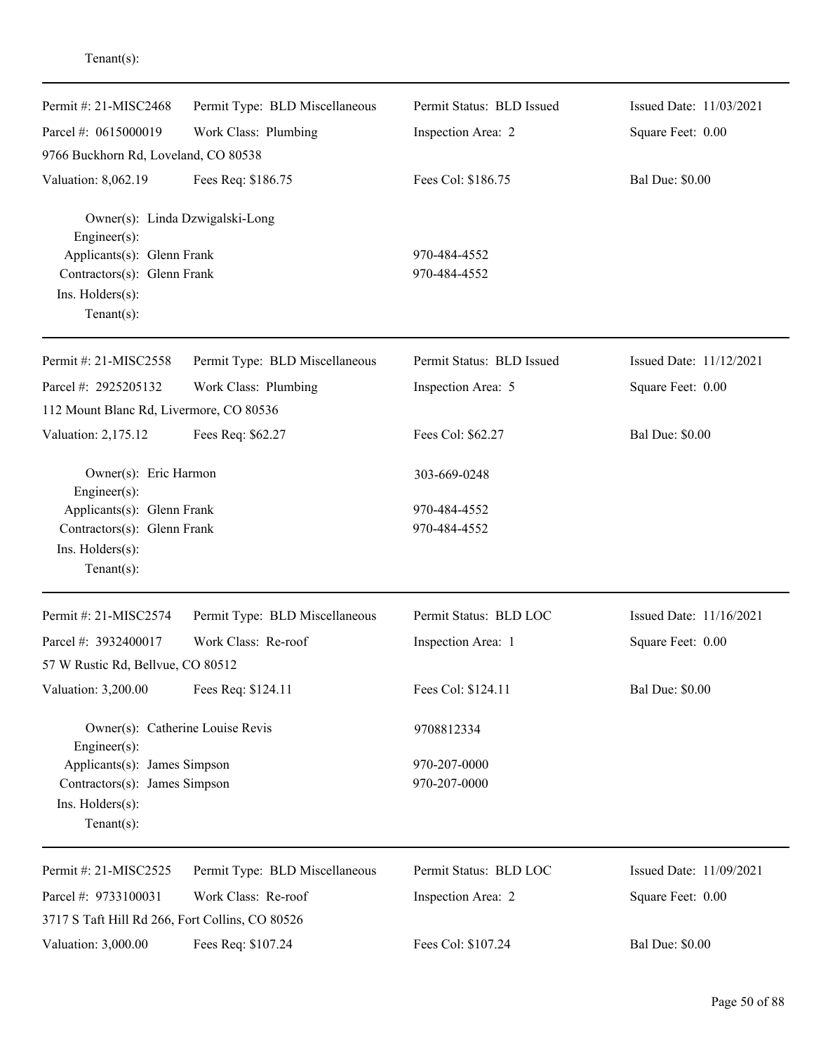Tenant(s):

---

| Permit #: 21-MISC2468 | Permit Type: BLD Miscellaneous | Permit Status: BLD Issued | Issued Date: 11/03/2021 |
|---|---|---|---|
| Parcel #: 0615000019 | Work Class: Plumbing | Inspection Area: 2 | Square Feet: 0.00 |
| 9766 Buckhorn Rd, Loveland, CO 80538 | | | |
| Valuation: 8,062.19 | Fees Req: $186.75 | Fees Col: $186.75 | Bal Due: $0.00 |

Owner(s): Linda Dzwigalski-Long
Engineer(s):
Applicants(s): Glenn Frank 970-484-4552
Contractors(s): Glenn Frank 970-484-4552
Ins. Holders(s):
Tenant(s):

---

| Permit #: 21-MISC2558 | Permit Type: BLD Miscellaneous | Permit Status: BLD Issued | Issued Date: 11/12/2021 |
|---|---|---|---|
| Parcel #: 2925205132 | Work Class: Plumbing | Inspection Area: 5 | Square Feet: 0.00 |
| 112 Mount Blanc Rd, Livermore, CO 80536 | | | |
| Valuation: 2,175.12 | Fees Req: $62.27 | Fees Col: $62.27 | Bal Due: $0.00 |

Owner(s): Eric Harmon 303-669-0248
Engineer(s):
Applicants(s): Glenn Frank 970-484-4552
Contractors(s): Glenn Frank 970-484-4552
Ins. Holders(s):
Tenant(s):

---

| Permit #: 21-MISC2574 | Permit Type: BLD Miscellaneous | Permit Status: BLD LOC | Issued Date: 11/16/2021 |
|---|---|---|---|
| Parcel #: 3932400017 | Work Class: Re-roof | Inspection Area: 1 | Square Feet: 0.00 |
| 57 W Rustic Rd, Bellvue, CO 80512 | | | |
| Valuation: 3,200.00 | Fees Req: $124.11 | Fees Col: $124.11 | Bal Due: $0.00 |

Owner(s): Catherine Louise Revis 9708812334
Engineer(s):
Applicants(s): James Simpson 970-207-0000
Contractors(s): James Simpson 970-207-0000
Ins. Holders(s):
Tenant(s):

---

| Permit #: 21-MISC2525 | Permit Type: BLD Miscellaneous | Permit Status: BLD LOC | Issued Date: 11/09/2021 |
|---|---|---|---|
| Parcel #: 9733100031 | Work Class: Re-roof | Inspection Area: 2 | Square Feet: 0.00 |
| 3717 S Taft Hill Rd 266, Fort Collins, CO 80526 | | | |
| Valuation: 3,000.00 | Fees Req: $107.24 | Fees Col: $107.24 | Bal Due: $0.00 |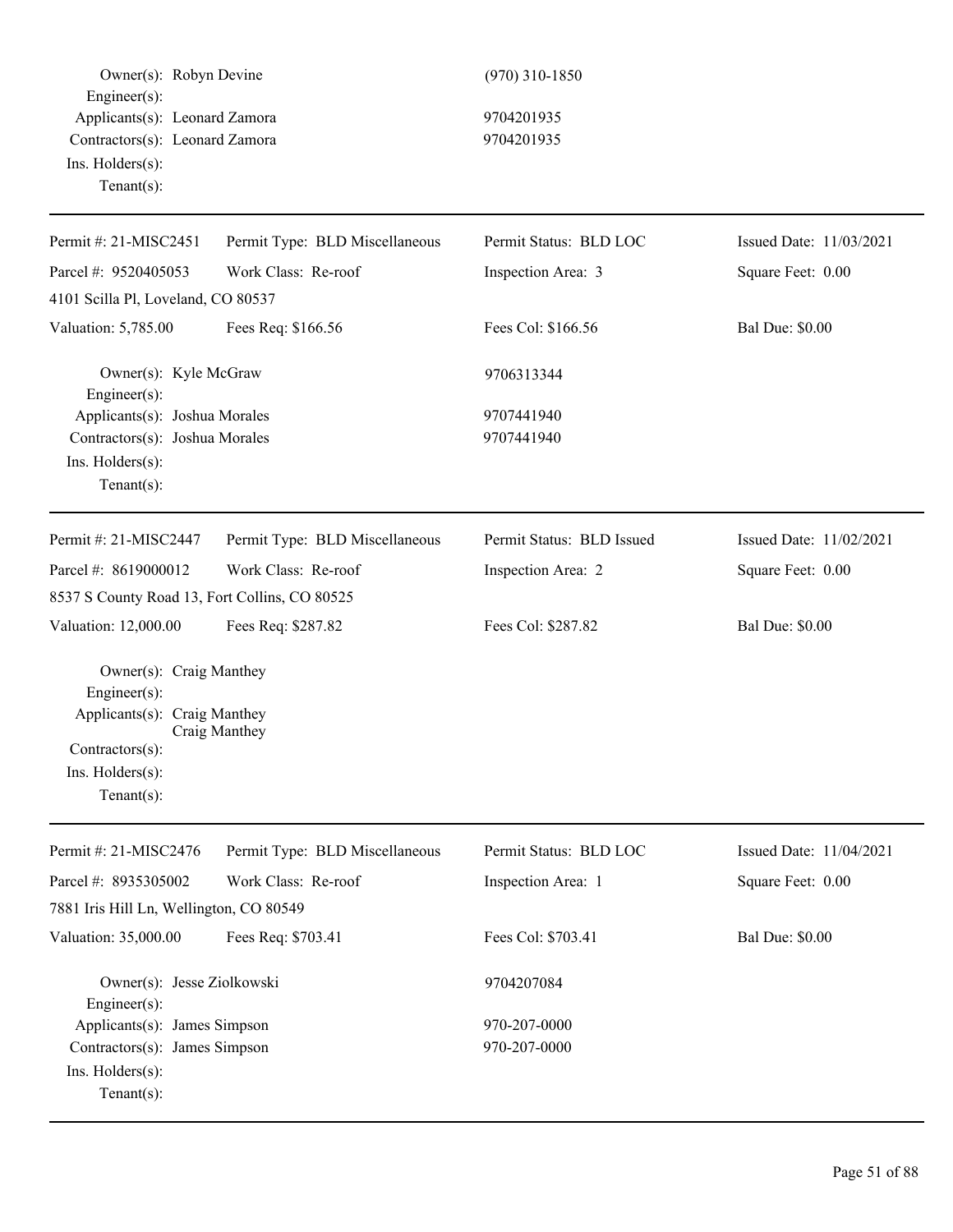Owner(s): Robyn Devine (970) 310-1850
Engineer(s):
Applicants(s): Leonard Zamora 9704201935
Contractors(s): Leonard Zamora 9704201935
Ins. Holders(s):
Tenant(s):

---

| Permit #: 21-MISC2451 | Permit Type: BLD Miscellaneous | Permit Status: BLD LOC | Issued Date: 11/03/2021 |
|---|---|---|---|
| Parcel #: 9520405053 | Work Class: Re-roof | Inspection Area: 3 | Square Feet: 0.00 |
| 4101 Scilla Pl, Loveland, CO 80537 | | | |
| Valuation: 5,785.00 | Fees Req: $166.56 | Fees Col: $166.56 | Bal Due: $0.00 |

Owner(s): Kyle McGraw 9706313344
Engineer(s):
Applicants(s): Joshua Morales 9707441940
Contractors(s): Joshua Morales 9707441940
Ins. Holders(s):
Tenant(s):

---

| Permit #: 21-MISC2447 | Permit Type: BLD Miscellaneous | Permit Status: BLD Issued | Issued Date: 11/02/2021 |
|---|---|---|---|
| Parcel #: 8619000012 | Work Class: Re-roof | Inspection Area: 2 | Square Feet: 0.00 |
| 8537 S County Road 13, Fort Collins, CO 80525 | | | |
| Valuation: 12,000.00 | Fees Req: $287.82 | Fees Col: $287.82 | Bal Due: $0.00 |

Owner(s): Craig Manthey
Engineer(s):
Applicants(s): Craig Manthey
Craig Manthey
Contractors(s):
Ins. Holders(s):
Tenant(s):

---

| Permit #: 21-MISC2476 | Permit Type: BLD Miscellaneous | Permit Status: BLD LOC | Issued Date: 11/04/2021 |
|---|---|---|---|
| Parcel #: 8935305002 | Work Class: Re-roof | Inspection Area: 1 | Square Feet: 0.00 |
| 7881 Iris Hill Ln, Wellington, CO 80549 | | | |
| Valuation: 35,000.00 | Fees Req: $703.41 | Fees Col: $703.41 | Bal Due: $0.00 |

Owner(s): Jesse Ziolkowski 9704207084
Engineer(s):
Applicants(s): James Simpson 970-207-0000
Contractors(s): James Simpson 970-207-0000
Ins. Holders(s):
Tenant(s):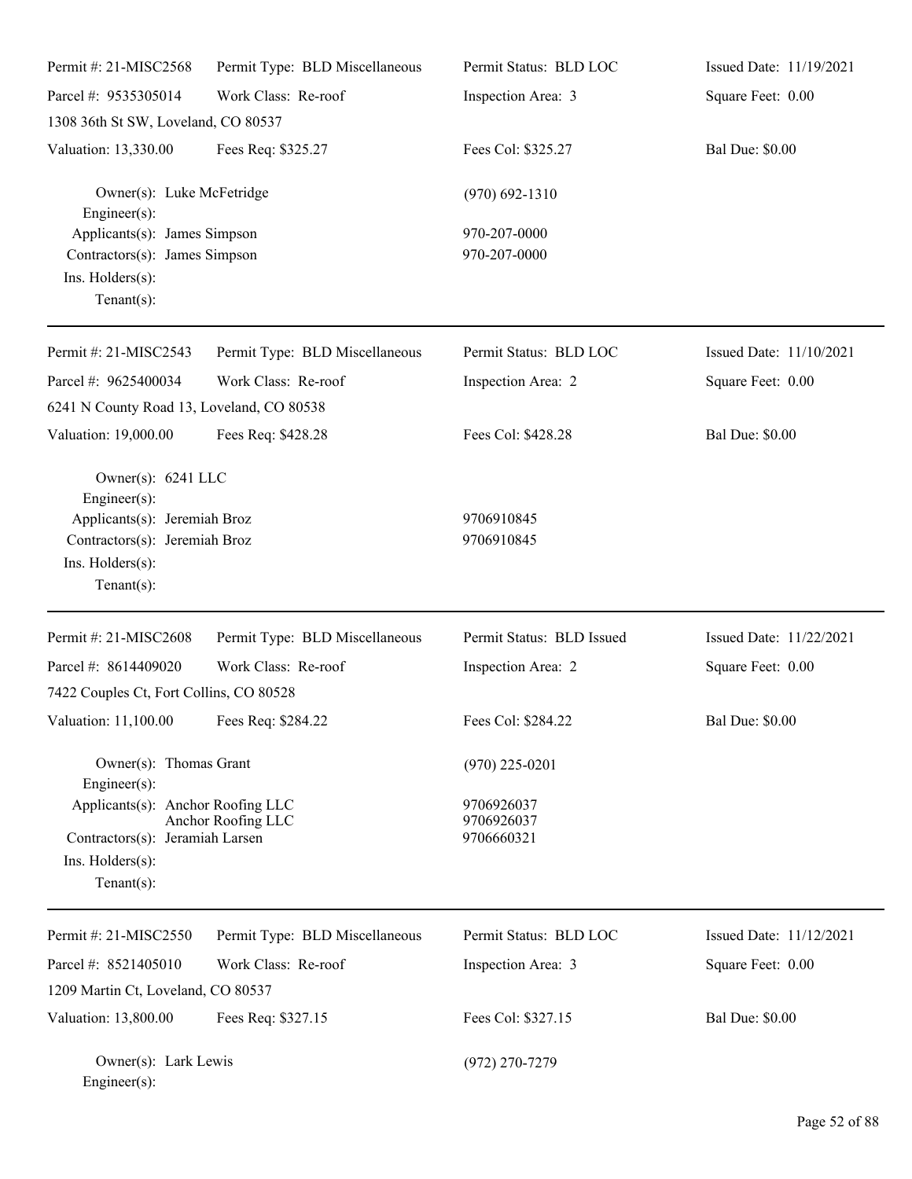| Permit #: 21-MISC2568 | Permit Type: BLD Miscellaneous | Permit Status: BLD LOC | Issued Date: 11/19/2021 |
|---|---|---|---|
| Parcel #: 9535305014 | Work Class: Re-roof | Inspection Area: 3 | Square Feet: 0.00 |
| 1308 36th St SW, Loveland, CO 80537 | | | |
| Valuation: 13,330.00 | Fees Req: $325.27 | Fees Col: $325.27 | Bal Due: $0.00 |

Owner(s): Luke McFetridge (970) 692-1310
Engineer(s):
Applicants(s): James Simpson 970-207-0000
Contractors(s): James Simpson 970-207-0000
Ins. Holders(s):
Tenant(s):

---

| Permit #: 21-MISC2543 | Permit Type: BLD Miscellaneous | Permit Status: BLD LOC | Issued Date: 11/10/2021 |
|---|---|---|---|
| Parcel #: 9625400034 | Work Class: Re-roof | Inspection Area: 2 | Square Feet: 0.00 |
| 6241 N County Road 13, Loveland, CO 80538 | | | |
| Valuation: 19,000.00 | Fees Req: $428.28 | Fees Col: $428.28 | Bal Due: $0.00 |

Owner(s): 6241 LLC
Engineer(s):
Applicants(s): Jeremiah Broz 9706910845
Contractors(s): Jeremiah Broz 9706910845
Ins. Holders(s):
Tenant(s):

---

| Permit #: 21-MISC2608 | Permit Type: BLD Miscellaneous | Permit Status: BLD Issued | Issued Date: 11/22/2021 |
|---|---|---|---|
| Parcel #: 8614409020 | Work Class: Re-roof | Inspection Area: 2 | Square Feet: 0.00 |
| 7422 Couples Ct, Fort Collins, CO 80528 | | | |
| Valuation: 11,100.00 | Fees Req: $284.22 | Fees Col: $284.22 | Bal Due: $0.00 |

Owner(s): Thomas Grant (970) 225-0201
Engineer(s):
Applicants(s): Anchor Roofing LLC 9706926037
Anchor Roofing LLC 9706926037
Contractors(s): Jeramiah Larsen 9706660321
Ins. Holders(s):
Tenant(s):

---

| Permit #: 21-MISC2550 | Permit Type: BLD Miscellaneous | Permit Status: BLD LOC | Issued Date: 11/12/2021 |
|---|---|---|---|
| Parcel #: 8521405010 | Work Class: Re-roof | Inspection Area: 3 | Square Feet: 0.00 |
| 1209 Martin Ct, Loveland, CO 80537 | | | |
| Valuation: 13,800.00 | Fees Req: $327.15 | Fees Col: $327.15 | Bal Due: $0.00 |

Owner(s): Lark Lewis (972) 270-7279
Engineer(s):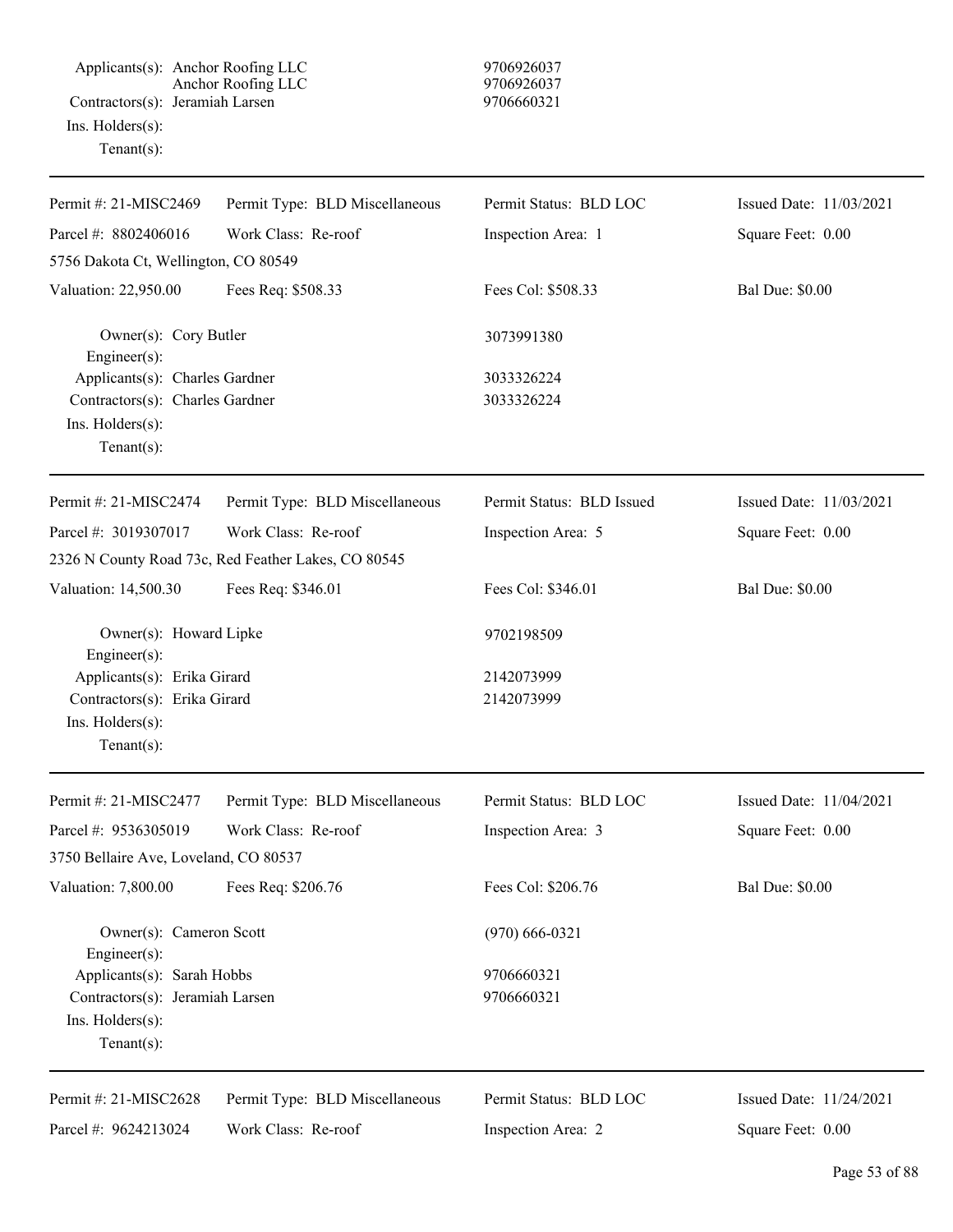Applicants(s): Anchor Roofing LLC 9706926037
Anchor Roofing LLC 9706926037
Contractors(s): Jeramiah Larsen 9706660321
Ins. Holders(s):
Tenant(s):

---

| Permit #: 21-MISC2469 | Permit Type: BLD Miscellaneous | Permit Status: BLD LOC | Issued Date: 11/03/2021 |
|---|---|---|---|
| Parcel #: 8802406016 | Work Class: Re-roof | Inspection Area: 1 | Square Feet: 0.00 |
| 5756 Dakota Ct, Wellington, CO 80549 | | | |
| Valuation: 22,950.00 | Fees Req: $508.33 | Fees Col: $508.33 | Bal Due: $0.00 |

Owner(s): Cory Butler 3073991380
Engineer(s):
Applicants(s): Charles Gardner 3033326224
Contractors(s): Charles Gardner 3033326224
Ins. Holders(s):
Tenant(s):

---

| Permit #: 21-MISC2474 | Permit Type: BLD Miscellaneous | Permit Status: BLD Issued | Issued Date: 11/03/2021 |
|---|---|---|---|
| Parcel #: 3019307017 | Work Class: Re-roof | Inspection Area: 5 | Square Feet: 0.00 |
| 2326 N County Road 73c, Red Feather Lakes, CO 80545 | | | |
| Valuation: 14,500.30 | Fees Req: $346.01 | Fees Col: $346.01 | Bal Due: $0.00 |

Owner(s): Howard Lipke 9702198509
Engineer(s):
Applicants(s): Erika Girard 2142073999
Contractors(s): Erika Girard 2142073999
Ins. Holders(s):
Tenant(s):

---

| Permit #: 21-MISC2477 | Permit Type: BLD Miscellaneous | Permit Status: BLD LOC | Issued Date: 11/04/2021 |
|---|---|---|---|
| Parcel #: 9536305019 | Work Class: Re-roof | Inspection Area: 3 | Square Feet: 0.00 |
| 3750 Bellaire Ave, Loveland, CO 80537 | | | |
| Valuation: 7,800.00 | Fees Req: $206.76 | Fees Col: $206.76 | Bal Due: $0.00 |

Owner(s): Cameron Scott (970) 666-0321
Engineer(s):
Applicants(s): Sarah Hobbs 9706660321
Contractors(s): Jeramiah Larsen 9706660321
Ins. Holders(s):
Tenant(s):

---

| Permit #: 21-MISC2628 | Permit Type: BLD Miscellaneous | Permit Status: BLD LOC | Issued Date: 11/24/2021 |
|---|---|---|---|
| Parcel #: 9624213024 | Work Class: Re-roof | Inspection Area: 2 | Square Feet: 0.00 |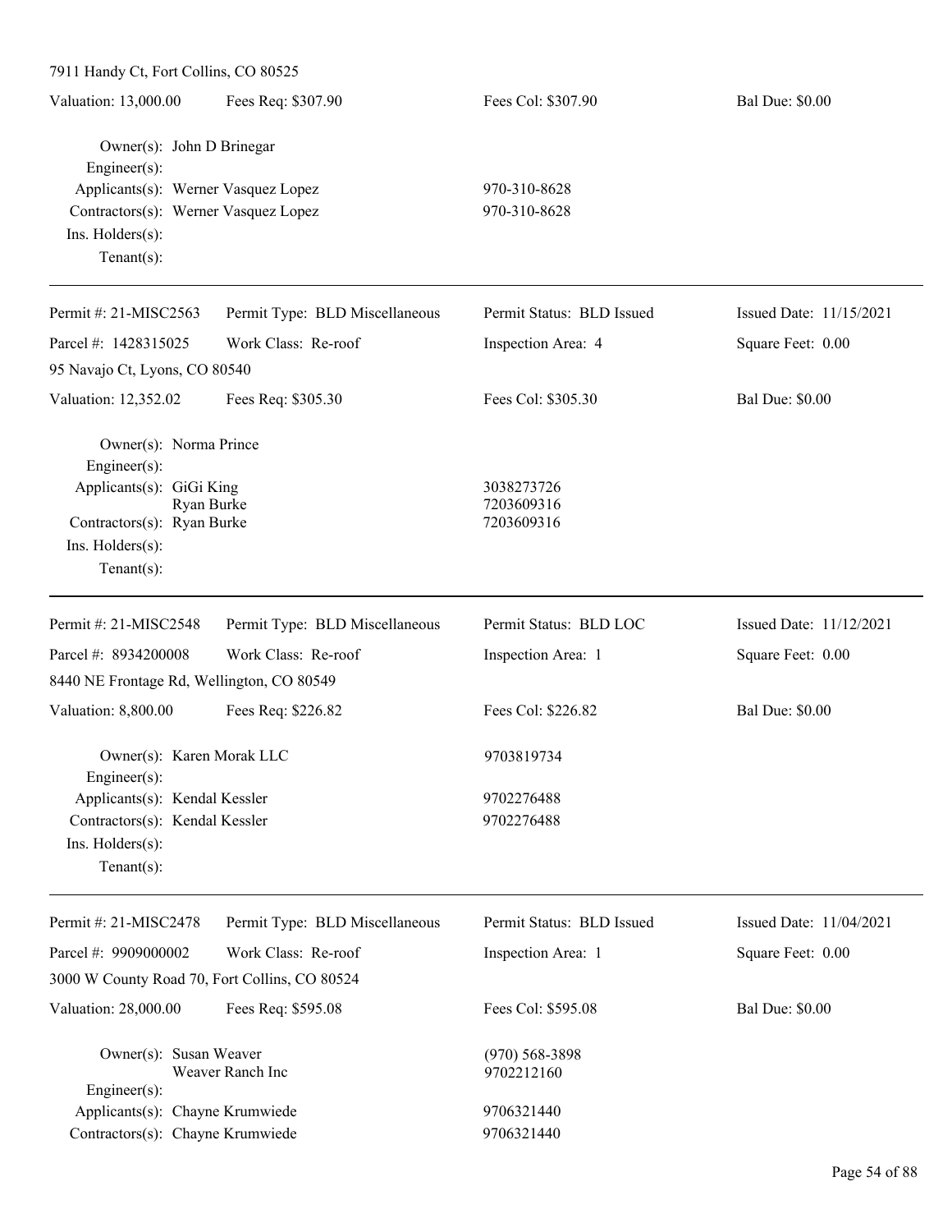7911 Handy Ct, Fort Collins, CO 80525

| Valuation: 13,000.00 | Fees Req: $307.90 | Fees Col: $307.90 | Bal Due: $0.00 |
|---|---|---|---|

Owner(s): John D Brinegar
Engineer(s):
Applicants(s): Werner Vasquez Lopez 970-310-8628
Contractors(s): Werner Vasquez Lopez 970-310-8628
Ins. Holders(s):
Tenant(s):

---

| Permit #: 21-MISC2563 | Permit Type: BLD Miscellaneous | Permit Status: BLD Issued | Issued Date: 11/15/2021 |
|---|---|---|---|
| Parcel #: 1428315025 | Work Class: Re-roof | Inspection Area: 4 | Square Feet: 0.00 |
| 95 Navajo Ct, Lyons, CO 80540 | | | |
| Valuation: 12,352.02 | Fees Req: $305.30 | Fees Col: $305.30 | Bal Due: $0.00 |

Owner(s): Norma Prince
Engineer(s):
Applicants(s): GiGi King 3038273726
Ryan Burke 7203609316
Contractors(s): Ryan Burke 7203609316
Ins. Holders(s):
Tenant(s):

---

| Permit #: 21-MISC2548 | Permit Type: BLD Miscellaneous | Permit Status: BLD LOC | Issued Date: 11/12/2021 |
|---|---|---|---|
| Parcel #: 8934200008 | Work Class: Re-roof | Inspection Area: 1 | Square Feet: 0.00 |
| 8440 NE Frontage Rd, Wellington, CO 80549 | | | |
| Valuation: 8,800.00 | Fees Req: $226.82 | Fees Col: $226.82 | Bal Due: $0.00 |

Owner(s): Karen Morak LLC 9703819734
Engineer(s):
Applicants(s): Kendal Kessler 9702276488
Contractors(s): Kendal Kessler 9702276488
Ins. Holders(s):
Tenant(s):

---

| Permit #: 21-MISC2478 | Permit Type: BLD Miscellaneous | Permit Status: BLD Issued | Issued Date: 11/04/2021 |
|---|---|---|---|
| Parcel #: 9909000002 | Work Class: Re-roof | Inspection Area: 1 | Square Feet: 0.00 |
| 3000 W County Road 70, Fort Collins, CO 80524 | | | |
| Valuation: 28,000.00 | Fees Req: $595.08 | Fees Col: $595.08 | Bal Due: $0.00 |

Owner(s): Susan Weaver (970) 568-3898
Weaver Ranch Inc 9702212160
Engineer(s):
Applicants(s): Chayne Krumwiede 9706321440
Contractors(s): Chayne Krumwiede 9706321440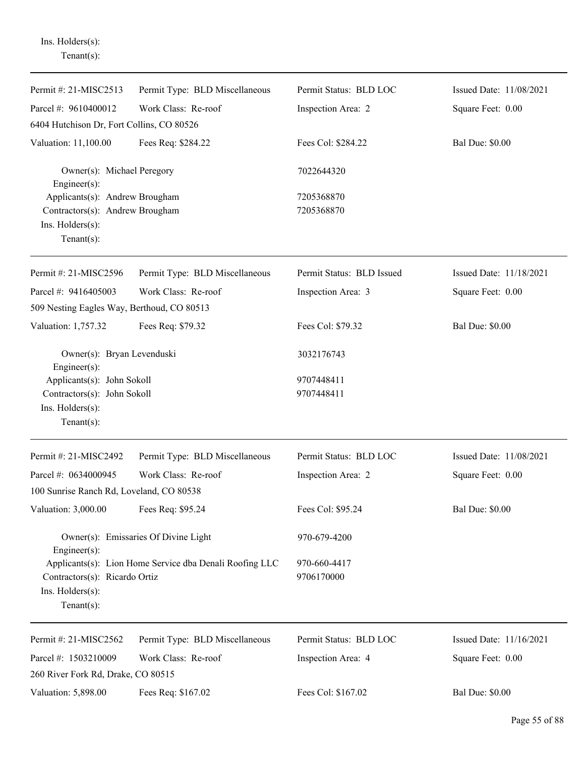Ins. Holders(s):
Tenant(s):

---

| | | | |
|---|---|---|---|
| Permit #: 21-MISC2513 | Permit Type: BLD Miscellaneous | Permit Status: BLD LOC | Issued Date: 11/08/2021 |
| Parcel #: 9610400012 | Work Class: Re-roof | Inspection Area: 2 | Square Feet: 0.00 |
| 6404 Hutchison Dr, Fort Collins, CO 80526 | | | |
| Valuation: 11,100.00 | Fees Req: $284.22 | Fees Col: $284.22 | Bal Due: $0.00 |

Owner(s): Michael Peregory 7022644320
Engineer(s):
Applicants(s): Andrew Brougham 7205368870
Contractors(s): Andrew Brougham 7205368870
Ins. Holders(s):
Tenant(s):

---

| | | | |
|---|---|---|---|
| Permit #: 21-MISC2596 | Permit Type: BLD Miscellaneous | Permit Status: BLD Issued | Issued Date: 11/18/2021 |
| Parcel #: 9416405003 | Work Class: Re-roof | Inspection Area: 3 | Square Feet: 0.00 |
| 509 Nesting Eagles Way, Berthoud, CO 80513 | | | |
| Valuation: 1,757.32 | Fees Req: $79.32 | Fees Col: $79.32 | Bal Due: $0.00 |

Owner(s): Bryan Levenduski 3032176743
Engineer(s):
Applicants(s): John Sokoll 9707448411
Contractors(s): John Sokoll 9707448411
Ins. Holders(s):
Tenant(s):

---

| | | | |
|---|---|---|---|
| Permit #: 21-MISC2492 | Permit Type: BLD Miscellaneous | Permit Status: BLD LOC | Issued Date: 11/08/2021 |
| Parcel #: 0634000945 | Work Class: Re-roof | Inspection Area: 2 | Square Feet: 0.00 |
| 100 Sunrise Ranch Rd, Loveland, CO 80538 | | | |
| Valuation: 3,000.00 | Fees Req: $95.24 | Fees Col: $95.24 | Bal Due: $0.00 |

Owner(s): Emissaries Of Divine Light 970-679-4200
Engineer(s):
Applicants(s): Lion Home Service dba Denali Roofing LLC 970-660-4417
Contractors(s): Ricardo Ortiz 9706170000
Ins. Holders(s):
Tenant(s):

---

| | | | |
|---|---|---|---|
| Permit #: 21-MISC2562 | Permit Type: BLD Miscellaneous | Permit Status: BLD LOC | Issued Date: 11/16/2021 |
| Parcel #: 1503210009 | Work Class: Re-roof | Inspection Area: 4 | Square Feet: 0.00 |
| 260 River Fork Rd, Drake, CO 80515 | | | |
| Valuation: 5,898.00 | Fees Req: $167.02 | Fees Col: $167.02 | Bal Due: $0.00 |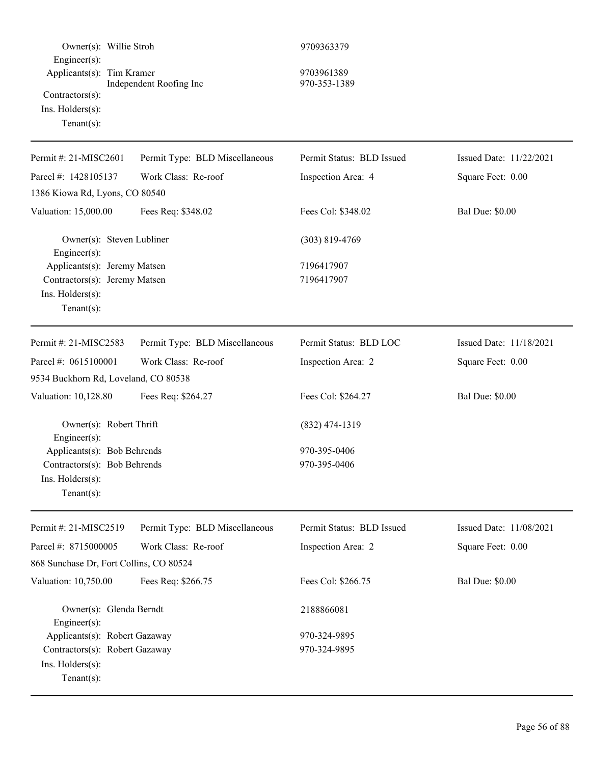| | | |
|---|---|---|
| Owner(s): | Willie Stroh | 9709363379 |
| Engineer(s): | | |
| Applicants(s): | Tim Kramer<br>Independent Roofing Inc | 9703961389<br>970-353-1389 |
| Contractors(s): | | |
| Ins. Holders(s): | | |
| Tenant(s): | | |

---

| Permit #: 21-MISC2601 | Permit Type: BLD Miscellaneous | Permit Status: BLD Issued | Issued Date: 11/22/2021 |
|---|---|---|---|
| Parcel #: 1428105137 | Work Class: Re-roof | Inspection Area: 4 | Square Feet: 0.00 |
| 1386 Kiowa Rd, Lyons, CO 80540 | | | |
| Valuation: 15,000.00 | Fees Req: $348.02 | Fees Col: $348.02 | Bal Due: $0.00 |

| | | |
|---|---|---|
| Owner(s): | Steven Lubliner | (303) 819-4769 |
| Engineer(s): | | |
| Applicants(s): | Jeremy Matsen | 7196417907 |
| Contractors(s): | Jeremy Matsen | 7196417907 |
| Ins. Holders(s): | | |
| Tenant(s): | | |

---

| Permit #: 21-MISC2583 | Permit Type: BLD Miscellaneous | Permit Status: BLD LOC | Issued Date: 11/18/2021 |
|---|---|---|---|
| Parcel #: 0615100001 | Work Class: Re-roof | Inspection Area: 2 | Square Feet: 0.00 |
| 9534 Buckhorn Rd, Loveland, CO 80538 | | | |
| Valuation: 10,128.80 | Fees Req: $264.27 | Fees Col: $264.27 | Bal Due: $0.00 |

| | | |
|---|---|---|
| Owner(s): | Robert Thrift | (832) 474-1319 |
| Engineer(s): | | |
| Applicants(s): | Bob Behrends | 970-395-0406 |
| Contractors(s): | Bob Behrends | 970-395-0406 |
| Ins. Holders(s): | | |
| Tenant(s): | | |

---

| Permit #: 21-MISC2519 | Permit Type: BLD Miscellaneous | Permit Status: BLD Issued | Issued Date: 11/08/2021 |
|---|---|---|---|
| Parcel #: 8715000005 | Work Class: Re-roof | Inspection Area: 2 | Square Feet: 0.00 |
| 868 Sunchase Dr, Fort Collins, CO 80524 | | | |
| Valuation: 10,750.00 | Fees Req: $266.75 | Fees Col: $266.75 | Bal Due: $0.00 |

| | | |
|---|---|---|
| Owner(s): | Glenda Berndt | 2188866081 |
| Engineer(s): | | |
| Applicants(s): | Robert Gazaway | 970-324-9895 |
| Contractors(s): | Robert Gazaway | 970-324-9895 |
| Ins. Holders(s): | | |
| Tenant(s): | | |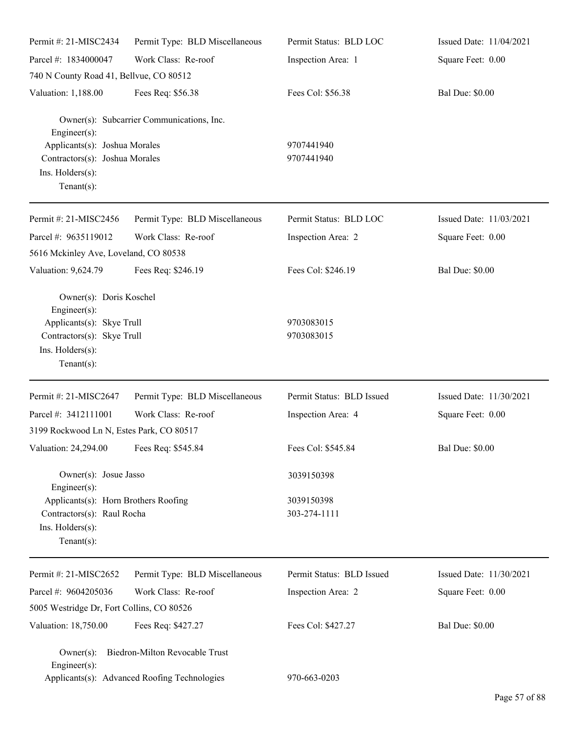| Permit #: 21-MISC2434 | Permit Type: BLD Miscellaneous | Permit Status: BLD LOC | Issued Date: 11/04/2021 |
|---|---|---|---|
| Parcel #: 1834000047 | Work Class: Re-roof | Inspection Area: 1 | Square Feet: 0.00 |
| 740 N County Road 41, Bellvue, CO 80512 | | | |
| Valuation: 1,188.00 | Fees Req: $56.38 | Fees Col: $56.38 | Bal Due: $0.00 |

Owner(s): Subcarrier Communications, Inc.
Engineer(s):
Applicants(s): Joshua Morales 9707441940
Contractors(s): Joshua Morales 9707441940
Ins. Holders(s):
Tenant(s):

---

| Permit #: 21-MISC2456 | Permit Type: BLD Miscellaneous | Permit Status: BLD LOC | Issued Date: 11/03/2021 |
|---|---|---|---|
| Parcel #: 9635119012 | Work Class: Re-roof | Inspection Area: 2 | Square Feet: 0.00 |
| 5616 Mckinley Ave, Loveland, CO 80538 | | | |
| Valuation: 9,624.79 | Fees Req: $246.19 | Fees Col: $246.19 | Bal Due: $0.00 |

Owner(s): Doris Koschel
Engineer(s):
Applicants(s): Skye Trull 9703083015
Contractors(s): Skye Trull 9703083015
Ins. Holders(s):
Tenant(s):

---

| Permit #: 21-MISC2647 | Permit Type: BLD Miscellaneous | Permit Status: BLD Issued | Issued Date: 11/30/2021 |
|---|---|---|---|
| Parcel #: 3412111001 | Work Class: Re-roof | Inspection Area: 4 | Square Feet: 0.00 |
| 3199 Rockwood Ln N, Estes Park, CO 80517 | | | |
| Valuation: 24,294.00 | Fees Req: $545.84 | Fees Col: $545.84 | Bal Due: $0.00 |

Owner(s): Josue Jasso 3039150398
Engineer(s):
Applicants(s): Horn Brothers Roofing 3039150398
Contractors(s): Raul Rocha 303-274-1111
Ins. Holders(s):
Tenant(s):

---

| Permit #: 21-MISC2652 | Permit Type: BLD Miscellaneous | Permit Status: BLD Issued | Issued Date: 11/30/2021 |
|---|---|---|---|
| Parcel #: 9604205036 | Work Class: Re-roof | Inspection Area: 2 | Square Feet: 0.00 |
| 5005 Westridge Dr, Fort Collins, CO 80526 | | | |
| Valuation: 18,750.00 | Fees Req: $427.27 | Fees Col: $427.27 | Bal Due: $0.00 |

Owner(s): Biedron-Milton Revocable Trust
Engineer(s):
Applicants(s): Advanced Roofing Technologies 970-663-0203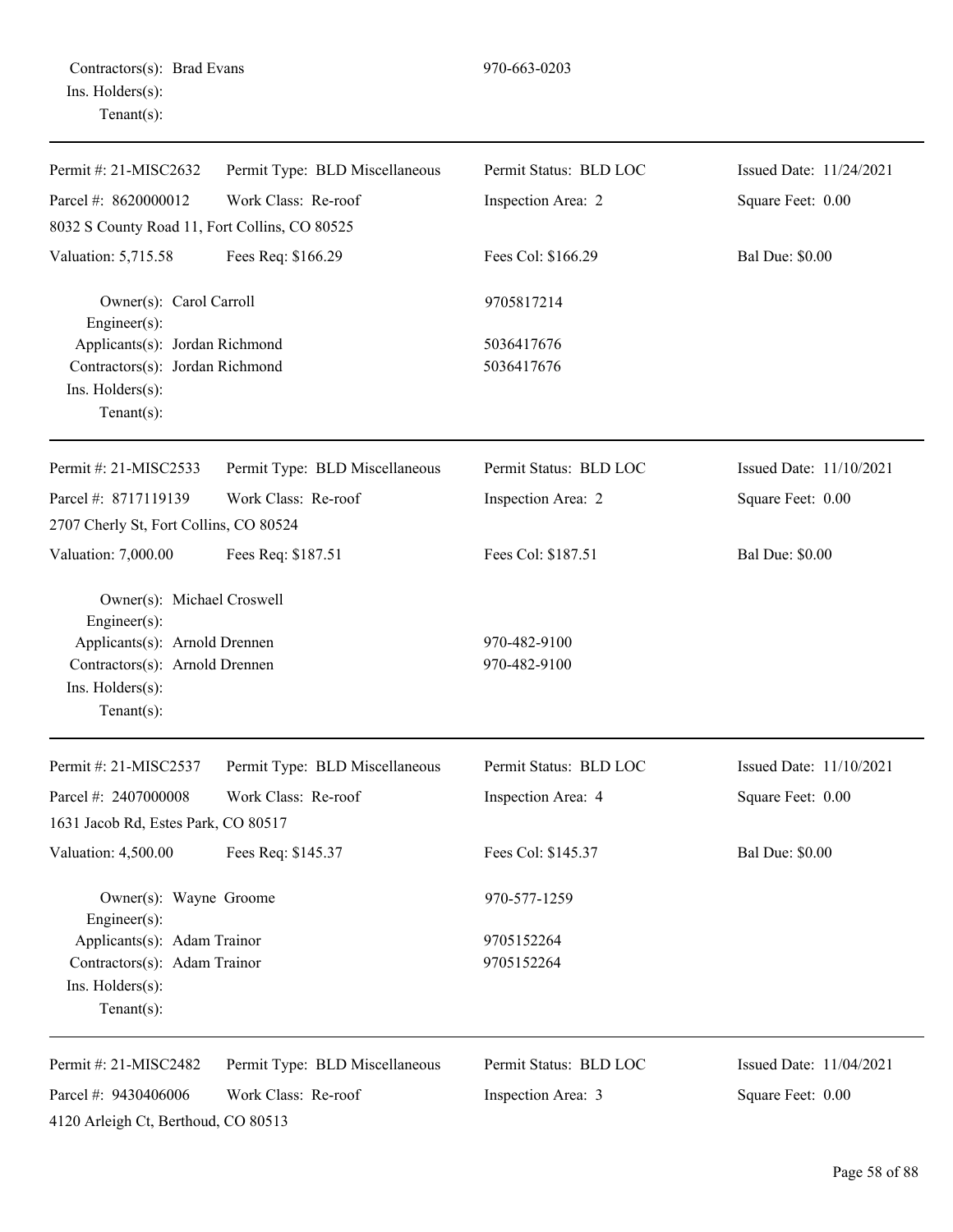Contractors(s): Brad Evans 970-663-0203
Ins. Holders(s):
Tenant(s):

---

| Permit #: 21-MISC2632 | Permit Type: BLD Miscellaneous | Permit Status: BLD LOC | Issued Date: 11/24/2021 |
|---|---|---|---|
| Parcel #: 8620000012 | Work Class: Re-roof | Inspection Area: 2 | Square Feet: 0.00 |
| 8032 S County Road 11, Fort Collins, CO 80525 | | | |
| Valuation: 5,715.58 | Fees Req: $166.29 | Fees Col: $166.29 | Bal Due: $0.00 |

Owner(s): Carol Carroll 9705817214
Engineer(s):
Applicants(s): Jordan Richmond 5036417676
Contractors(s): Jordan Richmond 5036417676
Ins. Holders(s):
Tenant(s):

---

| Permit #: 21-MISC2533 | Permit Type: BLD Miscellaneous | Permit Status: BLD LOC | Issued Date: 11/10/2021 |
|---|---|---|---|
| Parcel #: 8717119139 | Work Class: Re-roof | Inspection Area: 2 | Square Feet: 0.00 |
| 2707 Cherly St, Fort Collins, CO 80524 | | | |
| Valuation: 7,000.00 | Fees Req: $187.51 | Fees Col: $187.51 | Bal Due: $0.00 |

Owner(s): Michael Croswell
Engineer(s):
Applicants(s): Arnold Drennen 970-482-9100
Contractors(s): Arnold Drennen 970-482-9100
Ins. Holders(s):
Tenant(s):

---

| Permit #: 21-MISC2537 | Permit Type: BLD Miscellaneous | Permit Status: BLD LOC | Issued Date: 11/10/2021 |
|---|---|---|---|
| Parcel #: 2407000008 | Work Class: Re-roof | Inspection Area: 4 | Square Feet: 0.00 |
| 1631 Jacob Rd, Estes Park, CO 80517 | | | |
| Valuation: 4,500.00 | Fees Req: $145.37 | Fees Col: $145.37 | Bal Due: $0.00 |

Owner(s): Wayne Groome 970-577-1259
Engineer(s):
Applicants(s): Adam Trainor 9705152264
Contractors(s): Adam Trainor 9705152264
Ins. Holders(s):
Tenant(s):

---

| Permit #: 21-MISC2482 | Permit Type: BLD Miscellaneous | Permit Status: BLD LOC | Issued Date: 11/04/2021 |
|---|---|---|---|
| Parcel #: 9430406006 | Work Class: Re-roof | Inspection Area: 3 | Square Feet: 0.00 |
| 4120 Arleigh Ct, Berthoud, CO 80513 | | | |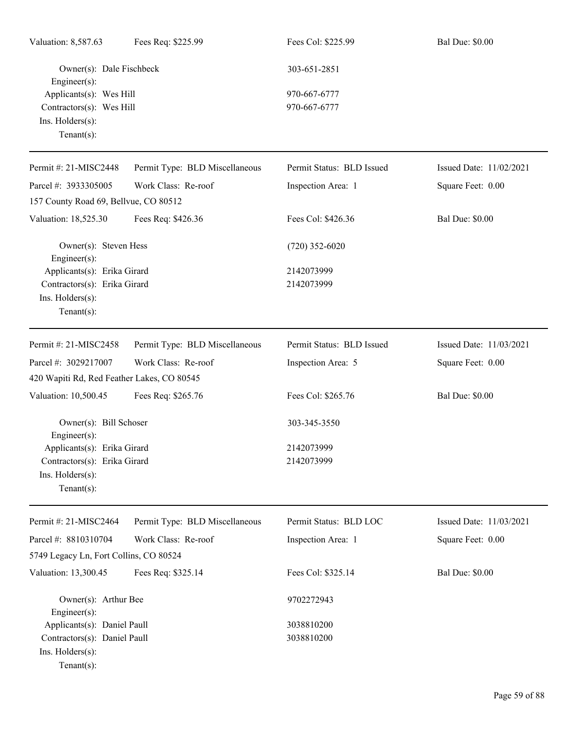Valuation: 8,587.63 | Fees Req: $225.99 | Fees Col: $225.99 | Bal Due: $0.00

Owner(s): Dale Fischbeck 303-651-2851
Engineer(s):
Applicants(s): Wes Hill 970-667-6777
Contractors(s): Wes Hill 970-667-6777
Ins. Holders(s):
Tenant(s):

---

Permit #: 21-MISC2448 | Permit Type: BLD Miscellaneous | Permit Status: BLD Issued | Issued Date: 11/02/2021
Parcel #: 3933305005 | Work Class: Re-roof | Inspection Area: 1 | Square Feet: 0.00
157 County Road 69, Bellvue, CO 80512
Valuation: 18,525.30 | Fees Req: $426.36 | Fees Col: $426.36 | Bal Due: $0.00

Owner(s): Steven Hess (720) 352-6020
Engineer(s):
Applicants(s): Erika Girard 2142073999
Contractors(s): Erika Girard 2142073999
Ins. Holders(s):
Tenant(s):

---

Permit #: 21-MISC2458 | Permit Type: BLD Miscellaneous | Permit Status: BLD Issued | Issued Date: 11/03/2021
Parcel #: 3029217007 | Work Class: Re-roof | Inspection Area: 5 | Square Feet: 0.00
420 Wapiti Rd, Red Feather Lakes, CO 80545
Valuation: 10,500.45 | Fees Req: $265.76 | Fees Col: $265.76 | Bal Due: $0.00

Owner(s): Bill Schoser 303-345-3550
Engineer(s):
Applicants(s): Erika Girard 2142073999
Contractors(s): Erika Girard 2142073999
Ins. Holders(s):
Tenant(s):

---

Permit #: 21-MISC2464 | Permit Type: BLD Miscellaneous | Permit Status: BLD LOC | Issued Date: 11/03/2021
Parcel #: 8810310704 | Work Class: Re-roof | Inspection Area: 1 | Square Feet: 0.00
5749 Legacy Ln, Fort Collins, CO 80524
Valuation: 13,300.45 | Fees Req: $325.14 | Fees Col: $325.14 | Bal Due: $0.00

Owner(s): Arthur Bee 9702272943
Engineer(s):
Applicants(s): Daniel Paull 3038810200
Contractors(s): Daniel Paull 3038810200
Ins. Holders(s):
Tenant(s):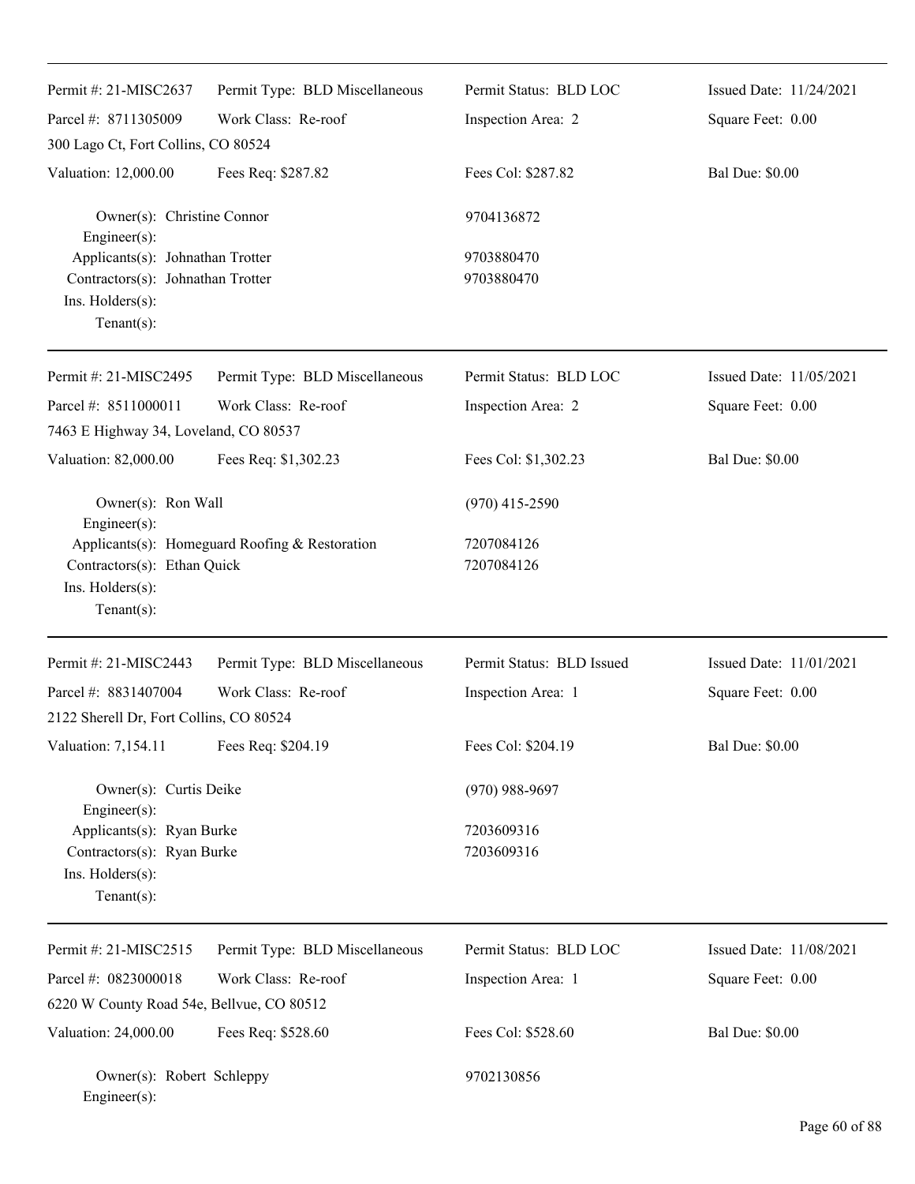| | | | |
|---|---|---|---|
| Permit #: 21-MISC2637 | Permit Type: BLD Miscellaneous | Permit Status: BLD LOC | Issued Date: 11/24/2021 |
| Parcel #: 8711305009 | Work Class: Re-roof | Inspection Area: 2 | Square Feet: 0.00 |
| 300 Lago Ct, Fort Collins, CO 80524 | | | |
| Valuation: 12,000.00 | Fees Req: $287.82 | Fees Col: $287.82 | Bal Due: $0.00 |

Owner(s): Christine Connor — 9704136872
Engineer(s):
Applicants(s): Johnathan Trotter — 9703880470
Contractors(s): Johnathan Trotter — 9703880470
Ins. Holders(s):
Tenant(s):

---

| | | | |
|---|---|---|---|
| Permit #: 21-MISC2495 | Permit Type: BLD Miscellaneous | Permit Status: BLD LOC | Issued Date: 11/05/2021 |
| Parcel #: 8511000011 | Work Class: Re-roof | Inspection Area: 2 | Square Feet: 0.00 |
| 7463 E Highway 34, Loveland, CO 80537 | | | |
| Valuation: 82,000.00 | Fees Req: $1,302.23 | Fees Col: $1,302.23 | Bal Due: $0.00 |

Owner(s): Ron Wall — (970) 415-2590
Engineer(s):
Applicants(s): Homeguard Roofing & Restoration — 7207084126
Contractors(s): Ethan Quick — 7207084126
Ins. Holders(s):
Tenant(s):

---

| | | | |
|---|---|---|---|
| Permit #: 21-MISC2443 | Permit Type: BLD Miscellaneous | Permit Status: BLD Issued | Issued Date: 11/01/2021 |
| Parcel #: 8831407004 | Work Class: Re-roof | Inspection Area: 1 | Square Feet: 0.00 |
| 2122 Sherell Dr, Fort Collins, CO 80524 | | | |
| Valuation: 7,154.11 | Fees Req: $204.19 | Fees Col: $204.19 | Bal Due: $0.00 |

Owner(s): Curtis Deike — (970) 988-9697
Engineer(s):
Applicants(s): Ryan Burke — 7203609316
Contractors(s): Ryan Burke — 7203609316
Ins. Holders(s):
Tenant(s):

---

| | | | |
|---|---|---|---|
| Permit #: 21-MISC2515 | Permit Type: BLD Miscellaneous | Permit Status: BLD LOC | Issued Date: 11/08/2021 |
| Parcel #: 0823000018 | Work Class: Re-roof | Inspection Area: 1 | Square Feet: 0.00 |
| 6220 W County Road 54e, Bellvue, CO 80512 | | | |
| Valuation: 24,000.00 | Fees Req: $528.60 | Fees Col: $528.60 | Bal Due: $0.00 |

Owner(s): Robert Schleppy — 9702130856
Engineer(s):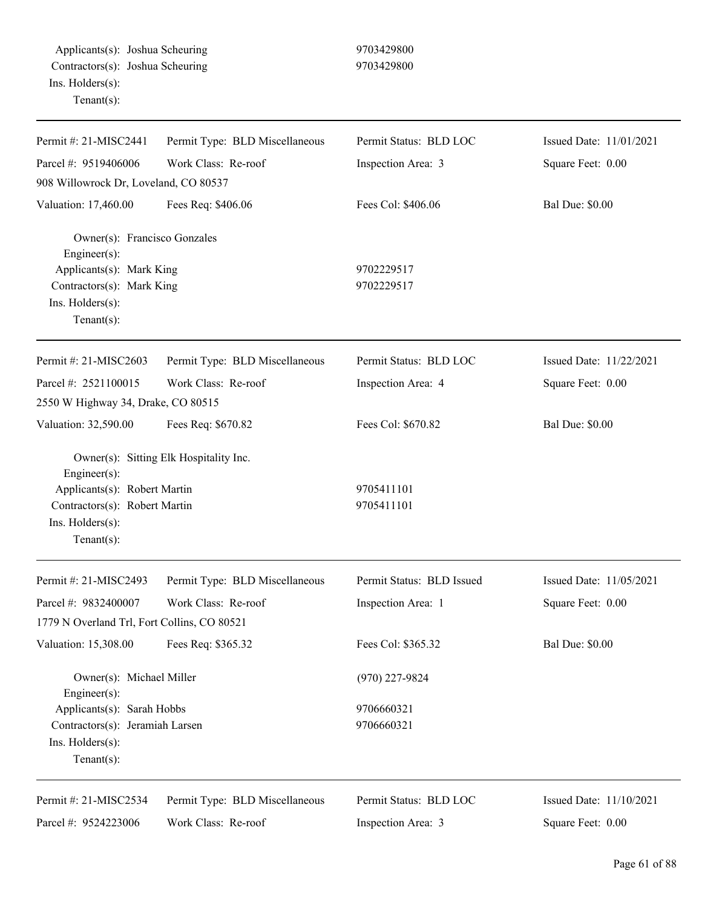Applicants(s): Joshua Scheuring 9703429800
Contractors(s): Joshua Scheuring 9703429800
Ins. Holders(s):
Tenant(s):

---

| Permit #: 21-MISC2441 | Permit Type: BLD Miscellaneous | Permit Status: BLD LOC | Issued Date: 11/01/2021 |
|---|---|---|---|
| Parcel #: 9519406006 | Work Class: Re-roof | Inspection Area: 3 | Square Feet: 0.00 |
| 908 Willowrock Dr, Loveland, CO 80537 | | | |
| Valuation: 17,460.00 | Fees Req: $406.06 | Fees Col: $406.06 | Bal Due: $0.00 |

Owner(s): Francisco Gonzales
Engineer(s):
Applicants(s): Mark King 9702229517
Contractors(s): Mark King 9702229517
Ins. Holders(s):
Tenant(s):

---

| Permit #: 21-MISC2603 | Permit Type: BLD Miscellaneous | Permit Status: BLD LOC | Issued Date: 11/22/2021 |
|---|---|---|---|
| Parcel #: 2521100015 | Work Class: Re-roof | Inspection Area: 4 | Square Feet: 0.00 |
| 2550 W Highway 34, Drake, CO 80515 | | | |
| Valuation: 32,590.00 | Fees Req: $670.82 | Fees Col: $670.82 | Bal Due: $0.00 |

Owner(s): Sitting Elk Hospitality Inc.
Engineer(s):
Applicants(s): Robert Martin 9705411101
Contractors(s): Robert Martin 9705411101
Ins. Holders(s):
Tenant(s):

---

| Permit #: 21-MISC2493 | Permit Type: BLD Miscellaneous | Permit Status: BLD Issued | Issued Date: 11/05/2021 |
|---|---|---|---|
| Parcel #: 9832400007 | Work Class: Re-roof | Inspection Area: 1 | Square Feet: 0.00 |
| 1779 N Overland Trl, Fort Collins, CO 80521 | | | |
| Valuation: 15,308.00 | Fees Req: $365.32 | Fees Col: $365.32 | Bal Due: $0.00 |

Owner(s): Michael Miller (970) 227-9824
Engineer(s):
Applicants(s): Sarah Hobbs 9706660321
Contractors(s): Jeramiah Larsen 9706660321
Ins. Holders(s):
Tenant(s):

---

| Permit #: 21-MISC2534 | Permit Type: BLD Miscellaneous | Permit Status: BLD LOC | Issued Date: 11/10/2021 |
|---|---|---|---|
| Parcel #: 9524223006 | Work Class: Re-roof | Inspection Area: 3 | Square Feet: 0.00 |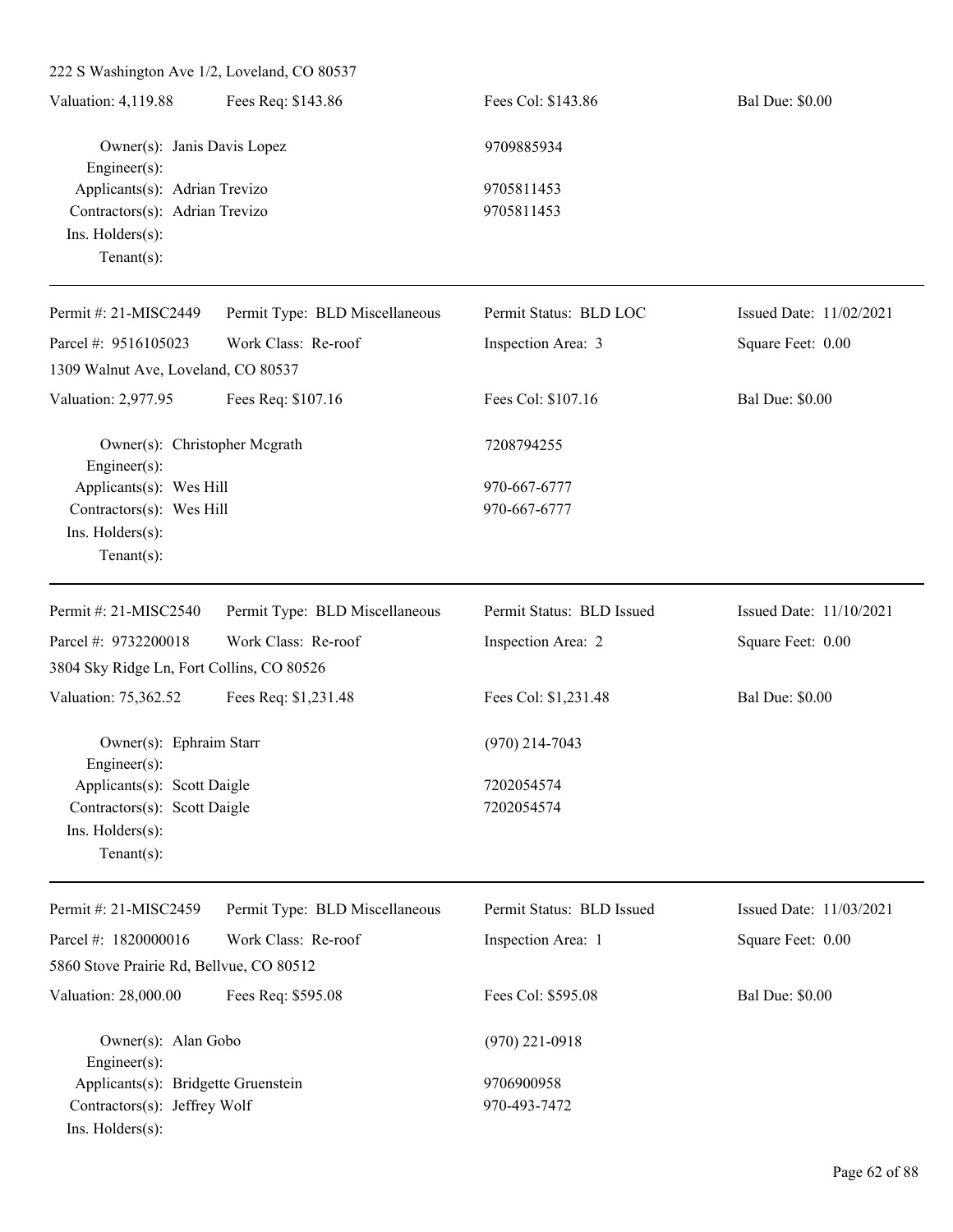222 S Washington Ave 1/2, Loveland, CO 80537

| Valuation: 4,119.88 | Fees Req: $143.86 | Fees Col: $143.86 | Bal Due: $0.00 |
|---|---|---|---|

Owner(s): Janis Davis Lopez — 9709885934
Engineer(s):
Applicants(s): Adrian Trevizo — 9705811453
Contractors(s): Adrian Trevizo — 9705811453
Ins. Holders(s):
Tenant(s):

---

| Permit #: 21-MISC2449 | Permit Type: BLD Miscellaneous | Permit Status: BLD LOC | Issued Date: 11/02/2021 |
|---|---|---|---|
| Parcel #: 9516105023 | Work Class: Re-roof | Inspection Area: 3 | Square Feet: 0.00 |

1309 Walnut Ave, Loveland, CO 80537

| Valuation: 2,977.95 | Fees Req: $107.16 | Fees Col: $107.16 | Bal Due: $0.00 |
|---|---|---|---|

Owner(s): Christopher Mcgrath — 7208794255
Engineer(s):
Applicants(s): Wes Hill — 970-667-6777
Contractors(s): Wes Hill — 970-667-6777
Ins. Holders(s):
Tenant(s):

---

| Permit #: 21-MISC2540 | Permit Type: BLD Miscellaneous | Permit Status: BLD Issued | Issued Date: 11/10/2021 |
|---|---|---|---|
| Parcel #: 9732200018 | Work Class: Re-roof | Inspection Area: 2 | Square Feet: 0.00 |

3804 Sky Ridge Ln, Fort Collins, CO 80526

| Valuation: 75,362.52 | Fees Req: $1,231.48 | Fees Col: $1,231.48 | Bal Due: $0.00 |
|---|---|---|---|

Owner(s): Ephraim Starr — (970) 214-7043
Engineer(s):
Applicants(s): Scott Daigle — 7202054574
Contractors(s): Scott Daigle — 7202054574
Ins. Holders(s):
Tenant(s):

---

| Permit #: 21-MISC2459 | Permit Type: BLD Miscellaneous | Permit Status: BLD Issued | Issued Date: 11/03/2021 |
|---|---|---|---|
| Parcel #: 1820000016 | Work Class: Re-roof | Inspection Area: 1 | Square Feet: 0.00 |

5860 Stove Prairie Rd, Bellvue, CO 80512

| Valuation: 28,000.00 | Fees Req: $595.08 | Fees Col: $595.08 | Bal Due: $0.00 |
|---|---|---|---|

Owner(s): Alan Gobo — (970) 221-0918
Engineer(s):
Applicants(s): Bridgette Gruenstein — 9706900958
Contractors(s): Jeffrey Wolf — 970-493-7472
Ins. Holders(s):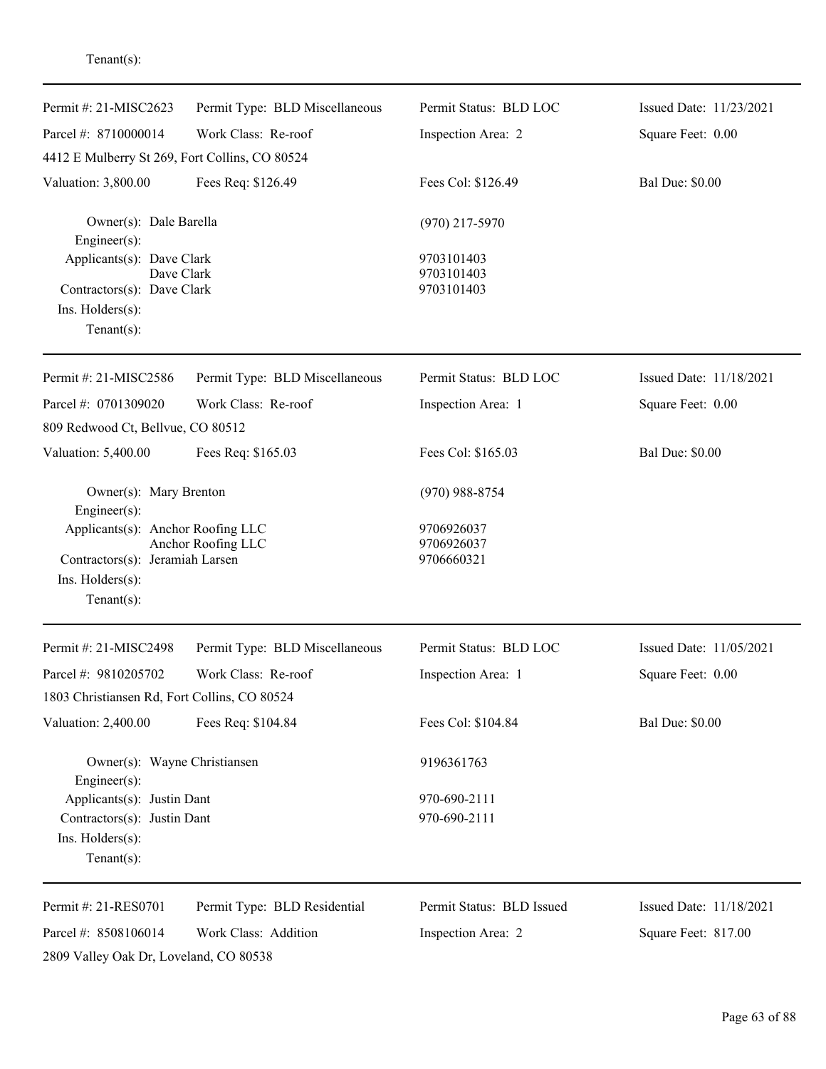Tenant(s):

---

| Permit #: 21-MISC2623 | Permit Type: BLD Miscellaneous | Permit Status: BLD LOC | Issued Date: 11/23/2021 |
|---|---|---|---|
| Parcel #: 8710000014 | Work Class: Re-roof | Inspection Area: 2 | Square Feet: 0.00 |
| 4412 E Mulberry St 269, Fort Collins, CO 80524 | | | |
| Valuation: 3,800.00 | Fees Req: $126.49 | Fees Col: $126.49 | Bal Due: $0.00 |

Owner(s): Dale Barella — (970) 217-5970
Engineer(s):
Applicants(s): Dave Clark — 9703101403
Dave Clark — 9703101403
Contractors(s): Dave Clark — 9703101403
Ins. Holders(s):
Tenant(s):

---

| Permit #: 21-MISC2586 | Permit Type: BLD Miscellaneous | Permit Status: BLD LOC | Issued Date: 11/18/2021 |
|---|---|---|---|
| Parcel #: 0701309020 | Work Class: Re-roof | Inspection Area: 1 | Square Feet: 0.00 |
| 809 Redwood Ct, Bellvue, CO 80512 | | | |
| Valuation: 5,400.00 | Fees Req: $165.03 | Fees Col: $165.03 | Bal Due: $0.00 |

Owner(s): Mary Brenton — (970) 988-8754
Engineer(s):
Applicants(s): Anchor Roofing LLC — 9706926037
Anchor Roofing LLC — 9706926037
Contractors(s): Jeramiah Larsen — 9706660321
Ins. Holders(s):
Tenant(s):

---

| Permit #: 21-MISC2498 | Permit Type: BLD Miscellaneous | Permit Status: BLD LOC | Issued Date: 11/05/2021 |
|---|---|---|---|
| Parcel #: 9810205702 | Work Class: Re-roof | Inspection Area: 1 | Square Feet: 0.00 |
| 1803 Christiansen Rd, Fort Collins, CO 80524 | | | |
| Valuation: 2,400.00 | Fees Req: $104.84 | Fees Col: $104.84 | Bal Due: $0.00 |

Owner(s): Wayne Christiansen — 9196361763
Engineer(s):
Applicants(s): Justin Dant — 970-690-2111
Contractors(s): Justin Dant — 970-690-2111
Ins. Holders(s):
Tenant(s):

---

| Permit #: 21-RES0701 | Permit Type: BLD Residential | Permit Status: BLD Issued | Issued Date: 11/18/2021 |
|---|---|---|---|
| Parcel #: 8508106014 | Work Class: Addition | Inspection Area: 2 | Square Feet: 817.00 |
| 2809 Valley Oak Dr, Loveland, CO 80538 | | | |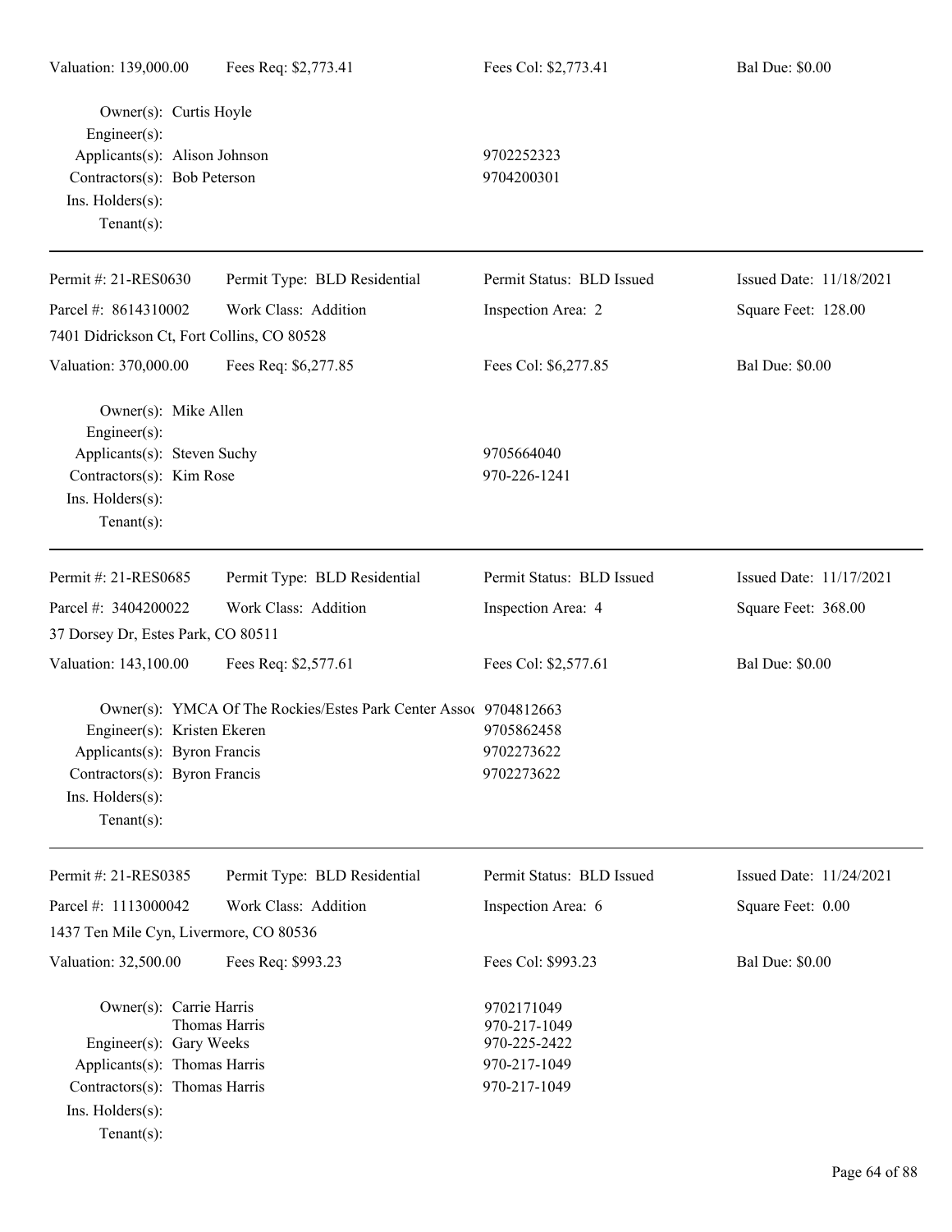Valuation: 139,000.00 | Fees Req: $2,773.41 | Fees Col: $2,773.41 | Bal Due: $0.00

Owner(s): Curtis Hoyle
Engineer(s):
Applicants(s): Alison Johnson 9702252323
Contractors(s): Bob Peterson 9704200301
Ins. Holders(s):
Tenant(s):

---

Permit #: 21-RES0630 | Permit Type: BLD Residential | Permit Status: BLD Issued | Issued Date: 11/18/2021
Parcel #: 8614310002 | Work Class: Addition | Inspection Area: 2 | Square Feet: 128.00
7401 Didrickson Ct, Fort Collins, CO 80528
Valuation: 370,000.00 | Fees Req: $6,277.85 | Fees Col: $6,277.85 | Bal Due: $0.00

Owner(s): Mike Allen
Engineer(s):
Applicants(s): Steven Suchy 9705664040
Contractors(s): Kim Rose 970-226-1241
Ins. Holders(s):
Tenant(s):

---

Permit #: 21-RES0685 | Permit Type: BLD Residential | Permit Status: BLD Issued | Issued Date: 11/17/2021
Parcel #: 3404200022 | Work Class: Addition | Inspection Area: 4 | Square Feet: 368.00
37 Dorsey Dr, Estes Park, CO 80511
Valuation: 143,100.00 | Fees Req: $2,577.61 | Fees Col: $2,577.61 | Bal Due: $0.00

Owner(s): YMCA Of The Rockies/Estes Park Center Assoc 9704812663
Engineer(s): Kristen Ekeren 9705862458
Applicants(s): Byron Francis 9702273622
Contractors(s): Byron Francis 9702273622
Ins. Holders(s):
Tenant(s):

---

Permit #: 21-RES0385 | Permit Type: BLD Residential | Permit Status: BLD Issued | Issued Date: 11/24/2021
Parcel #: 1113000042 | Work Class: Addition | Inspection Area: 6 | Square Feet: 0.00
1437 Ten Mile Cyn, Livermore, CO 80536
Valuation: 32,500.00 | Fees Req: $993.23 | Fees Col: $993.23 | Bal Due: $0.00

Owner(s): Carrie Harris 9702171049
Thomas Harris 970-217-1049
Engineer(s): Gary Weeks 970-225-2422
Applicants(s): Thomas Harris 970-217-1049
Contractors(s): Thomas Harris 970-217-1049
Ins. Holders(s):
Tenant(s):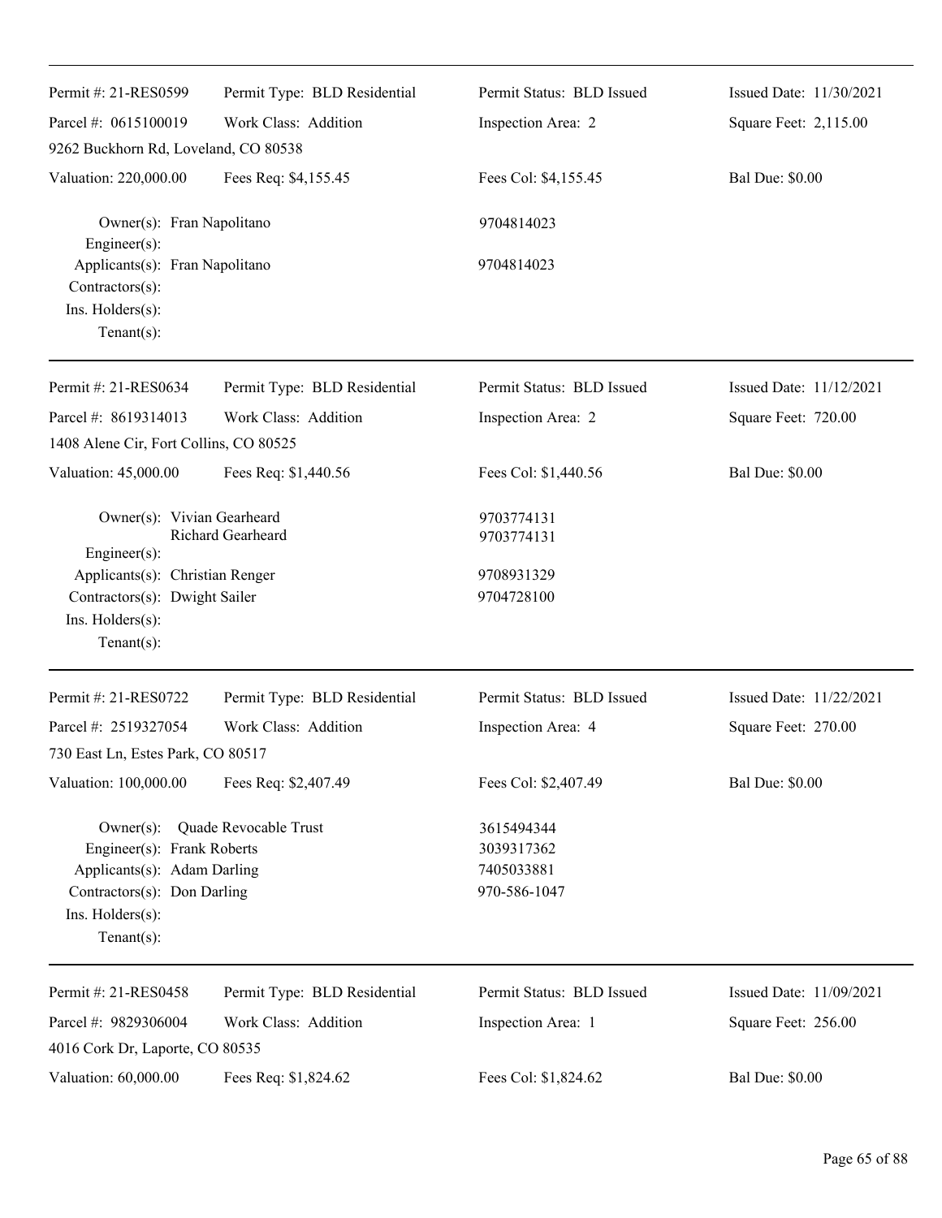| | | | |
|---|---|---|---|
| Permit #: 21-RES0599 | Permit Type: BLD Residential | Permit Status: BLD Issued | Issued Date: 11/30/2021 |
| Parcel #: 0615100019 | Work Class: Addition | Inspection Area: 2 | Square Feet: 2,115.00 |
| 9262 Buckhorn Rd, Loveland, CO 80538 | | | |
| Valuation: 220,000.00 | Fees Req: $4,155.45 | Fees Col: $4,155.45 | Bal Due: $0.00 |

Owner(s): Fran Napolitano 9704814023
Engineer(s):
Applicants(s): Fran Napolitano 9704814023
Contractors(s):
Ins. Holders(s):
Tenant(s):

---

| | | | |
|---|---|---|---|
| Permit #: 21-RES0634 | Permit Type: BLD Residential | Permit Status: BLD Issued | Issued Date: 11/12/2021 |
| Parcel #: 8619314013 | Work Class: Addition | Inspection Area: 2 | Square Feet: 720.00 |
| 1408 Alene Cir, Fort Collins, CO 80525 | | | |
| Valuation: 45,000.00 | Fees Req: $1,440.56 | Fees Col: $1,440.56 | Bal Due: $0.00 |

Owner(s): Vivian Gearheard 9703774131
Richard Gearheard 9703774131
Engineer(s):
Applicants(s): Christian Renger 9708931329
Contractors(s): Dwight Sailer 9704728100
Ins. Holders(s):
Tenant(s):

---

| | | | |
|---|---|---|---|
| Permit #: 21-RES0722 | Permit Type: BLD Residential | Permit Status: BLD Issued | Issued Date: 11/22/2021 |
| Parcel #: 2519327054 | Work Class: Addition | Inspection Area: 4 | Square Feet: 270.00 |
| 730 East Ln, Estes Park, CO 80517 | | | |
| Valuation: 100,000.00 | Fees Req: $2,407.49 | Fees Col: $2,407.49 | Bal Due: $0.00 |

Owner(s): Quade Revocable Trust 3615494344
Engineer(s): Frank Roberts 3039317362
Applicants(s): Adam Darling 7405033881
Contractors(s): Don Darling 970-586-1047
Ins. Holders(s):
Tenant(s):

---

| | | | |
|---|---|---|---|
| Permit #: 21-RES0458 | Permit Type: BLD Residential | Permit Status: BLD Issued | Issued Date: 11/09/2021 |
| Parcel #: 9829306004 | Work Class: Addition | Inspection Area: 1 | Square Feet: 256.00 |
| 4016 Cork Dr, Laporte, CO 80535 | | | |
| Valuation: 60,000.00 | Fees Req: $1,824.62 | Fees Col: $1,824.62 | Bal Due: $0.00 |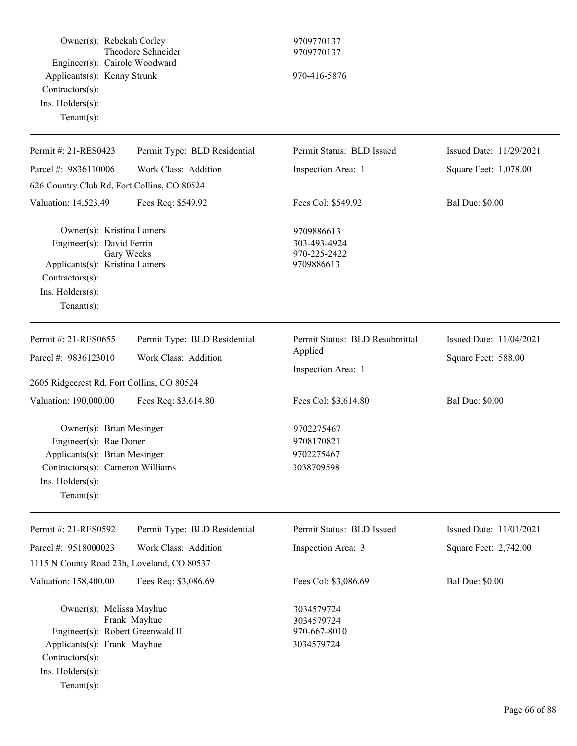Owner(s): Rebekah Corley 9709770137
Theodore Schneider 9709770137
Engineer(s): Cairole Woodward
Applicants(s): Kenny Strunk 970-416-5876
Contractors(s):
Ins. Holders(s):
Tenant(s):

---

| Permit #: 21-RES0423 | Permit Type: BLD Residential | Permit Status: BLD Issued | Issued Date: 11/29/2021 |
|---|---|---|---|
| Parcel #: 9836110006 | Work Class: Addition | Inspection Area: 1 | Square Feet: 1,078.00 |
| 626 Country Club Rd, Fort Collins, CO 80524 | | | |
| Valuation: 14,523.49 | Fees Req: $549.92 | Fees Col: $549.92 | Bal Due: $0.00 |

Owner(s): Kristina Lamers 9709886613
Engineer(s): David Ferrin 303-493-4924
Gary Weeks 970-225-2422
Applicants(s): Kristina Lamers 9709886613
Contractors(s):
Ins. Holders(s):
Tenant(s):

---

| Permit #: 21-RES0655 | Permit Type: BLD Residential | Permit Status: BLD Resubmittal Applied | Issued Date: 11/04/2021 |
|---|---|---|---|
| Parcel #: 9836123010 | Work Class: Addition | Inspection Area: 1 | Square Feet: 588.00 |
| 2605 Ridgecrest Rd, Fort Collins, CO 80524 | | | |
| Valuation: 190,000.00 | Fees Req: $3,614.80 | Fees Col: $3,614.80 | Bal Due: $0.00 |

Owner(s): Brian Mesinger 9702275467
Engineer(s): Rae Doner 9708170821
Applicants(s): Brian Mesinger 9702275467
Contractors(s): Cameron Williams 3038709598
Ins. Holders(s):
Tenant(s):

---

| Permit #: 21-RES0592 | Permit Type: BLD Residential | Permit Status: BLD Issued | Issued Date: 11/01/2021 |
|---|---|---|---|
| Parcel #: 9518000023 | Work Class: Addition | Inspection Area: 3 | Square Feet: 2,742.00 |
| 1115 N County Road 23h, Loveland, CO 80537 | | | |
| Valuation: 158,400.00 | Fees Req: $3,086.69 | Fees Col: $3,086.69 | Bal Due: $0.00 |

Owner(s): Melissa Mayhue 3034579724
Frank Mayhue 3034579724
Engineer(s): Robert Greenwald II 970-667-8010
Applicants(s): Frank Mayhue 3034579724
Contractors(s):
Ins. Holders(s):
Tenant(s):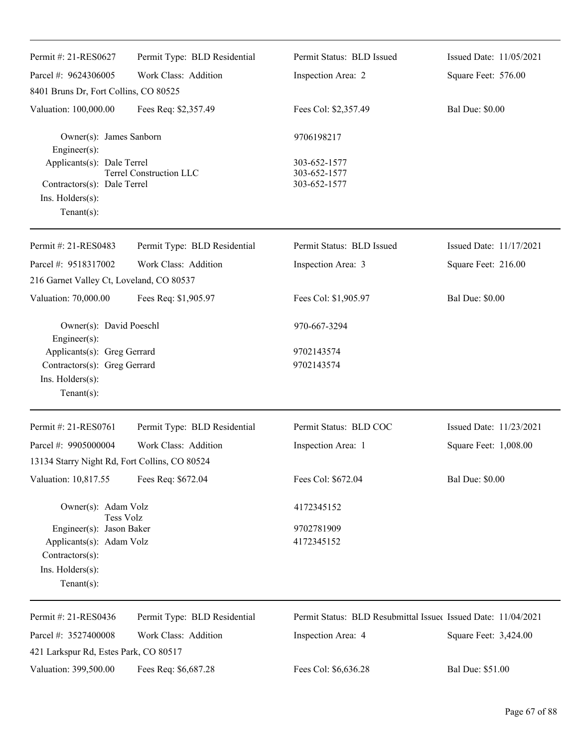| Permit #: 21-RES0627 | Permit Type: BLD Residential | Permit Status: BLD Issued | Issued Date: 11/05/2021 |
|---|---|---|---|
| Parcel #: 9624306005 | Work Class: Addition | Inspection Area: 2 | Square Feet: 576.00 |
| 8401 Bruns Dr, Fort Collins, CO 80525 | | | |
| Valuation: 100,000.00 | Fees Req: $2,357.49 | Fees Col: $2,357.49 | Bal Due: $0.00 |

Owner(s): James Sanborn — 9706198217
Engineer(s):
Applicants(s): Dale Terrel — 303-652-1577
Terrel Construction LLC — 303-652-1577
Contractors(s): Dale Terrel — 303-652-1577
Ins. Holders(s):
Tenant(s):

---

| Permit #: 21-RES0483 | Permit Type: BLD Residential | Permit Status: BLD Issued | Issued Date: 11/17/2021 |
|---|---|---|---|
| Parcel #: 9518317002 | Work Class: Addition | Inspection Area: 3 | Square Feet: 216.00 |
| 216 Garnet Valley Ct, Loveland, CO 80537 | | | |
| Valuation: 70,000.00 | Fees Req: $1,905.97 | Fees Col: $1,905.97 | Bal Due: $0.00 |

Owner(s): David Poeschl — 970-667-3294
Engineer(s):
Applicants(s): Greg Gerrard — 9702143574
Contractors(s): Greg Gerrard — 9702143574
Ins. Holders(s):
Tenant(s):

---

| Permit #: 21-RES0761 | Permit Type: BLD Residential | Permit Status: BLD COC | Issued Date: 11/23/2021 |
|---|---|---|---|
| Parcel #: 9905000004 | Work Class: Addition | Inspection Area: 1 | Square Feet: 1,008.00 |
| 13134 Starry Night Rd, Fort Collins, CO 80524 | | | |
| Valuation: 10,817.55 | Fees Req: $672.04 | Fees Col: $672.04 | Bal Due: $0.00 |

Owner(s): Adam Volz — 4172345152
Tess Volz
Engineer(s): Jason Baker — 9702781909
Applicants(s): Adam Volz — 4172345152
Contractors(s):
Ins. Holders(s):
Tenant(s):

---

| Permit #: 21-RES0436 | Permit Type: BLD Residential | Permit Status: BLD Resubmittal Issued | Issued Date: 11/04/2021 |
|---|---|---|---|
| Parcel #: 3527400008 | Work Class: Addition | Inspection Area: 4 | Square Feet: 3,424.00 |
| 421 Larkspur Rd, Estes Park, CO 80517 | | | |
| Valuation: 399,500.00 | Fees Req: $6,687.28 | Fees Col: $6,636.28 | Bal Due: $51.00 |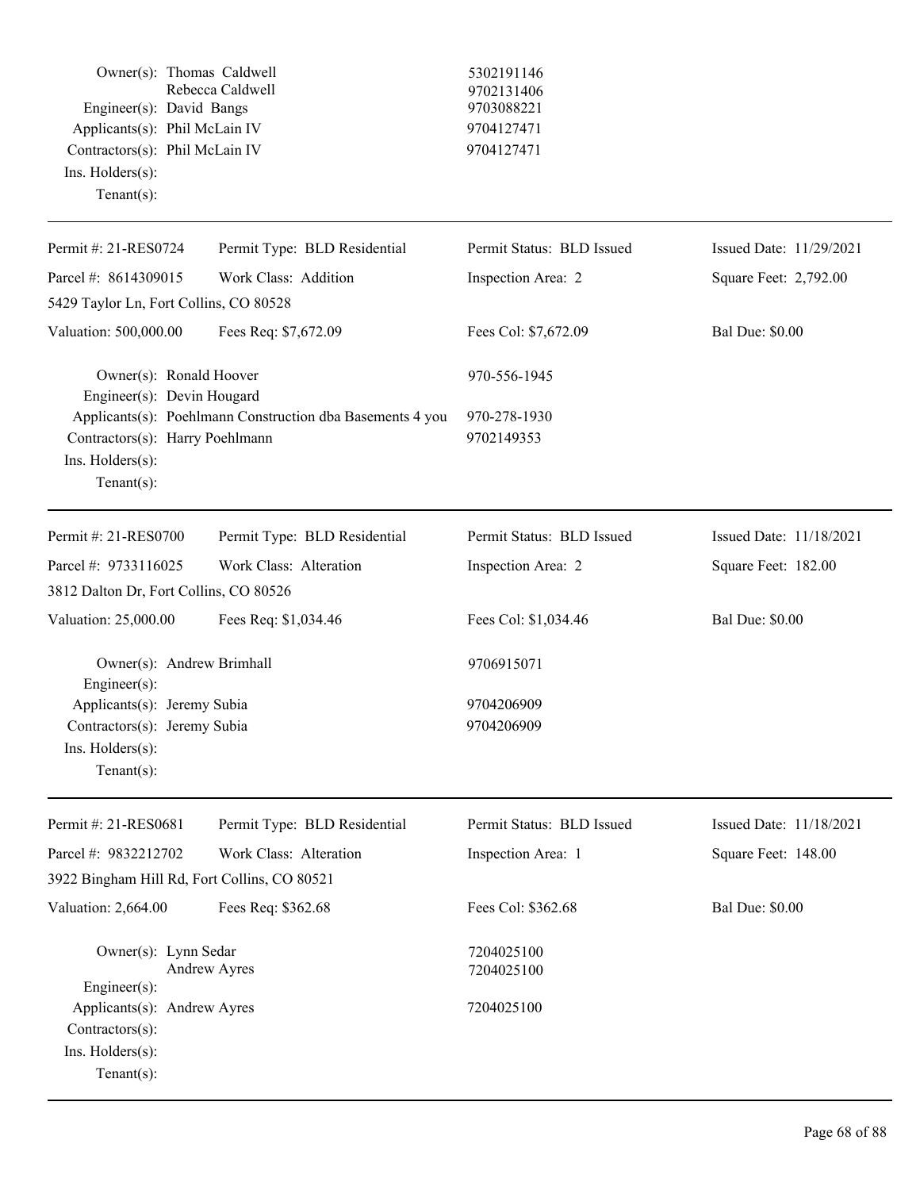| | | |
|---|---|---|
| Owner(s): | Thomas Caldwell | 5302191146 |
| | Rebecca Caldwell | 9702131406 |
| Engineer(s): | David Bangs | 9703088221 |
| Applicants(s): | Phil McLain IV | 9704127471 |
| Contractors(s): | Phil McLain IV | 9704127471 |
| Ins. Holders(s): | | |
| Tenant(s): | | |

---

| | | | |
|---|---|---|---|
| Permit #: 21-RES0724 | Permit Type: BLD Residential | Permit Status: BLD Issued | Issued Date: 11/29/2021 |
| Parcel #: 8614309015 | Work Class: Addition | Inspection Area: 2 | Square Feet: 2,792.00 |
| 5429 Taylor Ln, Fort Collins, CO 80528 | | | |
| Valuation: 500,000.00 | Fees Req: $7,672.09 | Fees Col: $7,672.09 | Bal Due: $0.00 |

| | | |
|---|---|---|
| Owner(s): | Ronald Hoover | 970-556-1945 |
| Engineer(s): | Devin Hougard | |
| Applicants(s): | Poehlmann Construction dba Basements 4 you | 970-278-1930 |
| Contractors(s): | Harry Poehlmann | 9702149353 |
| Ins. Holders(s): | | |
| Tenant(s): | | |

---

| | | | |
|---|---|---|---|
| Permit #: 21-RES0700 | Permit Type: BLD Residential | Permit Status: BLD Issued | Issued Date: 11/18/2021 |
| Parcel #: 9733116025 | Work Class: Alteration | Inspection Area: 2 | Square Feet: 182.00 |
| 3812 Dalton Dr, Fort Collins, CO 80526 | | | |
| Valuation: 25,000.00 | Fees Req: $1,034.46 | Fees Col: $1,034.46 | Bal Due: $0.00 |

| | | |
|---|---|---|
| Owner(s): | Andrew Brimhall | 9706915071 |
| Engineer(s): | | |
| Applicants(s): | Jeremy Subia | 9704206909 |
| Contractors(s): | Jeremy Subia | 9704206909 |
| Ins. Holders(s): | | |
| Tenant(s): | | |

---

| | | | |
|---|---|---|---|
| Permit #: 21-RES0681 | Permit Type: BLD Residential | Permit Status: BLD Issued | Issued Date: 11/18/2021 |
| Parcel #: 9832212702 | Work Class: Alteration | Inspection Area: 1 | Square Feet: 148.00 |
| 3922 Bingham Hill Rd, Fort Collins, CO 80521 | | | |
| Valuation: 2,664.00 | Fees Req: $362.68 | Fees Col: $362.68 | Bal Due: $0.00 |

| | | |
|---|---|---|
| Owner(s): | Lynn Sedar | 7204025100 |
| | Andrew Ayres | 7204025100 |
| Engineer(s): | | |
| Applicants(s): | Andrew Ayres | 7204025100 |
| Contractors(s): | | |
| Ins. Holders(s): | | |
| Tenant(s): | | |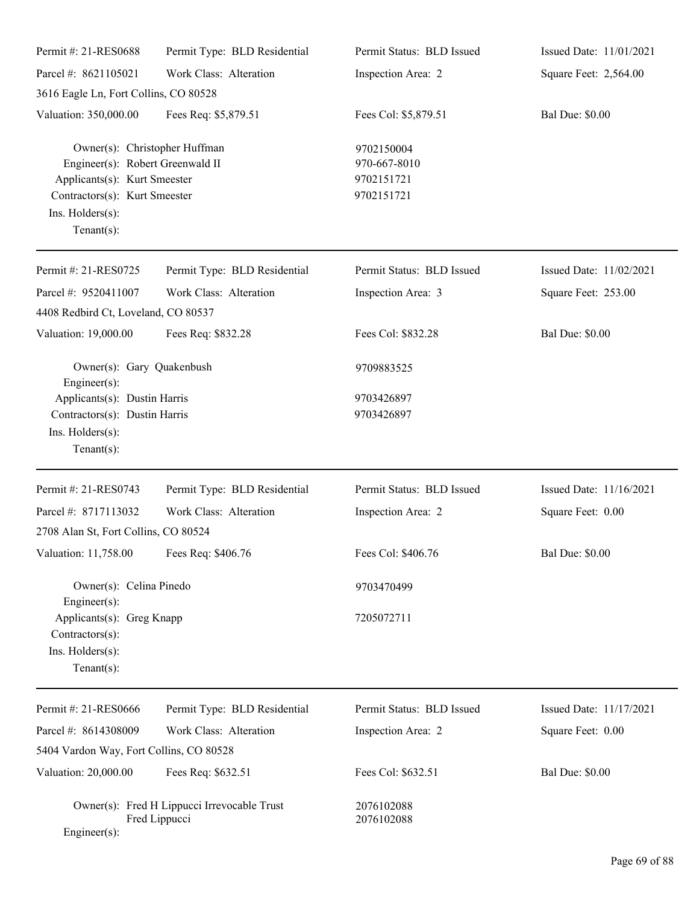Permit #: 21-RES0688 | Permit Type: BLD Residential | Permit Status: BLD Issued | Issued Date: 11/01/2021
Parcel #: 8621105021 | Work Class: Alteration | Inspection Area: 2 | Square Feet: 2,564.00
3616 Eagle Ln, Fort Collins, CO 80528
Valuation: 350,000.00 | Fees Req: $5,879.51 | Fees Col: $5,879.51 | Bal Due: $0.00

Owner(s): Christopher Huffman 9702150004
Engineer(s): Robert Greenwald II 970-667-8010
Applicants(s): Kurt Smeester 9702151721
Contractors(s): Kurt Smeester 9702151721
Ins. Holders(s):
Tenant(s):

---

Permit #: 21-RES0725 | Permit Type: BLD Residential | Permit Status: BLD Issued | Issued Date: 11/02/2021
Parcel #: 9520411007 | Work Class: Alteration | Inspection Area: 3 | Square Feet: 253.00
4408 Redbird Ct, Loveland, CO 80537
Valuation: 19,000.00 | Fees Req: $832.28 | Fees Col: $832.28 | Bal Due: $0.00

Owner(s): Gary Quakenbush 9709883525
Engineer(s):
Applicants(s): Dustin Harris 9703426897
Contractors(s): Dustin Harris 9703426897
Ins. Holders(s):
Tenant(s):

---

Permit #: 21-RES0743 | Permit Type: BLD Residential | Permit Status: BLD Issued | Issued Date: 11/16/2021
Parcel #: 8717113032 | Work Class: Alteration | Inspection Area: 2 | Square Feet: 0.00
2708 Alan St, Fort Collins, CO 80524
Valuation: 11,758.00 | Fees Req: $406.76 | Fees Col: $406.76 | Bal Due: $0.00

Owner(s): Celina Pinedo 9703470499
Engineer(s):
Applicants(s): Greg Knapp 7205072711
Contractors(s):
Ins. Holders(s):
Tenant(s):

---

Permit #: 21-RES0666 | Permit Type: BLD Residential | Permit Status: BLD Issued | Issued Date: 11/17/2021
Parcel #: 8614308009 | Work Class: Alteration | Inspection Area: 2 | Square Feet: 0.00
5404 Vardon Way, Fort Collins, CO 80528
Valuation: 20,000.00 | Fees Req: $632.51 | Fees Col: $632.51 | Bal Due: $0.00

Owner(s): Fred H Lippucci Irrevocable Trust 2076102088
Fred Lippucci 2076102088
Engineer(s):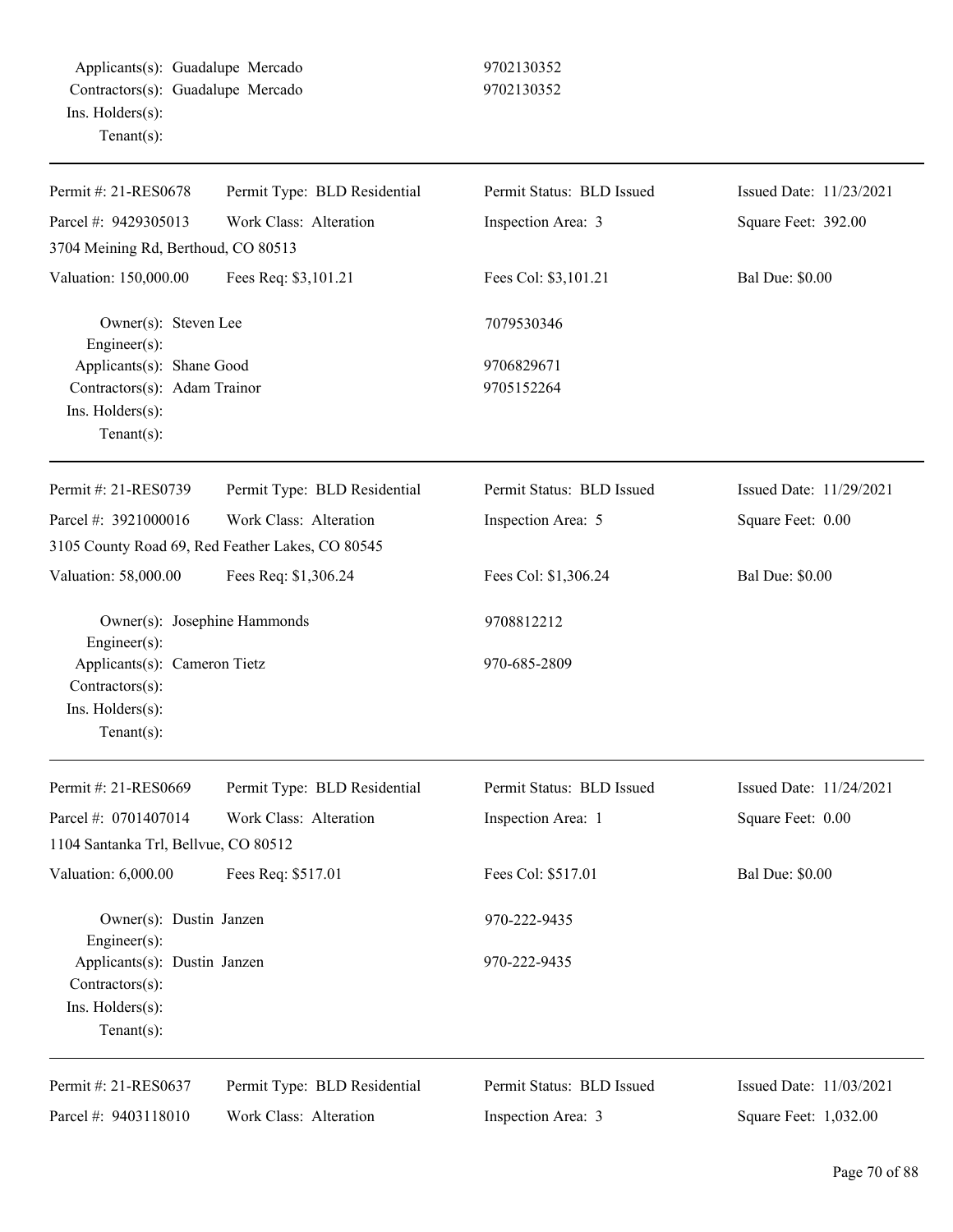Applicants(s): Guadalupe Mercado 9702130352
Contractors(s): Guadalupe Mercado 9702130352
Ins. Holders(s):
Tenant(s):

---

| Permit #: 21-RES0678 | Permit Type: BLD Residential | Permit Status: BLD Issued | Issued Date: 11/23/2021 |
|---|---|---|---|
| Parcel #: 9429305013 | Work Class: Alteration | Inspection Area: 3 | Square Feet: 392.00 |
| 3704 Meining Rd, Berthoud, CO 80513 | | | |
| Valuation: 150,000.00 | Fees Req: $3,101.21 | Fees Col: $3,101.21 | Bal Due: $0.00 |

Owner(s): Steven Lee 7079530346
Engineer(s):
Applicants(s): Shane Good 9706829671
Contractors(s): Adam Trainor 9705152264
Ins. Holders(s):
Tenant(s):

---

| Permit #: 21-RES0739 | Permit Type: BLD Residential | Permit Status: BLD Issued | Issued Date: 11/29/2021 |
|---|---|---|---|
| Parcel #: 3921000016 | Work Class: Alteration | Inspection Area: 5 | Square Feet: 0.00 |
| 3105 County Road 69, Red Feather Lakes, CO 80545 | | | |
| Valuation: 58,000.00 | Fees Req: $1,306.24 | Fees Col: $1,306.24 | Bal Due: $0.00 |

Owner(s): Josephine Hammonds 9708812212
Engineer(s):
Applicants(s): Cameron Tietz 970-685-2809
Contractors(s):
Ins. Holders(s):
Tenant(s):

---

| Permit #: 21-RES0669 | Permit Type: BLD Residential | Permit Status: BLD Issued | Issued Date: 11/24/2021 |
|---|---|---|---|
| Parcel #: 0701407014 | Work Class: Alteration | Inspection Area: 1 | Square Feet: 0.00 |
| 1104 Santanka Trl, Bellvue, CO 80512 | | | |
| Valuation: 6,000.00 | Fees Req: $517.01 | Fees Col: $517.01 | Bal Due: $0.00 |

Owner(s): Dustin Janzen 970-222-9435
Engineer(s):
Applicants(s): Dustin Janzen 970-222-9435
Contractors(s):
Ins. Holders(s):
Tenant(s):

---

| Permit #: 21-RES0637 | Permit Type: BLD Residential | Permit Status: BLD Issued | Issued Date: 11/03/2021 |
|---|---|---|---|
| Parcel #: 9403118010 | Work Class: Alteration | Inspection Area: 3 | Square Feet: 1,032.00 |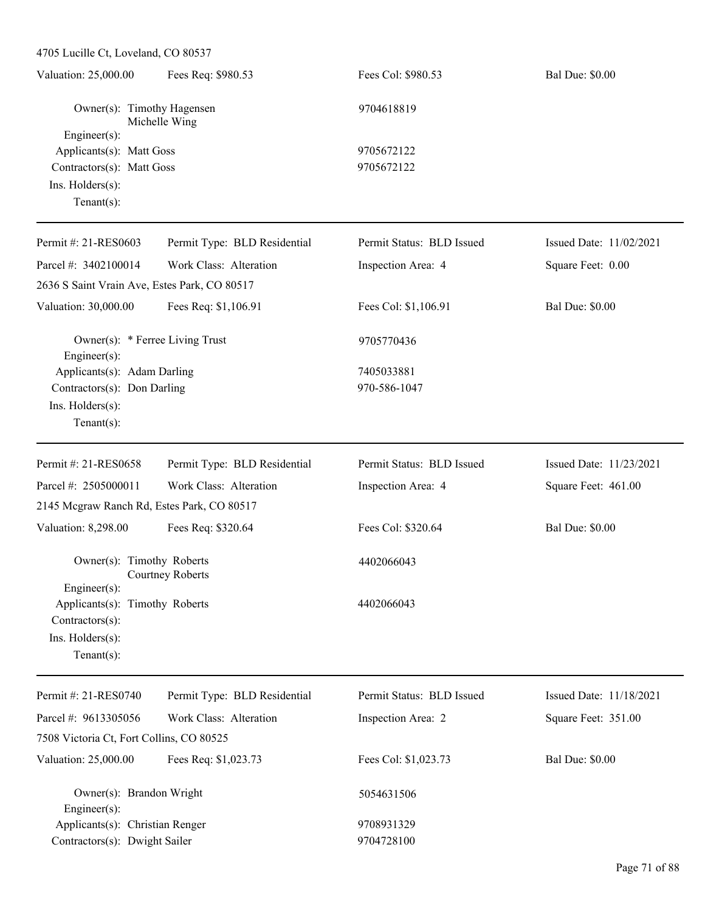4705 Lucille Ct, Loveland, CO 80537

| Valuation: 25,000.00 | Fees Req: $980.53 | Fees Col: $980.53 | Bal Due: $0.00 |
|---|---|---|---|

Owner(s): Timothy Hagensen, Michelle Wing — 9704618819
Engineer(s):
Applicants(s): Matt Goss — 9705672122
Contractors(s): Matt Goss — 9705672122
Ins. Holders(s):
Tenant(s):

---

| Permit #: 21-RES0603 | Permit Type: BLD Residential | Permit Status: BLD Issued | Issued Date: 11/02/2021 |
|---|---|---|---|
| Parcel #: 3402100014 | Work Class: Alteration | Inspection Area: 4 | Square Feet: 0.00 |

2636 S Saint Vrain Ave, Estes Park, CO 80517

| Valuation: 30,000.00 | Fees Req: $1,106.91 | Fees Col: $1,106.91 | Bal Due: $0.00 |
|---|---|---|---|

Owner(s): * Ferree Living Trust — 9705770436
Engineer(s):
Applicants(s): Adam Darling — 7405033881
Contractors(s): Don Darling — 970-586-1047
Ins. Holders(s):
Tenant(s):

---

| Permit #: 21-RES0658 | Permit Type: BLD Residential | Permit Status: BLD Issued | Issued Date: 11/23/2021 |
|---|---|---|---|
| Parcel #: 2505000011 | Work Class: Alteration | Inspection Area: 4 | Square Feet: 461.00 |

2145 Mcgraw Ranch Rd, Estes Park, CO 80517

| Valuation: 8,298.00 | Fees Req: $320.64 | Fees Col: $320.64 | Bal Due: $0.00 |
|---|---|---|---|

Owner(s): Timothy Roberts, Courtney Roberts — 4402066043
Engineer(s):
Applicants(s): Timothy Roberts — 4402066043
Contractors(s):
Ins. Holders(s):
Tenant(s):

---

| Permit #: 21-RES0740 | Permit Type: BLD Residential | Permit Status: BLD Issued | Issued Date: 11/18/2021 |
|---|---|---|---|
| Parcel #: 9613305056 | Work Class: Alteration | Inspection Area: 2 | Square Feet: 351.00 |

7508 Victoria Ct, Fort Collins, CO 80525

| Valuation: 25,000.00 | Fees Req: $1,023.73 | Fees Col: $1,023.73 | Bal Due: $0.00 |
|---|---|---|---|

Owner(s): Brandon Wright — 5054631506
Engineer(s):
Applicants(s): Christian Renger — 9708931329
Contractors(s): Dwight Sailer — 9704728100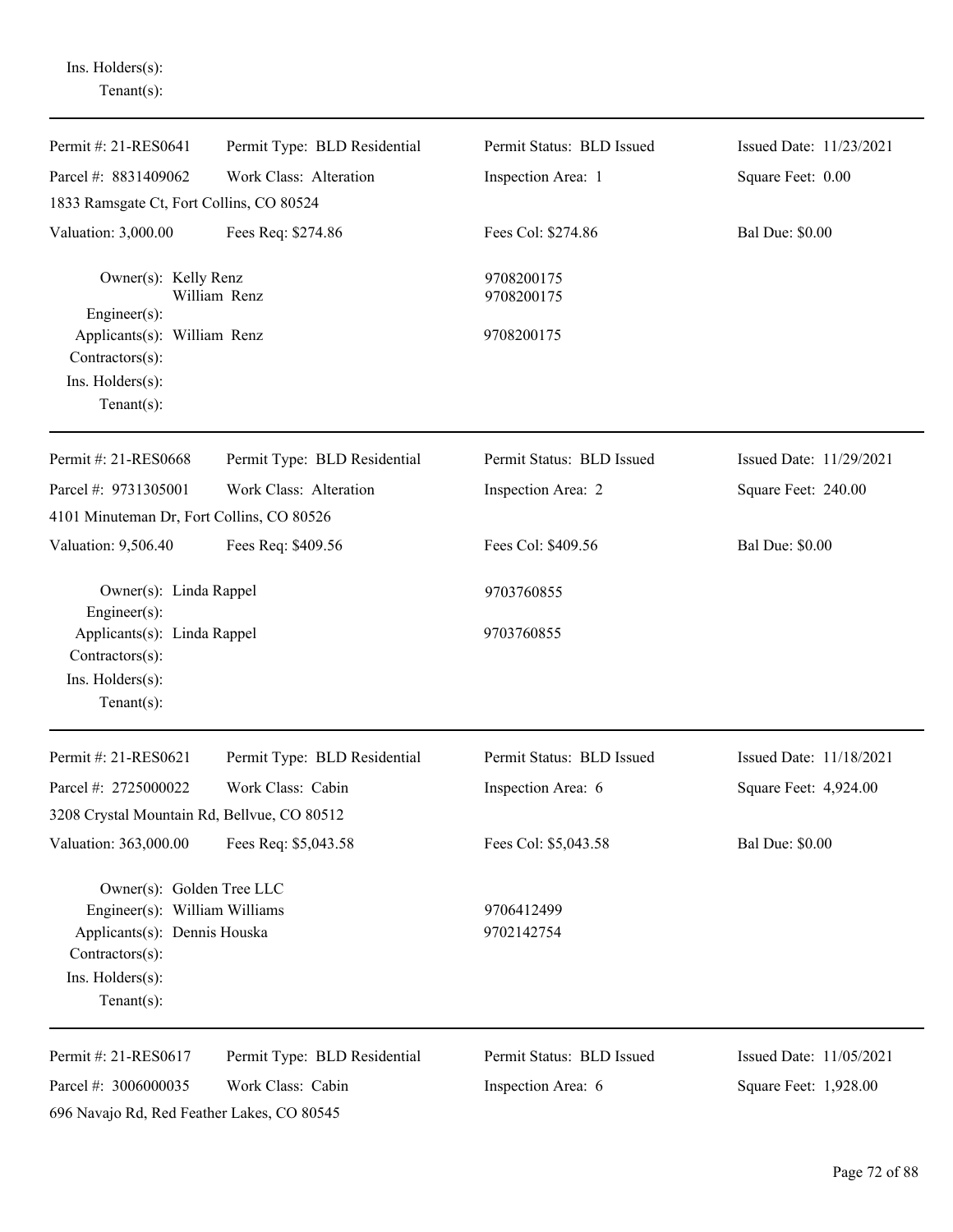Ins. Holders(s):
Tenant(s):

---

| Permit #: 21-RES0641 | Permit Type: BLD Residential | Permit Status: BLD Issued | Issued Date: 11/23/2021 |
|---|---|---|---|
| Parcel #: 8831409062 | Work Class: Alteration | Inspection Area: 1 | Square Feet: 0.00 |
| 1833 Ramsgate Ct, Fort Collins, CO 80524 | | | |
| Valuation: 3,000.00 | Fees Req: $274.86 | Fees Col: $274.86 | Bal Due: $0.00 |

Owner(s): Kelly Renz — 9708200175
William Renz — 9708200175
Engineer(s):
Applicants(s): William Renz — 9708200175
Contractors(s):
Ins. Holders(s):
Tenant(s):

---

| Permit #: 21-RES0668 | Permit Type: BLD Residential | Permit Status: BLD Issued | Issued Date: 11/29/2021 |
|---|---|---|---|
| Parcel #: 9731305001 | Work Class: Alteration | Inspection Area: 2 | Square Feet: 240.00 |
| 4101 Minuteman Dr, Fort Collins, CO 80526 | | | |
| Valuation: 9,506.40 | Fees Req: $409.56 | Fees Col: $409.56 | Bal Due: $0.00 |

Owner(s): Linda Rappel — 9703760855
Engineer(s):
Applicants(s): Linda Rappel — 9703760855
Contractors(s):
Ins. Holders(s):
Tenant(s):

---

| Permit #: 21-RES0621 | Permit Type: BLD Residential | Permit Status: BLD Issued | Issued Date: 11/18/2021 |
|---|---|---|---|
| Parcel #: 2725000022 | Work Class: Cabin | Inspection Area: 6 | Square Feet: 4,924.00 |
| 3208 Crystal Mountain Rd, Bellvue, CO 80512 | | | |
| Valuation: 363,000.00 | Fees Req: $5,043.58 | Fees Col: $5,043.58 | Bal Due: $0.00 |

Owner(s): Golden Tree LLC
Engineer(s): William Williams — 9706412499
Applicants(s): Dennis Houska — 9702142754
Contractors(s):
Ins. Holders(s):
Tenant(s):

---

| Permit #: 21-RES0617 | Permit Type: BLD Residential | Permit Status: BLD Issued | Issued Date: 11/05/2021 |
|---|---|---|---|
| Parcel #: 3006000035 | Work Class: Cabin | Inspection Area: 6 | Square Feet: 1,928.00 |
| 696 Navajo Rd, Red Feather Lakes, CO 80545 | | | |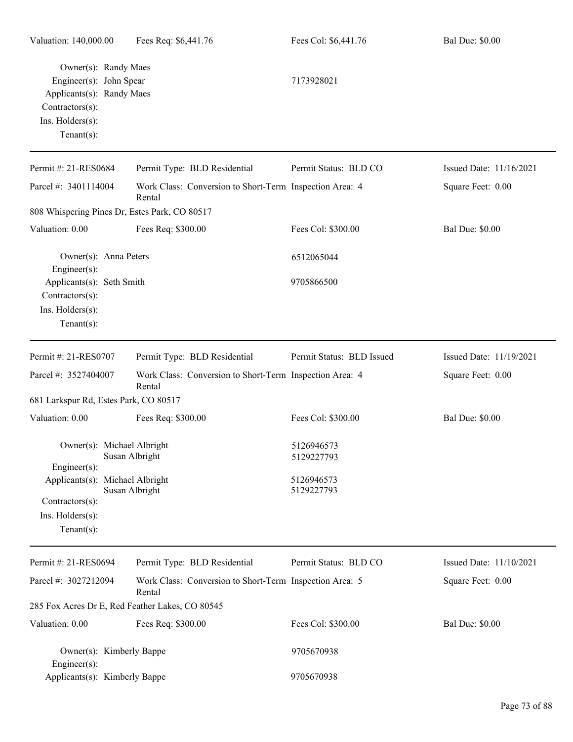| Valuation: 140,000.00 | Fees Req: $6,441.76 | Fees Col: $6,441.76 | Bal Due: $0.00 |
|---|---|---|---|

Owner(s): Randy Maes
Engineer(s): John Spear — 7173928021
Applicants(s): Randy Maes
Contractors(s):
Ins. Holders(s):
Tenant(s):

---

| Permit #: 21-RES0684 | Permit Type: BLD Residential | Permit Status: BLD CO | Issued Date: 11/16/2021 |
|---|---|---|---|
| Parcel #: 3401114004 | Work Class: Conversion to Short-Term Rental | Inspection Area: 4 | Square Feet: 0.00 |
| 808 Whispering Pines Dr, Estes Park, CO 80517 | | | |
| Valuation: 0.00 | Fees Req: $300.00 | Fees Col: $300.00 | Bal Due: $0.00 |

Owner(s): Anna Peters — 6512065044
Engineer(s):
Applicants(s): Seth Smith — 9705866500
Contractors(s):
Ins. Holders(s):
Tenant(s):

---

| Permit #: 21-RES0707 | Permit Type: BLD Residential | Permit Status: BLD Issued | Issued Date: 11/19/2021 |
|---|---|---|---|
| Parcel #: 3527404007 | Work Class: Conversion to Short-Term Rental | Inspection Area: 4 | Square Feet: 0.00 |
| 681 Larkspur Rd, Estes Park, CO 80517 | | | |
| Valuation: 0.00 | Fees Req: $300.00 | Fees Col: $300.00 | Bal Due: $0.00 |

Owner(s): Michael Albright — 5126946573
Susan Albright — 5129227793
Engineer(s):
Applicants(s): Michael Albright — 5126946573
Susan Albright — 5129227793
Contractors(s):
Ins. Holders(s):
Tenant(s):

---

| Permit #: 21-RES0694 | Permit Type: BLD Residential | Permit Status: BLD CO | Issued Date: 11/10/2021 |
|---|---|---|---|
| Parcel #: 3027212094 | Work Class: Conversion to Short-Term Rental | Inspection Area: 5 | Square Feet: 0.00 |
| 285 Fox Acres Dr E, Red Feather Lakes, CO 80545 | | | |
| Valuation: 0.00 | Fees Req: $300.00 | Fees Col: $300.00 | Bal Due: $0.00 |

Owner(s): Kimberly Bappe — 9705670938
Engineer(s):
Applicants(s): Kimberly Bappe — 9705670938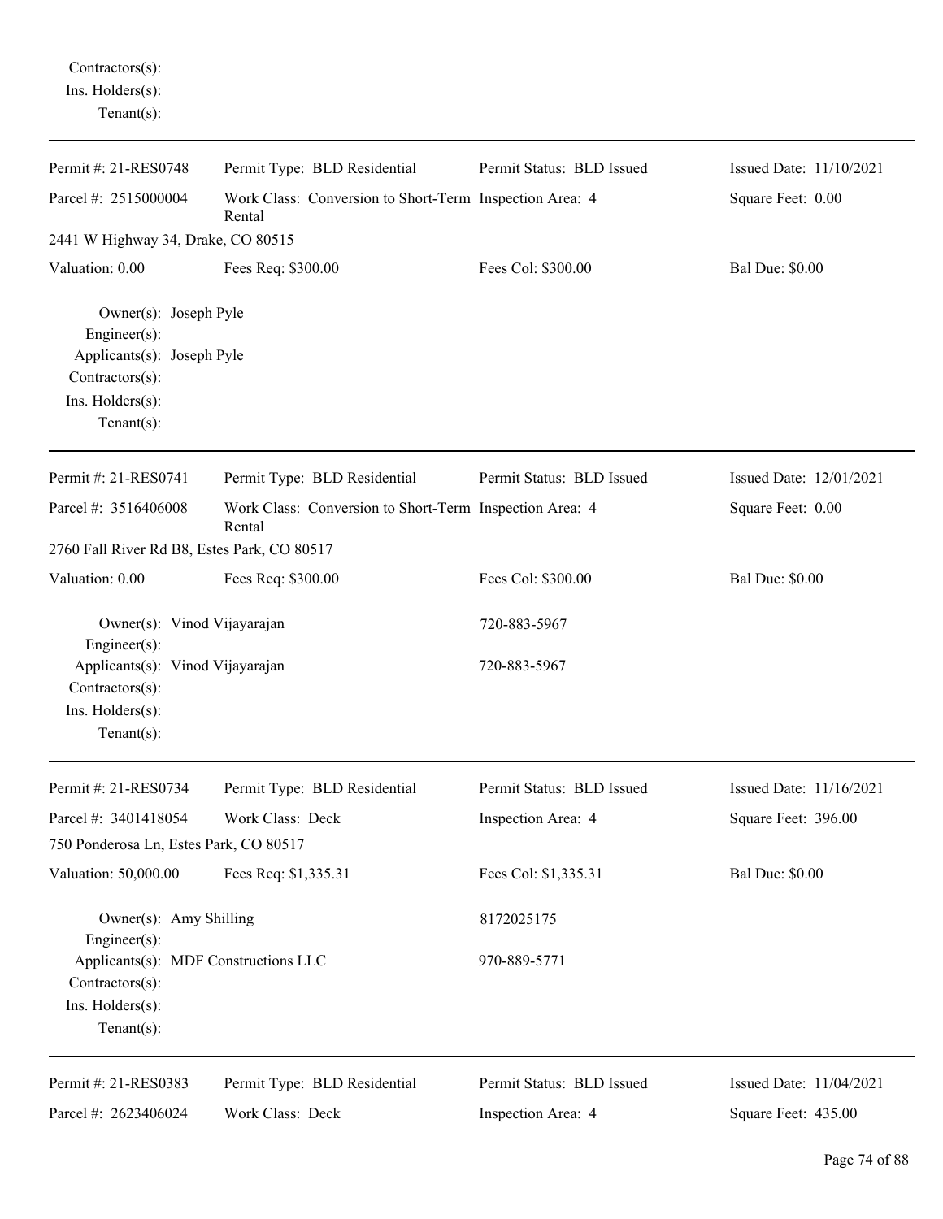Contractors(s):
Ins. Holders(s):
Tenant(s):

---

| Permit #: 21-RES0748 | Permit Type: BLD Residential | Permit Status: BLD Issued | Issued Date: 11/10/2021 |
|---|---|---|---|
| Parcel #: 2515000004 | Work Class: Conversion to Short-Term Rental | Inspection Area: 4 | Square Feet: 0.00 |
| 2441 W Highway 34, Drake, CO 80515 | | | |
| Valuation: 0.00 | Fees Req: $300.00 | Fees Col: $300.00 | Bal Due: $0.00 |

Owner(s): Joseph Pyle
Engineer(s):
Applicants(s): Joseph Pyle
Contractors(s):
Ins. Holders(s):
Tenant(s):

---

| Permit #: 21-RES0741 | Permit Type: BLD Residential | Permit Status: BLD Issued | Issued Date: 12/01/2021 |
|---|---|---|---|
| Parcel #: 3516406008 | Work Class: Conversion to Short-Term Rental | Inspection Area: 4 | Square Feet: 0.00 |
| 2760 Fall River Rd B8, Estes Park, CO 80517 | | | |
| Valuation: 0.00 | Fees Req: $300.00 | Fees Col: $300.00 | Bal Due: $0.00 |

Owner(s): Vinod Vijayarajan 720-883-5967
Engineer(s):
Applicants(s): Vinod Vijayarajan 720-883-5967
Contractors(s):
Ins. Holders(s):
Tenant(s):

---

| Permit #: 21-RES0734 | Permit Type: BLD Residential | Permit Status: BLD Issued | Issued Date: 11/16/2021 |
|---|---|---|---|
| Parcel #: 3401418054 | Work Class: Deck | Inspection Area: 4 | Square Feet: 396.00 |
| 750 Ponderosa Ln, Estes Park, CO 80517 | | | |
| Valuation: 50,000.00 | Fees Req: $1,335.31 | Fees Col: $1,335.31 | Bal Due: $0.00 |

Owner(s): Amy Shilling 8172025175
Engineer(s):
Applicants(s): MDF Constructions LLC 970-889-5771
Contractors(s):
Ins. Holders(s):
Tenant(s):

---

| Permit #: 21-RES0383 | Permit Type: BLD Residential | Permit Status: BLD Issued | Issued Date: 11/04/2021 |
|---|---|---|---|
| Parcel #: 2623406024 | Work Class: Deck | Inspection Area: 4 | Square Feet: 435.00 |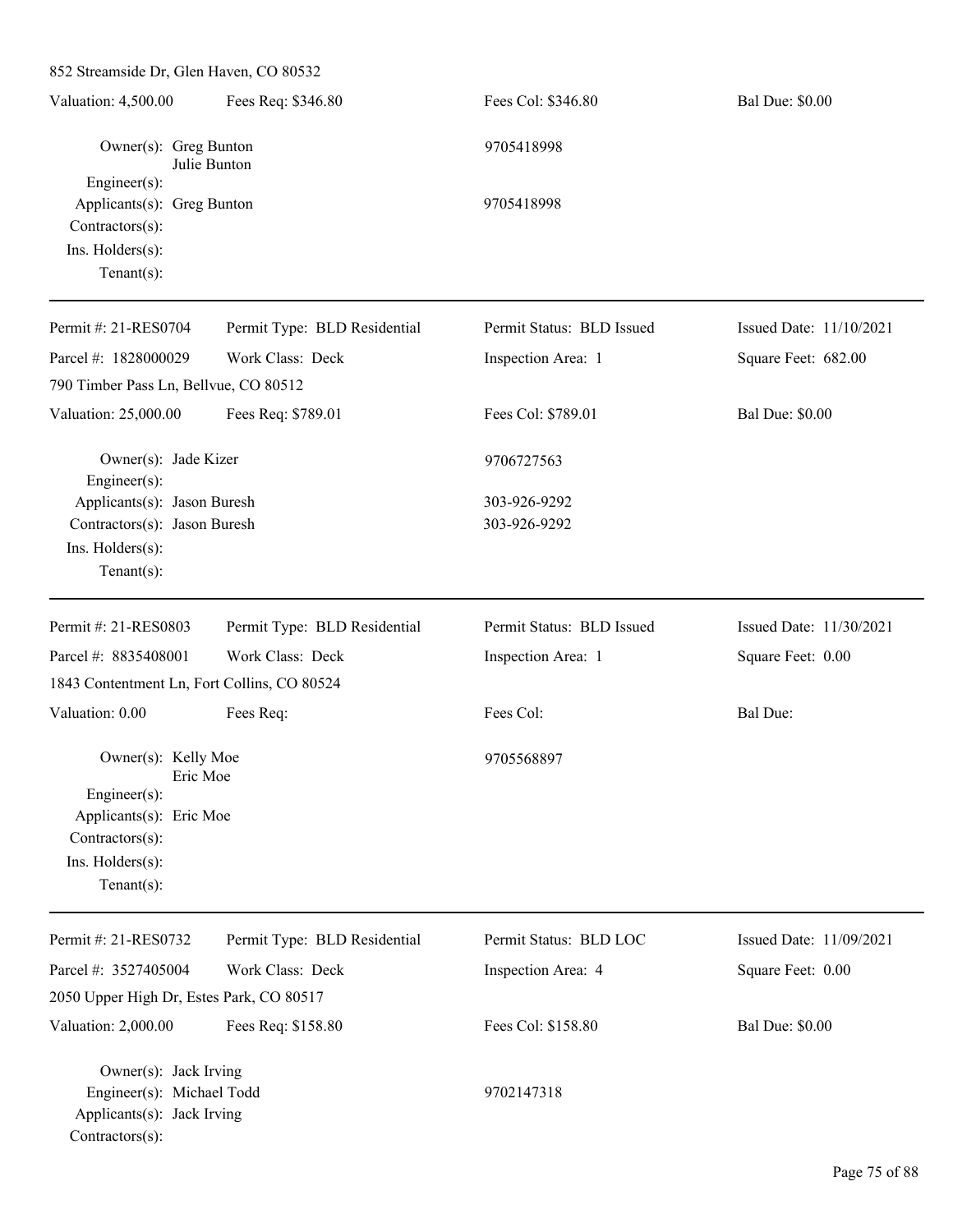852 Streamside Dr, Glen Haven, CO 80532

| Valuation: 4,500.00 | Fees Req: $346.80 | Fees Col: $346.80 | Bal Due: $0.00 |
|---|---|---|---|

Owner(s): Greg Bunton, Julie Bunton — 9705418998
Engineer(s):
Applicants(s): Greg Bunton — 9705418998
Contractors(s):
Ins. Holders(s):
Tenant(s):

---

| Permit #: 21-RES0704 | Permit Type: BLD Residential | Permit Status: BLD Issued | Issued Date: 11/10/2021 |
|---|---|---|---|
| Parcel #: 1828000029 | Work Class: Deck | Inspection Area: 1 | Square Feet: 682.00 |

790 Timber Pass Ln, Bellvue, CO 80512

| Valuation: 25,000.00 | Fees Req: $789.01 | Fees Col: $789.01 | Bal Due: $0.00 |
|---|---|---|---|

Owner(s): Jade Kizer — 9706727563
Engineer(s):
Applicants(s): Jason Buresh — 303-926-9292
Contractors(s): Jason Buresh — 303-926-9292
Ins. Holders(s):
Tenant(s):

---

| Permit #: 21-RES0803 | Permit Type: BLD Residential | Permit Status: BLD Issued | Issued Date: 11/30/2021 |
|---|---|---|---|
| Parcel #: 8835408001 | Work Class: Deck | Inspection Area: 1 | Square Feet: 0.00 |

1843 Contentment Ln, Fort Collins, CO 80524

| Valuation: 0.00 | Fees Req: | Fees Col: | Bal Due: |
|---|---|---|---|

Owner(s): Kelly Moe, Eric Moe — 9705568897
Engineer(s):
Applicants(s): Eric Moe
Contractors(s):
Ins. Holders(s):
Tenant(s):

---

| Permit #: 21-RES0732 | Permit Type: BLD Residential | Permit Status: BLD LOC | Issued Date: 11/09/2021 |
|---|---|---|---|
| Parcel #: 3527405004 | Work Class: Deck | Inspection Area: 4 | Square Feet: 0.00 |

2050 Upper High Dr, Estes Park, CO 80517

| Valuation: 2,000.00 | Fees Req: $158.80 | Fees Col: $158.80 | Bal Due: $0.00 |
|---|---|---|---|

Owner(s): Jack Irving
Engineer(s): Michael Todd — 9702147318
Applicants(s): Jack Irving
Contractors(s):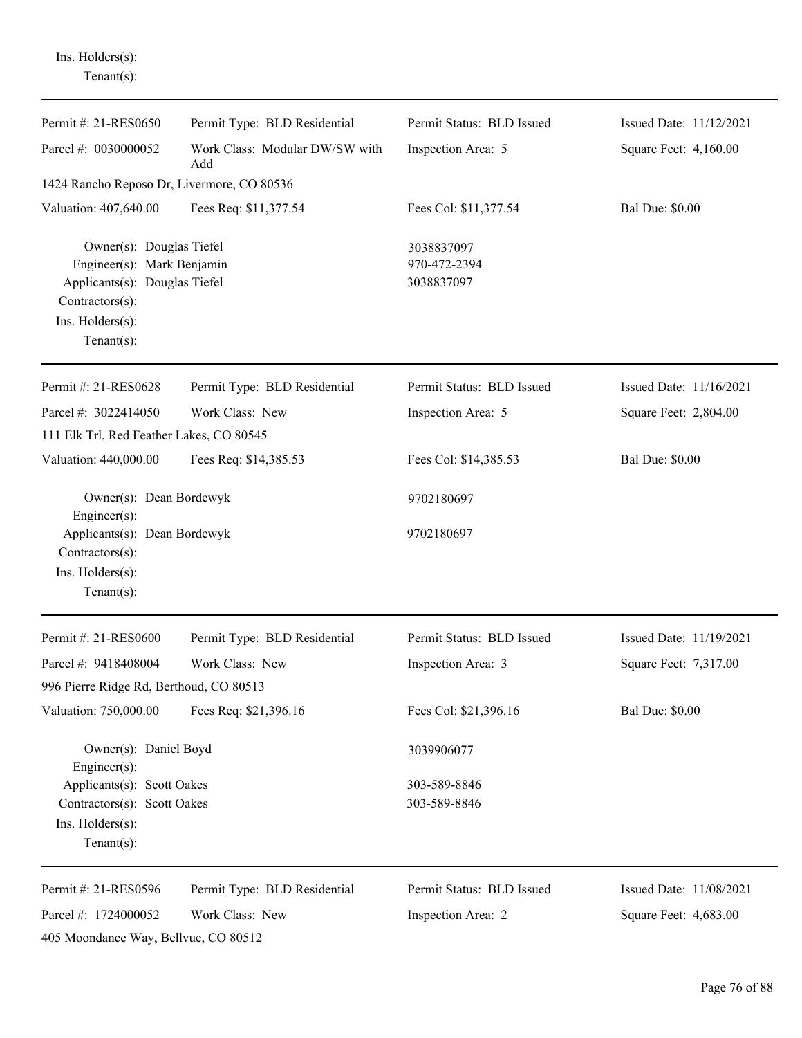Ins. Holders(s):
Tenant(s):

---

| Permit #: 21-RES0650 | Permit Type: BLD Residential | Permit Status: BLD Issued | Issued Date: 11/12/2021 |
|---|---|---|---|
| Parcel #: 0030000052 | Work Class: Modular DW/SW with Add | Inspection Area: 5 | Square Feet: 4,160.00 |
| 1424 Rancho Reposo Dr, Livermore, CO 80536 | | | |
| Valuation: 407,640.00 | Fees Req: $11,377.54 | Fees Col: $11,377.54 | Bal Due: $0.00 |

Owner(s): Douglas Tiefel 3038837097
Engineer(s): Mark Benjamin 970-472-2394
Applicants(s): Douglas Tiefel 3038837097
Contractors(s):
Ins. Holders(s):
Tenant(s):

---

| Permit #: 21-RES0628 | Permit Type: BLD Residential | Permit Status: BLD Issued | Issued Date: 11/16/2021 |
|---|---|---|---|
| Parcel #: 3022414050 | Work Class: New | Inspection Area: 5 | Square Feet: 2,804.00 |
| 111 Elk Trl, Red Feather Lakes, CO 80545 | | | |
| Valuation: 440,000.00 | Fees Req: $14,385.53 | Fees Col: $14,385.53 | Bal Due: $0.00 |

Owner(s): Dean Bordewyk 9702180697
Engineer(s):
Applicants(s): Dean Bordewyk 9702180697
Contractors(s):
Ins. Holders(s):
Tenant(s):

---

| Permit #: 21-RES0600 | Permit Type: BLD Residential | Permit Status: BLD Issued | Issued Date: 11/19/2021 |
|---|---|---|---|
| Parcel #: 9418408004 | Work Class: New | Inspection Area: 3 | Square Feet: 7,317.00 |
| 996 Pierre Ridge Rd, Berthoud, CO 80513 | | | |
| Valuation: 750,000.00 | Fees Req: $21,396.16 | Fees Col: $21,396.16 | Bal Due: $0.00 |

Owner(s): Daniel Boyd 3039906077
Engineer(s):
Applicants(s): Scott Oakes 303-589-8846
Contractors(s): Scott Oakes 303-589-8846
Ins. Holders(s):
Tenant(s):

---

| Permit #: 21-RES0596 | Permit Type: BLD Residential | Permit Status: BLD Issued | Issued Date: 11/08/2021 |
|---|---|---|---|
| Parcel #: 1724000052 | Work Class: New | Inspection Area: 2 | Square Feet: 4,683.00 |
| 405 Moondance Way, Bellvue, CO 80512 | | | |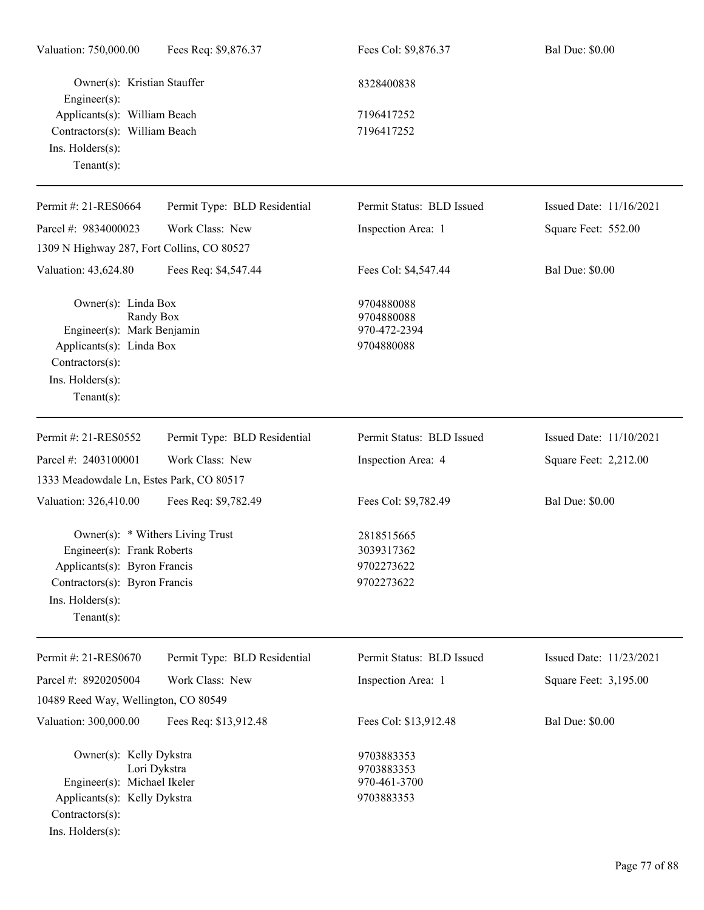Valuation: 750,000.00 | Fees Req: $9,876.37 | Fees Col: $9,876.37 | Bal Due: $0.00

Owner(s): Kristian Stauffer — 8328400838
Engineer(s):
Applicants(s): William Beach — 7196417252
Contractors(s): William Beach — 7196417252
Ins. Holders(s):
Tenant(s):

---

Permit #: 21-RES0664 | Permit Type: BLD Residential | Permit Status: BLD Issued | Issued Date: 11/16/2021
Parcel #: 9834000023 | Work Class: New | Inspection Area: 1 | Square Feet: 552.00
1309 N Highway 287, Fort Collins, CO 80527
Valuation: 43,624.80 | Fees Req: $4,547.44 | Fees Col: $4,547.44 | Bal Due: $0.00

Owner(s): Linda Box — 9704880088
Randy Box — 9704880088
Engineer(s): Mark Benjamin — 970-472-2394
Applicants(s): Linda Box — 9704880088
Contractors(s):
Ins. Holders(s):
Tenant(s):

---

Permit #: 21-RES0552 | Permit Type: BLD Residential | Permit Status: BLD Issued | Issued Date: 11/10/2021
Parcel #: 2403100001 | Work Class: New | Inspection Area: 4 | Square Feet: 2,212.00
1333 Meadowdale Ln, Estes Park, CO 80517
Valuation: 326,410.00 | Fees Req: $9,782.49 | Fees Col: $9,782.49 | Bal Due: $0.00

Owner(s): * Withers Living Trust — 2818515665
Engineer(s): Frank Roberts — 3039317362
Applicants(s): Byron Francis — 9702273622
Contractors(s): Byron Francis — 9702273622
Ins. Holders(s):
Tenant(s):

---

Permit #: 21-RES0670 | Permit Type: BLD Residential | Permit Status: BLD Issued | Issued Date: 11/23/2021
Parcel #: 8920205004 | Work Class: New | Inspection Area: 1 | Square Feet: 3,195.00
10489 Reed Way, Wellington, CO 80549
Valuation: 300,000.00 | Fees Req: $13,912.48 | Fees Col: $13,912.48 | Bal Due: $0.00

Owner(s): Kelly Dykstra — 9703883353
Lori Dykstra — 9703883353
Engineer(s): Michael Ikeler — 970-461-3700
Applicants(s): Kelly Dykstra — 9703883353
Contractors(s):
Ins. Holders(s):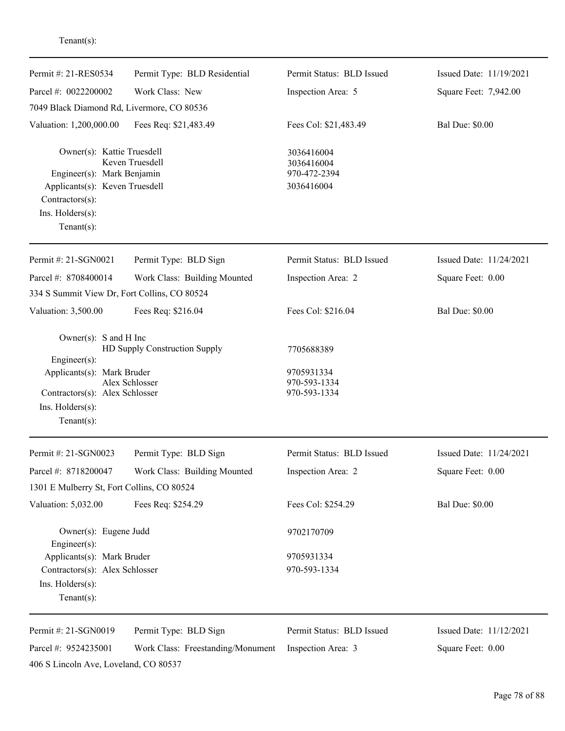Tenant(s):

---

| Permit #: 21-RES0534 | Permit Type: BLD Residential | Permit Status: BLD Issued | Issued Date: 11/19/2021 |
|---|---|---|---|
| Parcel #: 0022200002 | Work Class: New | Inspection Area: 5 | Square Feet: 7,942.00 |
| 7049 Black Diamond Rd, Livermore, CO 80536 | | | |
| Valuation: 1,200,000.00 | Fees Req: $21,483.49 | Fees Col: $21,483.49 | Bal Due: $0.00 |

Owner(s): Kattie Truesdell — 3036416004
Keven Truesdell — 3036416004
Engineer(s): Mark Benjamin — 970-472-2394
Applicants(s): Keven Truesdell — 3036416004
Contractors(s):
Ins. Holders(s):
Tenant(s):

---

| Permit #: 21-SGN0021 | Permit Type: BLD Sign | Permit Status: BLD Issued | Issued Date: 11/24/2021 |
|---|---|---|---|
| Parcel #: 8708400014 | Work Class: Building Mounted | Inspection Area: 2 | Square Feet: 0.00 |
| 334 S Summit View Dr, Fort Collins, CO 80524 | | | |
| Valuation: 3,500.00 | Fees Req: $216.04 | Fees Col: $216.04 | Bal Due: $0.00 |

Owner(s): S and H Inc
HD Supply Construction Supply — 7705688389
Engineer(s):
Applicants(s): Mark Bruder — 9705931334
Alex Schlosser — 970-593-1334
Contractors(s): Alex Schlosser — 970-593-1334
Ins. Holders(s):
Tenant(s):

---

| Permit #: 21-SGN0023 | Permit Type: BLD Sign | Permit Status: BLD Issued | Issued Date: 11/24/2021 |
|---|---|---|---|
| Parcel #: 8718200047 | Work Class: Building Mounted | Inspection Area: 2 | Square Feet: 0.00 |
| 1301 E Mulberry St, Fort Collins, CO 80524 | | | |
| Valuation: 5,032.00 | Fees Req: $254.29 | Fees Col: $254.29 | Bal Due: $0.00 |

Owner(s): Eugene Judd — 9702170709
Engineer(s):
Applicants(s): Mark Bruder — 9705931334
Contractors(s): Alex Schlosser — 970-593-1334
Ins. Holders(s):
Tenant(s):

---

| Permit #: 21-SGN0019 | Permit Type: BLD Sign | Permit Status: BLD Issued | Issued Date: 11/12/2021 |
|---|---|---|---|
| Parcel #: 9524235001 | Work Class: Freestanding/Monument | Inspection Area: 3 | Square Feet: 0.00 |
| 406 S Lincoln Ave, Loveland, CO 80537 | | | |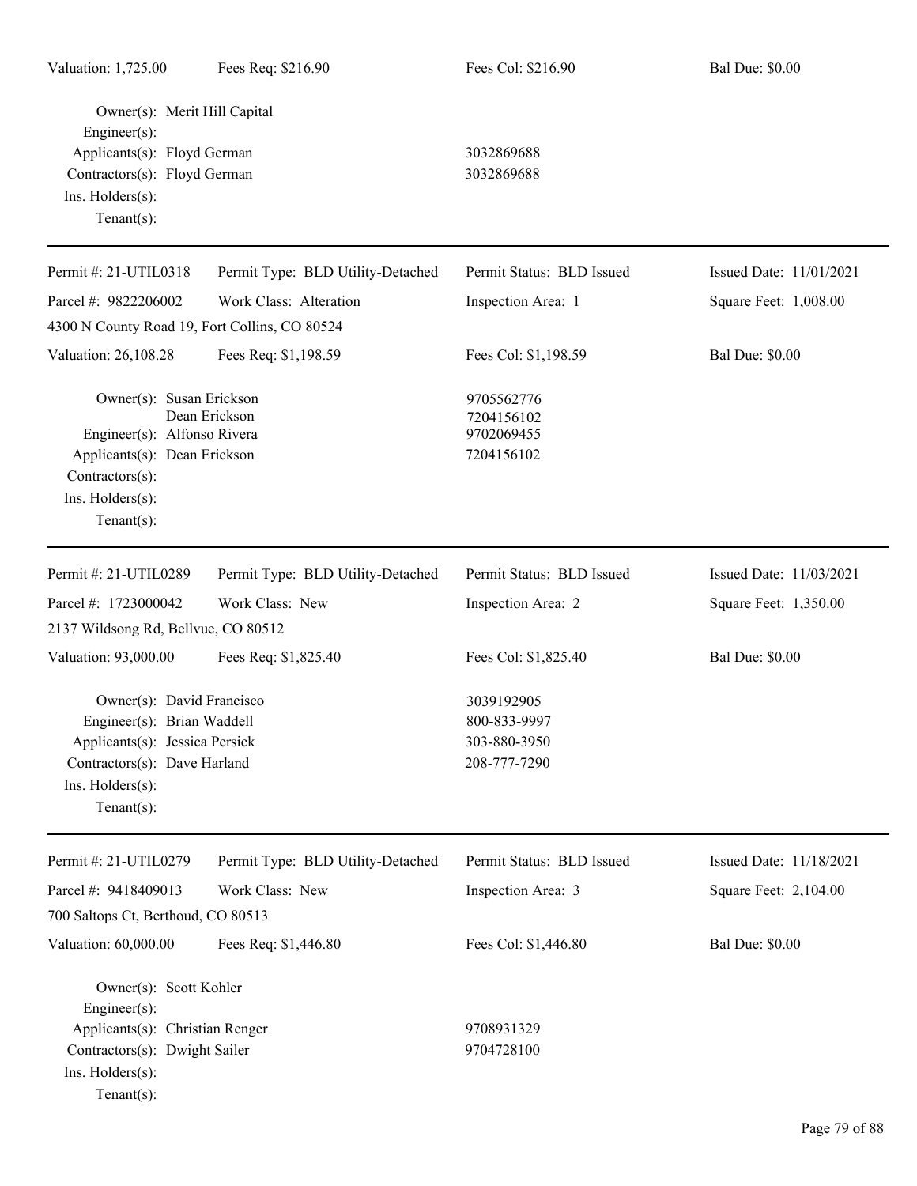Valuation: 1,725.00 | Fees Req: $216.90 | Fees Col: $216.90 | Bal Due: $0.00

Owner(s): Merit Hill Capital
Engineer(s):
Applicants(s): Floyd German 3032869688
Contractors(s): Floyd German 3032869688
Ins. Holders(s):
Tenant(s):

---

Permit #: 21-UTIL0318 | Permit Type: BLD Utility-Detached | Permit Status: BLD Issued | Issued Date: 11/01/2021
Parcel #: 9822206002 | Work Class: Alteration | Inspection Area: 1 | Square Feet: 1,008.00
4300 N County Road 19, Fort Collins, CO 80524
Valuation: 26,108.28 | Fees Req: $1,198.59 | Fees Col: $1,198.59 | Bal Due: $0.00

Owner(s): Susan Erickson 9705562776
Dean Erickson 7204156102
Engineer(s): Alfonso Rivera 9702069455
Applicants(s): Dean Erickson 7204156102
Contractors(s):
Ins. Holders(s):
Tenant(s):

---

Permit #: 21-UTIL0289 | Permit Type: BLD Utility-Detached | Permit Status: BLD Issued | Issued Date: 11/03/2021
Parcel #: 1723000042 | Work Class: New | Inspection Area: 2 | Square Feet: 1,350.00
2137 Wildsong Rd, Bellvue, CO 80512
Valuation: 93,000.00 | Fees Req: $1,825.40 | Fees Col: $1,825.40 | Bal Due: $0.00

Owner(s): David Francisco 3039192905
Engineer(s): Brian Waddell 800-833-9997
Applicants(s): Jessica Persick 303-880-3950
Contractors(s): Dave Harland 208-777-7290
Ins. Holders(s):
Tenant(s):

---

Permit #: 21-UTIL0279 | Permit Type: BLD Utility-Detached | Permit Status: BLD Issued | Issued Date: 11/18/2021
Parcel #: 9418409013 | Work Class: New | Inspection Area: 3 | Square Feet: 2,104.00
700 Saltops Ct, Berthoud, CO 80513
Valuation: 60,000.00 | Fees Req: $1,446.80 | Fees Col: $1,446.80 | Bal Due: $0.00

Owner(s): Scott Kohler
Engineer(s):
Applicants(s): Christian Renger 9708931329
Contractors(s): Dwight Sailer 9704728100
Ins. Holders(s):
Tenant(s):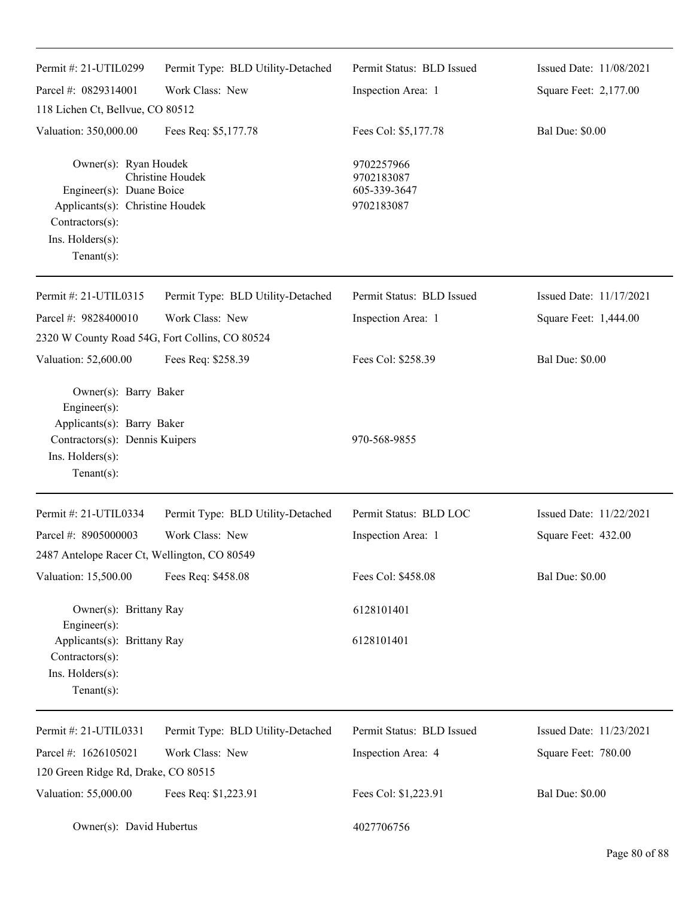| Permit #: 21-UTIL0299 | Permit Type: BLD Utility-Detached | Permit Status: BLD Issued | Issued Date: 11/08/2021 |
|---|---|---|---|
| Parcel #: 0829314001 | Work Class: New | Inspection Area: 1 | Square Feet: 2,177.00 |
| 118 Lichen Ct, Bellvue, CO 80512 | | | |
| Valuation: 350,000.00 | Fees Req: $5,177.78 | Fees Col: $5,177.78 | Bal Due: $0.00 |

Owner(s): Ryan Houdek — 9702257966
Christine Houdek — 9702183087
Engineer(s): Duane Boice — 605-339-3647
Applicants(s): Christine Houdek — 9702183087
Contractors(s):
Ins. Holders(s):
Tenant(s):

---

| Permit #: 21-UTIL0315 | Permit Type: BLD Utility-Detached | Permit Status: BLD Issued | Issued Date: 11/17/2021 |
|---|---|---|---|
| Parcel #: 9828400010 | Work Class: New | Inspection Area: 1 | Square Feet: 1,444.00 |
| 2320 W County Road 54G, Fort Collins, CO 80524 | | | |
| Valuation: 52,600.00 | Fees Req: $258.39 | Fees Col: $258.39 | Bal Due: $0.00 |

Owner(s): Barry Baker
Engineer(s):
Applicants(s): Barry Baker
Contractors(s): Dennis Kuipers — 970-568-9855
Ins. Holders(s):
Tenant(s):

---

| Permit #: 21-UTIL0334 | Permit Type: BLD Utility-Detached | Permit Status: BLD LOC | Issued Date: 11/22/2021 |
|---|---|---|---|
| Parcel #: 8905000003 | Work Class: New | Inspection Area: 1 | Square Feet: 432.00 |
| 2487 Antelope Racer Ct, Wellington, CO 80549 | | | |
| Valuation: 15,500.00 | Fees Req: $458.08 | Fees Col: $458.08 | Bal Due: $0.00 |

Owner(s): Brittany Ray — 6128101401
Engineer(s):
Applicants(s): Brittany Ray — 6128101401
Contractors(s):
Ins. Holders(s):
Tenant(s):

---

| Permit #: 21-UTIL0331 | Permit Type: BLD Utility-Detached | Permit Status: BLD Issued | Issued Date: 11/23/2021 |
|---|---|---|---|
| Parcel #: 1626105021 | Work Class: New | Inspection Area: 4 | Square Feet: 780.00 |
| 120 Green Ridge Rd, Drake, CO 80515 | | | |
| Valuation: 55,000.00 | Fees Req: $1,223.91 | Fees Col: $1,223.91 | Bal Due: $0.00 |

Owner(s): David Hubertus — 4027706756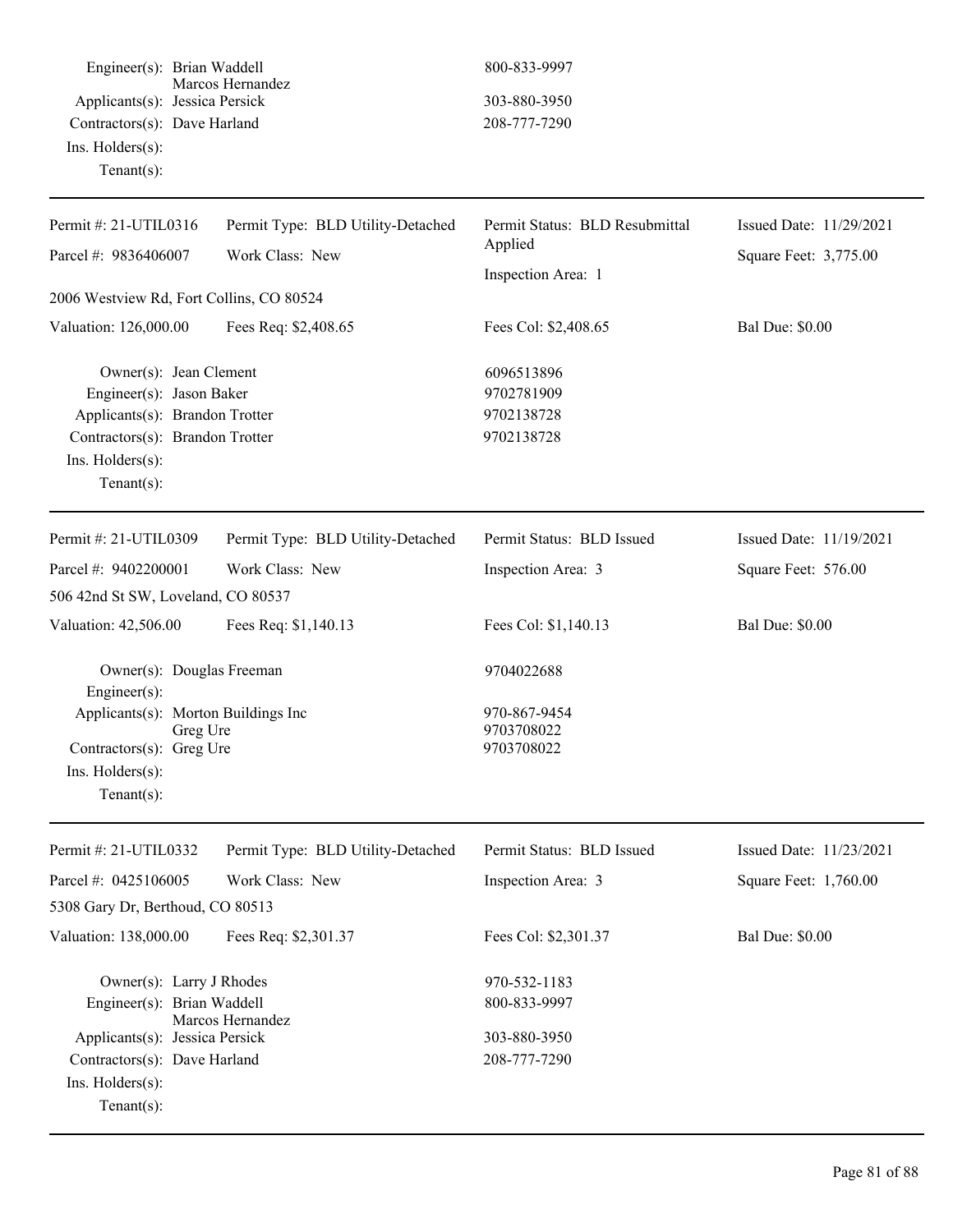Engineer(s): Brian Waddell — 800-833-9997
Marcos Hernandez
Applicants(s): Jessica Persick — 303-880-3950
Contractors(s): Dave Harland — 208-777-7290
Ins. Holders(s):
Tenant(s):

---

| Permit #: 21-UTIL0316 | Permit Type: BLD Utility-Detached | Permit Status: BLD Resubmittal Applied | Issued Date: 11/29/2021 |
|---|---|---|---|
| Parcel #: 9836406007 | Work Class: New | Inspection Area: 1 | Square Feet: 3,775.00 |
| 2006 Westview Rd, Fort Collins, CO 80524 | | | |
| Valuation: 126,000.00 | Fees Req: $2,408.65 | Fees Col: $2,408.65 | Bal Due: $0.00 |

Owner(s): Jean Clement — 6096513896
Engineer(s): Jason Baker — 9702781909
Applicants(s): Brandon Trotter — 9702138728
Contractors(s): Brandon Trotter — 9702138728
Ins. Holders(s):
Tenant(s):

---

| Permit #: 21-UTIL0309 | Permit Type: BLD Utility-Detached | Permit Status: BLD Issued | Issued Date: 11/19/2021 |
|---|---|---|---|
| Parcel #: 9402200001 | Work Class: New | Inspection Area: 3 | Square Feet: 576.00 |
| 506 42nd St SW, Loveland, CO 80537 | | | |
| Valuation: 42,506.00 | Fees Req: $1,140.13 | Fees Col: $1,140.13 | Bal Due: $0.00 |

Owner(s): Douglas Freeman — 9704022688
Engineer(s):
Applicants(s): Morton Buildings Inc — 970-867-9454
Greg Ure — 9703708022
Contractors(s): Greg Ure — 9703708022
Ins. Holders(s):
Tenant(s):

---

| Permit #: 21-UTIL0332 | Permit Type: BLD Utility-Detached | Permit Status: BLD Issued | Issued Date: 11/23/2021 |
|---|---|---|---|
| Parcel #: 0425106005 | Work Class: New | Inspection Area: 3 | Square Feet: 1,760.00 |
| 5308 Gary Dr, Berthoud, CO 80513 | | | |
| Valuation: 138,000.00 | Fees Req: $2,301.37 | Fees Col: $2,301.37 | Bal Due: $0.00 |

Owner(s): Larry J Rhodes — 970-532-1183
Engineer(s): Brian Waddell — 800-833-9997
Marcos Hernandez
Applicants(s): Jessica Persick — 303-880-3950
Contractors(s): Dave Harland — 208-777-7290
Ins. Holders(s):
Tenant(s):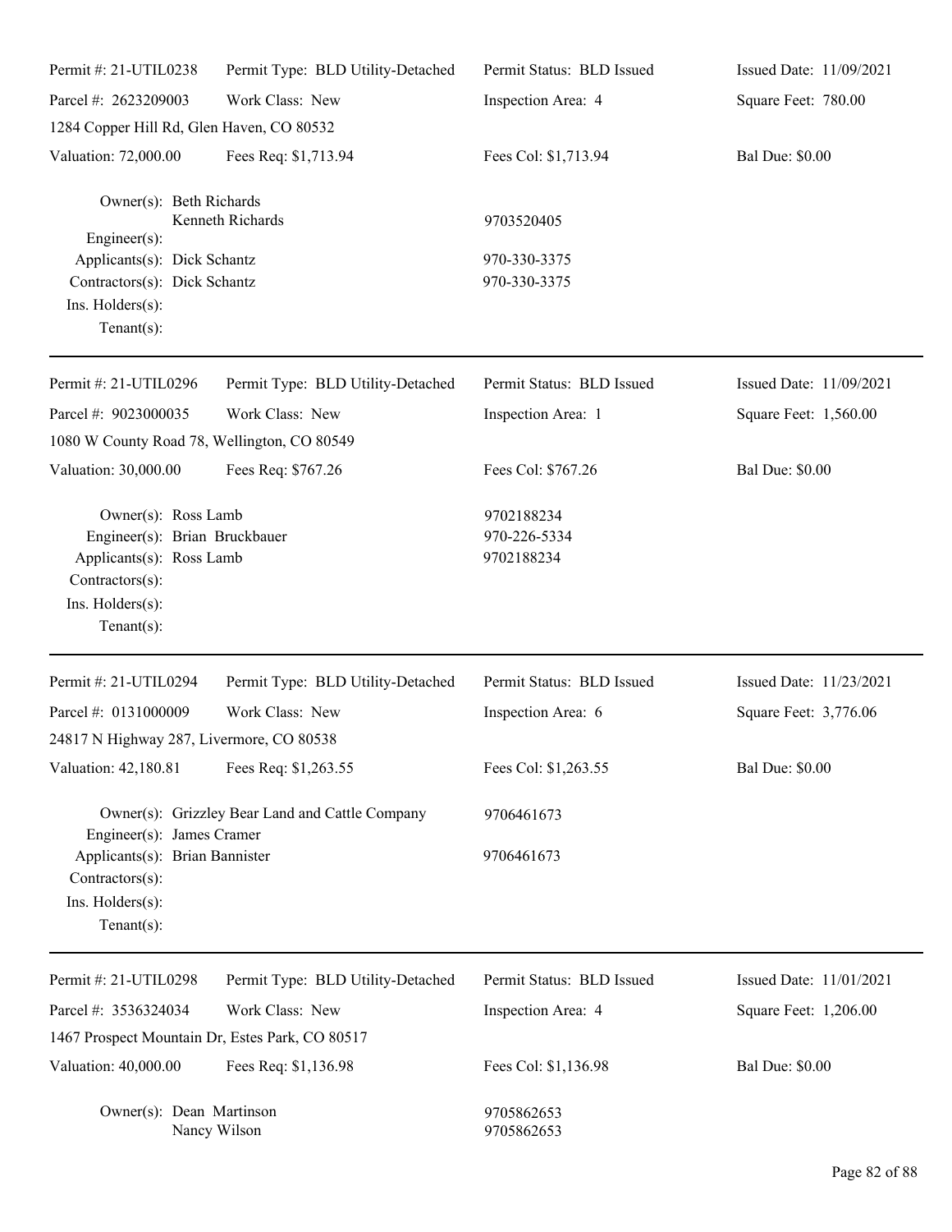| Permit #: 21-UTIL0238 | Permit Type: BLD Utility-Detached | Permit Status: BLD Issued | Issued Date: 11/09/2021 |
|---|---|---|---|
| Parcel #: 2623209003 | Work Class: New | Inspection Area: 4 | Square Feet: 780.00 |
| 1284 Copper Hill Rd, Glen Haven, CO 80532 | | | |
| Valuation: 72,000.00 | Fees Req: $1,713.94 | Fees Col: $1,713.94 | Bal Due: $0.00 |

Owner(s): Beth Richards
Kenneth Richards — 9703520405
Engineer(s):
Applicants(s): Dick Schantz — 970-330-3375
Contractors(s): Dick Schantz — 970-330-3375
Ins. Holders(s):
Tenant(s):

---

| Permit #: 21-UTIL0296 | Permit Type: BLD Utility-Detached | Permit Status: BLD Issued | Issued Date: 11/09/2021 |
|---|---|---|---|
| Parcel #: 9023000035 | Work Class: New | Inspection Area: 1 | Square Feet: 1,560.00 |
| 1080 W County Road 78, Wellington, CO 80549 | | | |
| Valuation: 30,000.00 | Fees Req: $767.26 | Fees Col: $767.26 | Bal Due: $0.00 |

Owner(s): Ross Lamb — 9702188234
Engineer(s): Brian Bruckbauer — 970-226-5334
Applicants(s): Ross Lamb — 9702188234
Contractors(s):
Ins. Holders(s):
Tenant(s):

---

| Permit #: 21-UTIL0294 | Permit Type: BLD Utility-Detached | Permit Status: BLD Issued | Issued Date: 11/23/2021 |
|---|---|---|---|
| Parcel #: 0131000009 | Work Class: New | Inspection Area: 6 | Square Feet: 3,776.06 |
| 24817 N Highway 287, Livermore, CO 80538 | | | |
| Valuation: 42,180.81 | Fees Req: $1,263.55 | Fees Col: $1,263.55 | Bal Due: $0.00 |

Owner(s): Grizzley Bear Land and Cattle Company — 9706461673
Engineer(s): James Cramer
Applicants(s): Brian Bannister — 9706461673
Contractors(s):
Ins. Holders(s):
Tenant(s):

---

| Permit #: 21-UTIL0298 | Permit Type: BLD Utility-Detached | Permit Status: BLD Issued | Issued Date: 11/01/2021 |
|---|---|---|---|
| Parcel #: 3536324034 | Work Class: New | Inspection Area: 4 | Square Feet: 1,206.00 |
| 1467 Prospect Mountain Dr, Estes Park, CO 80517 | | | |
| Valuation: 40,000.00 | Fees Req: $1,136.98 | Fees Col: $1,136.98 | Bal Due: $0.00 |

Owner(s): Dean Martinson — 9705862653
Nancy Wilson — 9705862653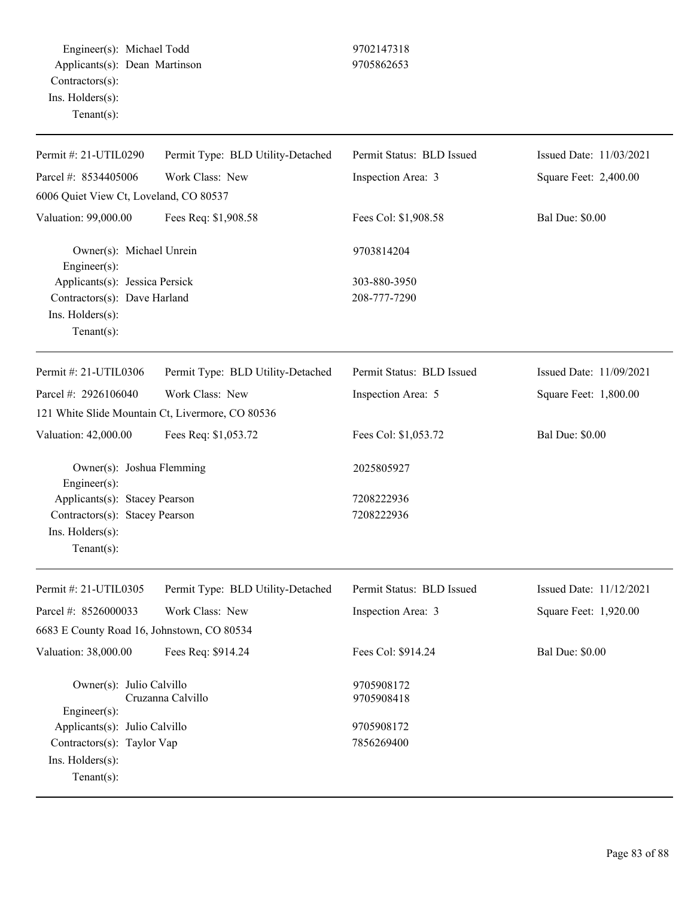Engineer(s): Michael Todd 9702147318
Applicants(s): Dean Martinson 9705862653
Contractors(s):
Ins. Holders(s):
Tenant(s):

---

| Permit #: 21-UTIL0290 | Permit Type: BLD Utility-Detached | Permit Status: BLD Issued | Issued Date: 11/03/2021 |
|---|---|---|---|
| Parcel #: 8534405006 | Work Class: New | Inspection Area: 3 | Square Feet: 2,400.00 |
| 6006 Quiet View Ct, Loveland, CO 80537 | | | |
| Valuation: 99,000.00 | Fees Req: $1,908.58 | Fees Col: $1,908.58 | Bal Due: $0.00 |

Owner(s): Michael Unrein 9703814204
Engineer(s):
Applicants(s): Jessica Persick 303-880-3950
Contractors(s): Dave Harland 208-777-7290
Ins. Holders(s):
Tenant(s):

---

| Permit #: 21-UTIL0306 | Permit Type: BLD Utility-Detached | Permit Status: BLD Issued | Issued Date: 11/09/2021 |
|---|---|---|---|
| Parcel #: 2926106040 | Work Class: New | Inspection Area: 5 | Square Feet: 1,800.00 |
| 121 White Slide Mountain Ct, Livermore, CO 80536 | | | |
| Valuation: 42,000.00 | Fees Req: $1,053.72 | Fees Col: $1,053.72 | Bal Due: $0.00 |

Owner(s): Joshua Flemming 2025805927
Engineer(s):
Applicants(s): Stacey Pearson 7208222936
Contractors(s): Stacey Pearson 7208222936
Ins. Holders(s):
Tenant(s):

---

| Permit #: 21-UTIL0305 | Permit Type: BLD Utility-Detached | Permit Status: BLD Issued | Issued Date: 11/12/2021 |
|---|---|---|---|
| Parcel #: 8526000033 | Work Class: New | Inspection Area: 3 | Square Feet: 1,920.00 |
| 6683 E County Road 16, Johnstown, CO 80534 | | | |
| Valuation: 38,000.00 | Fees Req: $914.24 | Fees Col: $914.24 | Bal Due: $0.00 |

Owner(s): Julio Calvillo 9705908172
Cruzanna Calvillo 9705908418
Engineer(s):
Applicants(s): Julio Calvillo 9705908172
Contractors(s): Taylor Vap 7856269400
Ins. Holders(s):
Tenant(s):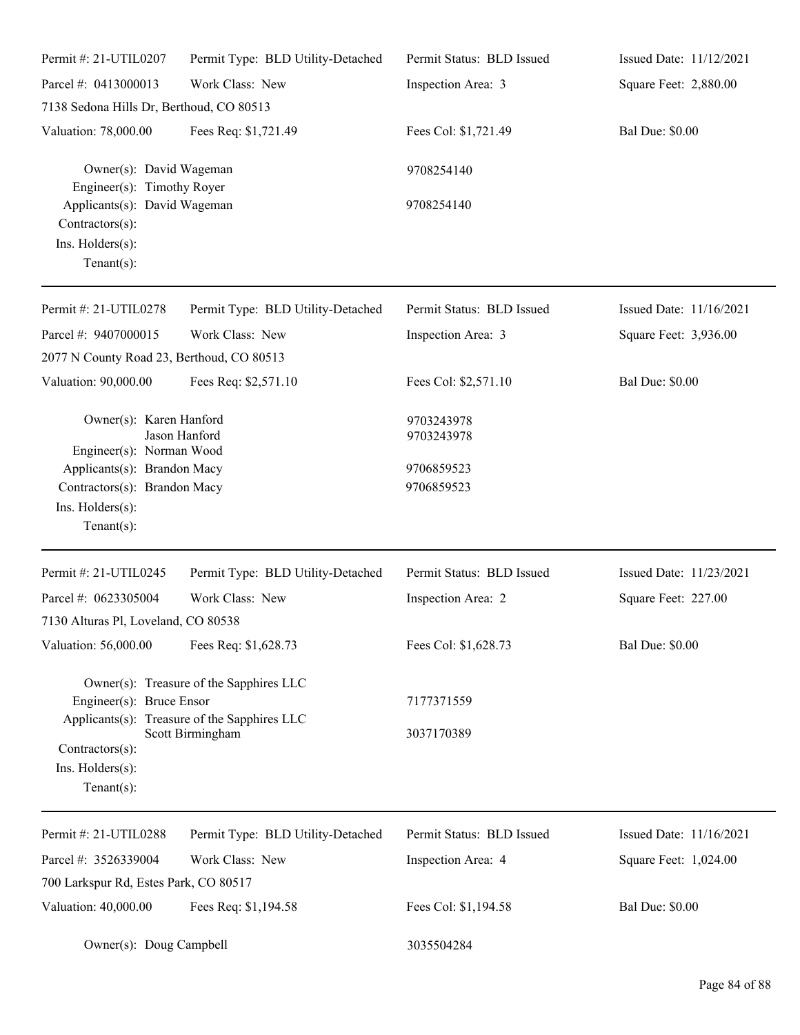| Permit #: 21-UTIL0207 | Permit Type: BLD Utility-Detached | Permit Status: BLD Issued | Issued Date: 11/12/2021 |
|---|---|---|---|
| Parcel #: 0413000013 | Work Class: New | Inspection Area: 3 | Square Feet: 2,880.00 |
| 7138 Sedona Hills Dr, Berthoud, CO 80513 | | | |
| Valuation: 78,000.00 | Fees Req: $1,721.49 | Fees Col: $1,721.49 | Bal Due: $0.00 |

Owner(s): David Wageman — 9708254140
Engineer(s): Timothy Royer
Applicants(s): David Wageman — 9708254140
Contractors(s):
Ins. Holders(s):
Tenant(s):

---

| Permit #: 21-UTIL0278 | Permit Type: BLD Utility-Detached | Permit Status: BLD Issued | Issued Date: 11/16/2021 |
|---|---|---|---|
| Parcel #: 9407000015 | Work Class: New | Inspection Area: 3 | Square Feet: 3,936.00 |
| 2077 N County Road 23, Berthoud, CO 80513 | | | |
| Valuation: 90,000.00 | Fees Req: $2,571.10 | Fees Col: $2,571.10 | Bal Due: $0.00 |

Owner(s): Karen Hanford — 9703243978
Jason Hanford — 9703243978
Engineer(s): Norman Wood
Applicants(s): Brandon Macy — 9706859523
Contractors(s): Brandon Macy — 9706859523
Ins. Holders(s):
Tenant(s):

---

| Permit #: 21-UTIL0245 | Permit Type: BLD Utility-Detached | Permit Status: BLD Issued | Issued Date: 11/23/2021 |
|---|---|---|---|
| Parcel #: 0623305004 | Work Class: New | Inspection Area: 2 | Square Feet: 227.00 |
| 7130 Alturas Pl, Loveland, CO 80538 | | | |
| Valuation: 56,000.00 | Fees Req: $1,628.73 | Fees Col: $1,628.73 | Bal Due: $0.00 |

Owner(s): Treasure of the Sapphires LLC
Engineer(s): Bruce Ensor — 7177371559
Applicants(s): Treasure of the Sapphires LLC
Scott Birmingham — 3037170389
Contractors(s):
Ins. Holders(s):
Tenant(s):

---

| Permit #: 21-UTIL0288 | Permit Type: BLD Utility-Detached | Permit Status: BLD Issued | Issued Date: 11/16/2021 |
|---|---|---|---|
| Parcel #: 3526339004 | Work Class: New | Inspection Area: 4 | Square Feet: 1,024.00 |
| 700 Larkspur Rd, Estes Park, CO 80517 | | | |
| Valuation: 40,000.00 | Fees Req: $1,194.58 | Fees Col: $1,194.58 | Bal Due: $0.00 |

Owner(s): Doug Campbell — 3035504284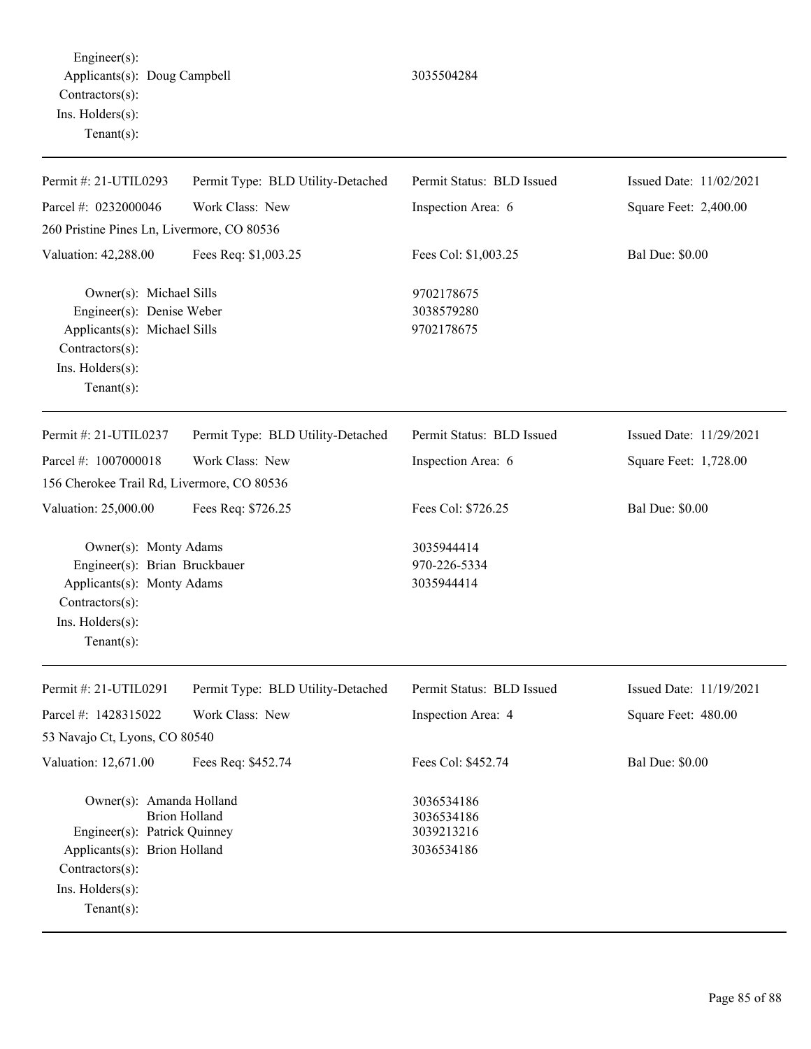Engineer(s):
Applicants(s): Doug Campbell 3035504284
Contractors(s):
Ins. Holders(s):
Tenant(s):

---

| Permit #: 21-UTIL0293 | Permit Type: BLD Utility-Detached | Permit Status: BLD Issued | Issued Date: 11/02/2021 |
|---|---|---|---|
| Parcel #: 0232000046 | Work Class: New | Inspection Area: 6 | Square Feet: 2,400.00 |
| 260 Pristine Pines Ln, Livermore, CO 80536 | | | |
| Valuation: 42,288.00 | Fees Req: $1,003.25 | Fees Col: $1,003.25 | Bal Due: $0.00 |

Owner(s): Michael Sills 9702178675
Engineer(s): Denise Weber 3038579280
Applicants(s): Michael Sills 9702178675
Contractors(s):
Ins. Holders(s):
Tenant(s):

---

| Permit #: 21-UTIL0237 | Permit Type: BLD Utility-Detached | Permit Status: BLD Issued | Issued Date: 11/29/2021 |
|---|---|---|---|
| Parcel #: 1007000018 | Work Class: New | Inspection Area: 6 | Square Feet: 1,728.00 |
| 156 Cherokee Trail Rd, Livermore, CO 80536 | | | |
| Valuation: 25,000.00 | Fees Req: $726.25 | Fees Col: $726.25 | Bal Due: $0.00 |

Owner(s): Monty Adams 3035944414
Engineer(s): Brian Bruckbauer 970-226-5334
Applicants(s): Monty Adams 3035944414
Contractors(s):
Ins. Holders(s):
Tenant(s):

---

| Permit #: 21-UTIL0291 | Permit Type: BLD Utility-Detached | Permit Status: BLD Issued | Issued Date: 11/19/2021 |
|---|---|---|---|
| Parcel #: 1428315022 | Work Class: New | Inspection Area: 4 | Square Feet: 480.00 |
| 53 Navajo Ct, Lyons, CO 80540 | | | |
| Valuation: 12,671.00 | Fees Req: $452.74 | Fees Col: $452.74 | Bal Due: $0.00 |

Owner(s): Amanda Holland 3036534186
Brion Holland 3036534186
Engineer(s): Patrick Quinney 3039213216
Applicants(s): Brion Holland 3036534186
Contractors(s):
Ins. Holders(s):
Tenant(s):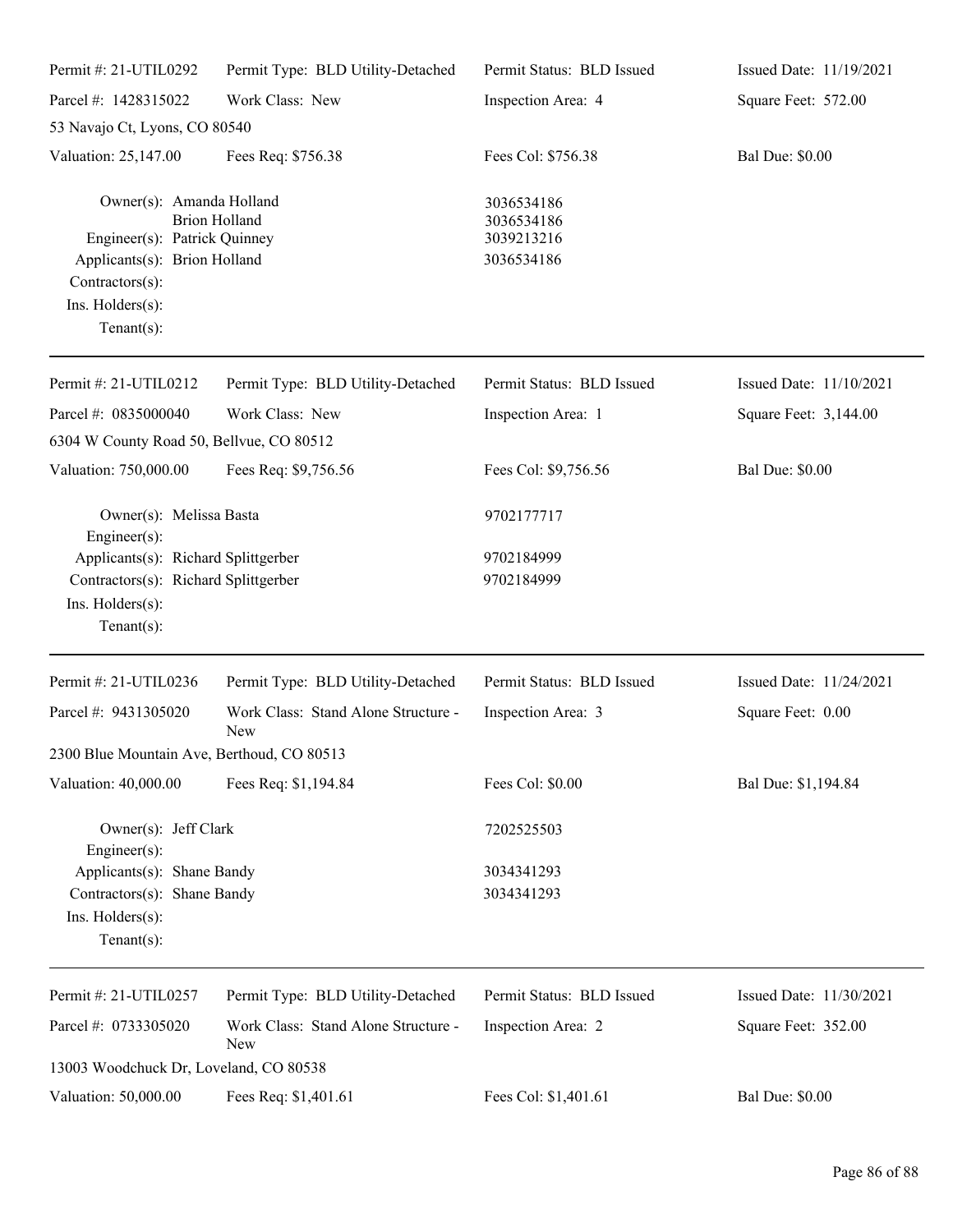| Permit #: 21-UTIL0292 | Permit Type: BLD Utility-Detached | Permit Status: BLD Issued | Issued Date: 11/19/2021 |
|---|---|---|---|
| Parcel #: 1428315022 | Work Class: New | Inspection Area: 4 | Square Feet: 572.00 |
| 53 Navajo Ct, Lyons, CO 80540 | | | |
| Valuation: 25,147.00 | Fees Req: $756.38 | Fees Col: $756.38 | Bal Due: $0.00 |

Owner(s): Amanda Holland 3036534186
Brion Holland 3036534186
Engineer(s): Patrick Quinney 3039213216
Applicants(s): Brion Holland 3036534186
Contractors(s):
Ins. Holders(s):
Tenant(s):

---

| Permit #: 21-UTIL0212 | Permit Type: BLD Utility-Detached | Permit Status: BLD Issued | Issued Date: 11/10/2021 |
|---|---|---|---|
| Parcel #: 0835000040 | Work Class: New | Inspection Area: 1 | Square Feet: 3,144.00 |
| 6304 W County Road 50, Bellvue, CO 80512 | | | |
| Valuation: 750,000.00 | Fees Req: $9,756.56 | Fees Col: $9,756.56 | Bal Due: $0.00 |

Owner(s): Melissa Basta 9702177717
Engineer(s):
Applicants(s): Richard Splittgerber 9702184999
Contractors(s): Richard Splittgerber 9702184999
Ins. Holders(s):
Tenant(s):

---

| Permit #: 21-UTIL0236 | Permit Type: BLD Utility-Detached | Permit Status: BLD Issued | Issued Date: 11/24/2021 |
|---|---|---|---|
| Parcel #: 9431305020 | Work Class: Stand Alone Structure - New | Inspection Area: 3 | Square Feet: 0.00 |
| 2300 Blue Mountain Ave, Berthoud, CO 80513 | | | |
| Valuation: 40,000.00 | Fees Req: $1,194.84 | Fees Col: $0.00 | Bal Due: $1,194.84 |

Owner(s): Jeff Clark 7202525503
Engineer(s):
Applicants(s): Shane Bandy 3034341293
Contractors(s): Shane Bandy 3034341293
Ins. Holders(s):
Tenant(s):

---

| Permit #: 21-UTIL0257 | Permit Type: BLD Utility-Detached | Permit Status: BLD Issued | Issued Date: 11/30/2021 |
|---|---|---|---|
| Parcel #: 0733305020 | Work Class: Stand Alone Structure - New | Inspection Area: 2 | Square Feet: 352.00 |
| 13003 Woodchuck Dr, Loveland, CO 80538 | | | |
| Valuation: 50,000.00 | Fees Req: $1,401.61 | Fees Col: $1,401.61 | Bal Due: $0.00 |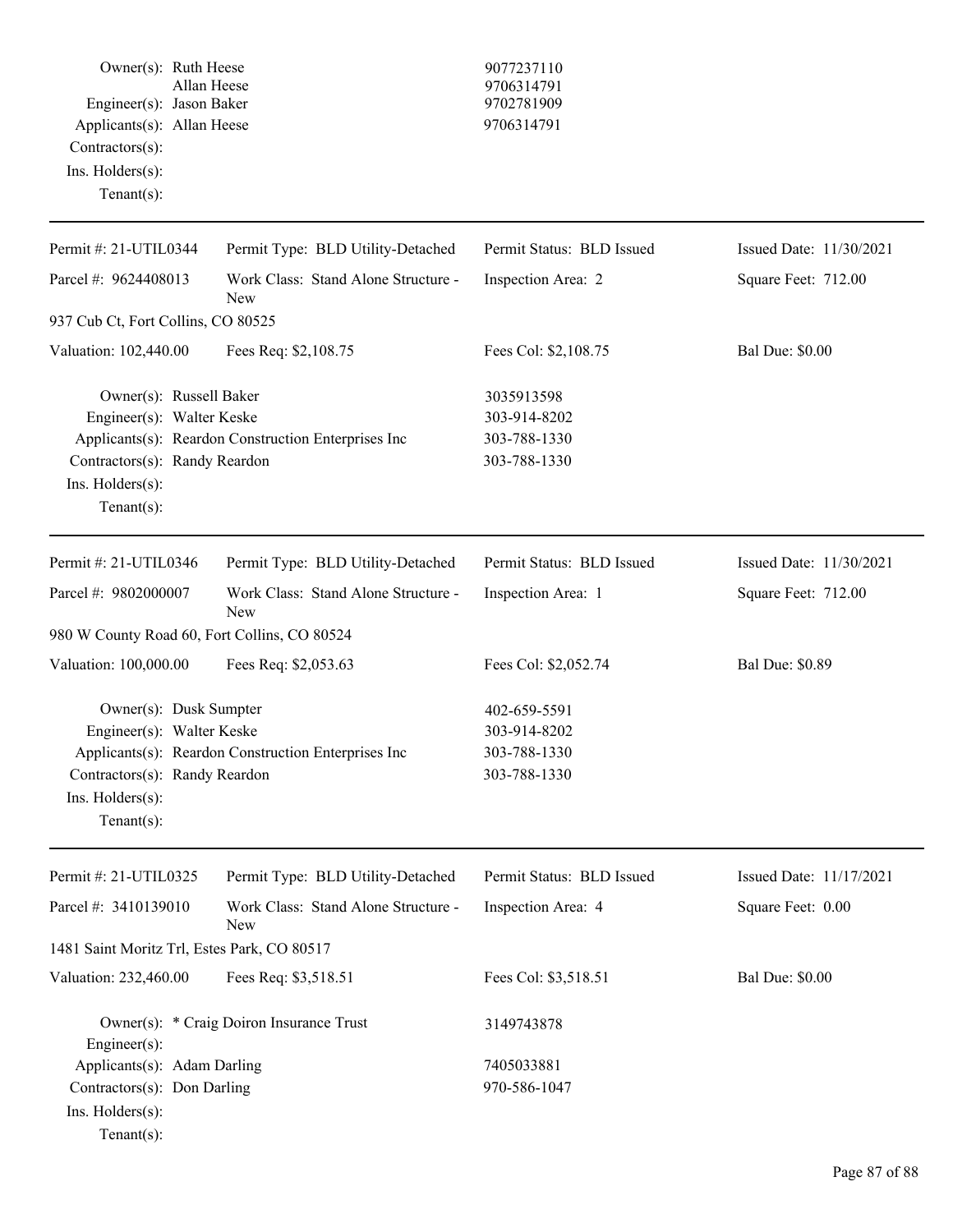| | | |
|---|---|---|
| Owner(s): | Ruth Heese | 9077237110 |
| | Allan Heese | 9706314791 |
| Engineer(s): | Jason Baker | 9702781909 |
| Applicants(s): | Allan Heese | 9706314791 |
| Contractors(s): | | |
| Ins. Holders(s): | | |
| Tenant(s): | | |

---

| | | | |
|---|---|---|---|
| Permit #: 21-UTIL0344 | Permit Type: BLD Utility-Detached | Permit Status: BLD Issued | Issued Date: 11/30/2021 |
| Parcel #: 9624408013 | Work Class: Stand Alone Structure - New | Inspection Area: 2 | Square Feet: 712.00 |
| 937 Cub Ct, Fort Collins, CO 80525 | | | |
| Valuation: 102,440.00 | Fees Req: $2,108.75 | Fees Col: $2,108.75 | Bal Due: $0.00 |

| | | |
|---|---|---|
| Owner(s): | Russell Baker | 3035913598 |
| Engineer(s): | Walter Keske | 303-914-8202 |
| Applicants(s): | Reardon Construction Enterprises Inc | 303-788-1330 |
| Contractors(s): | Randy Reardon | 303-788-1330 |
| Ins. Holders(s): | | |
| Tenant(s): | | |

---

| | | | |
|---|---|---|---|
| Permit #: 21-UTIL0346 | Permit Type: BLD Utility-Detached | Permit Status: BLD Issued | Issued Date: 11/30/2021 |
| Parcel #: 9802000007 | Work Class: Stand Alone Structure - New | Inspection Area: 1 | Square Feet: 712.00 |
| 980 W County Road 60, Fort Collins, CO 80524 | | | |
| Valuation: 100,000.00 | Fees Req: $2,053.63 | Fees Col: $2,052.74 | Bal Due: $0.89 |

| | | |
|---|---|---|
| Owner(s): | Dusk Sumpter | 402-659-5591 |
| Engineer(s): | Walter Keske | 303-914-8202 |
| Applicants(s): | Reardon Construction Enterprises Inc | 303-788-1330 |
| Contractors(s): | Randy Reardon | 303-788-1330 |
| Ins. Holders(s): | | |
| Tenant(s): | | |

---

| | | | |
|---|---|---|---|
| Permit #: 21-UTIL0325 | Permit Type: BLD Utility-Detached | Permit Status: BLD Issued | Issued Date: 11/17/2021 |
| Parcel #: 3410139010 | Work Class: Stand Alone Structure - New | Inspection Area: 4 | Square Feet: 0.00 |
| 1481 Saint Moritz Trl, Estes Park, CO 80517 | | | |
| Valuation: 232,460.00 | Fees Req: $3,518.51 | Fees Col: $3,518.51 | Bal Due: $0.00 |

| | | |
|---|---|---|
| Owner(s): | * Craig Doiron Insurance Trust | 3149743878 |
| Engineer(s): | | |
| Applicants(s): | Adam Darling | 7405033881 |
| Contractors(s): | Don Darling | 970-586-1047 |
| Ins. Holders(s): | | |
| Tenant(s): | | |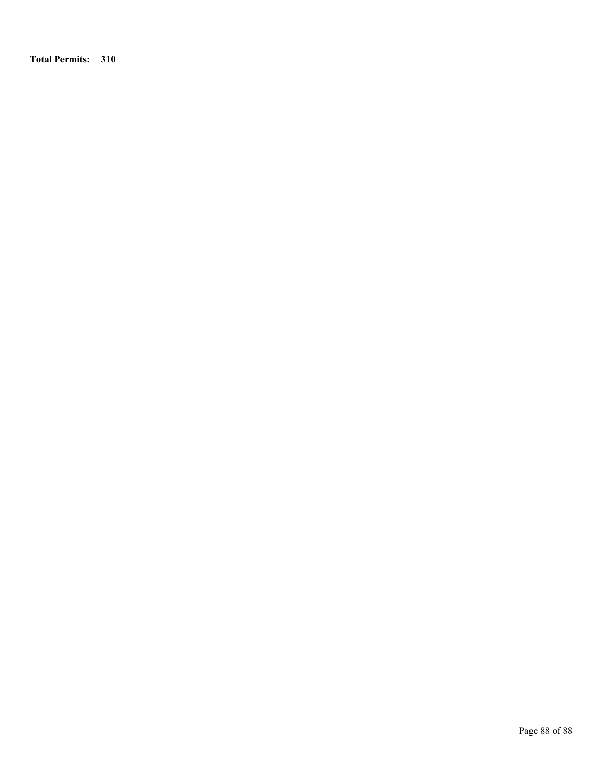**Total Permits: 310**